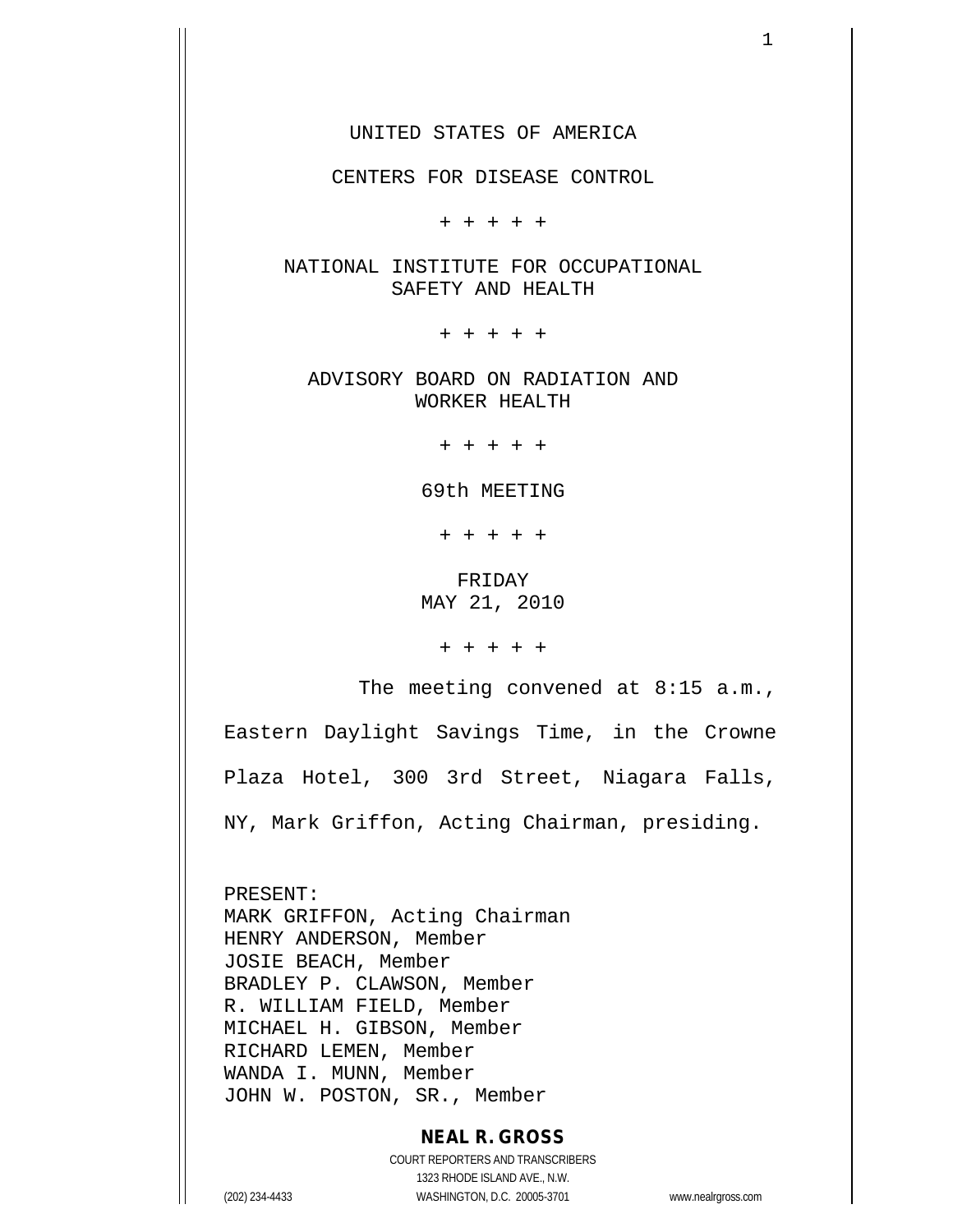UNITED STATES OF AMERICA

CENTERS FOR DISEASE CONTROL

+ + + + +

NATIONAL INSTITUTE FOR OCCUPATIONAL SAFETY AND HEALTH

+ + + + +

ADVISORY BOARD ON RADIATION AND WORKER HEALTH

+ + + + +

69th MEETING

+ + + + +

FRIDAY
MAY 21, 2010

+ + + + +

The meeting convened at 8:15 a.m., Eastern Daylight Savings Time, in the Crowne Plaza Hotel, 300 3rd Street, Niagara Falls, NY, Mark Griffon, Acting Chairman, presiding.

PRESENT:
MARK GRIFFON, Acting Chairman
HENRY ANDERSON, Member
JOSIE BEACH, Member
BRADLEY P. CLAWSON, Member
R. WILLIAM FIELD, Member
MICHAEL H. GIBSON, Member
RICHARD LEMEN, Member
WANDA I. MUNN, Member
JOHN W. POSTON, SR., Member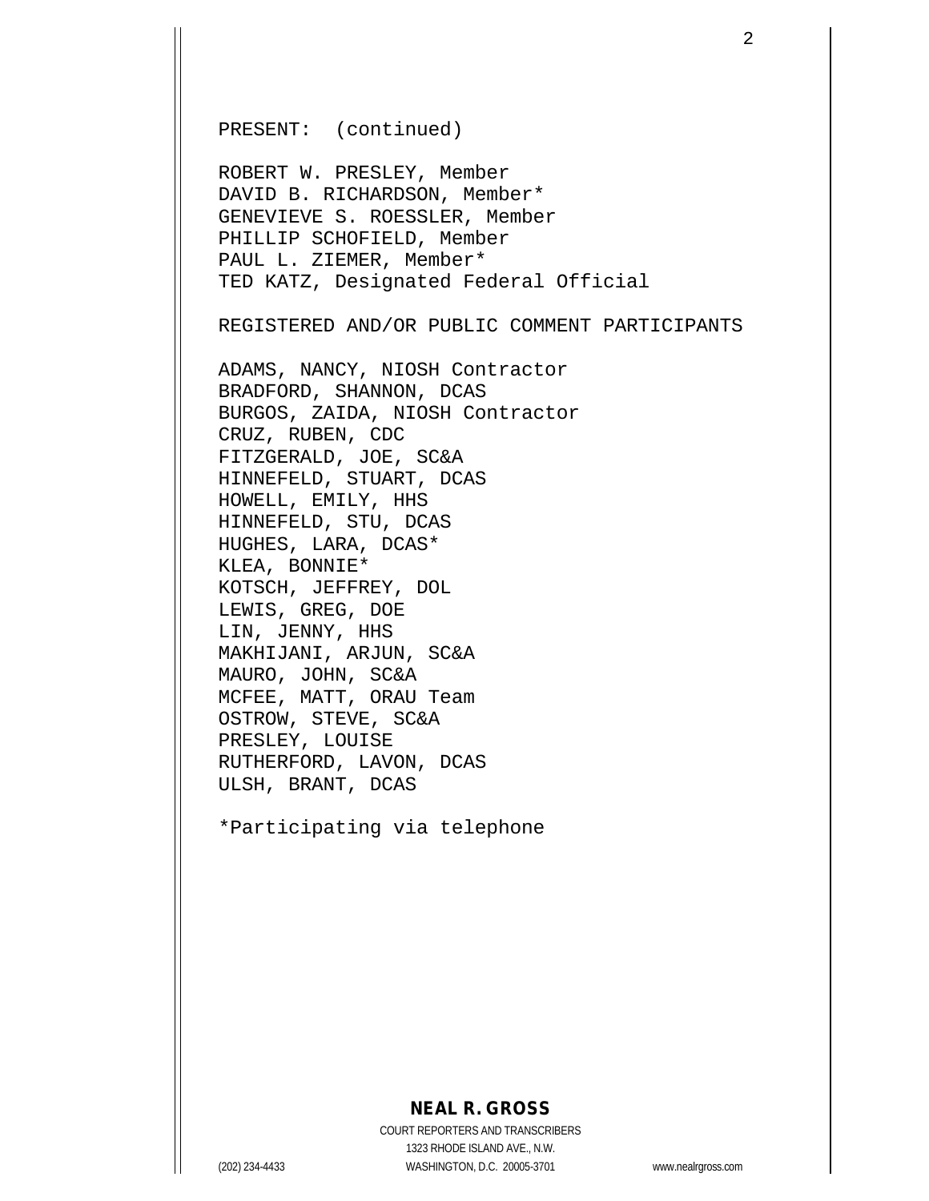PRESENT: (continued)

ROBERT W. PRESLEY, Member
DAVID B. RICHARDSON, Member*
GENEVIEVE S. ROESSLER, Member
PHILLIP SCHOFIELD, Member
PAUL L. ZIEMER, Member*
TED KATZ, Designated Federal Official

REGISTERED AND/OR PUBLIC COMMENT PARTICIPANTS

ADAMS, NANCY, NIOSH Contractor
BRADFORD, SHANNON, DCAS
BURGOS, ZAIDA, NIOSH Contractor
CRUZ, RUBEN, CDC
FITZGERALD, JOE, SC&A
HINNEFELD, STUART, DCAS
HOWELL, EMILY, HHS
HINNEFELD, STU, DCAS
HUGHES, LARA, DCAS*
KLEA, BONNIE*
KOTSCH, JEFFREY, DOL
LEWIS, GREG, DOE
LIN, JENNY, HHS
MAKHIJANI, ARJUN, SC&A
MAURO, JOHN, SC&A
MCFEE, MATT, ORAU Team
OSTROW, STEVE, SC&A
PRESLEY, LOUISE
RUTHERFORD, LAVON, DCAS
ULSH, BRANT, DCAS

*Participating via telephone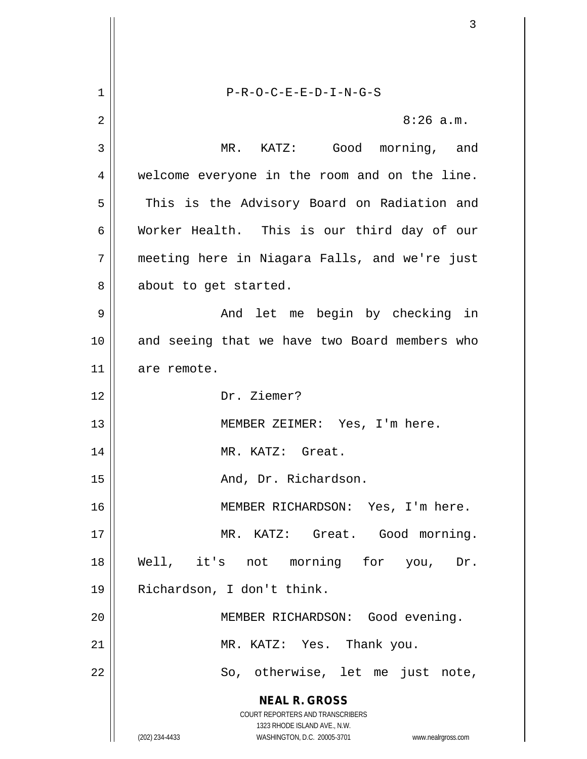P-R-O-C-E-E-D-I-N-G-S

8:26 a.m.

MR. KATZ: Good morning, and welcome everyone in the room and on the line. This is the Advisory Board on Radiation and Worker Health. This is our third day of our meeting here in Niagara Falls, and we're just about to get started.

And let me begin by checking in and seeing that we have two Board members who are remote.

Dr. Ziemer?

MEMBER ZEIMER: Yes, I'm here.

MR. KATZ: Great.

And, Dr. Richardson.

MEMBER RICHARDSON: Yes, I'm here.

MR. KATZ: Great. Good morning. Well, it's not morning for you, Dr. Richardson, I don't think.

MEMBER RICHARDSON: Good evening.

MR. KATZ: Yes. Thank you.

So, otherwise, let me just note,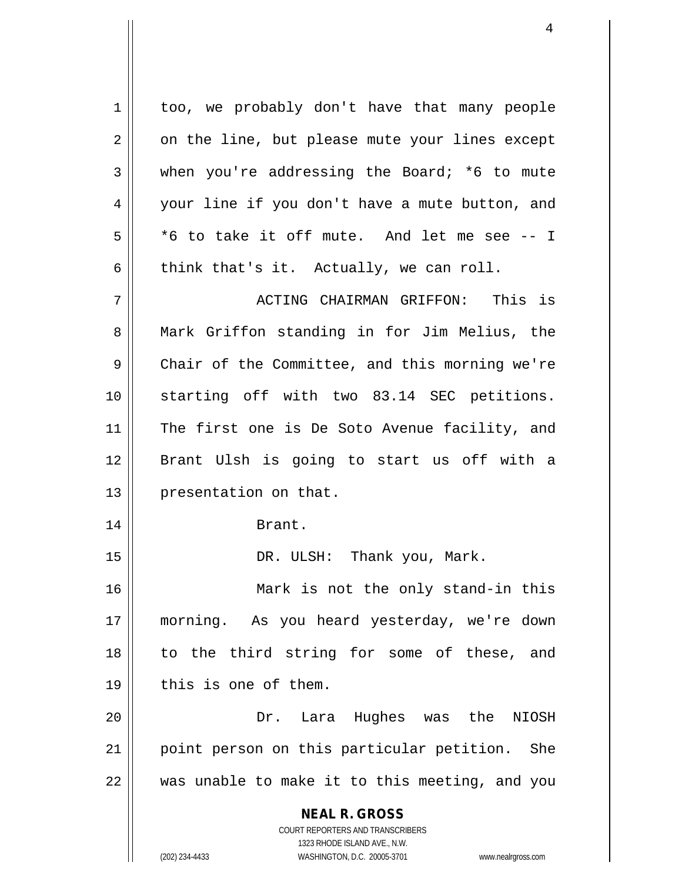too, we probably don't have that many people on the line, but please mute your lines except when you're addressing the Board; *6 to mute your line if you don't have a mute button, and *6 to take it off mute. And let me see -- I think that's it. Actually, we can roll.

ACTING CHAIRMAN GRIFFON: This is Mark Griffon standing in for Jim Melius, the Chair of the Committee, and this morning we're starting off with two 83.14 SEC petitions. The first one is De Soto Avenue facility, and Brant Ulsh is going to start us off with a presentation on that.

Brant.

DR. ULSH: Thank you, Mark.

Mark is not the only stand-in this morning. As you heard yesterday, we're down to the third string for some of these, and this is one of them.

Dr. Lara Hughes was the NIOSH point person on this particular petition. She was unable to make it to this meeting, and you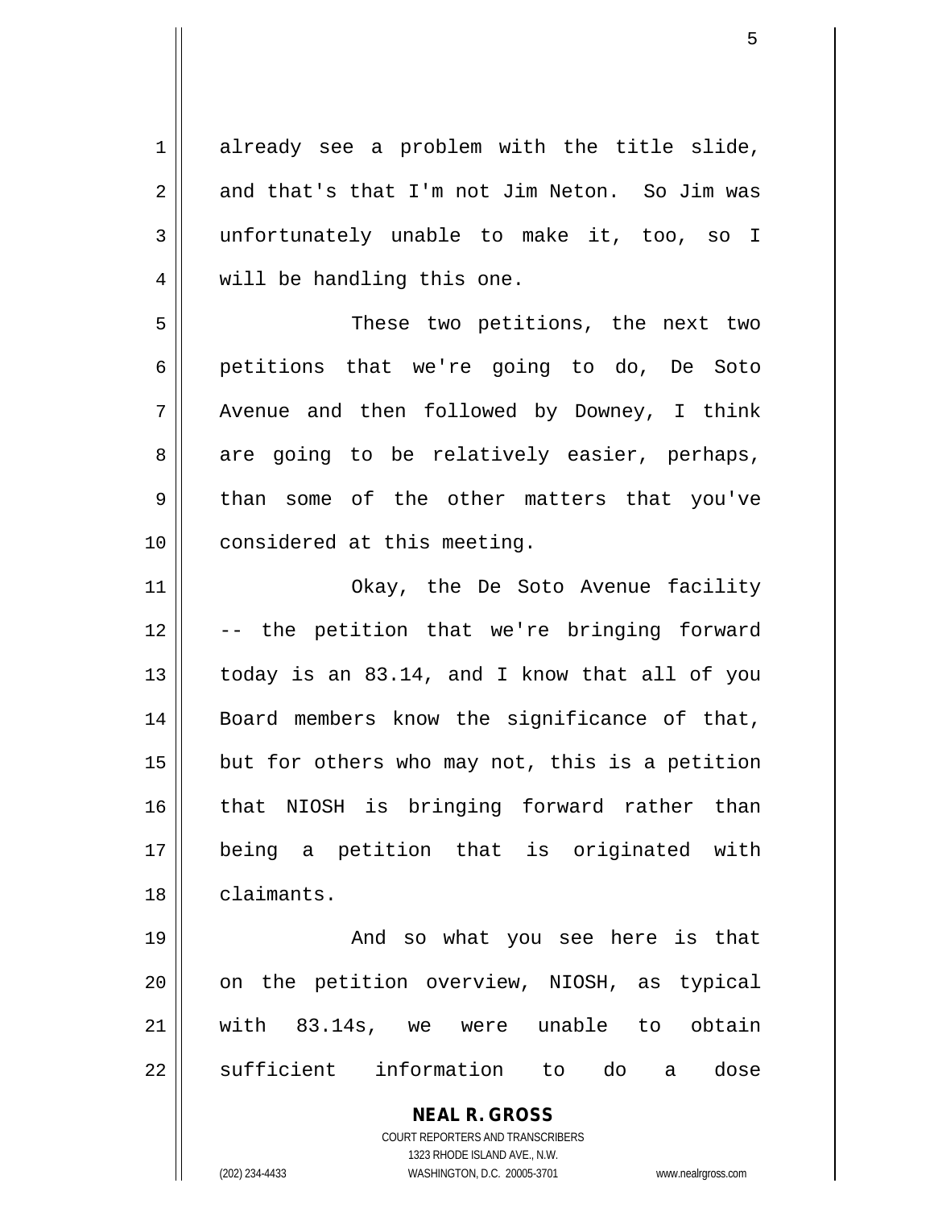already see a problem with the title slide, and that's that I'm not Jim Neton. So Jim was unfortunately unable to make it, too, so I will be handling this one.

These two petitions, the next two petitions that we're going to do, De Soto Avenue and then followed by Downey, I think are going to be relatively easier, perhaps, than some of the other matters that you've considered at this meeting.

Okay, the De Soto Avenue facility -- the petition that we're bringing forward today is an 83.14, and I know that all of you Board members know the significance of that, but for others who may not, this is a petition that NIOSH is bringing forward rather than being a petition that is originated with claimants.

And so what you see here is that on the petition overview, NIOSH, as typical with 83.14s, we were unable to obtain sufficient information to do a dose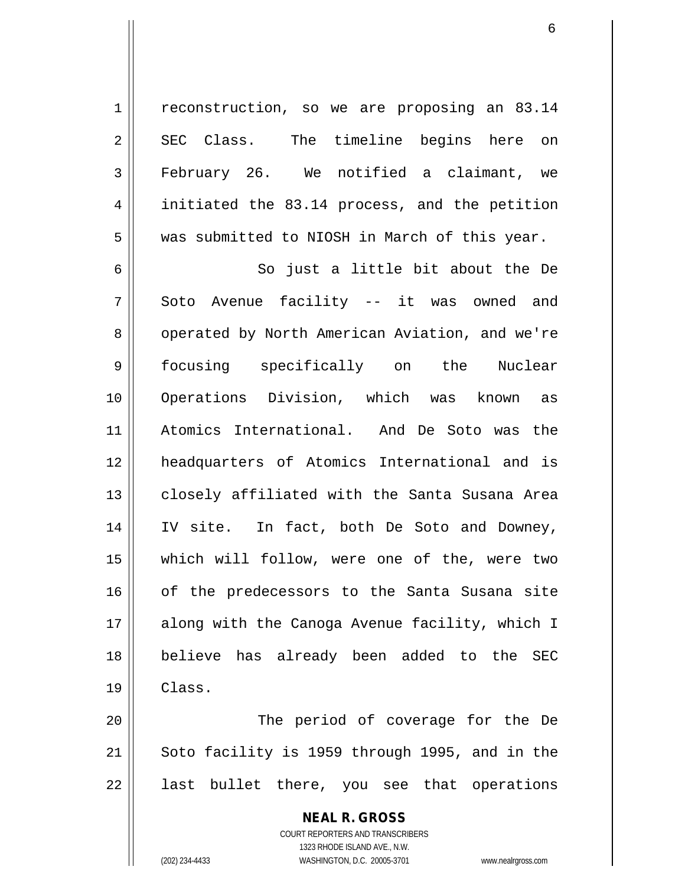reconstruction, so we are proposing an 83.14 SEC Class. The timeline begins here on February 26. We notified a claimant, we initiated the 83.14 process, and the petition was submitted to NIOSH in March of this year.

So just a little bit about the De Soto Avenue facility -- it was owned and operated by North American Aviation, and we're focusing specifically on the Nuclear Operations Division, which was known as Atomics International. And De Soto was the headquarters of Atomics International and is closely affiliated with the Santa Susana Area IV site. In fact, both De Soto and Downey, which will follow, were one of the, were two of the predecessors to the Santa Susana site along with the Canoga Avenue facility, which I believe has already been added to the SEC Class.

The period of coverage for the De Soto facility is 1959 through 1995, and in the last bullet there, you see that operations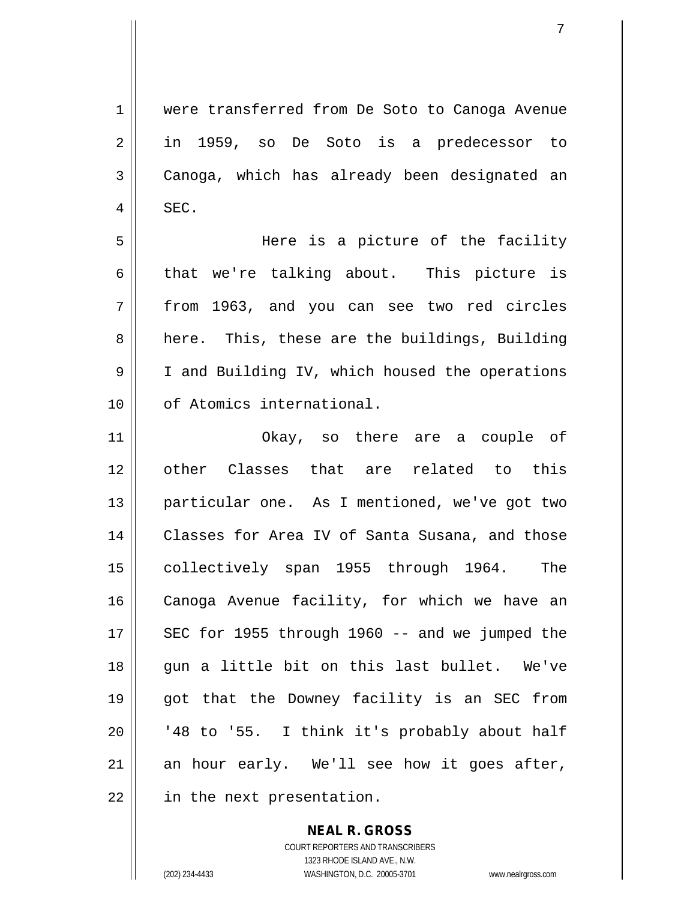were transferred from De Soto to Canoga Avenue in 1959, so De Soto is a predecessor to Canoga, which has already been designated an SEC.

Here is a picture of the facility that we're talking about. This picture is from 1963, and you can see two red circles here. This, these are the buildings, Building I and Building IV, which housed the operations of Atomics international.

Okay, so there are a couple of other Classes that are related to this particular one. As I mentioned, we've got two Classes for Area IV of Santa Susana, and those collectively span 1955 through 1964. The Canoga Avenue facility, for which we have an SEC for 1955 through 1960 -- and we jumped the gun a little bit on this last bullet. We've got that the Downey facility is an SEC from '48 to '55. I think it's probably about half an hour early. We'll see how it goes after, in the next presentation.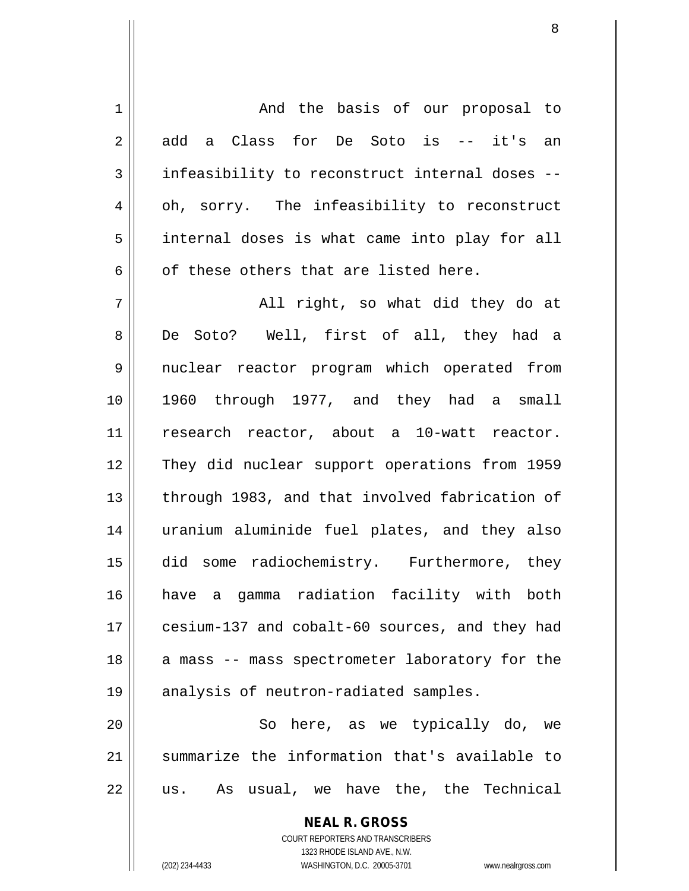And the basis of our proposal to add a Class for De Soto is -- it's an infeasibility to reconstruct internal doses -- oh, sorry. The infeasibility to reconstruct internal doses is what came into play for all of these others that are listed here.

All right, so what did they do at De Soto? Well, first of all, they had a nuclear reactor program which operated from 1960 through 1977, and they had a small research reactor, about a 10-watt reactor. They did nuclear support operations from 1959 through 1983, and that involved fabrication of uranium aluminide fuel plates, and they also did some radiochemistry. Furthermore, they have a gamma radiation facility with both cesium-137 and cobalt-60 sources, and they had a mass -- mass spectrometer laboratory for the analysis of neutron-radiated samples.

So here, as we typically do, we summarize the information that's available to us. As usual, we have the, the Technical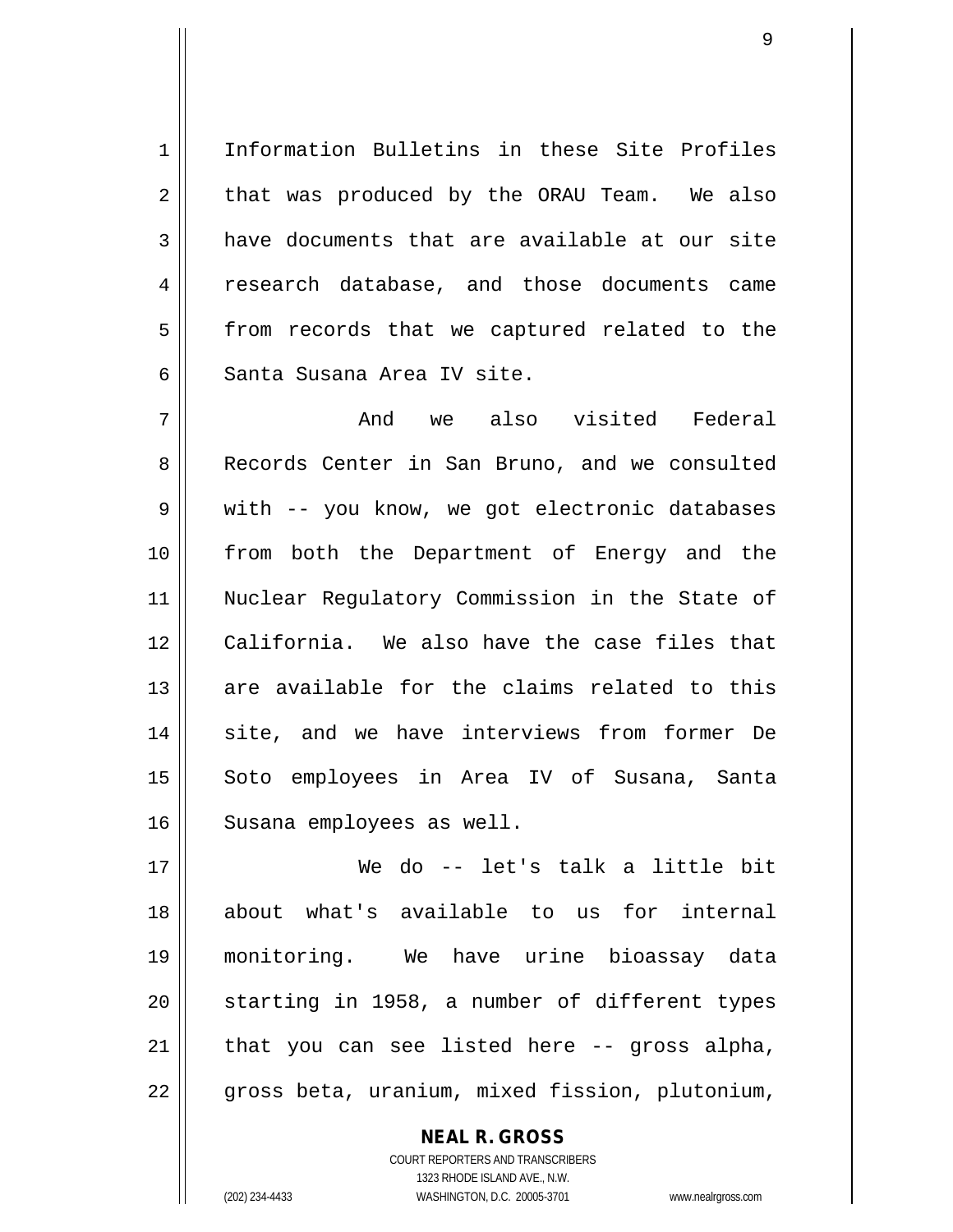Information Bulletins in these Site Profiles that was produced by the ORAU Team. We also have documents that are available at our site research database, and those documents came from records that we captured related to the Santa Susana Area IV site.

And we also visited Federal Records Center in San Bruno, and we consulted with -- you know, we got electronic databases from both the Department of Energy and the Nuclear Regulatory Commission in the State of California. We also have the case files that are available for the claims related to this site, and we have interviews from former De Soto employees in Area IV of Susana, Santa Susana employees as well.

We do -- let's talk a little bit about what's available to us for internal monitoring. We have urine bioassay data starting in 1958, a number of different types that you can see listed here -- gross alpha, gross beta, uranium, mixed fission, plutonium,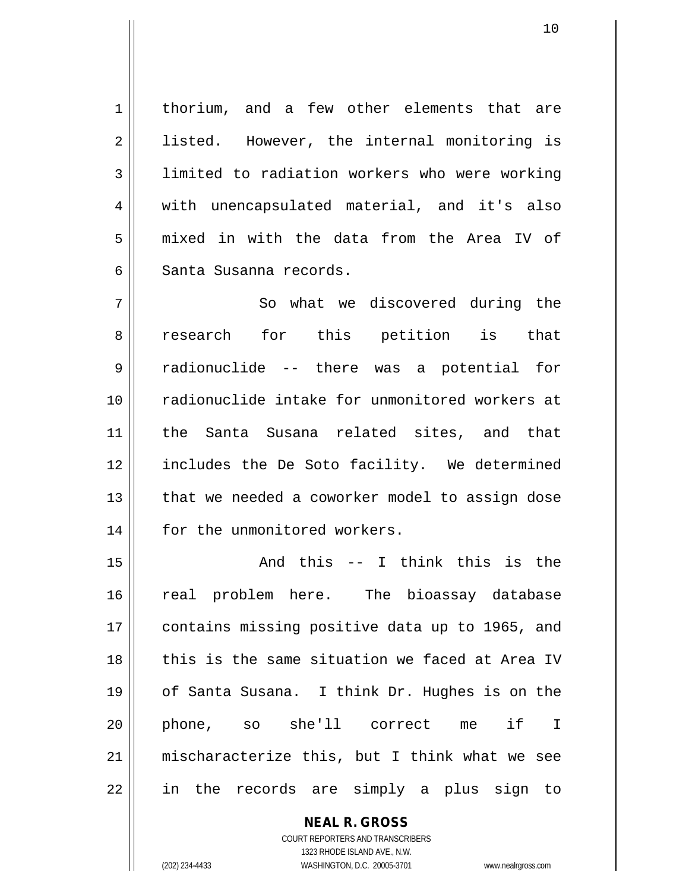thorium, and a few other elements that are listed. However, the internal monitoring is limited to radiation workers who were working with unencapsulated material, and it's also mixed in with the data from the Area IV of Santa Susanna records.

So what we discovered during the research for this petition is that radionuclide -- there was a potential for radionuclide intake for unmonitored workers at the Santa Susana related sites, and that includes the De Soto facility. We determined that we needed a coworker model to assign dose for the unmonitored workers.

And this -- I think this is the real problem here. The bioassay database contains missing positive data up to 1965, and this is the same situation we faced at Area IV of Santa Susana. I think Dr. Hughes is on the phone, so she'll correct me if I mischaracterize this, but I think what we see in the records are simply a plus sign to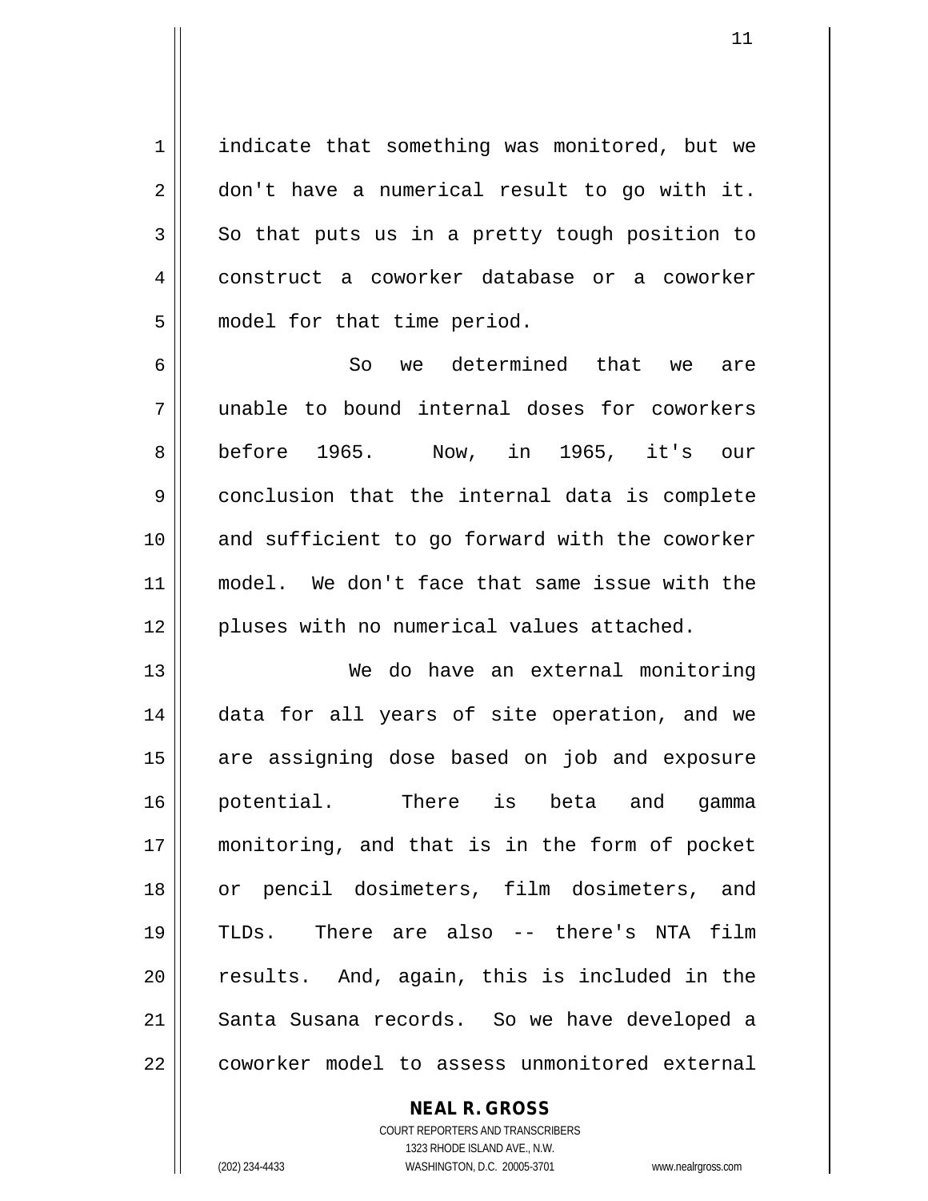indicate that something was monitored, but we don't have a numerical result to go with it. So that puts us in a pretty tough position to construct a coworker database or a coworker model for that time period.

So we determined that we are unable to bound internal doses for coworkers before 1965. Now, in 1965, it's our conclusion that the internal data is complete and sufficient to go forward with the coworker model. We don't face that same issue with the pluses with no numerical values attached.

We do have an external monitoring data for all years of site operation, and we are assigning dose based on job and exposure potential. There is beta and gamma monitoring, and that is in the form of pocket or pencil dosimeters, film dosimeters, and TLDs. There are also -- there's NTA film results. And, again, this is included in the Santa Susana records. So we have developed a coworker model to assess unmonitored external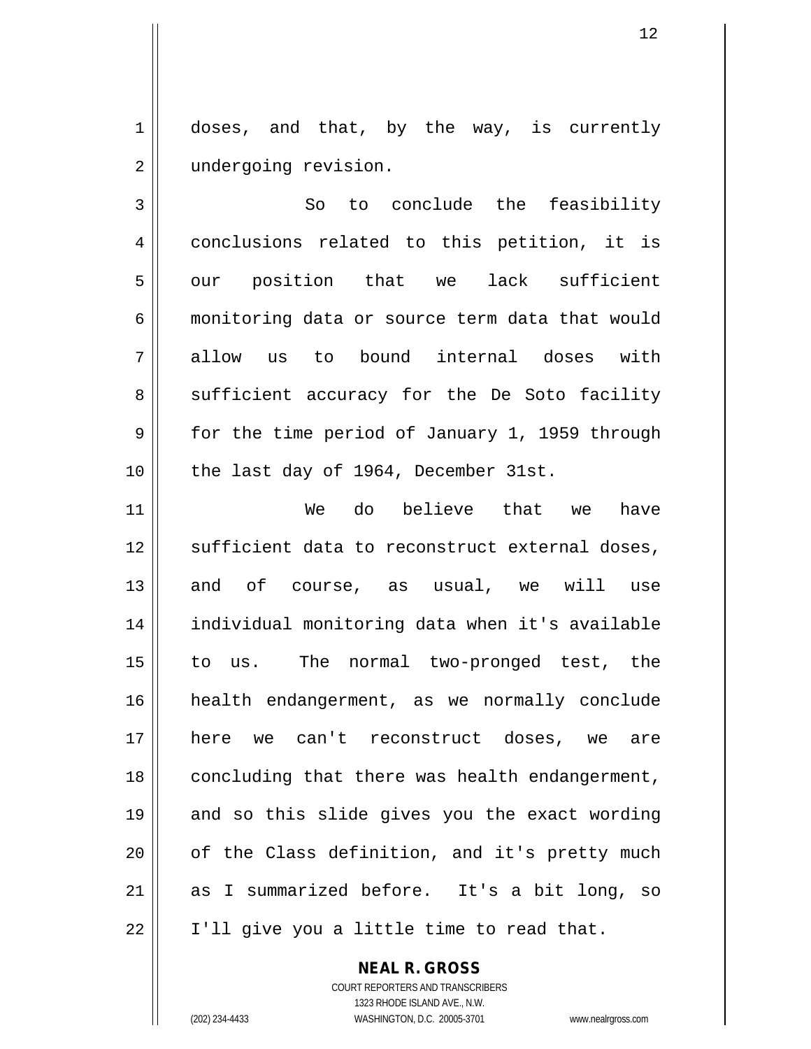doses, and that, by the way, is currently undergoing revision.

So to conclude the feasibility conclusions related to this petition, it is our position that we lack sufficient monitoring data or source term data that would allow us to bound internal doses with sufficient accuracy for the De Soto facility for the time period of January 1, 1959 through the last day of 1964, December 31st.

We do believe that we have sufficient data to reconstruct external doses, and of course, as usual, we will use individual monitoring data when it's available to us. The normal two-pronged test, the health endangerment, as we normally conclude here we can't reconstruct doses, we are concluding that there was health endangerment, and so this slide gives you the exact wording of the Class definition, and it's pretty much as I summarized before. It's a bit long, so I'll give you a little time to read that.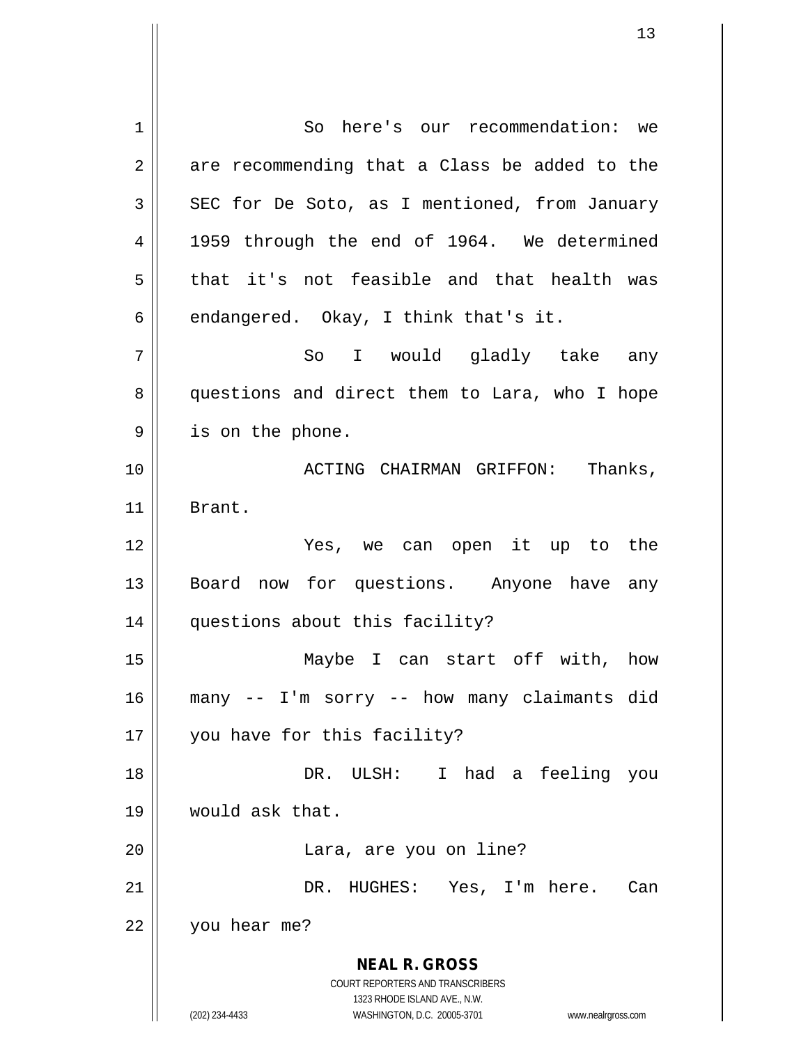So here's our recommendation: we are recommending that a Class be added to the SEC for De Soto, as I mentioned, from January 1959 through the end of 1964. We determined that it's not feasible and that health was endangered. Okay, I think that's it.

So I would gladly take any questions and direct them to Lara, who I hope is on the phone.

ACTING CHAIRMAN GRIFFON: Thanks, Brant.

Yes, we can open it up to the Board now for questions. Anyone have any questions about this facility?

Maybe I can start off with, how many -- I'm sorry -- how many claimants did you have for this facility?

DR. ULSH: I had a feeling you would ask that.

Lara, are you on line?

DR. HUGHES: Yes, I'm here. Can you hear me?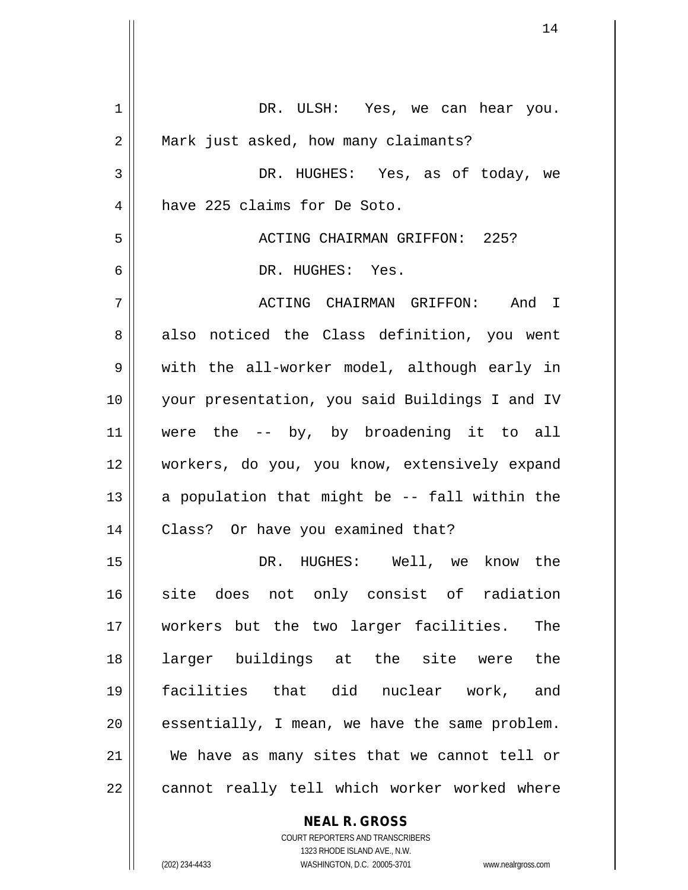DR. ULSH: Yes, we can hear you. Mark just asked, how many claimants?

DR. HUGHES: Yes, as of today, we have 225 claims for De Soto.

ACTING CHAIRMAN GRIFFON: 225?

DR. HUGHES: Yes.

ACTING CHAIRMAN GRIFFON: And I also noticed the Class definition, you went with the all-worker model, although early in your presentation, you said Buildings I and IV were the -- by, by broadening it to all workers, do you, you know, extensively expand a population that might be -- fall within the Class? Or have you examined that?

DR. HUGHES: Well, we know the site does not only consist of radiation workers but the two larger facilities. The larger buildings at the site were the facilities that did nuclear work, and essentially, I mean, we have the same problem. We have as many sites that we cannot tell or cannot really tell which worker worked where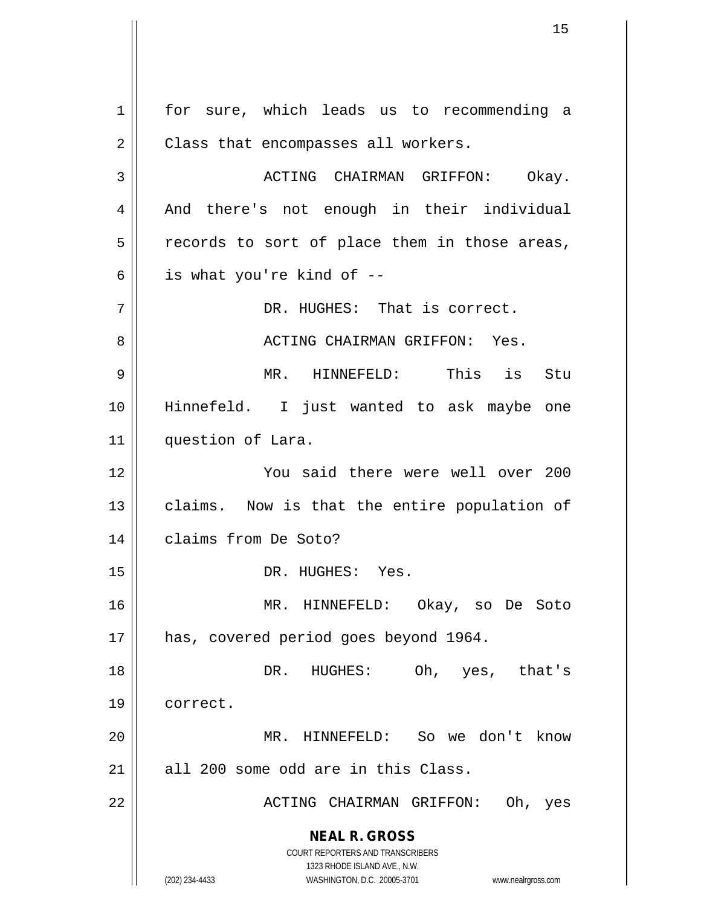for sure, which leads us to recommending a Class that encompasses all workers.

ACTING CHAIRMAN GRIFFON: Okay. And there's not enough in their individual records to sort of place them in those areas, is what you're kind of --

DR. HUGHES: That is correct.

ACTING CHAIRMAN GRIFFON: Yes.

MR. HINNEFELD: This is Stu Hinnefeld. I just wanted to ask maybe one question of Lara.

You said there were well over 200 claims. Now is that the entire population of claims from De Soto?

DR. HUGHES: Yes.

MR. HINNEFELD: Okay, so De Soto has, covered period goes beyond 1964.

DR. HUGHES: Oh, yes, that's correct.

MR. HINNEFELD: So we don't know all 200 some odd are in this Class.

ACTING CHAIRMAN GRIFFON: Oh, yes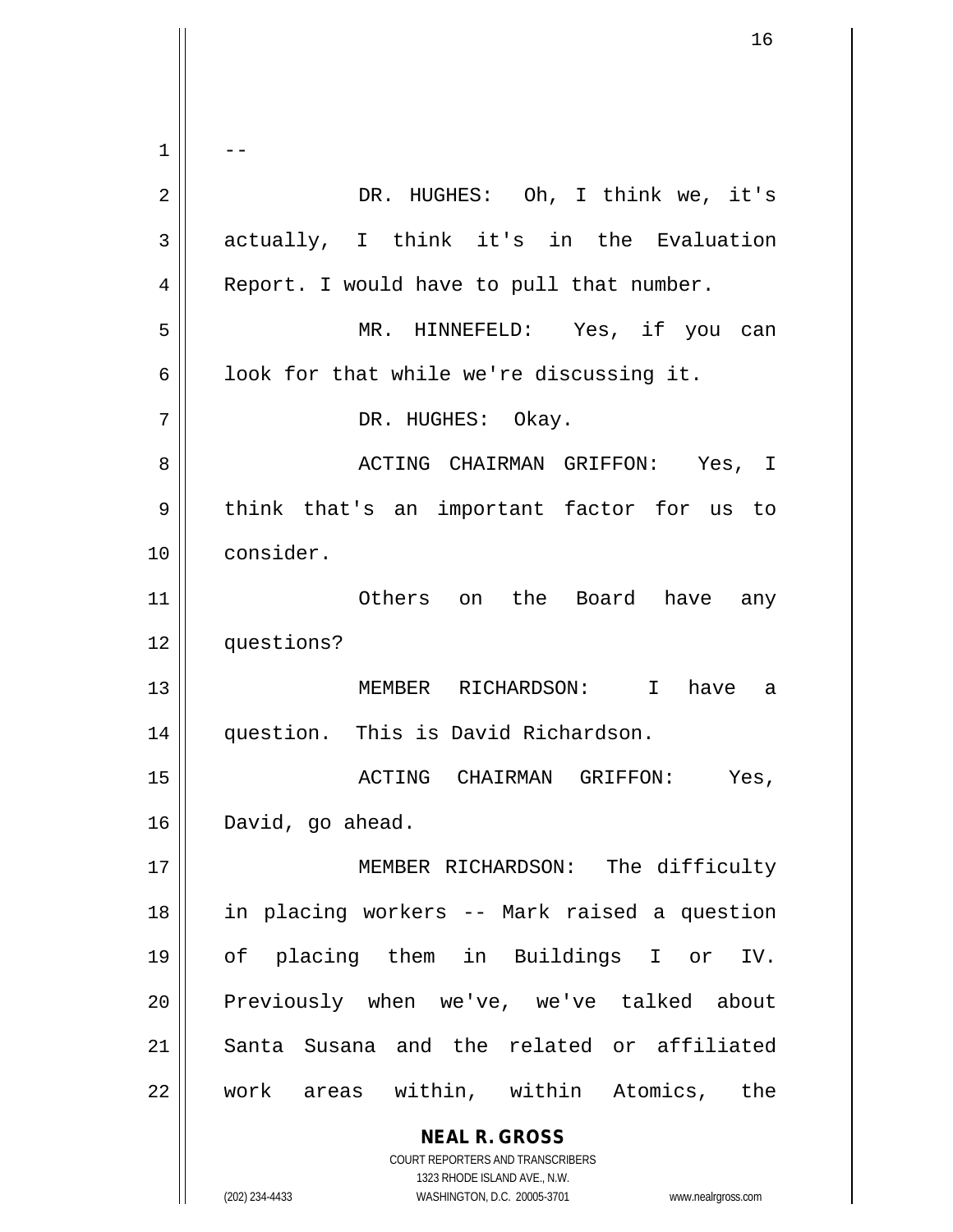--

DR. HUGHES: Oh, I think we, it's actually, I think it's in the Evaluation Report. I would have to pull that number.

MR. HINNEFELD: Yes, if you can look for that while we're discussing it.

DR. HUGHES: Okay.

ACTING CHAIRMAN GRIFFON: Yes, I think that's an important factor for us to consider.

Others on the Board have any questions?

MEMBER RICHARDSON: I have a question. This is David Richardson.

ACTING CHAIRMAN GRIFFON: Yes, David, go ahead.

MEMBER RICHARDSON: The difficulty in placing workers -- Mark raised a question of placing them in Buildings I or IV. Previously when we've, we've talked about Santa Susana and the related or affiliated work areas within, within Atomics, the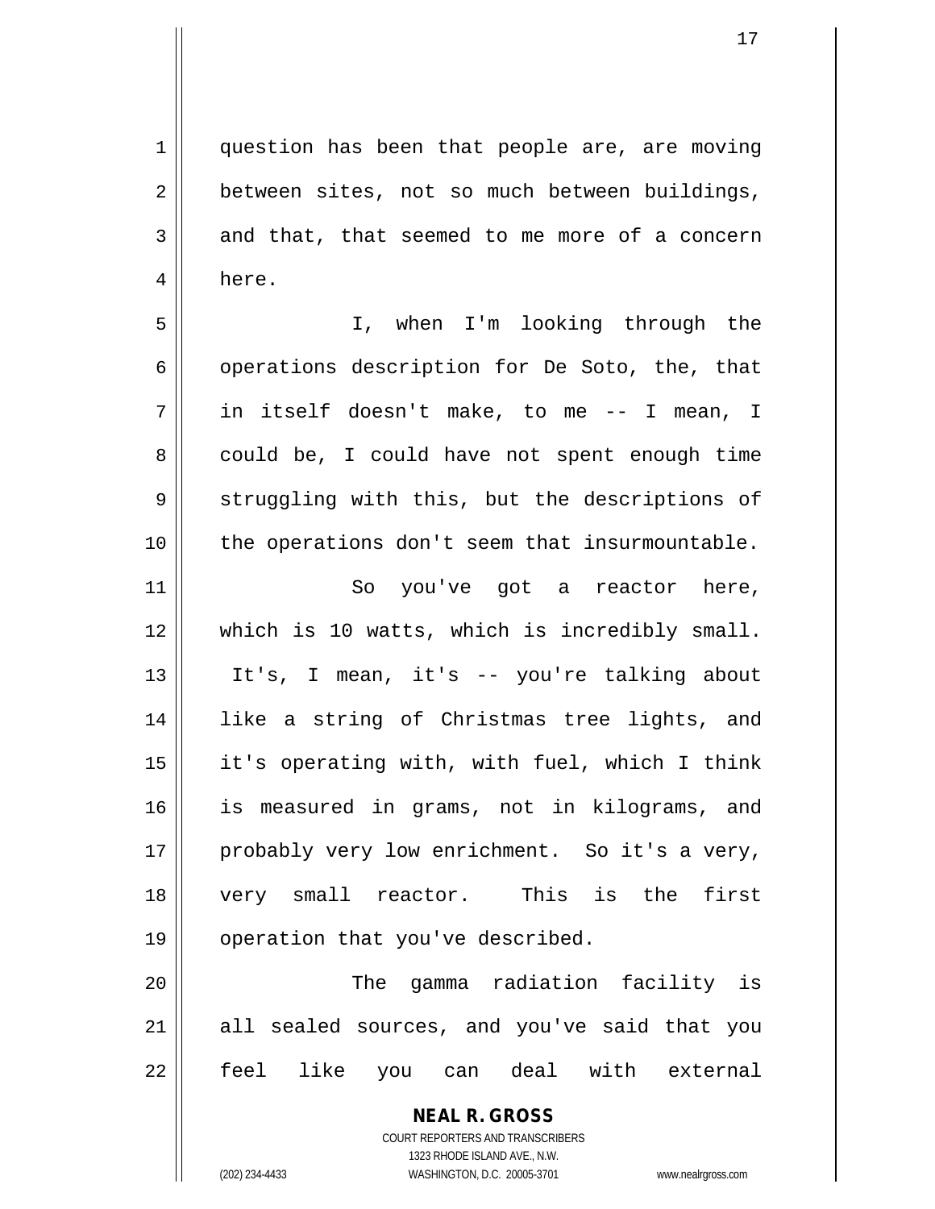question has been that people are, are moving between sites, not so much between buildings, and that, that seemed to me more of a concern here.

I, when I'm looking through the operations description for De Soto, the, that in itself doesn't make, to me -- I mean, I could be, I could have not spent enough time struggling with this, but the descriptions of the operations don't seem that insurmountable.

So you've got a reactor here, which is 10 watts, which is incredibly small. It's, I mean, it's -- you're talking about like a string of Christmas tree lights, and it's operating with, with fuel, which I think is measured in grams, not in kilograms, and probably very low enrichment. So it's a very, very small reactor. This is the first operation that you've described.

The gamma radiation facility is all sealed sources, and you've said that you feel like you can deal with external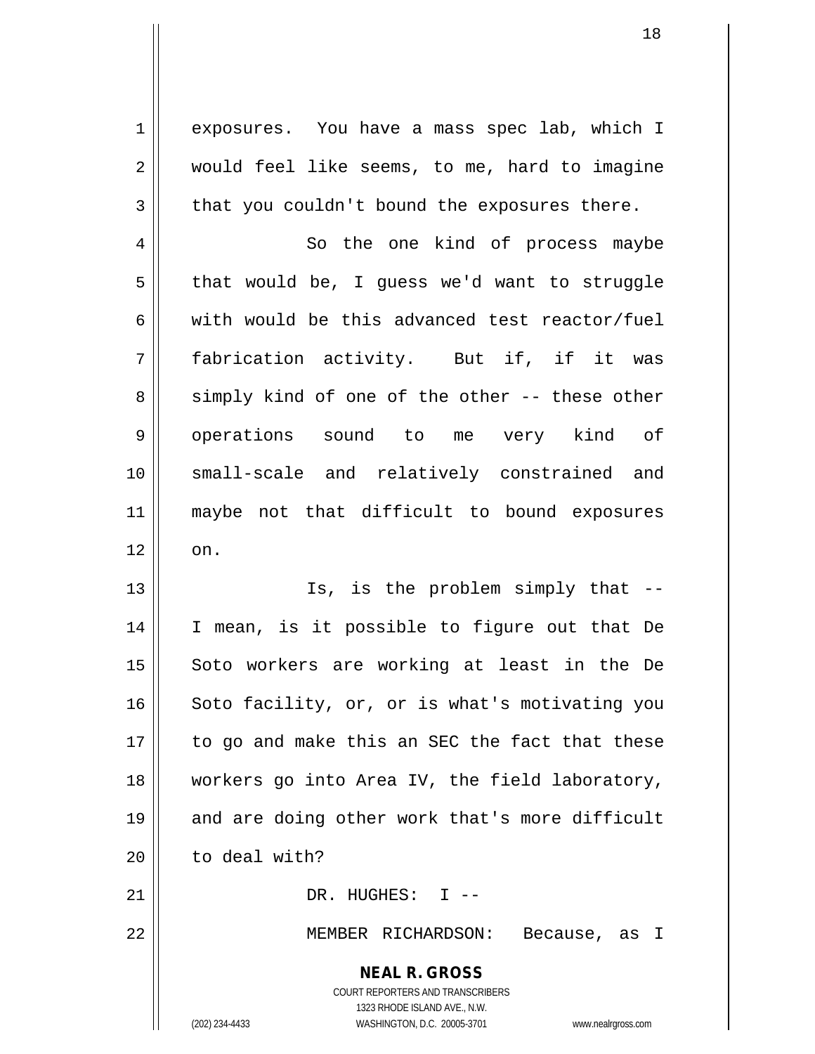exposures. You have a mass spec lab, which I would feel like seems, to me, hard to imagine that you couldn't bound the exposures there.

So the one kind of process maybe that would be, I guess we'd want to struggle with would be this advanced test reactor/fuel fabrication activity. But if, if it was simply kind of one of the other -- these other operations sound to me very kind of small-scale and relatively constrained and maybe not that difficult to bound exposures on.

Is, is the problem simply that -- I mean, is it possible to figure out that De Soto workers are working at least in the De Soto facility, or, or is what's motivating you to go and make this an SEC the fact that these workers go into Area IV, the field laboratory, and are doing other work that's more difficult to deal with?

DR. HUGHES: I --

MEMBER RICHARDSON: Because, as I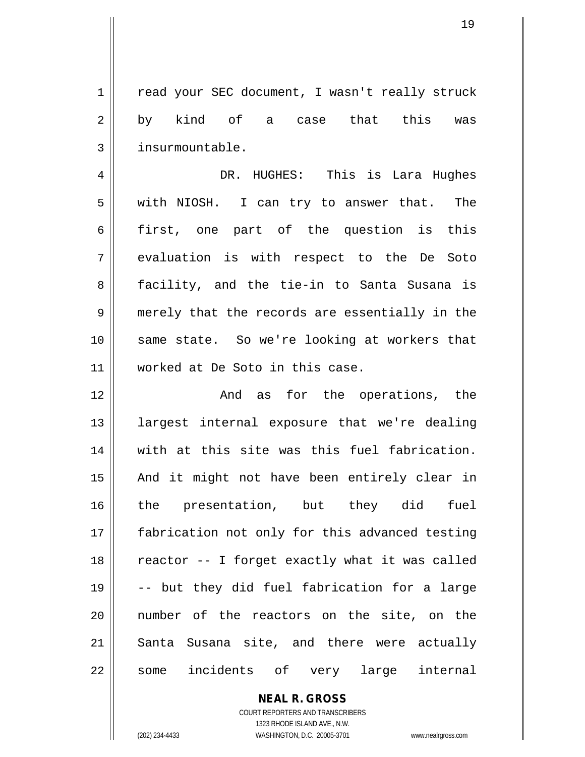read your SEC document, I wasn't really struck by kind of a case that this was insurmountable.

DR. HUGHES: This is Lara Hughes with NIOSH. I can try to answer that. The first, one part of the question is this evaluation is with respect to the De Soto facility, and the tie-in to Santa Susana is merely that the records are essentially in the same state. So we're looking at workers that worked at De Soto in this case.

And as for the operations, the largest internal exposure that we're dealing with at this site was this fuel fabrication. And it might not have been entirely clear in the presentation, but they did fuel fabrication not only for this advanced testing reactor -- I forget exactly what it was called -- but they did fuel fabrication for a large number of the reactors on the site, on the Santa Susana site, and there were actually some incidents of very large internal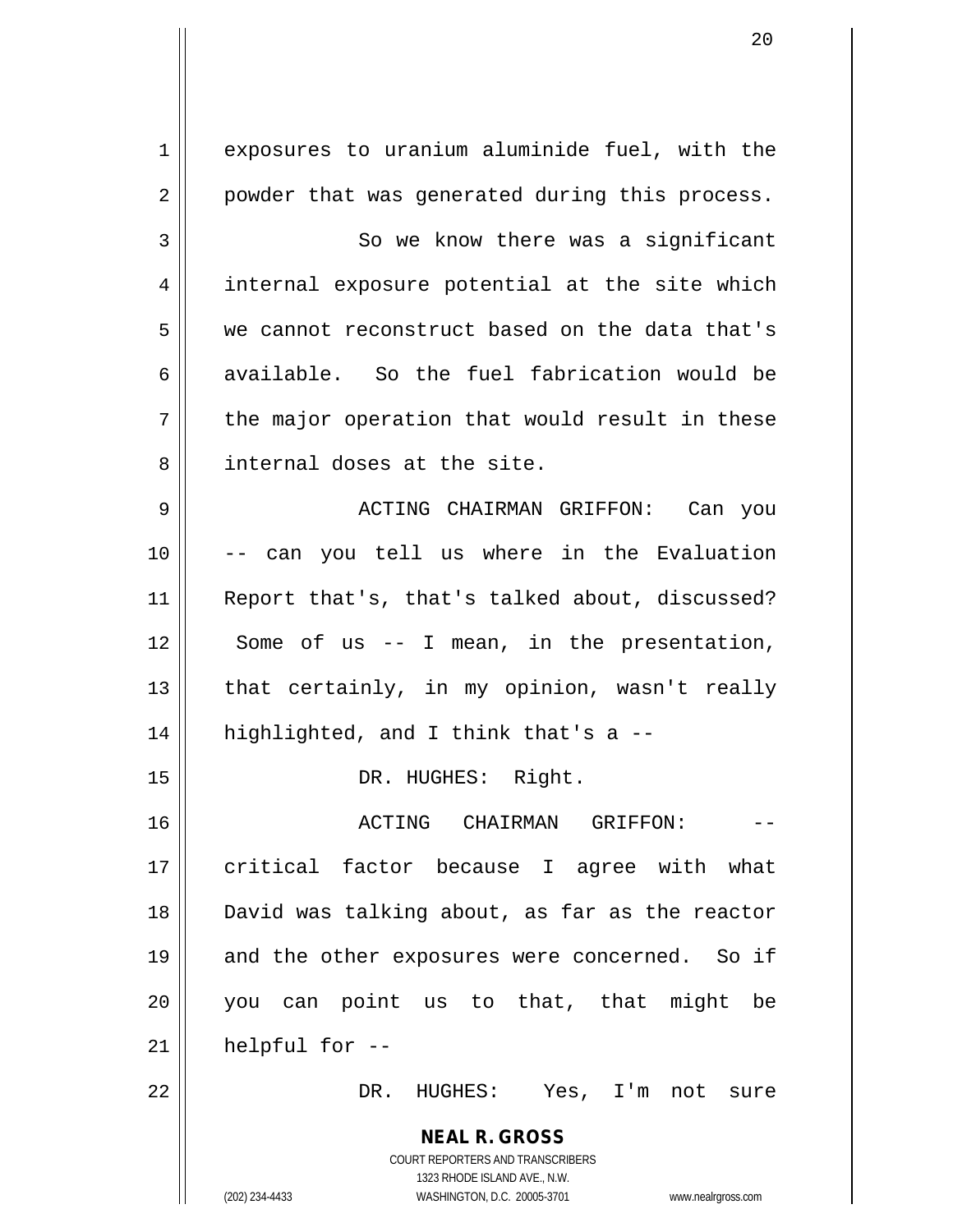exposures to uranium aluminide fuel, with the powder that was generated during this process.

So we know there was a significant internal exposure potential at the site which we cannot reconstruct based on the data that's available. So the fuel fabrication would be the major operation that would result in these internal doses at the site.

ACTING CHAIRMAN GRIFFON: Can you -- can you tell us where in the Evaluation Report that's, that's talked about, discussed? Some of us -- I mean, in the presentation, that certainly, in my opinion, wasn't really highlighted, and I think that's a --

DR. HUGHES: Right.

ACTING CHAIRMAN GRIFFON: -- critical factor because I agree with what David was talking about, as far as the reactor and the other exposures were concerned. So if you can point us to that, that might be helpful for --

DR. HUGHES: Yes, I'm not sure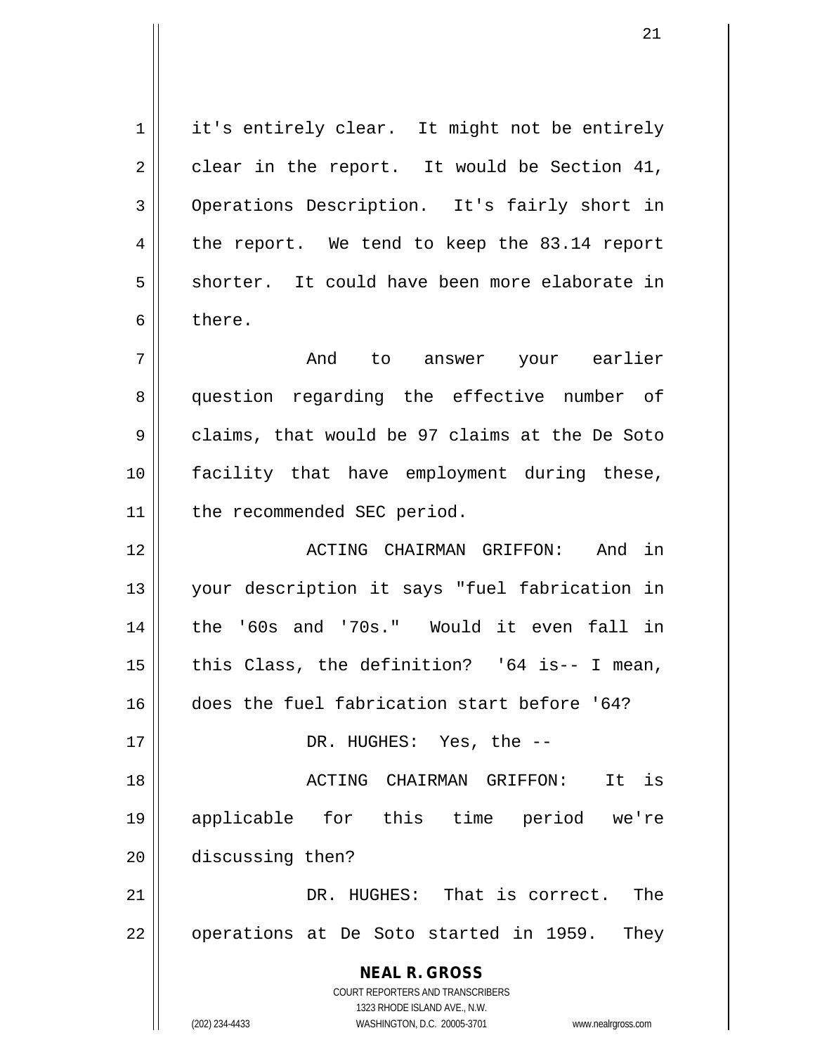it's entirely clear. It might not be entirely clear in the report. It would be Section 41, Operations Description. It's fairly short in the report. We tend to keep the 83.14 report shorter. It could have been more elaborate in there.

And to answer your earlier question regarding the effective number of claims, that would be 97 claims at the De Soto facility that have employment during these, the recommended SEC period.

ACTING CHAIRMAN GRIFFON: And in your description it says "fuel fabrication in the '60s and '70s." Would it even fall in this Class, the definition? '64 is-- I mean, does the fuel fabrication start before '64?

DR. HUGHES: Yes, the --

ACTING CHAIRMAN GRIFFON: It is applicable for this time period we're discussing then?

DR. HUGHES: That is correct. The operations at De Soto started in 1959. They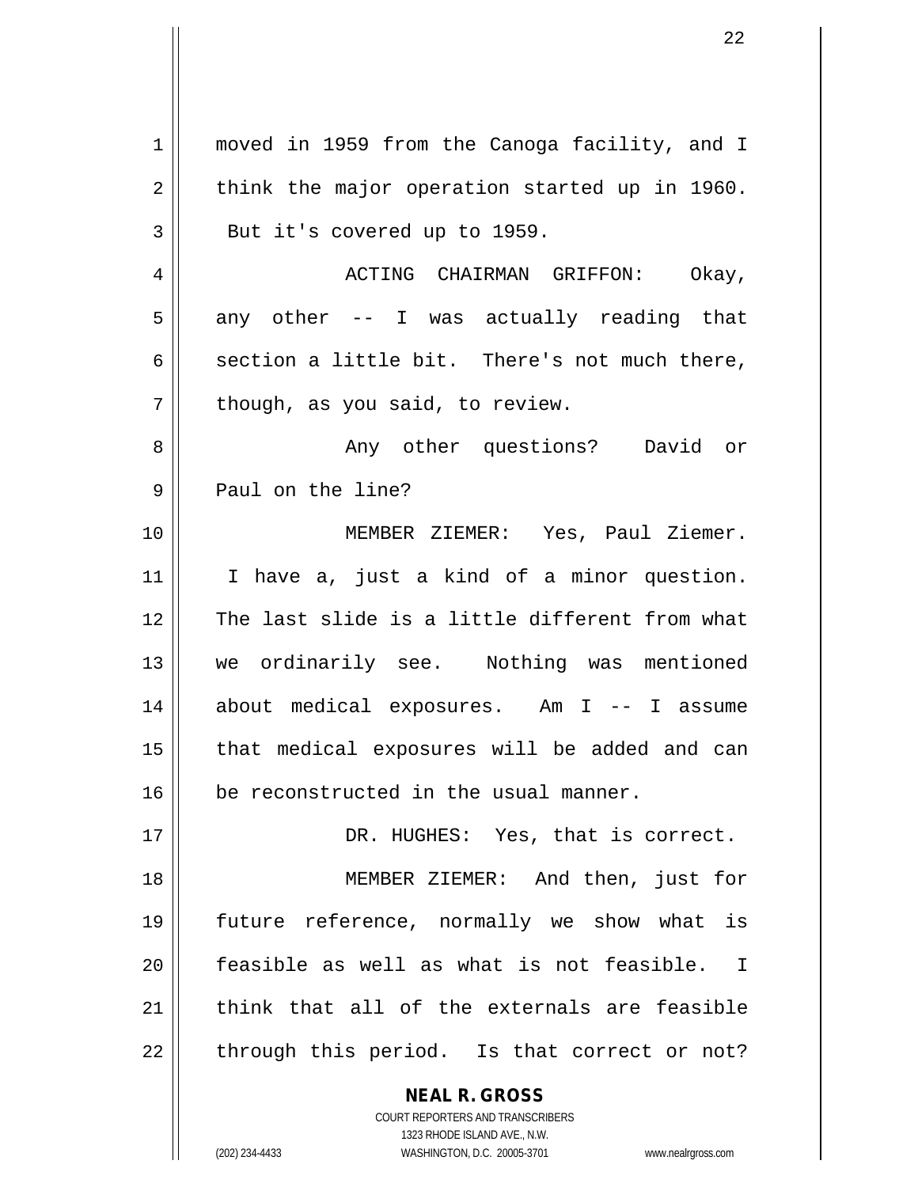moved in 1959 from the Canoga facility, and I think the major operation started up in 1960. But it's covered up to 1959.

ACTING CHAIRMAN GRIFFON: Okay, any other -- I was actually reading that section a little bit. There's not much there, though, as you said, to review.

Any other questions? David or Paul on the line?

MEMBER ZIEMER: Yes, Paul Ziemer. I have a, just a kind of a minor question. The last slide is a little different from what we ordinarily see. Nothing was mentioned about medical exposures. Am I -- I assume that medical exposures will be added and can be reconstructed in the usual manner.

DR. HUGHES: Yes, that is correct.

MEMBER ZIEMER: And then, just for future reference, normally we show what is feasible as well as what is not feasible. I think that all of the externals are feasible through this period. Is that correct or not?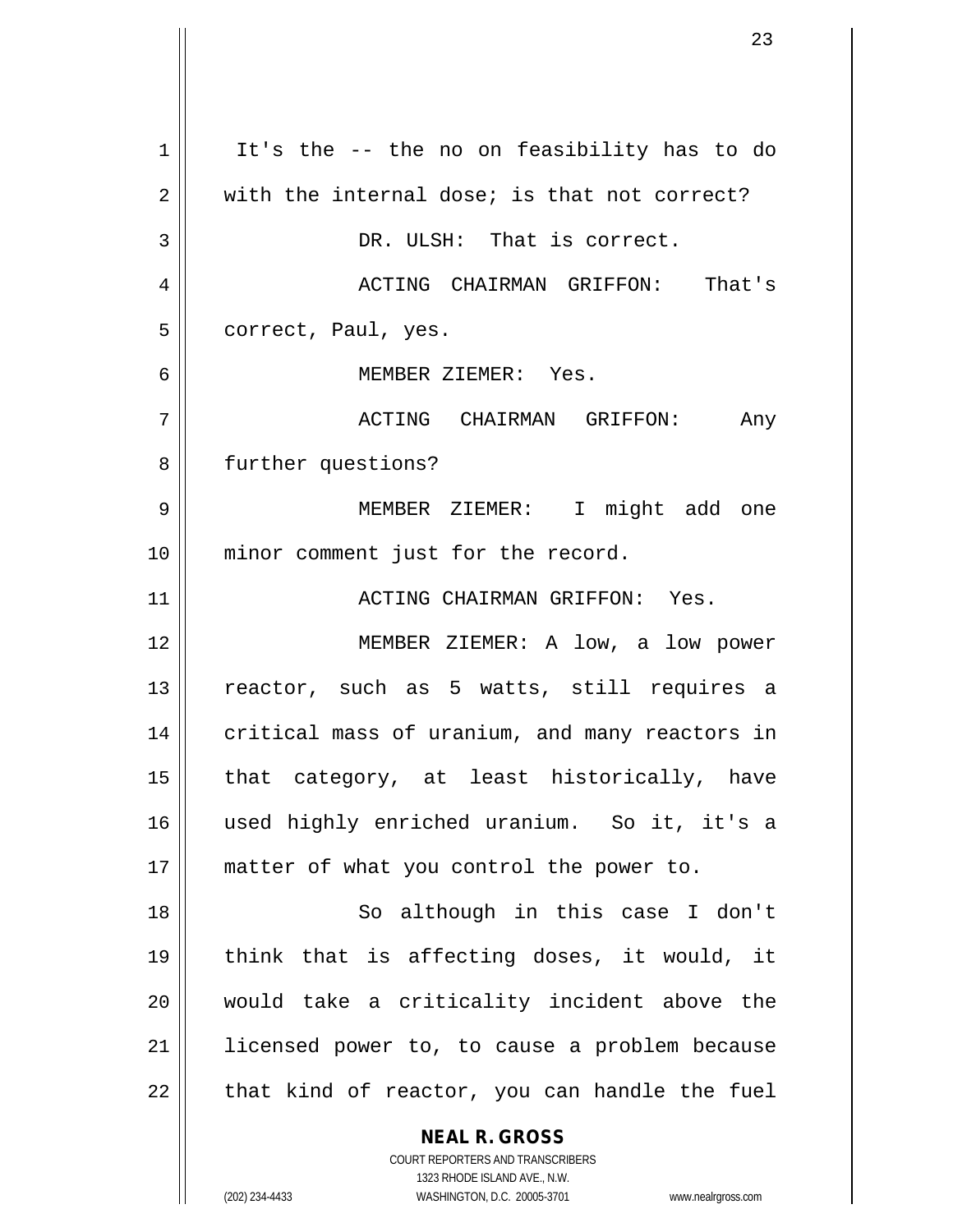It's the -- the no on feasibility has to do with the internal dose; is that not correct?

DR. ULSH: That is correct.

ACTING CHAIRMAN GRIFFON: That's correct, Paul, yes.

MEMBER ZIEMER: Yes.

ACTING CHAIRMAN GRIFFON: Any further questions?

MEMBER ZIEMER: I might add one minor comment just for the record.

ACTING CHAIRMAN GRIFFON: Yes.

MEMBER ZIEMER: A low, a low power reactor, such as 5 watts, still requires a critical mass of uranium, and many reactors in that category, at least historically, have used highly enriched uranium. So it, it's a matter of what you control the power to.

So although in this case I don't think that is affecting doses, it would, it would take a criticality incident above the licensed power to, to cause a problem because that kind of reactor, you can handle the fuel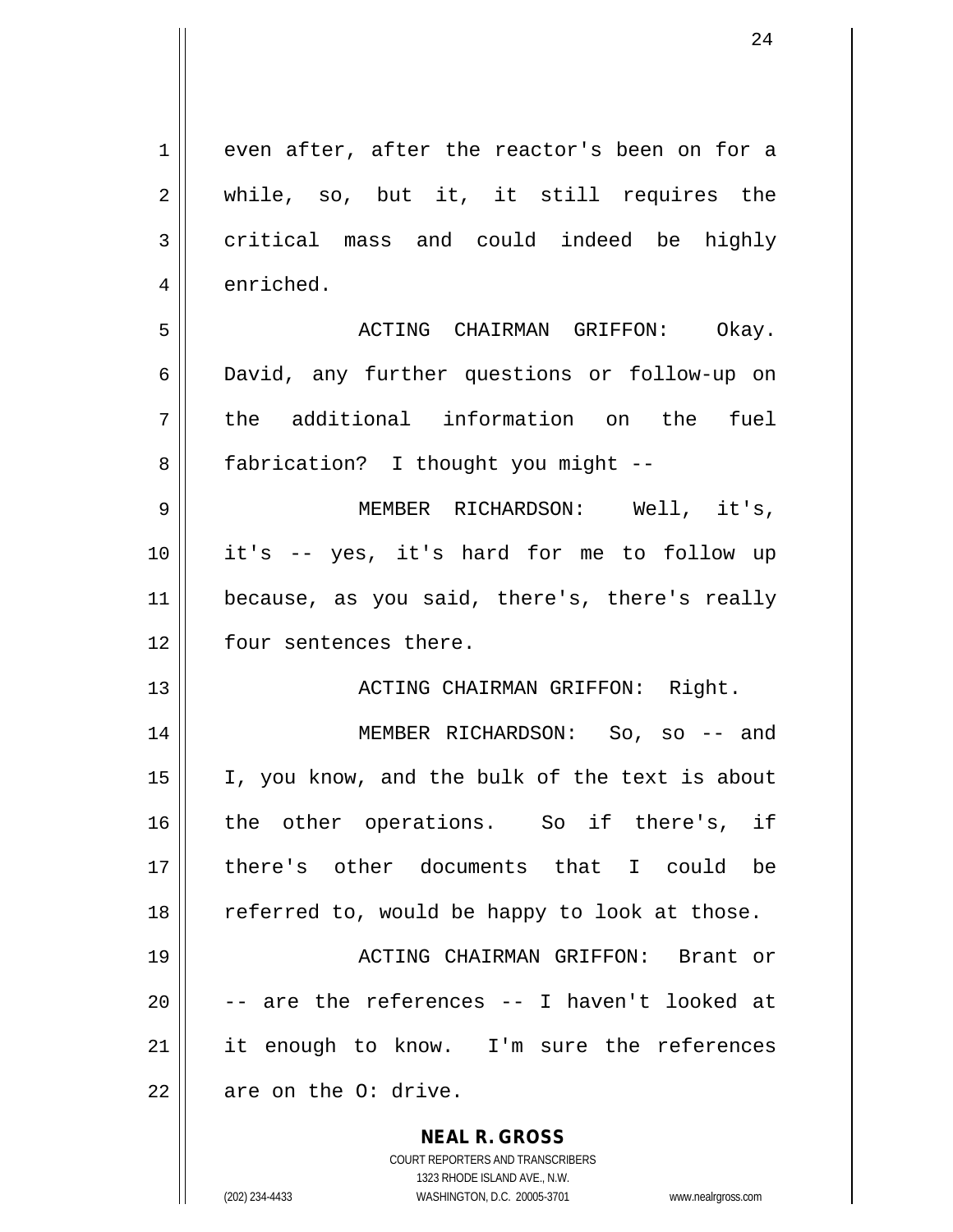even after, after the reactor's been on for a while, so, but it, it still requires the critical mass and could indeed be highly enriched.

ACTING CHAIRMAN GRIFFON: Okay. David, any further questions or follow-up on the additional information on the fuel fabrication? I thought you might --

MEMBER RICHARDSON: Well, it's, it's -- yes, it's hard for me to follow up because, as you said, there's, there's really four sentences there.

ACTING CHAIRMAN GRIFFON: Right.

MEMBER RICHARDSON: So, so -- and I, you know, and the bulk of the text is about the other operations. So if there's, if there's other documents that I could be referred to, would be happy to look at those.

ACTING CHAIRMAN GRIFFON: Brant or -- are the references -- I haven't looked at it enough to know. I'm sure the references are on the O: drive.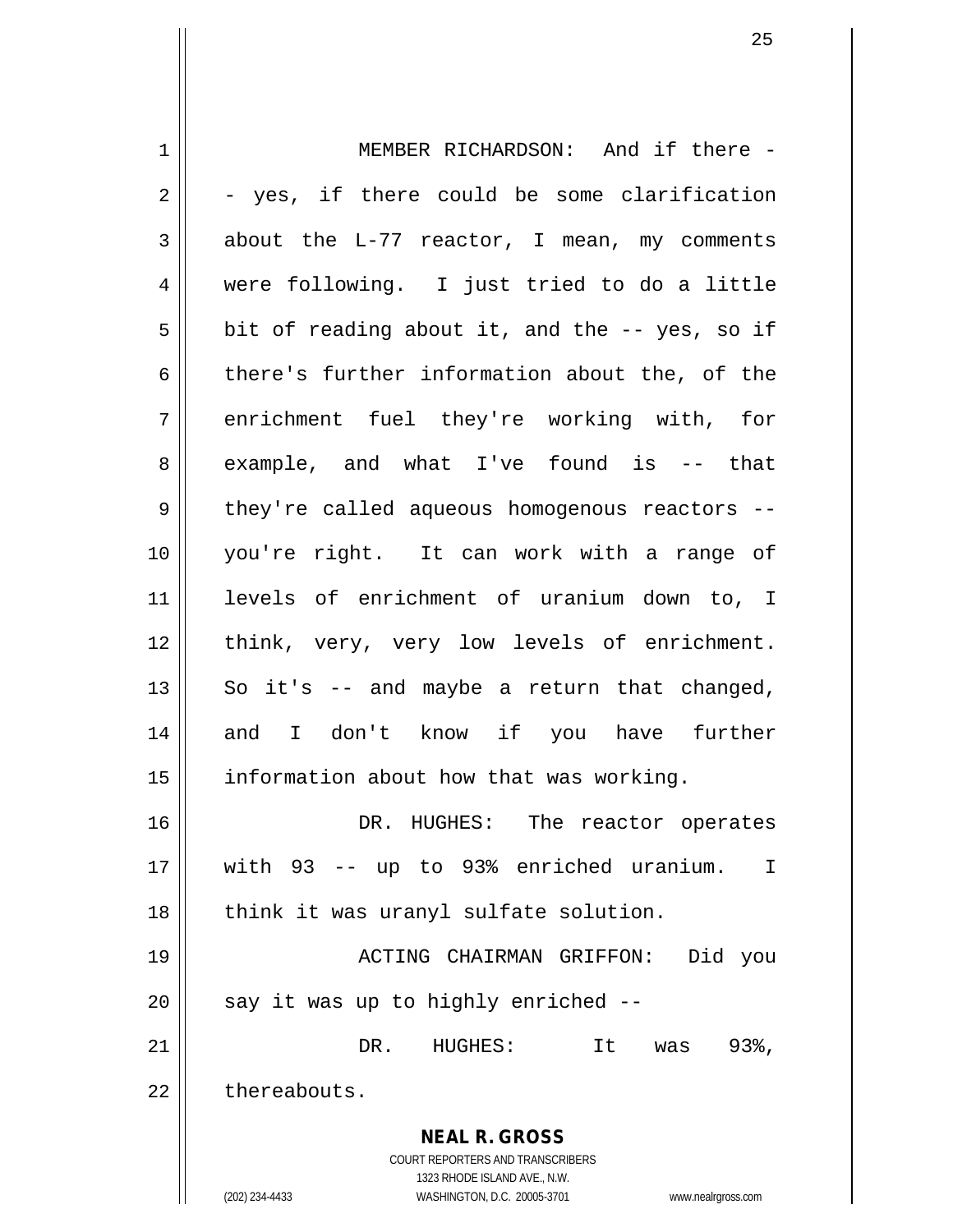MEMBER RICHARDSON: And if there -- yes, if there could be some clarification about the L-77 reactor, I mean, my comments were following. I just tried to do a little bit of reading about it, and the -- yes, so if there's further information about the, of the enrichment fuel they're working with, for example, and what I've found is -- that they're called aqueous homogenous reactors -- you're right. It can work with a range of levels of enrichment of uranium down to, I think, very, very low levels of enrichment. So it's -- and maybe a return that changed, and I don't know if you have further information about how that was working.

DR. HUGHES: The reactor operates with 93 -- up to 93% enriched uranium. I think it was uranyl sulfate solution.

ACTING CHAIRMAN GRIFFON: Did you say it was up to highly enriched --

DR. HUGHES: It was 93%, thereabouts.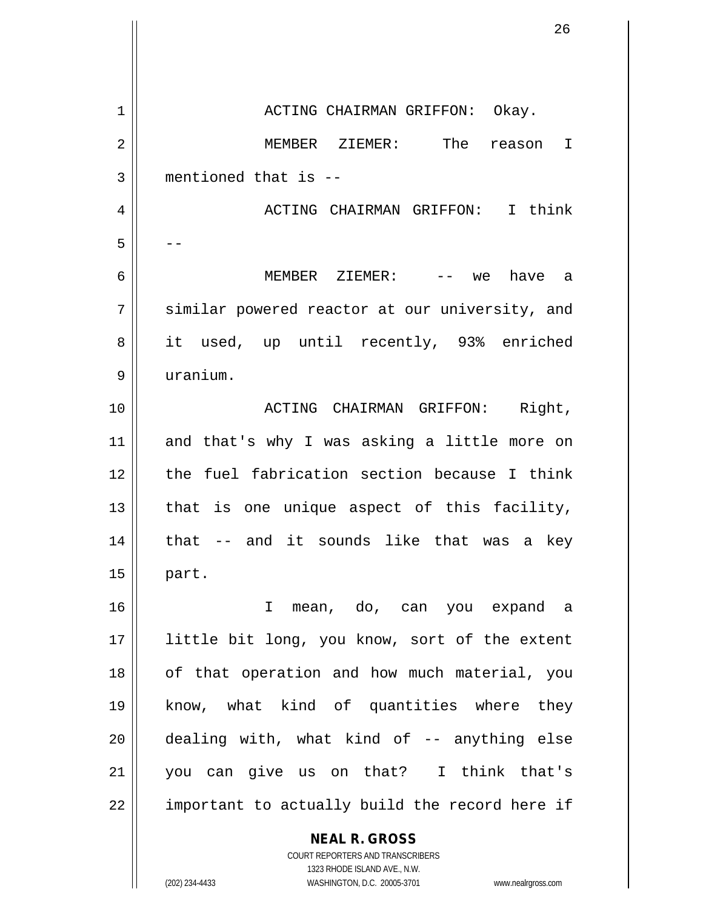ACTING CHAIRMAN GRIFFON: Okay.

MEMBER ZIEMER: The reason I mentioned that is --

ACTING CHAIRMAN GRIFFON: I think --

MEMBER ZIEMER: -- we have a similar powered reactor at our university, and it used, up until recently, 93% enriched uranium.

ACTING CHAIRMAN GRIFFON: Right, and that's why I was asking a little more on the fuel fabrication section because I think that is one unique aspect of this facility, that -- and it sounds like that was a key part.

I mean, do, can you expand a little bit long, you know, sort of the extent of that operation and how much material, you know, what kind of quantities where they dealing with, what kind of -- anything else you can give us on that? I think that's important to actually build the record here if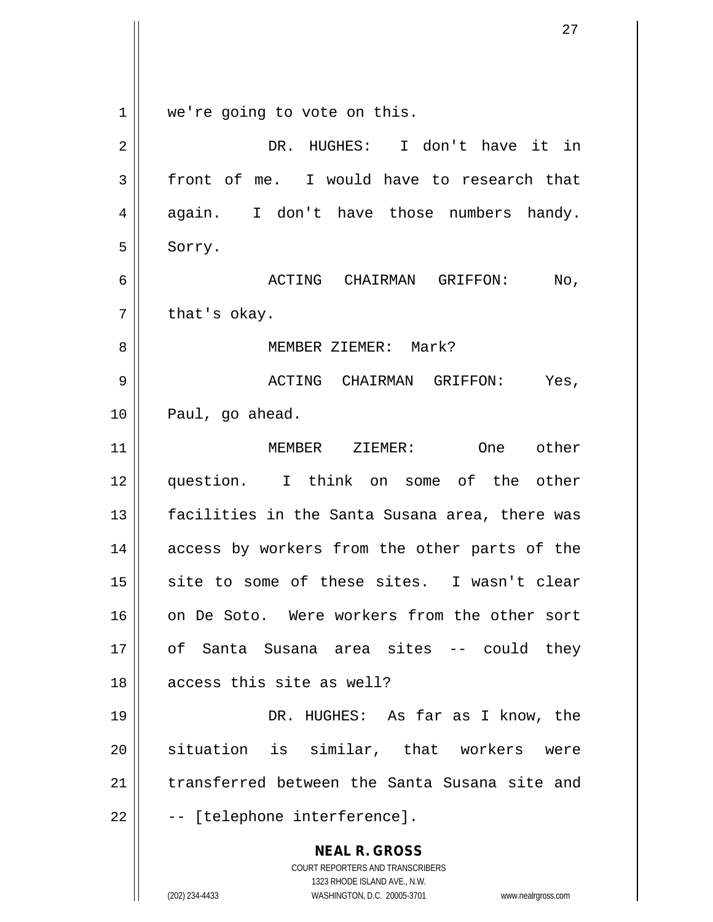we're going to vote on this.

DR. HUGHES: I don't have it in front of me. I would have to research that again. I don't have those numbers handy. Sorry.

ACTING CHAIRMAN GRIFFON: No, that's okay.

MEMBER ZIEMER: Mark?

ACTING CHAIRMAN GRIFFON: Yes, Paul, go ahead.

MEMBER ZIEMER: One other question. I think on some of the other facilities in the Santa Susana area, there was access by workers from the other parts of the site to some of these sites. I wasn't clear on De Soto. Were workers from the other sort of Santa Susana area sites -- could they access this site as well?

DR. HUGHES: As far as I know, the situation is similar, that workers were transferred between the Santa Susana site and -- [telephone interference].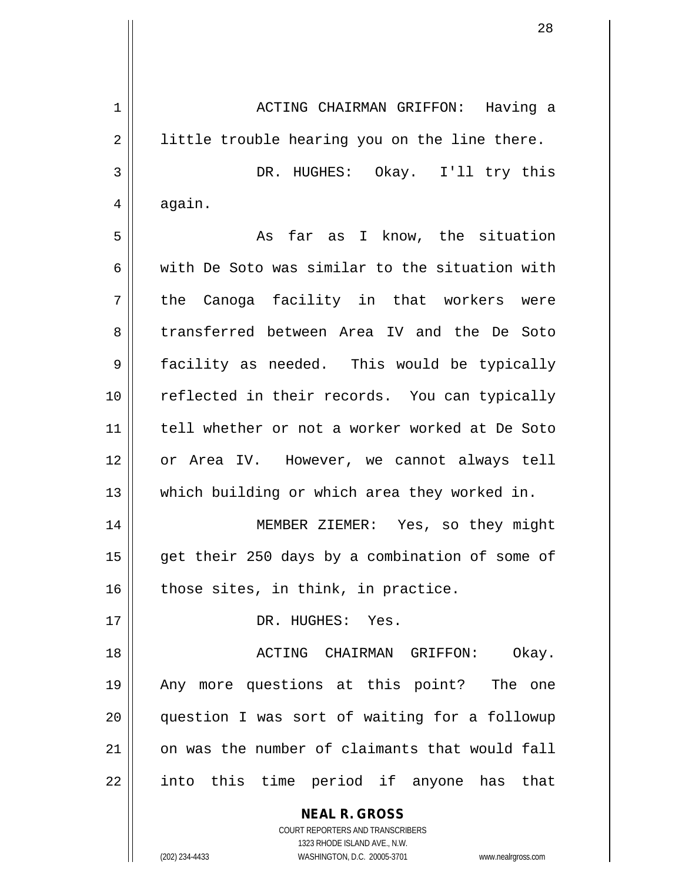ACTING CHAIRMAN GRIFFON: Having a little trouble hearing you on the line there.

DR. HUGHES: Okay. I'll try this again.

As far as I know, the situation with De Soto was similar to the situation with the Canoga facility in that workers were transferred between Area IV and the De Soto facility as needed. This would be typically reflected in their records. You can typically tell whether or not a worker worked at De Soto or Area IV. However, we cannot always tell which building or which area they worked in.

MEMBER ZIEMER: Yes, so they might get their 250 days by a combination of some of those sites, in think, in practice.

DR. HUGHES: Yes.

ACTING CHAIRMAN GRIFFON: Okay. Any more questions at this point? The one question I was sort of waiting for a followup on was the number of claimants that would fall into this time period if anyone has that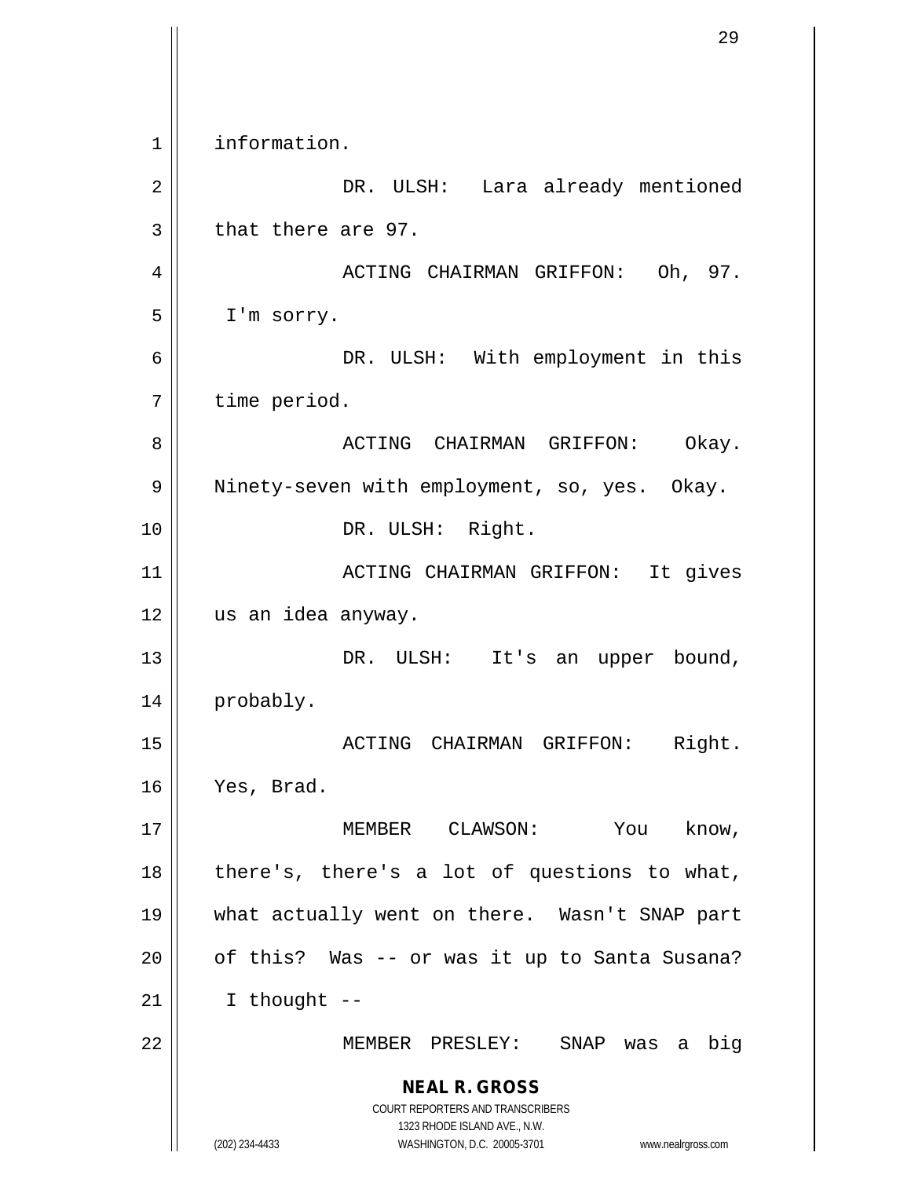information.

DR. ULSH: Lara already mentioned that there are 97.

ACTING CHAIRMAN GRIFFON: Oh, 97. I'm sorry.

DR. ULSH: With employment in this time period.

ACTING CHAIRMAN GRIFFON: Okay. Ninety-seven with employment, so, yes. Okay.

DR. ULSH: Right.

ACTING CHAIRMAN GRIFFON: It gives us an idea anyway.

DR. ULSH: It's an upper bound, probably.

ACTING CHAIRMAN GRIFFON: Right. Yes, Brad.

MEMBER CLAWSON: You know, there's, there's a lot of questions to what, what actually went on there. Wasn't SNAP part of this? Was -- or was it up to Santa Susana? I thought --

MEMBER PRESLEY: SNAP was a big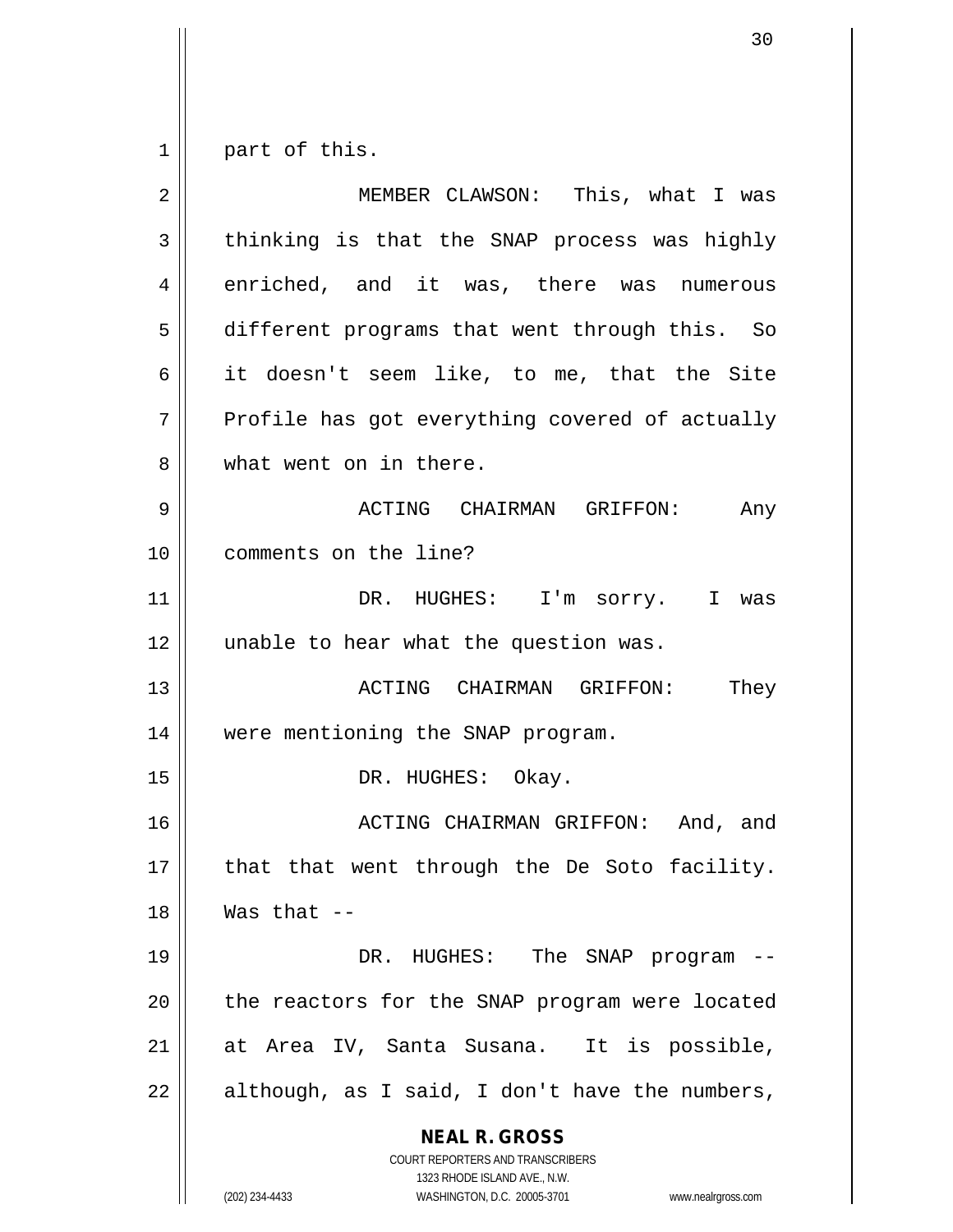part of this.

MEMBER CLAWSON: This, what I was thinking is that the SNAP process was highly enriched, and it was, there was numerous different programs that went through this. So it doesn't seem like, to me, that the Site Profile has got everything covered of actually what went on in there.

ACTING CHAIRMAN GRIFFON: Any comments on the line?

DR. HUGHES: I'm sorry. I was unable to hear what the question was.

ACTING CHAIRMAN GRIFFON: They were mentioning the SNAP program.

DR. HUGHES: Okay.

ACTING CHAIRMAN GRIFFON: And, and that that went through the De Soto facility. Was that --

DR. HUGHES: The SNAP program -- the reactors for the SNAP program were located at Area IV, Santa Susana. It is possible, although, as I said, I don't have the numbers,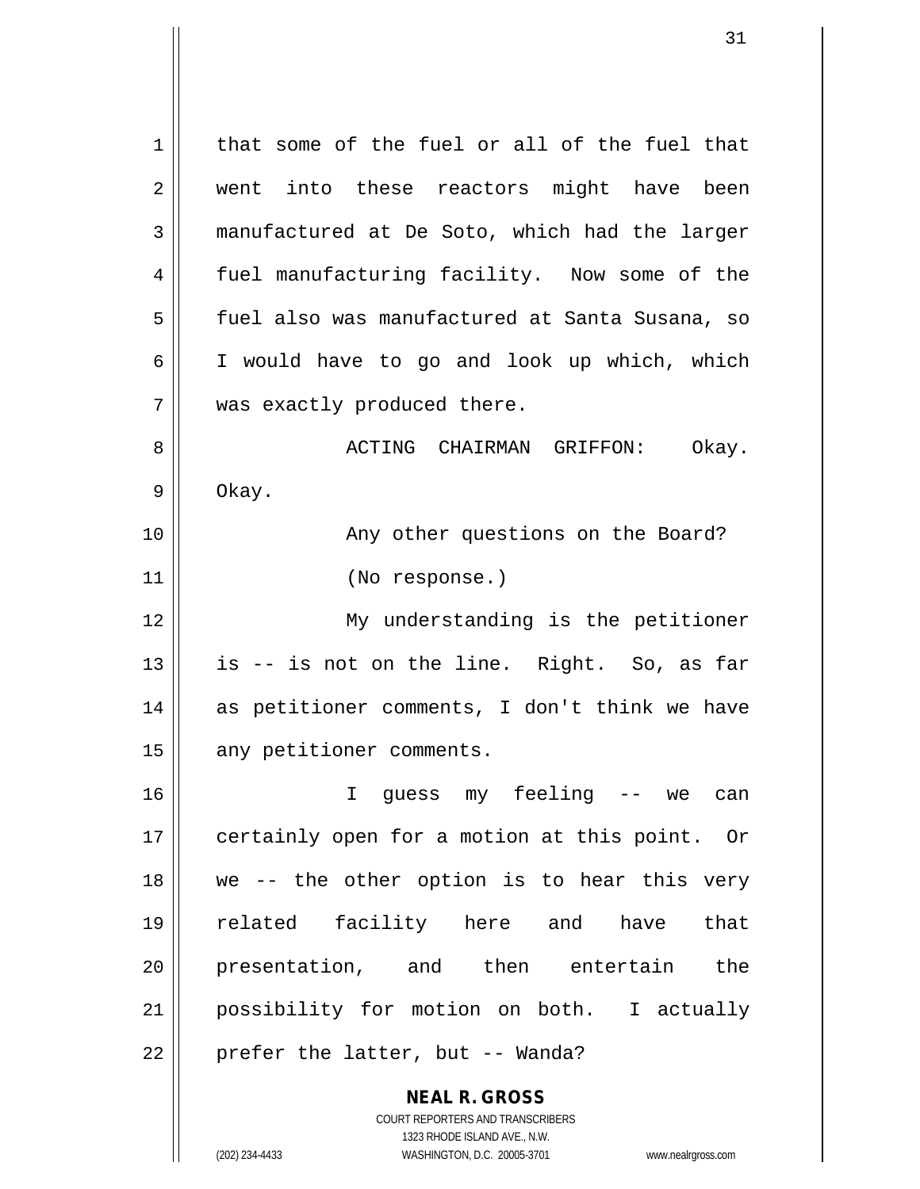that some of the fuel or all of the fuel that went into these reactors might have been manufactured at De Soto, which had the larger fuel manufacturing facility. Now some of the fuel also was manufactured at Santa Susana, so I would have to go and look up which, which was exactly produced there.

ACTING CHAIRMAN GRIFFON: Okay. Okay.

Any other questions on the Board?

(No response.)

My understanding is the petitioner is -- is not on the line. Right. So, as far as petitioner comments, I don't think we have any petitioner comments.

I guess my feeling -- we can certainly open for a motion at this point. Or we -- the other option is to hear this very related facility here and have that presentation, and then entertain the possibility for motion on both. I actually prefer the latter, but -- Wanda?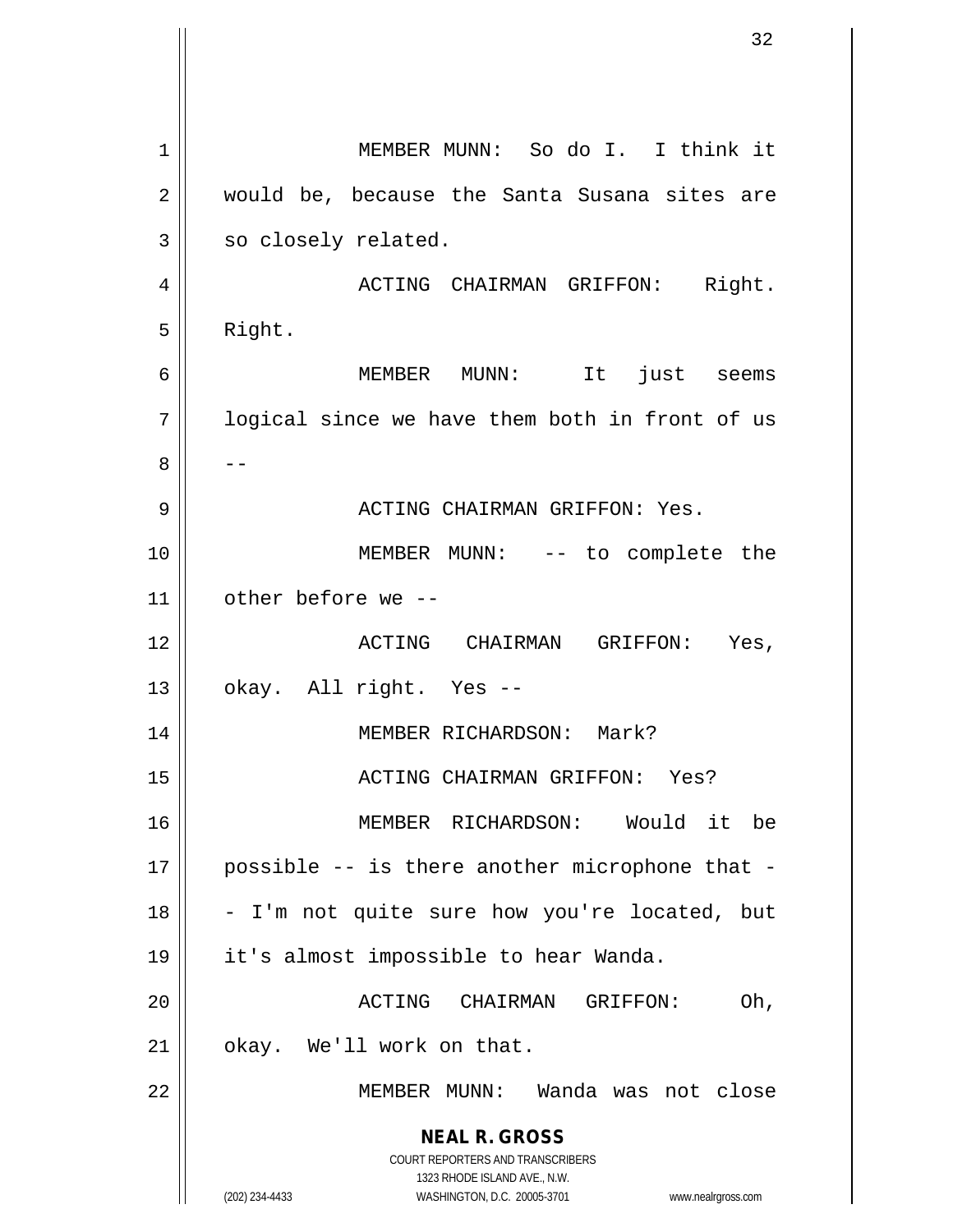MEMBER MUNN: So do I. I think it would be, because the Santa Susana sites are so closely related.

ACTING CHAIRMAN GRIFFON: Right. Right.

MEMBER MUNN: It just seems logical since we have them both in front of us --

ACTING CHAIRMAN GRIFFON: Yes.

MEMBER MUNN: -- to complete the other before we --

ACTING CHAIRMAN GRIFFON: Yes, okay. All right. Yes --

MEMBER RICHARDSON: Mark?

ACTING CHAIRMAN GRIFFON: Yes?

MEMBER RICHARDSON: Would it be possible -- is there another microphone that -- I'm not quite sure how you're located, but it's almost impossible to hear Wanda.

ACTING CHAIRMAN GRIFFON: Oh, okay. We'll work on that.

MEMBER MUNN: Wanda was not close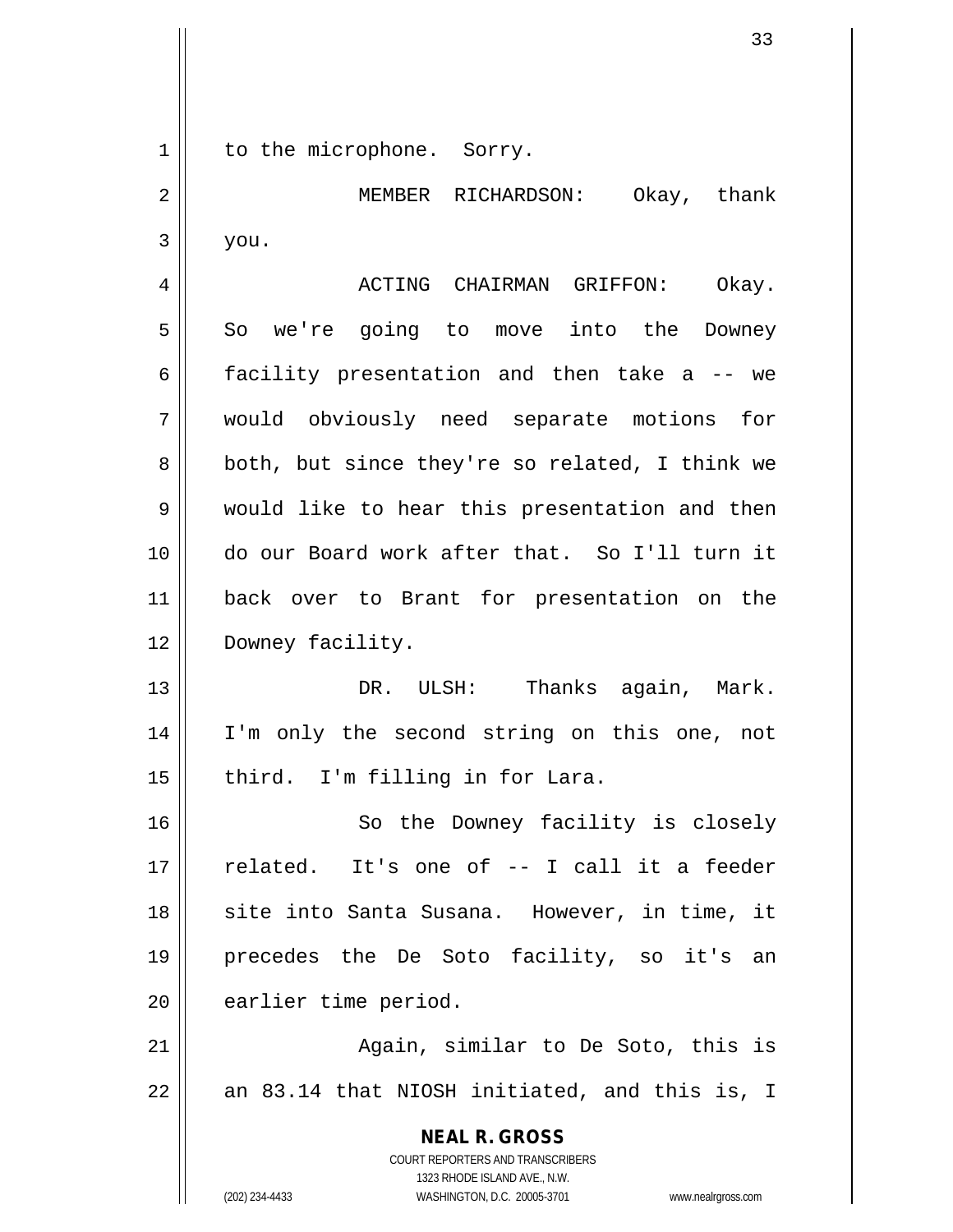to the microphone. Sorry.

MEMBER RICHARDSON: Okay, thank you.

ACTING CHAIRMAN GRIFFON: Okay. So we're going to move into the Downey facility presentation and then take a -- we would obviously need separate motions for both, but since they're so related, I think we would like to hear this presentation and then do our Board work after that. So I'll turn it back over to Brant for presentation on the Downey facility.

DR. ULSH: Thanks again, Mark. I'm only the second string on this one, not third. I'm filling in for Lara.

So the Downey facility is closely related. It's one of -- I call it a feeder site into Santa Susana. However, in time, it precedes the De Soto facility, so it's an earlier time period.

Again, similar to De Soto, this is an 83.14 that NIOSH initiated, and this is, I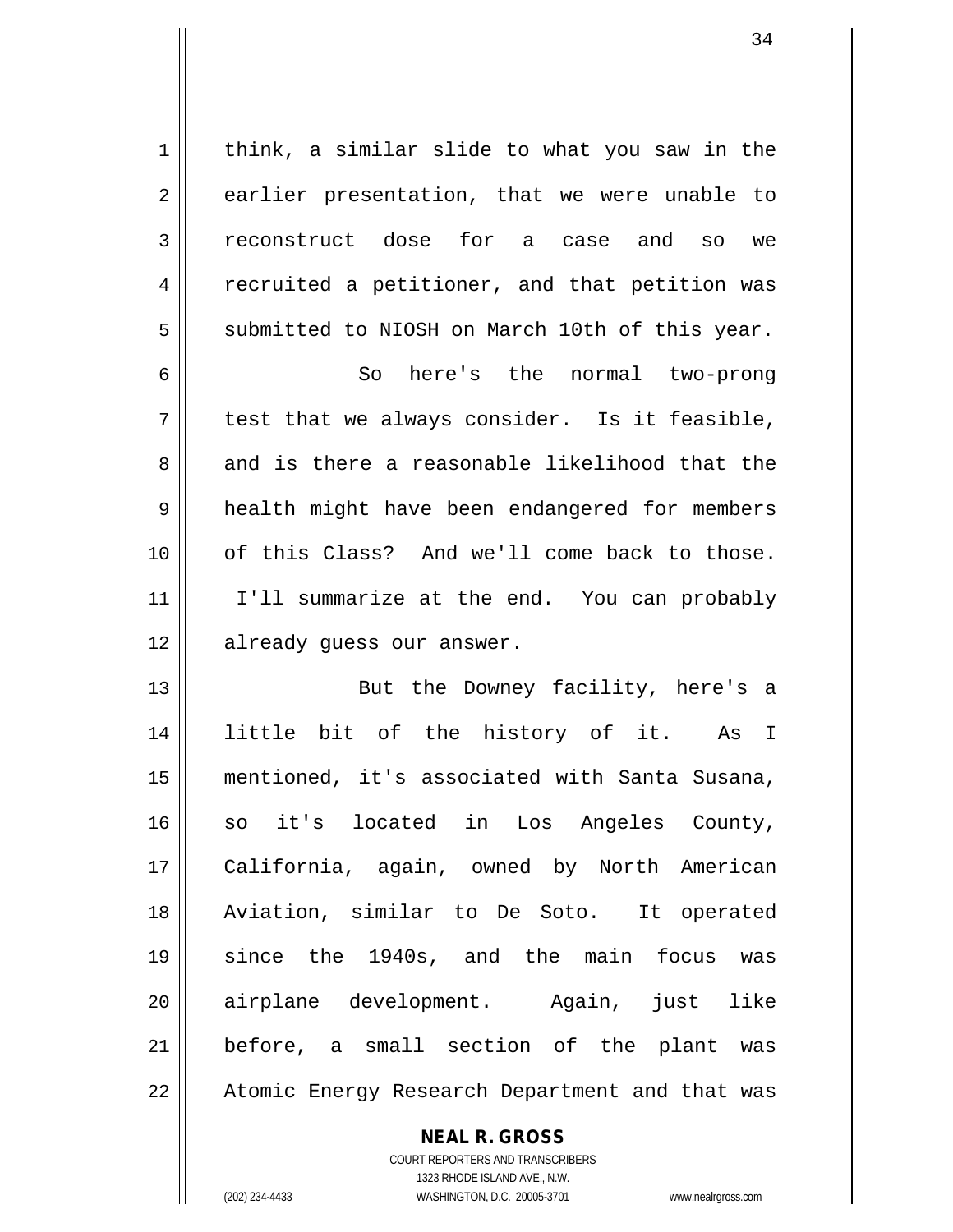think, a similar slide to what you saw in the earlier presentation, that we were unable to reconstruct dose for a case and so we recruited a petitioner, and that petition was submitted to NIOSH on March 10th of this year.

So here's the normal two-prong test that we always consider. Is it feasible, and is there a reasonable likelihood that the health might have been endangered for members of this Class? And we'll come back to those. I'll summarize at the end. You can probably already guess our answer.

But the Downey facility, here's a little bit of the history of it. As I mentioned, it's associated with Santa Susana, so it's located in Los Angeles County, California, again, owned by North American Aviation, similar to De Soto. It operated since the 1940s, and the main focus was airplane development. Again, just like before, a small section of the plant was Atomic Energy Research Department and that was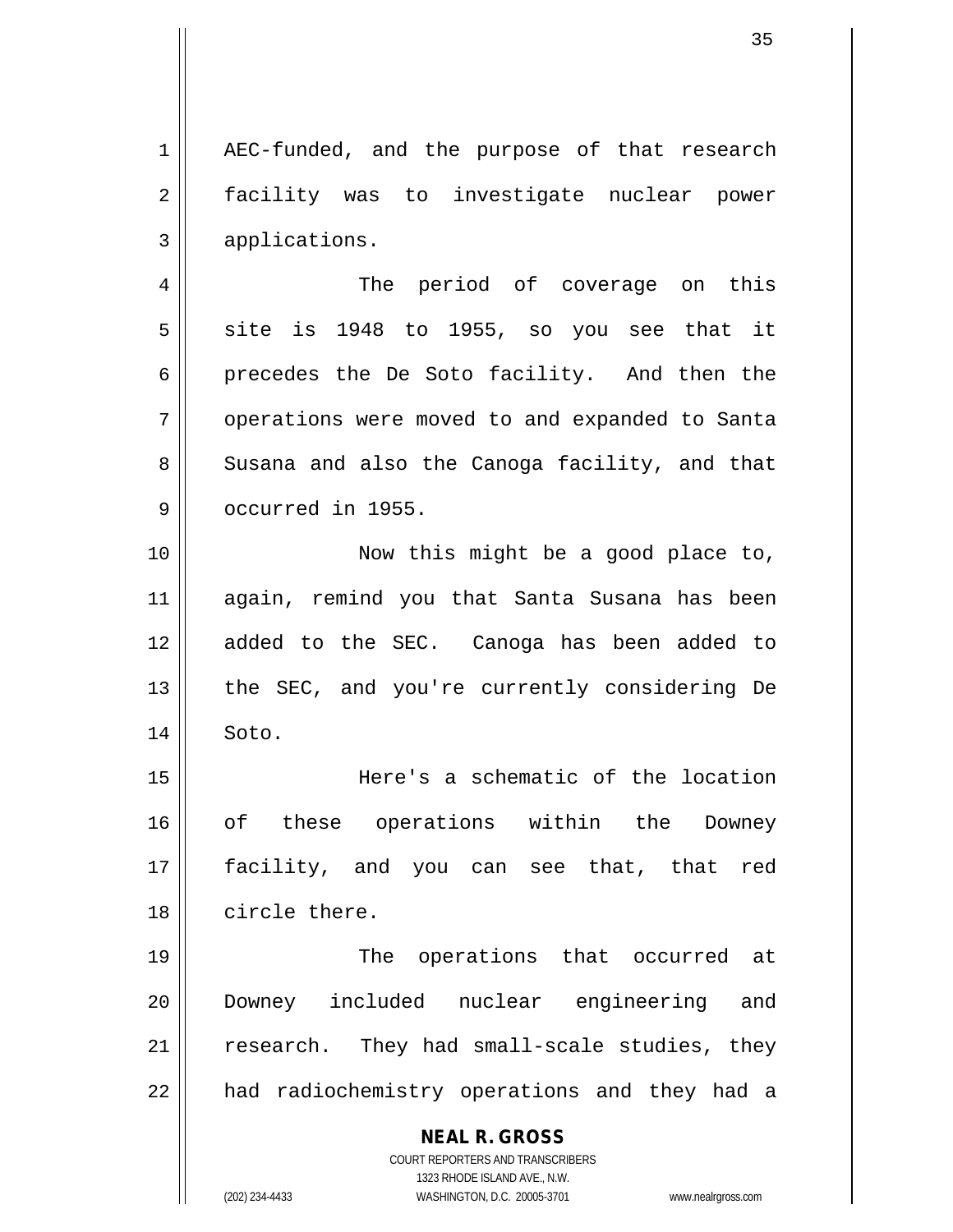AEC-funded, and the purpose of that research facility was to investigate nuclear power applications.

The period of coverage on this site is 1948 to 1955, so you see that it precedes the De Soto facility. And then the operations were moved to and expanded to Santa Susana and also the Canoga facility, and that occurred in 1955.

Now this might be a good place to, again, remind you that Santa Susana has been added to the SEC. Canoga has been added to the SEC, and you're currently considering De Soto.

Here's a schematic of the location of these operations within the Downey facility, and you can see that, that red circle there.

The operations that occurred at Downey included nuclear engineering and research. They had small-scale studies, they had radiochemistry operations and they had a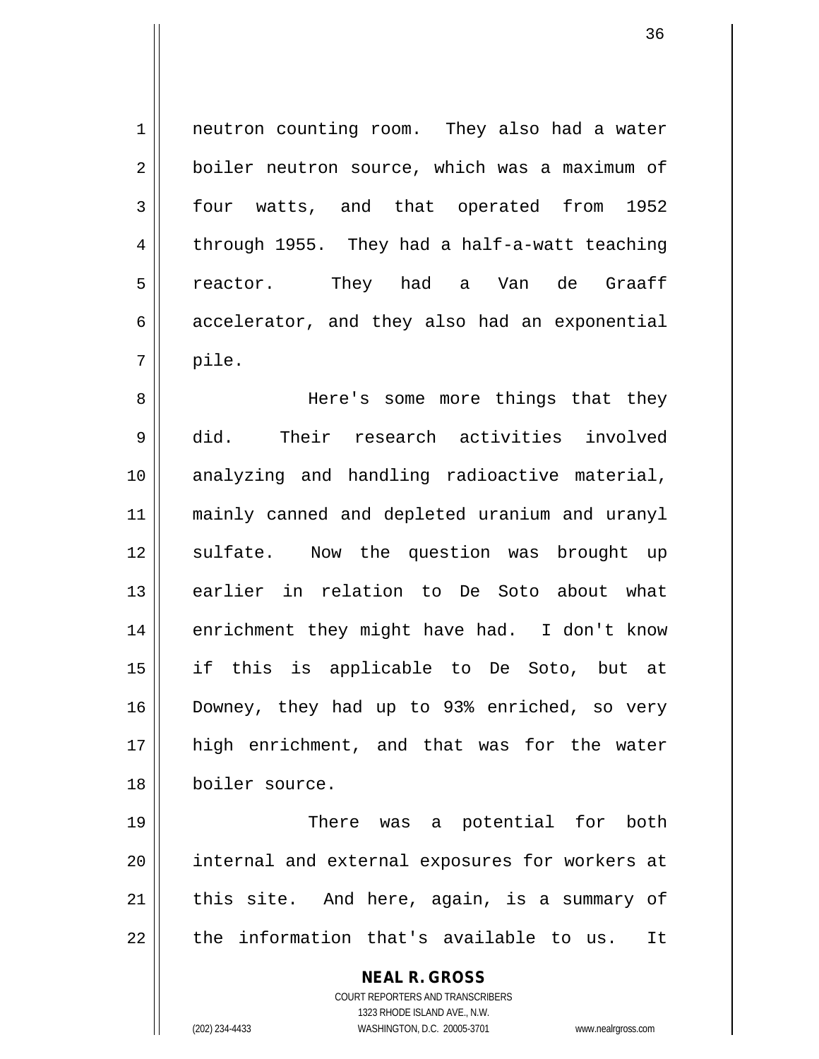neutron counting room. They also had a water boiler neutron source, which was a maximum of four watts, and that operated from 1952 through 1955. They had a half-a-watt teaching reactor. They had a Van de Graaff accelerator, and they also had an exponential pile.

Here's some more things that they did. Their research activities involved analyzing and handling radioactive material, mainly canned and depleted uranium and uranyl sulfate. Now the question was brought up earlier in relation to De Soto about what enrichment they might have had. I don't know if this is applicable to De Soto, but at Downey, they had up to 93% enriched, so very high enrichment, and that was for the water boiler source.

There was a potential for both internal and external exposures for workers at this site. And here, again, is a summary of the information that's available to us. It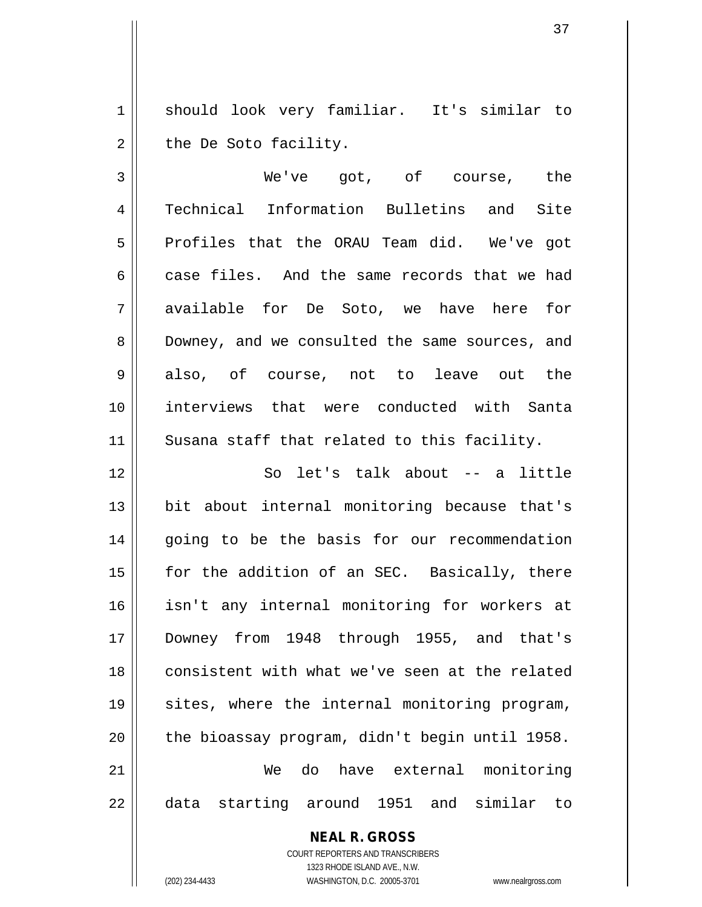should look very familiar. It's similar to the De Soto facility.

We've got, of course, the Technical Information Bulletins and Site Profiles that the ORAU Team did. We've got case files. And the same records that we had available for De Soto, we have here for Downey, and we consulted the same sources, and also, of course, not to leave out the interviews that were conducted with Santa Susana staff that related to this facility.

So let's talk about -- a little bit about internal monitoring because that's going to be the basis for our recommendation for the addition of an SEC. Basically, there isn't any internal monitoring for workers at Downey from 1948 through 1955, and that's consistent with what we've seen at the related sites, where the internal monitoring program, the bioassay program, didn't begin until 1958.

We do have external monitoring data starting around 1951 and similar to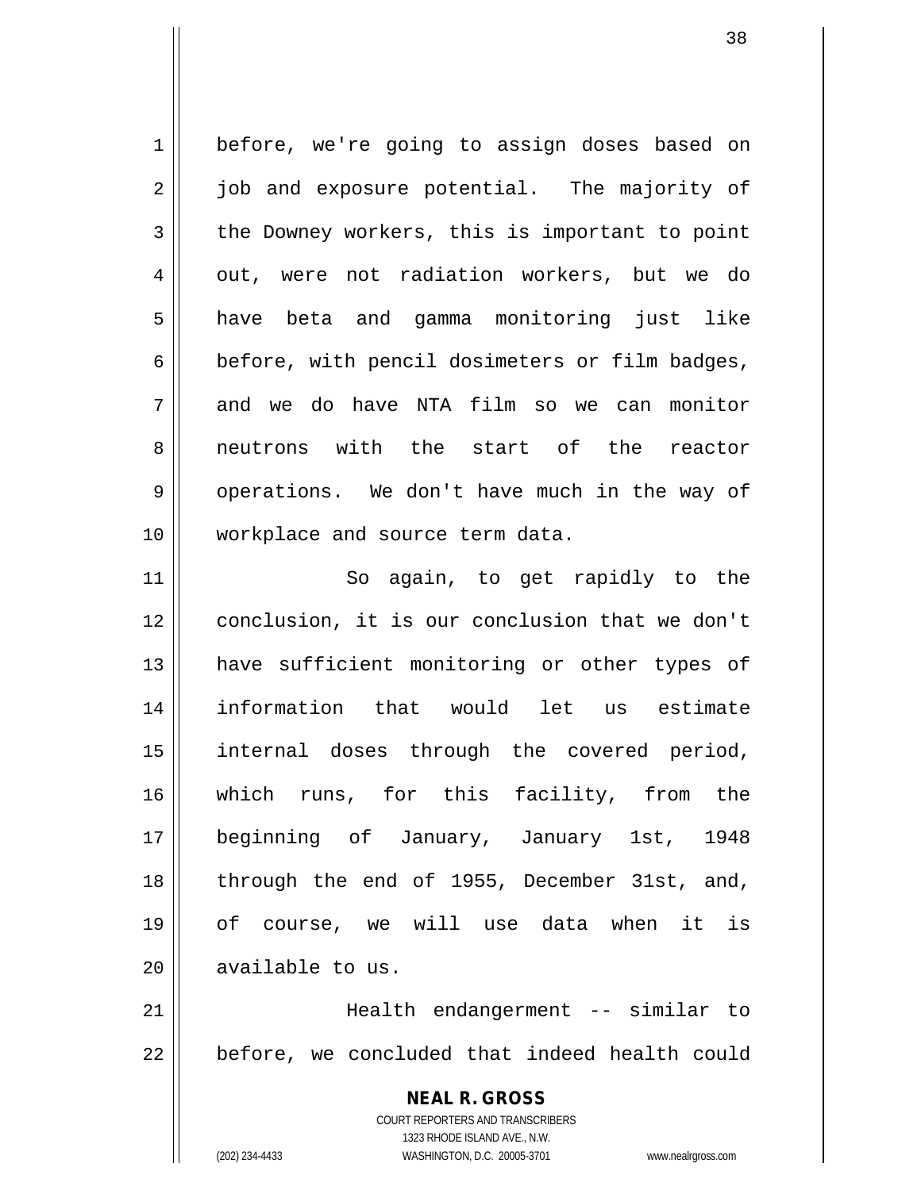before, we're going to assign doses based on job and exposure potential. The majority of the Downey workers, this is important to point out, were not radiation workers, but we do have beta and gamma monitoring just like before, with pencil dosimeters or film badges, and we do have NTA film so we can monitor neutrons with the start of the reactor operations. We don't have much in the way of workplace and source term data.

So again, to get rapidly to the conclusion, it is our conclusion that we don't have sufficient monitoring or other types of information that would let us estimate internal doses through the covered period, which runs, for this facility, from the beginning of January, January 1st, 1948 through the end of 1955, December 31st, and, of course, we will use data when it is available to us.

Health endangerment -- similar to before, we concluded that indeed health could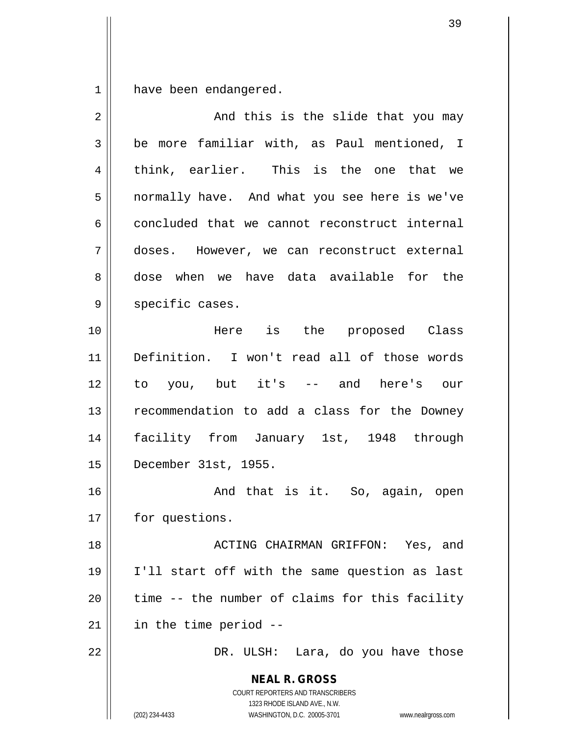have been endangered.

And this is the slide that you may be more familiar with, as Paul mentioned, I think, earlier. This is the one that we normally have. And what you see here is we've concluded that we cannot reconstruct internal doses. However, we can reconstruct external dose when we have data available for the specific cases.

Here is the proposed Class Definition. I won't read all of those words to you, but it's -- and here's our recommendation to add a class for the Downey facility from January 1st, 1948 through December 31st, 1955.

And that is it. So, again, open for questions.

ACTING CHAIRMAN GRIFFON: Yes, and I'll start off with the same question as last time -- the number of claims for this facility in the time period --

DR. ULSH: Lara, do you have those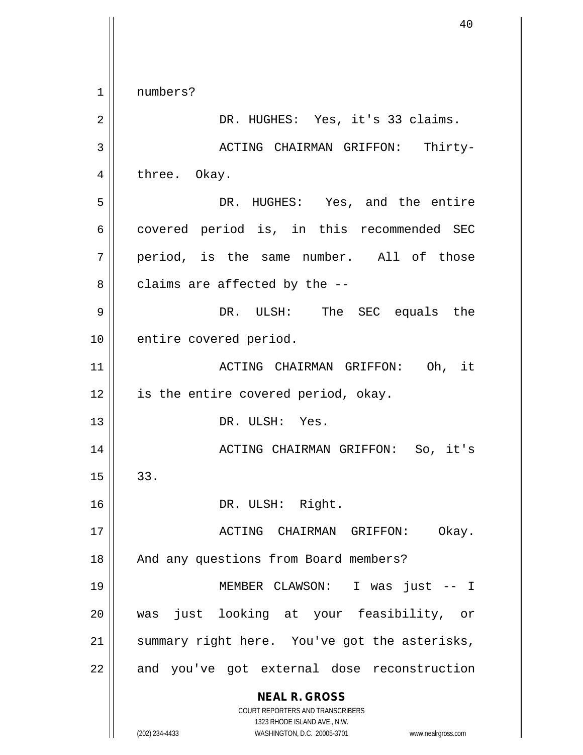numbers?

DR. HUGHES: Yes, it's 33 claims.

ACTING CHAIRMAN GRIFFON: Thirty-three. Okay.

DR. HUGHES: Yes, and the entire covered period is, in this recommended SEC period, is the same number. All of those claims are affected by the --

DR. ULSH: The SEC equals the entire covered period.

ACTING CHAIRMAN GRIFFON: Oh, it is the entire covered period, okay.

DR. ULSH: Yes.

ACTING CHAIRMAN GRIFFON: So, it's 33.

DR. ULSH: Right.

ACTING CHAIRMAN GRIFFON: Okay. And any questions from Board members?

MEMBER CLAWSON: I was just -- I was just looking at your feasibility, or summary right here. You've got the asterisks, and you've got external dose reconstruction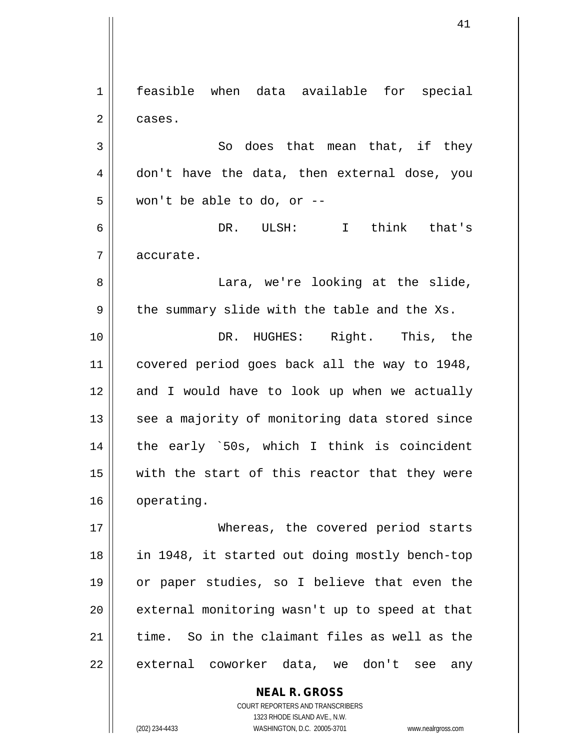feasible when data available for special cases.

So does that mean that, if they don't have the data, then external dose, you won't be able to do, or --

DR. ULSH: I think that's accurate.

Lara, we're looking at the slide, the summary slide with the table and the Xs.

DR. HUGHES: Right. This, the covered period goes back all the way to 1948, and I would have to look up when we actually see a majority of monitoring data stored since the early `50s, which I think is coincident with the start of this reactor that they were operating.

Whereas, the covered period starts in 1948, it started out doing mostly bench-top or paper studies, so I believe that even the external monitoring wasn't up to speed at that time. So in the claimant files as well as the external coworker data, we don't see any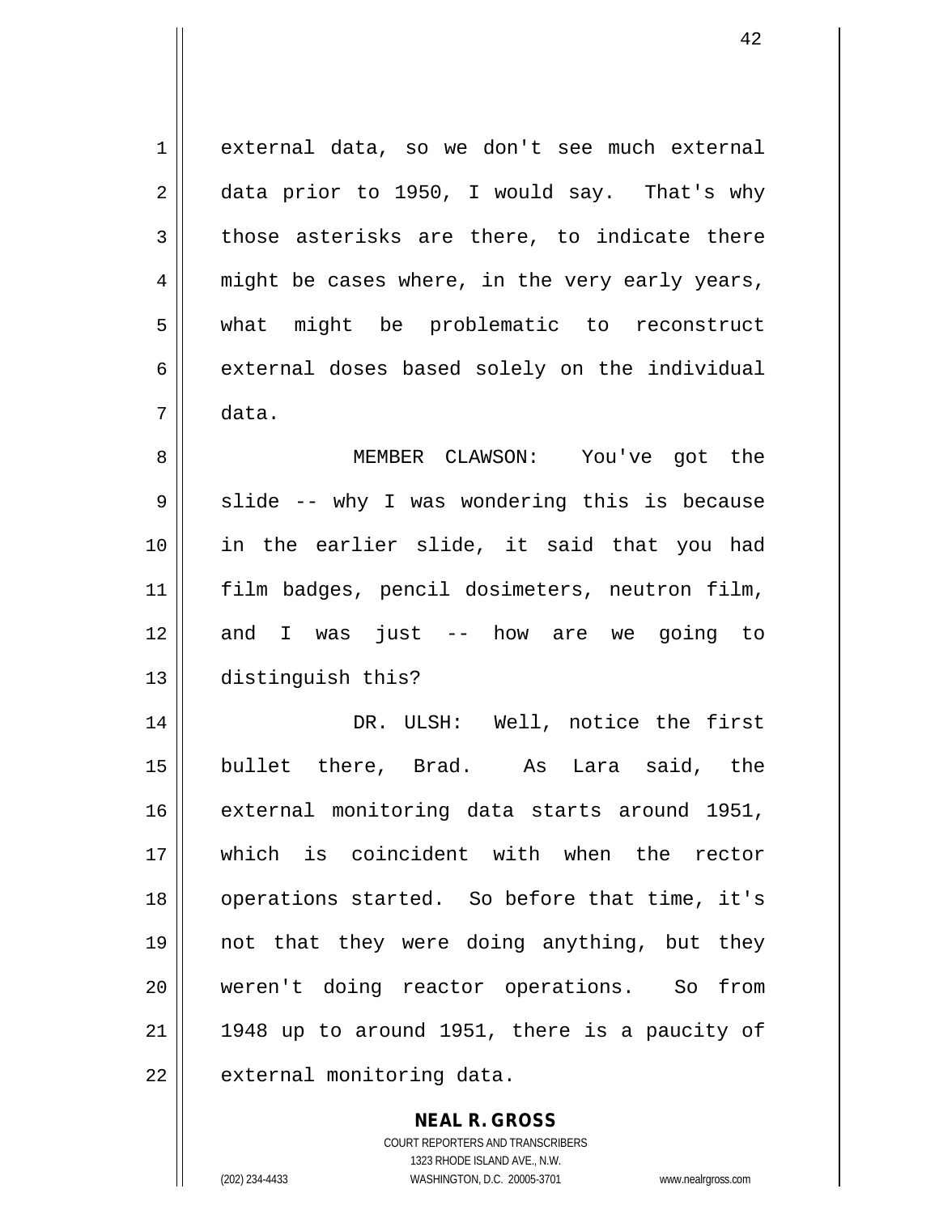external data, so we don't see much external data prior to 1950, I would say. That's why those asterisks are there, to indicate there might be cases where, in the very early years, what might be problematic to reconstruct external doses based solely on the individual data.

MEMBER CLAWSON: You've got the slide -- why I was wondering this is because in the earlier slide, it said that you had film badges, pencil dosimeters, neutron film, and I was just -- how are we going to distinguish this?

DR. ULSH: Well, notice the first bullet there, Brad. As Lara said, the external monitoring data starts around 1951, which is coincident with when the rector operations started. So before that time, it's not that they were doing anything, but they weren't doing reactor operations. So from 1948 up to around 1951, there is a paucity of external monitoring data.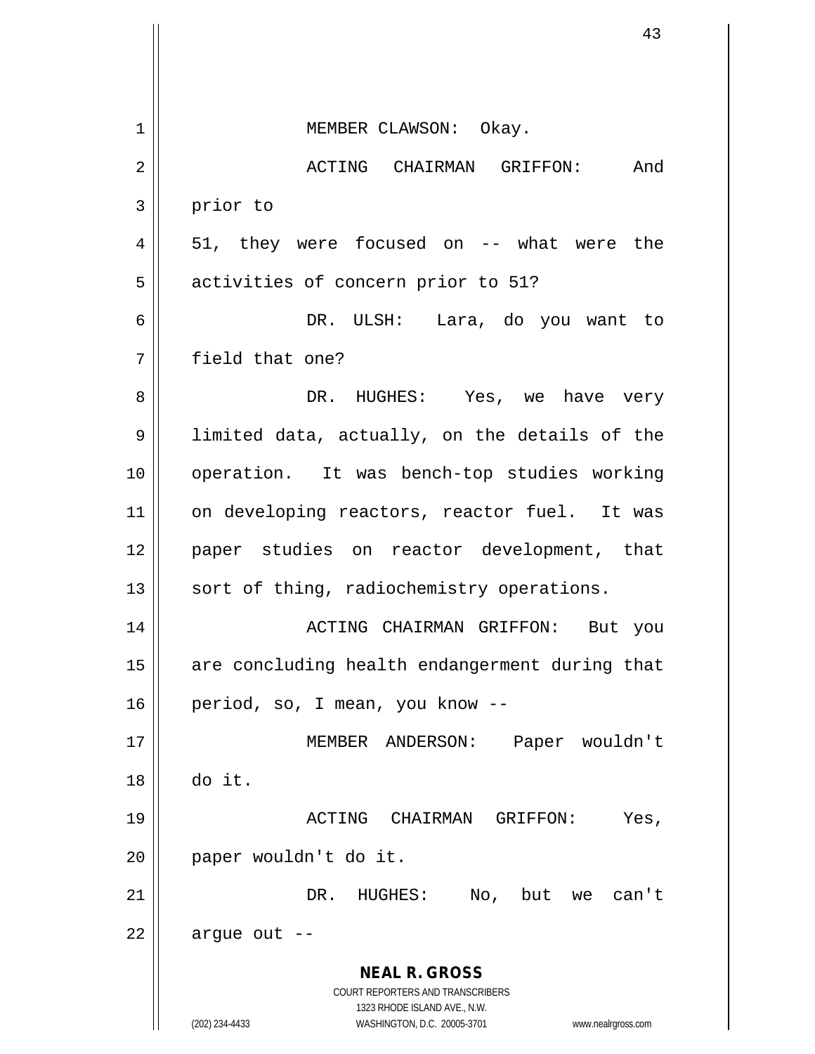MEMBER CLAWSON: Okay.

ACTING CHAIRMAN GRIFFON: And prior to 51, they were focused on -- what were the activities of concern prior to 51?

DR. ULSH: Lara, do you want to field that one?

DR. HUGHES: Yes, we have very limited data, actually, on the details of the operation. It was bench-top studies working on developing reactors, reactor fuel. It was paper studies on reactor development, that sort of thing, radiochemistry operations.

ACTING CHAIRMAN GRIFFON: But you are concluding health endangerment during that period, so, I mean, you know --

MEMBER ANDERSON: Paper wouldn't do it.

ACTING CHAIRMAN GRIFFON: Yes, paper wouldn't do it.

DR. HUGHES: No, but we can't argue out --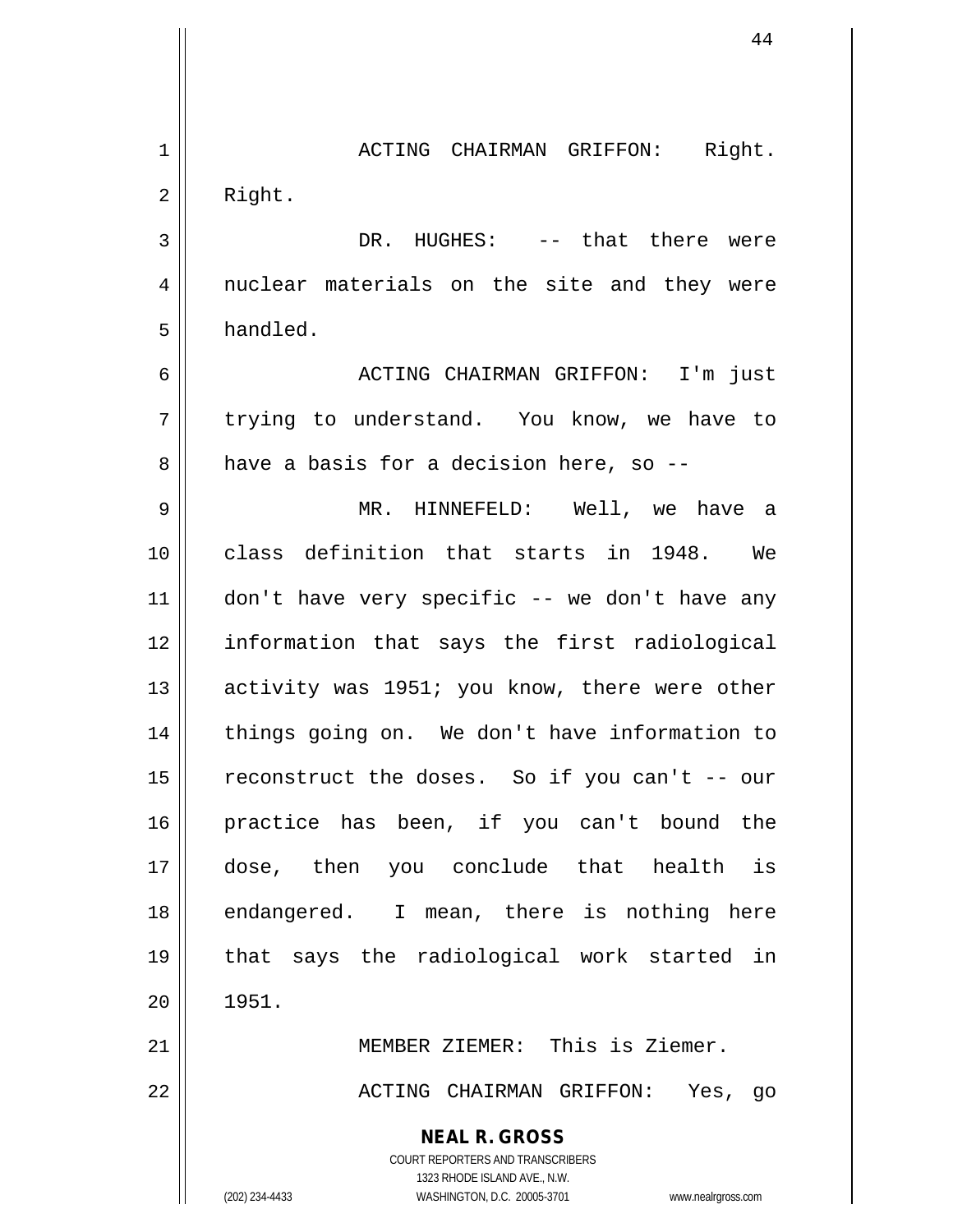ACTING CHAIRMAN GRIFFON: Right. Right.

DR. HUGHES: -- that there were nuclear materials on the site and they were handled.

ACTING CHAIRMAN GRIFFON: I'm just trying to understand. You know, we have to have a basis for a decision here, so --

MR. HINNEFELD: Well, we have a class definition that starts in 1948. We don't have very specific -- we don't have any information that says the first radiological activity was 1951; you know, there were other things going on. We don't have information to reconstruct the doses. So if you can't -- our practice has been, if you can't bound the dose, then you conclude that health is endangered. I mean, there is nothing here that says the radiological work started in 1951.

MEMBER ZIEMER: This is Ziemer.

ACTING CHAIRMAN GRIFFON: Yes, go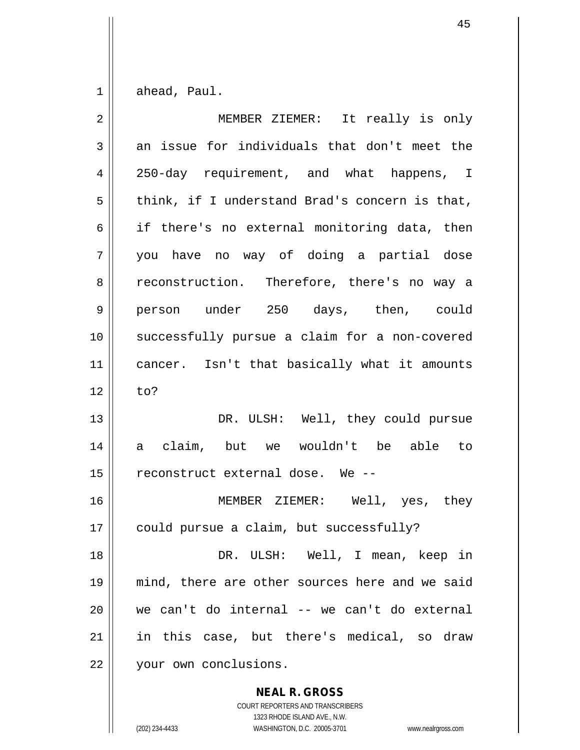ahead, Paul.

MEMBER ZIEMER: It really is only an issue for individuals that don't meet the 250-day requirement, and what happens, I think, if I understand Brad's concern is that, if there's no external monitoring data, then you have no way of doing a partial dose reconstruction. Therefore, there's no way a person under 250 days, then, could successfully pursue a claim for a non-covered cancer. Isn't that basically what it amounts to?

DR. ULSH: Well, they could pursue a claim, but we wouldn't be able to reconstruct external dose. We --

MEMBER ZIEMER: Well, yes, they could pursue a claim, but successfully?

DR. ULSH: Well, I mean, keep in mind, there are other sources here and we said we can't do internal -- we can't do external in this case, but there's medical, so draw your own conclusions.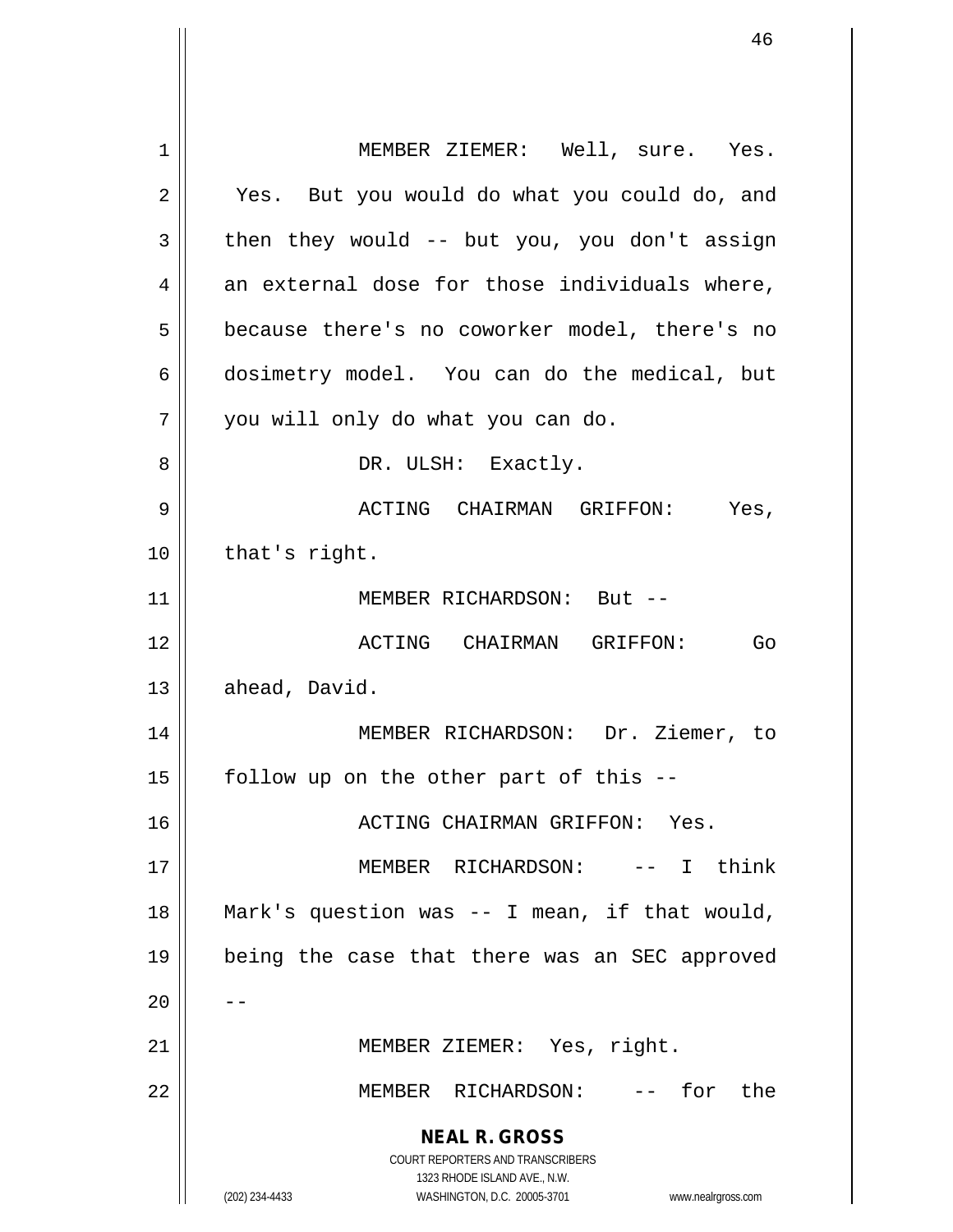MEMBER ZIEMER: Well, sure. Yes. Yes. But you would do what you could do, and then they would -- but you, you don't assign an external dose for those individuals where, because there's no coworker model, there's no dosimetry model. You can do the medical, but you will only do what you can do.

DR. ULSH: Exactly.

ACTING CHAIRMAN GRIFFON: Yes, that's right.

MEMBER RICHARDSON: But --

ACTING CHAIRMAN GRIFFON: Go ahead, David.

MEMBER RICHARDSON: Dr. Ziemer, to follow up on the other part of this --

ACTING CHAIRMAN GRIFFON: Yes.

MEMBER RICHARDSON: -- I think Mark's question was -- I mean, if that would, being the case that there was an SEC approved --

MEMBER ZIEMER: Yes, right.

MEMBER RICHARDSON: -- for the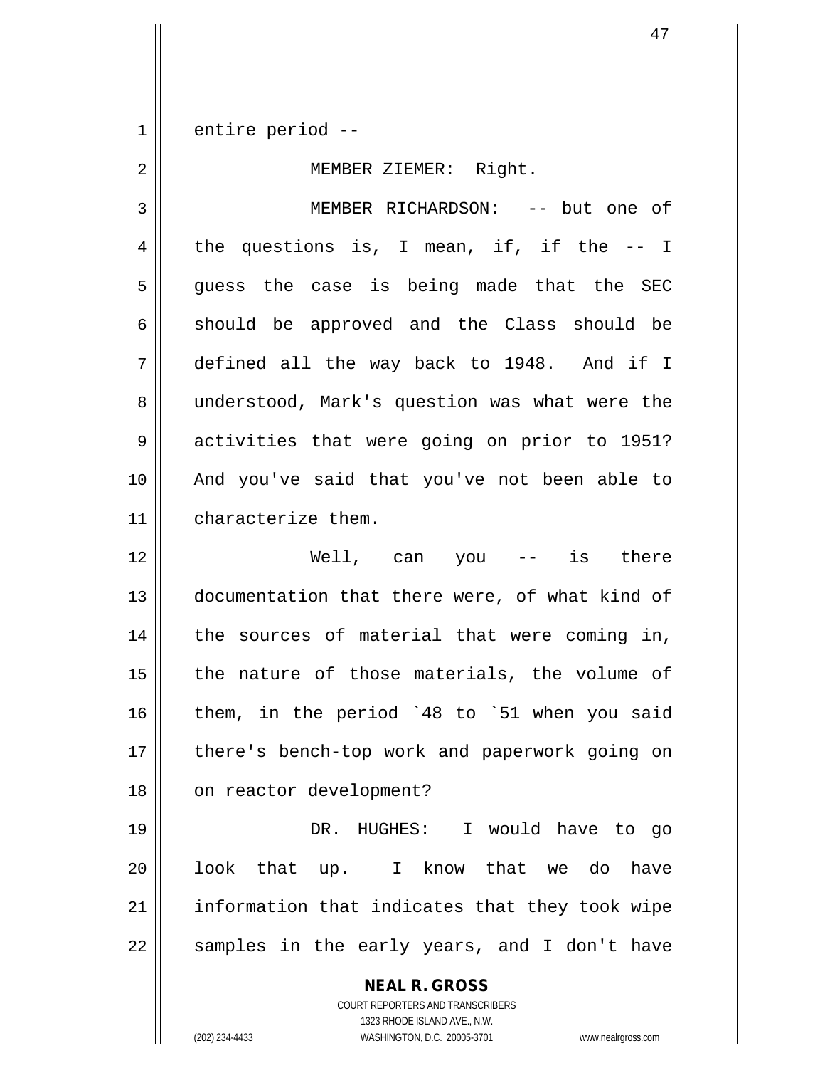entire period --

MEMBER ZIEMER: Right.

MEMBER RICHARDSON: -- but one of the questions is, I mean, if, if the -- I guess the case is being made that the SEC should be approved and the Class should be defined all the way back to 1948. And if I understood, Mark's question was what were the activities that were going on prior to 1951? And you've said that you've not been able to characterize them.

Well, can you -- is there documentation that there were, of what kind of the sources of material that were coming in, the nature of those materials, the volume of them, in the period `48 to `51 when you said there's bench-top work and paperwork going on on reactor development?

DR. HUGHES: I would have to go look that up. I know that we do have information that indicates that they took wipe samples in the early years, and I don't have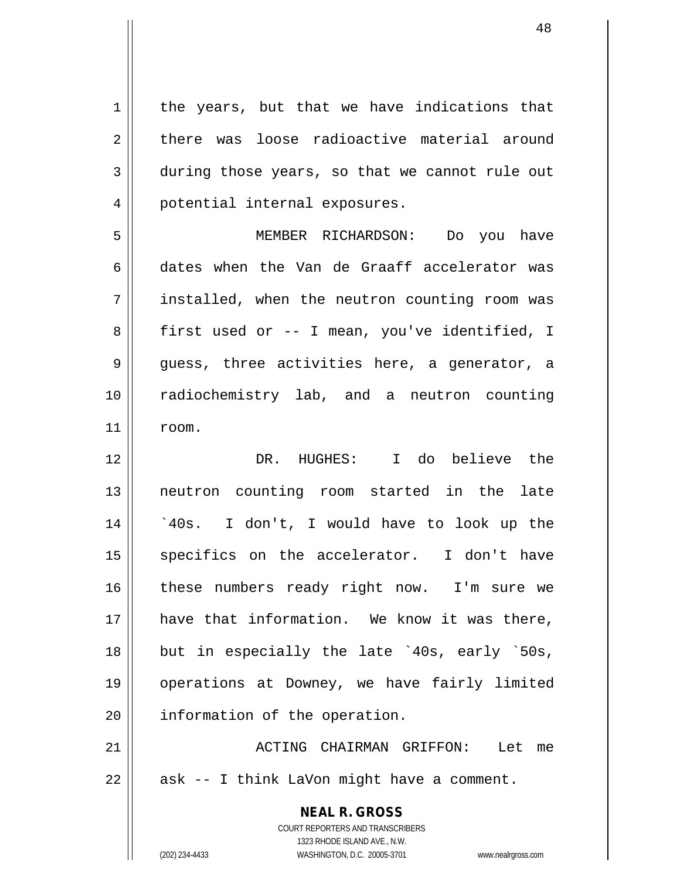the years, but that we have indications that there was loose radioactive material around during those years, so that we cannot rule out potential internal exposures.

MEMBER RICHARDSON: Do you have dates when the Van de Graaff accelerator was installed, when the neutron counting room was first used or -- I mean, you've identified, I guess, three activities here, a generator, a radiochemistry lab, and a neutron counting room.

DR. HUGHES: I do believe the neutron counting room started in the late `40s. I don't, I would have to look up the specifics on the accelerator. I don't have these numbers ready right now. I'm sure we have that information. We know it was there, but in especially the late `40s, early `50s, operations at Downey, we have fairly limited information of the operation.

ACTING CHAIRMAN GRIFFON: Let me ask -- I think LaVon might have a comment.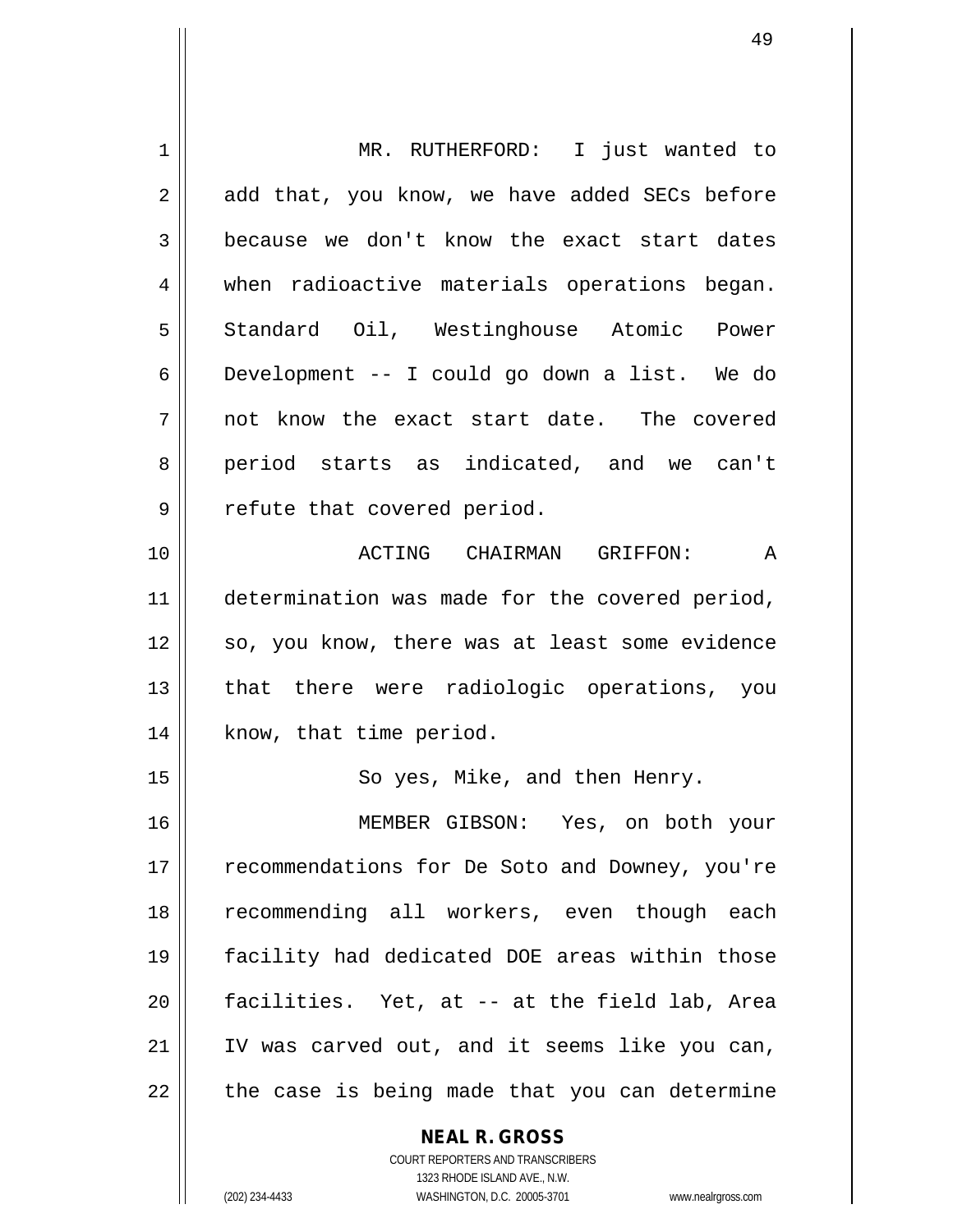MR. RUTHERFORD: I just wanted to add that, you know, we have added SECs before because we don't know the exact start dates when radioactive materials operations began. Standard Oil, Westinghouse Atomic Power Development -- I could go down a list. We do not know the exact start date. The covered period starts as indicated, and we can't refute that covered period.

ACTING CHAIRMAN GRIFFON: A determination was made for the covered period, so, you know, there was at least some evidence that there were radiologic operations, you know, that time period.

So yes, Mike, and then Henry.

MEMBER GIBSON: Yes, on both your recommendations for De Soto and Downey, you're recommending all workers, even though each facility had dedicated DOE areas within those facilities. Yet, at -- at the field lab, Area IV was carved out, and it seems like you can, the case is being made that you can determine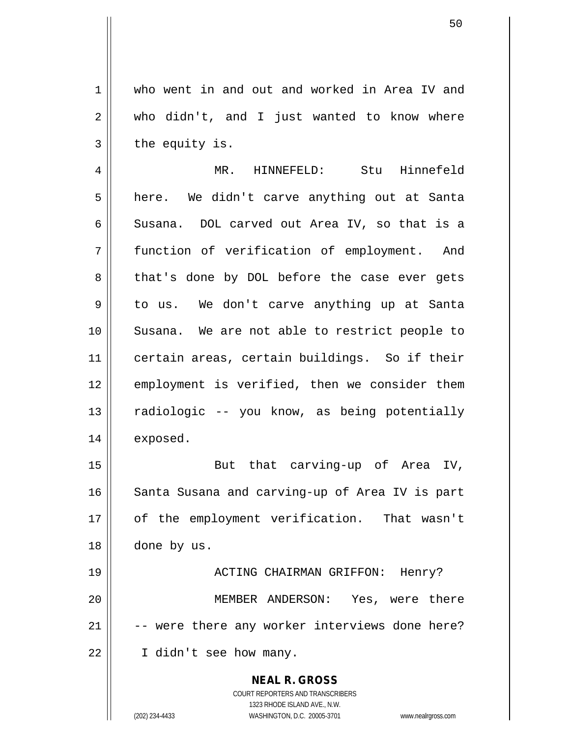who went in and out and worked in Area IV and who didn't, and I just wanted to know where the equity is.

MR. HINNEFELD: Stu Hinnefeld here. We didn't carve anything out at Santa Susana. DOL carved out Area IV, so that is a function of verification of employment. And that's done by DOL before the case ever gets to us. We don't carve anything up at Santa Susana. We are not able to restrict people to certain areas, certain buildings. So if their employment is verified, then we consider them radiologic -- you know, as being potentially exposed.

But that carving-up of Area IV, Santa Susana and carving-up of Area IV is part of the employment verification. That wasn't done by us.

ACTING CHAIRMAN GRIFFON: Henry?

MEMBER ANDERSON: Yes, were there -- were there any worker interviews done here? I didn't see how many.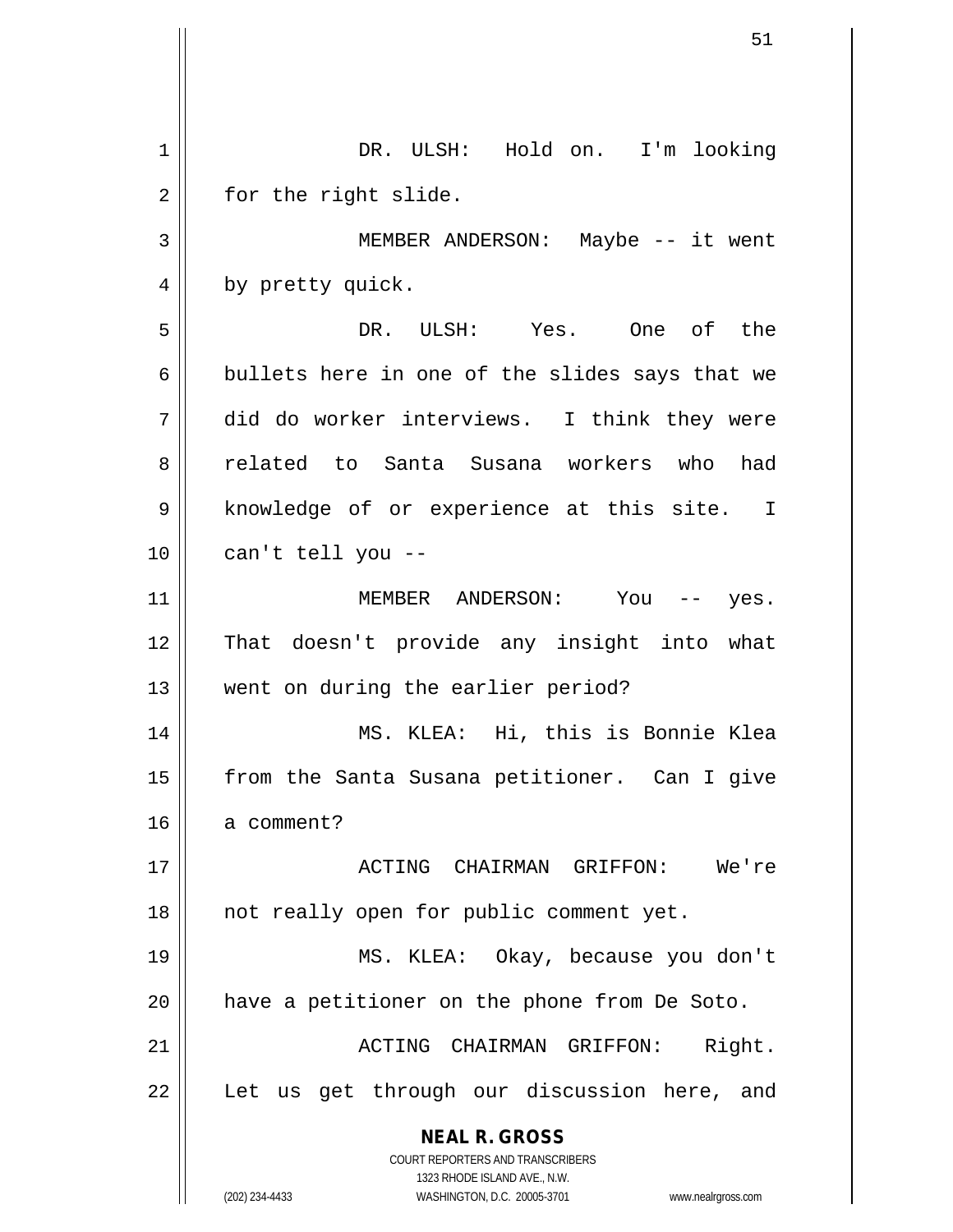DR. ULSH: Hold on. I'm looking for the right slide.

MEMBER ANDERSON: Maybe -- it went by pretty quick.

DR. ULSH: Yes. One of the bullets here in one of the slides says that we did do worker interviews. I think they were related to Santa Susana workers who had knowledge of or experience at this site. I can't tell you --

MEMBER ANDERSON: You -- yes. That doesn't provide any insight into what went on during the earlier period?

MS. KLEA: Hi, this is Bonnie Klea from the Santa Susana petitioner. Can I give a comment?

ACTING CHAIRMAN GRIFFON: We're not really open for public comment yet.

MS. KLEA: Okay, because you don't have a petitioner on the phone from De Soto.

ACTING CHAIRMAN GRIFFON: Right. Let us get through our discussion here, and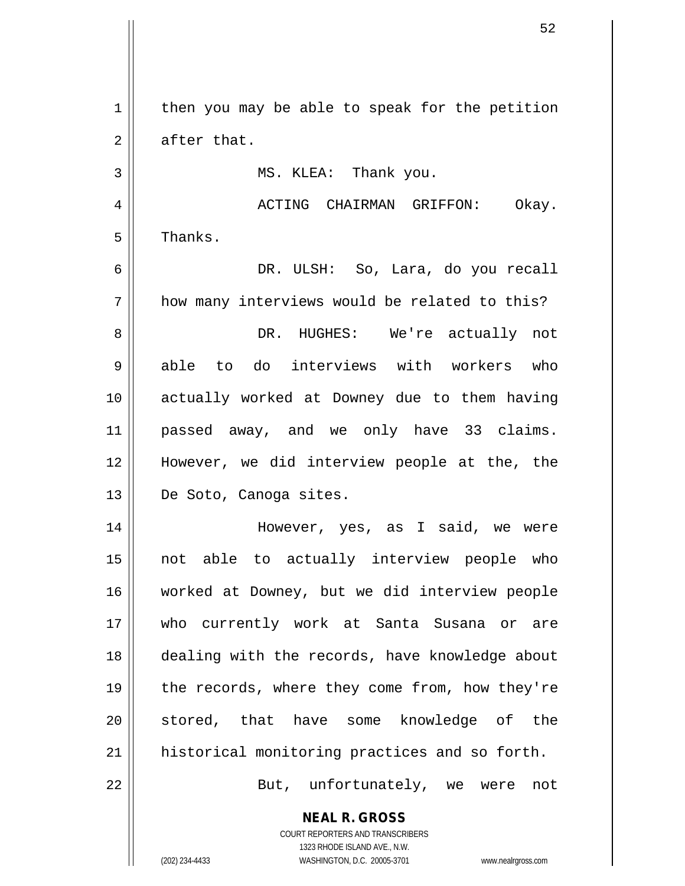then you may be able to speak for the petition after that.

MS. KLEA: Thank you.

ACTING CHAIRMAN GRIFFON: Okay. Thanks.

DR. ULSH: So, Lara, do you recall how many interviews would be related to this?

DR. HUGHES: We're actually not able to do interviews with workers who actually worked at Downey due to them having passed away, and we only have 33 claims. However, we did interview people at the, the De Soto, Canoga sites.

However, yes, as I said, we were not able to actually interview people who worked at Downey, but we did interview people who currently work at Santa Susana or are dealing with the records, have knowledge about the records, where they come from, how they're stored, that have some knowledge of the historical monitoring practices and so forth.

But, unfortunately, we were not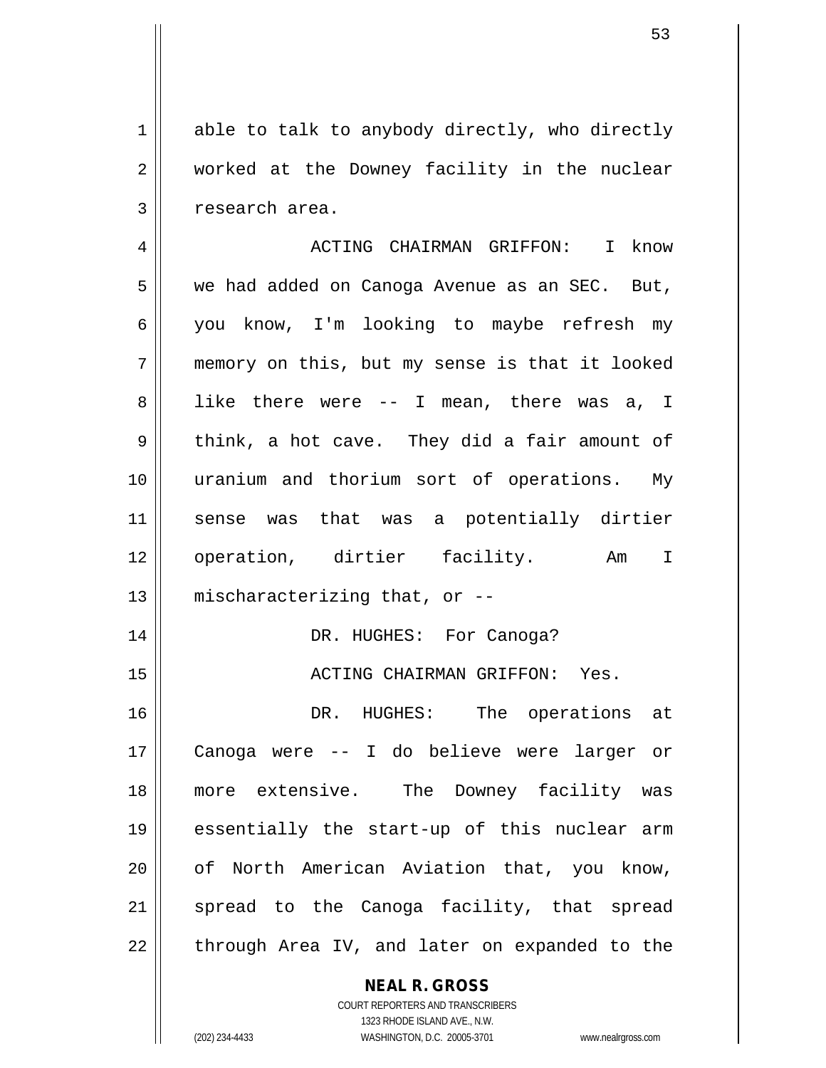able to talk to anybody directly, who directly worked at the Downey facility in the nuclear research area.

ACTING CHAIRMAN GRIFFON: I know we had added on Canoga Avenue as an SEC. But, you know, I'm looking to maybe refresh my memory on this, but my sense is that it looked like there were -- I mean, there was a, I think, a hot cave. They did a fair amount of uranium and thorium sort of operations. My sense was that was a potentially dirtier operation, dirtier facility. Am I mischaracterizing that, or --

DR. HUGHES: For Canoga?

ACTING CHAIRMAN GRIFFON: Yes.

DR. HUGHES: The operations at Canoga were -- I do believe were larger or more extensive. The Downey facility was essentially the start-up of this nuclear arm of North American Aviation that, you know, spread to the Canoga facility, that spread through Area IV, and later on expanded to the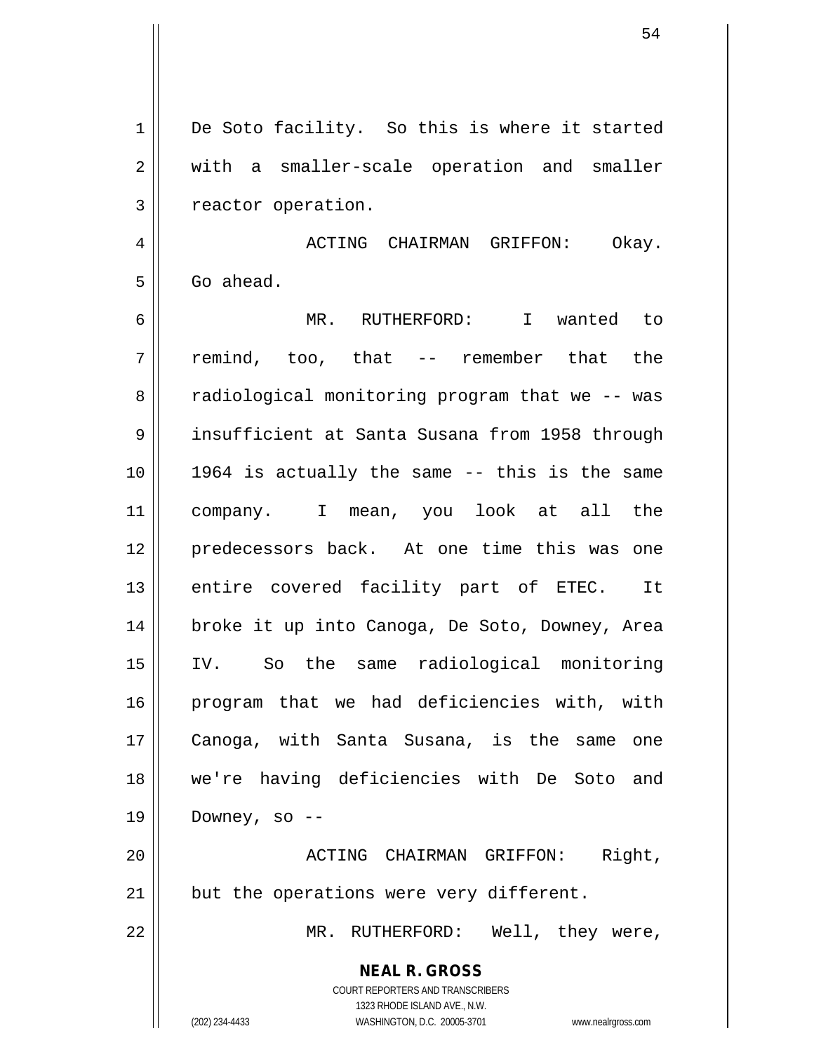De Soto facility. So this is where it started with a smaller-scale operation and smaller reactor operation.

ACTING CHAIRMAN GRIFFON: Okay. Go ahead.

MR. RUTHERFORD: I wanted to remind, too, that -- remember that the radiological monitoring program that we -- was insufficient at Santa Susana from 1958 through 1964 is actually the same -- this is the same company. I mean, you look at all the predecessors back. At one time this was one entire covered facility part of ETEC. It broke it up into Canoga, De Soto, Downey, Area IV. So the same radiological monitoring program that we had deficiencies with, with Canoga, with Santa Susana, is the same one we're having deficiencies with De Soto and Downey, so --

ACTING CHAIRMAN GRIFFON: Right, but the operations were very different.

MR. RUTHERFORD: Well, they were,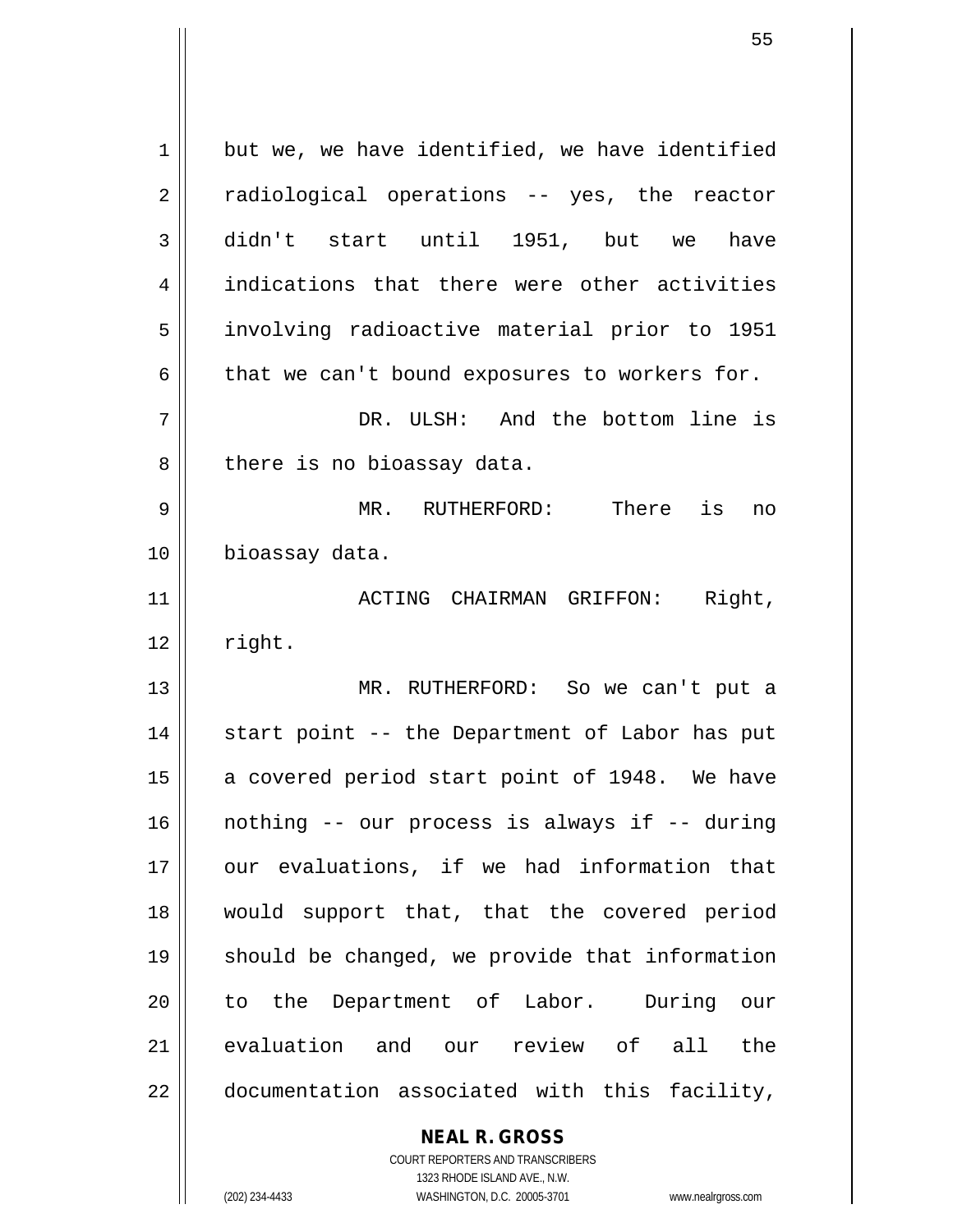but we, we have identified, we have identified radiological operations -- yes, the reactor didn't start until 1951, but we have indications that there were other activities involving radioactive material prior to 1951 that we can't bound exposures to workers for.

DR. ULSH: And the bottom line is there is no bioassay data.

MR. RUTHERFORD: There is no bioassay data.

ACTING CHAIRMAN GRIFFON: Right, right.

MR. RUTHERFORD: So we can't put a start point -- the Department of Labor has put a covered period start point of 1948. We have nothing -- our process is always if -- during our evaluations, if we had information that would support that, that the covered period should be changed, we provide that information to the Department of Labor. During our evaluation and our review of all the documentation associated with this facility,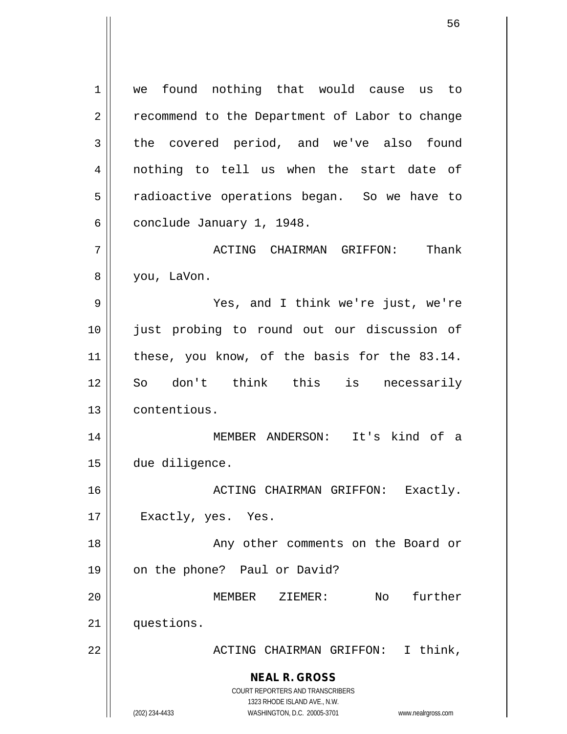we found nothing that would cause us to recommend to the Department of Labor to change the covered period, and we've also found nothing to tell us when the start date of radioactive operations began. So we have to conclude January 1, 1948.

ACTING CHAIRMAN GRIFFON: Thank you, LaVon.

Yes, and I think we're just, we're just probing to round out our discussion of these, you know, of the basis for the 83.14. So don't think this is necessarily contentious.

MEMBER ANDERSON: It's kind of a due diligence.

ACTING CHAIRMAN GRIFFON: Exactly. Exactly, yes. Yes.

Any other comments on the Board or on the phone? Paul or David?

MEMBER ZIEMER: No further questions.

ACTING CHAIRMAN GRIFFON: I think,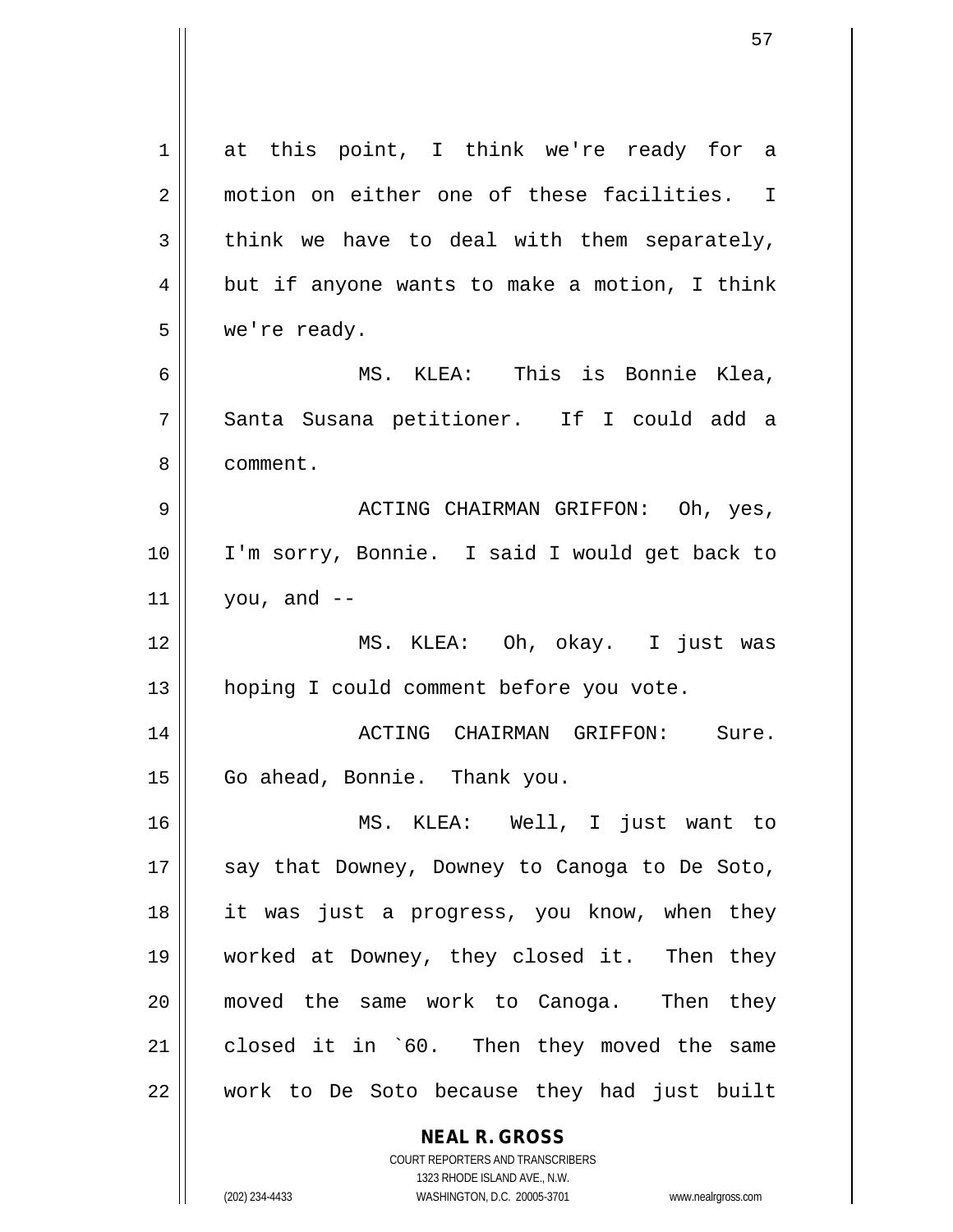at this point, I think we're ready for a motion on either one of these facilities. I think we have to deal with them separately, but if anyone wants to make a motion, I think we're ready.

MS. KLEA: This is Bonnie Klea, Santa Susana petitioner. If I could add a comment.

ACTING CHAIRMAN GRIFFON: Oh, yes, I'm sorry, Bonnie. I said I would get back to you, and --

MS. KLEA: Oh, okay. I just was hoping I could comment before you vote.

ACTING CHAIRMAN GRIFFON: Sure. Go ahead, Bonnie. Thank you.

MS. KLEA: Well, I just want to say that Downey, Downey to Canoga to De Soto, it was just a progress, you know, when they worked at Downey, they closed it. Then they moved the same work to Canoga. Then they closed it in `60. Then they moved the same work to De Soto because they had just built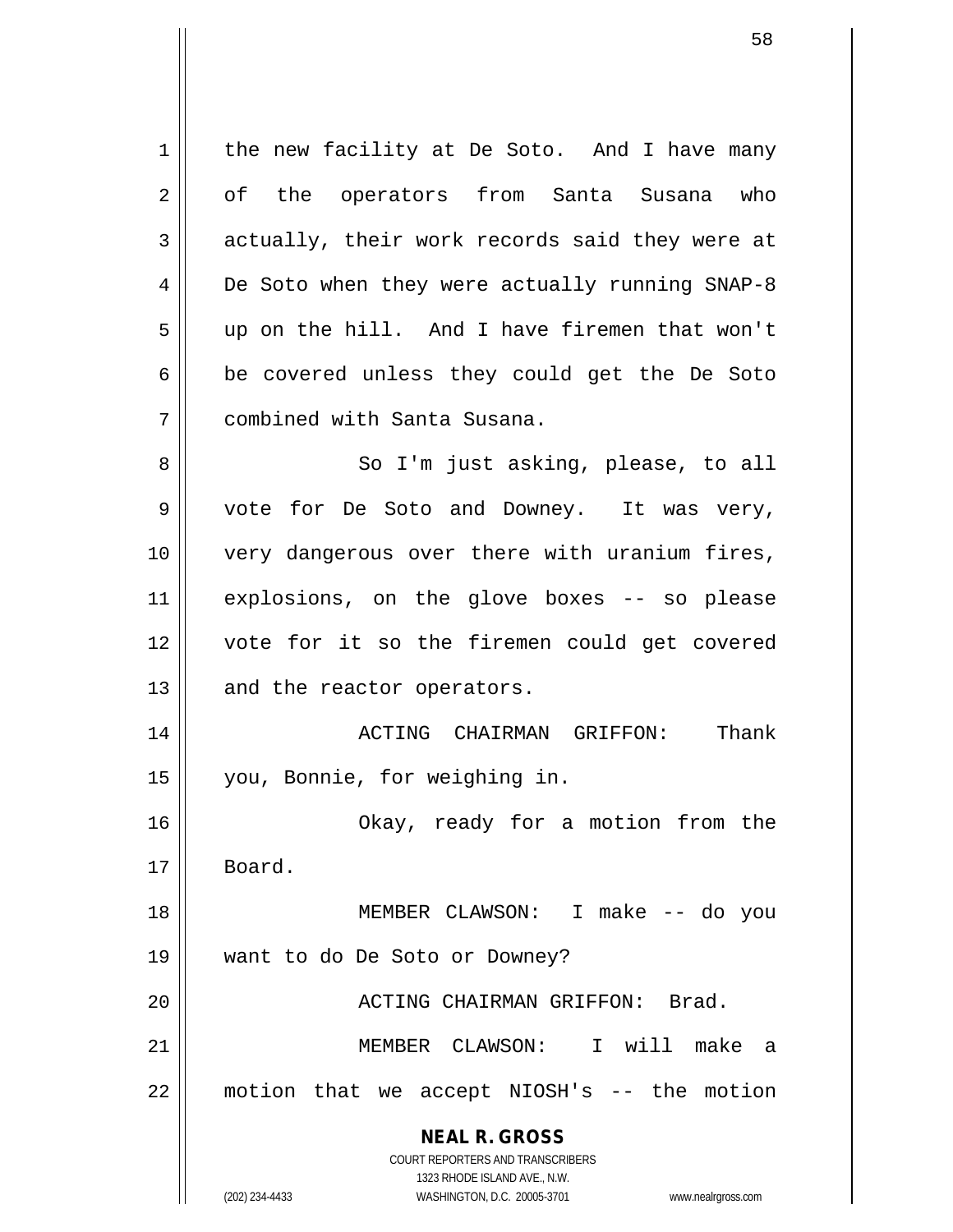the new facility at De Soto. And I have many of the operators from Santa Susana who actually, their work records said they were at De Soto when they were actually running SNAP-8 up on the hill. And I have firemen that won't be covered unless they could get the De Soto combined with Santa Susana.

So I'm just asking, please, to all vote for De Soto and Downey. It was very, very dangerous over there with uranium fires, explosions, on the glove boxes -- so please vote for it so the firemen could get covered and the reactor operators.

ACTING CHAIRMAN GRIFFON: Thank you, Bonnie, for weighing in.

Okay, ready for a motion from the Board.

MEMBER CLAWSON: I make -- do you want to do De Soto or Downey?

ACTING CHAIRMAN GRIFFON: Brad.

MEMBER CLAWSON: I will make a motion that we accept NIOSH's -- the motion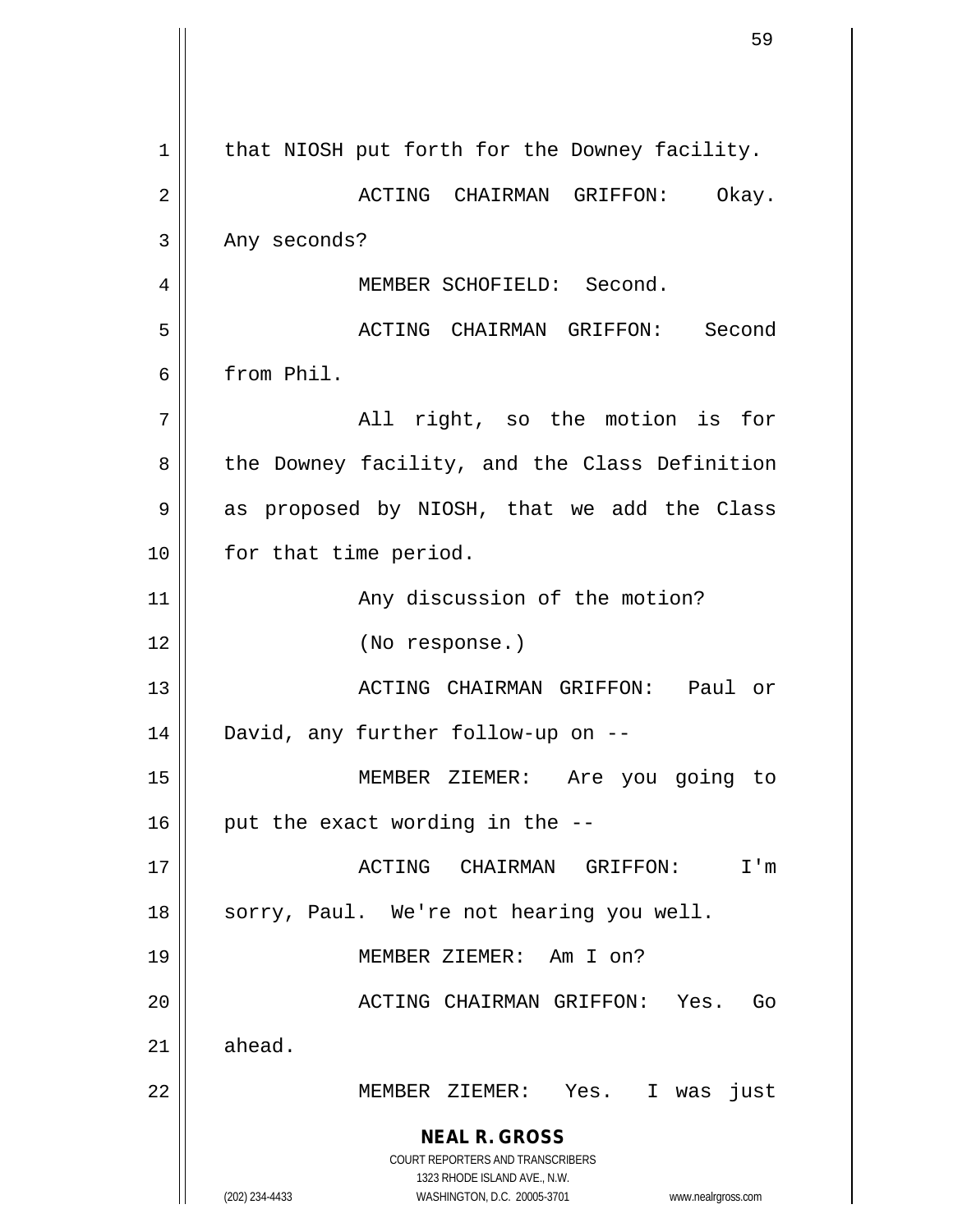that NIOSH put forth for the Downey facility.

ACTING CHAIRMAN GRIFFON: Okay. Any seconds?

MEMBER SCHOFIELD: Second.

ACTING CHAIRMAN GRIFFON: Second from Phil.

All right, so the motion is for the Downey facility, and the Class Definition as proposed by NIOSH, that we add the Class for that time period.

Any discussion of the motion?

(No response.)

ACTING CHAIRMAN GRIFFON: Paul or David, any further follow-up on --

MEMBER ZIEMER: Are you going to put the exact wording in the --

ACTING CHAIRMAN GRIFFON: I'm sorry, Paul. We're not hearing you well.

MEMBER ZIEMER: Am I on?

ACTING CHAIRMAN GRIFFON: Yes. Go ahead.

MEMBER ZIEMER: Yes. I was just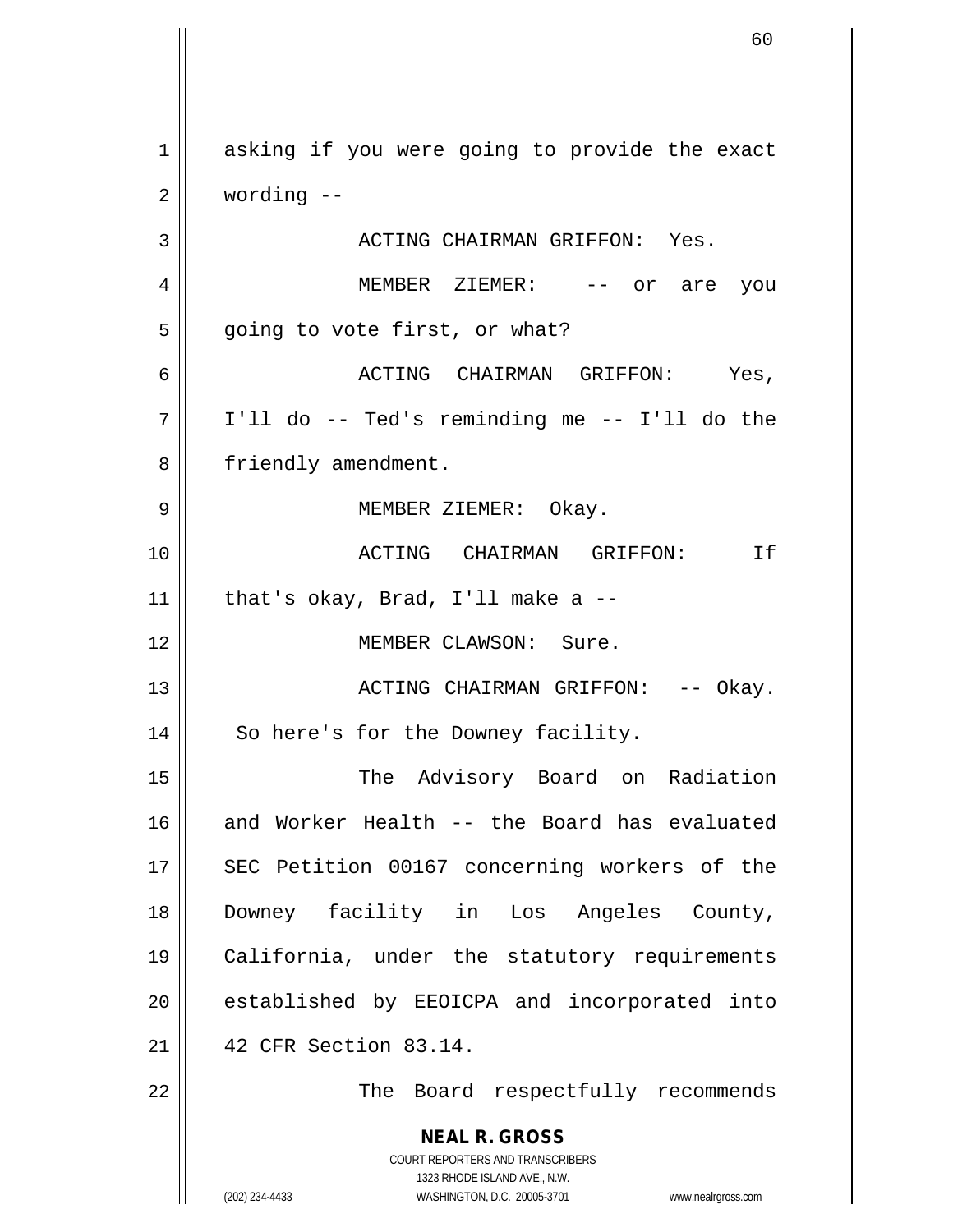asking if you were going to provide the exact wording --

ACTING CHAIRMAN GRIFFON: Yes.

MEMBER ZIEMER: -- or are you going to vote first, or what?

ACTING CHAIRMAN GRIFFON: Yes, I'll do -- Ted's reminding me -- I'll do the friendly amendment.

MEMBER ZIEMER: Okay.

ACTING CHAIRMAN GRIFFON: If that's okay, Brad, I'll make a --

MEMBER CLAWSON: Sure.

ACTING CHAIRMAN GRIFFON: -- Okay. So here's for the Downey facility.

The Advisory Board on Radiation and Worker Health -- the Board has evaluated SEC Petition 00167 concerning workers of the Downey facility in Los Angeles County, California, under the statutory requirements established by EEOICPA and incorporated into 42 CFR Section 83.14.

The Board respectfully recommends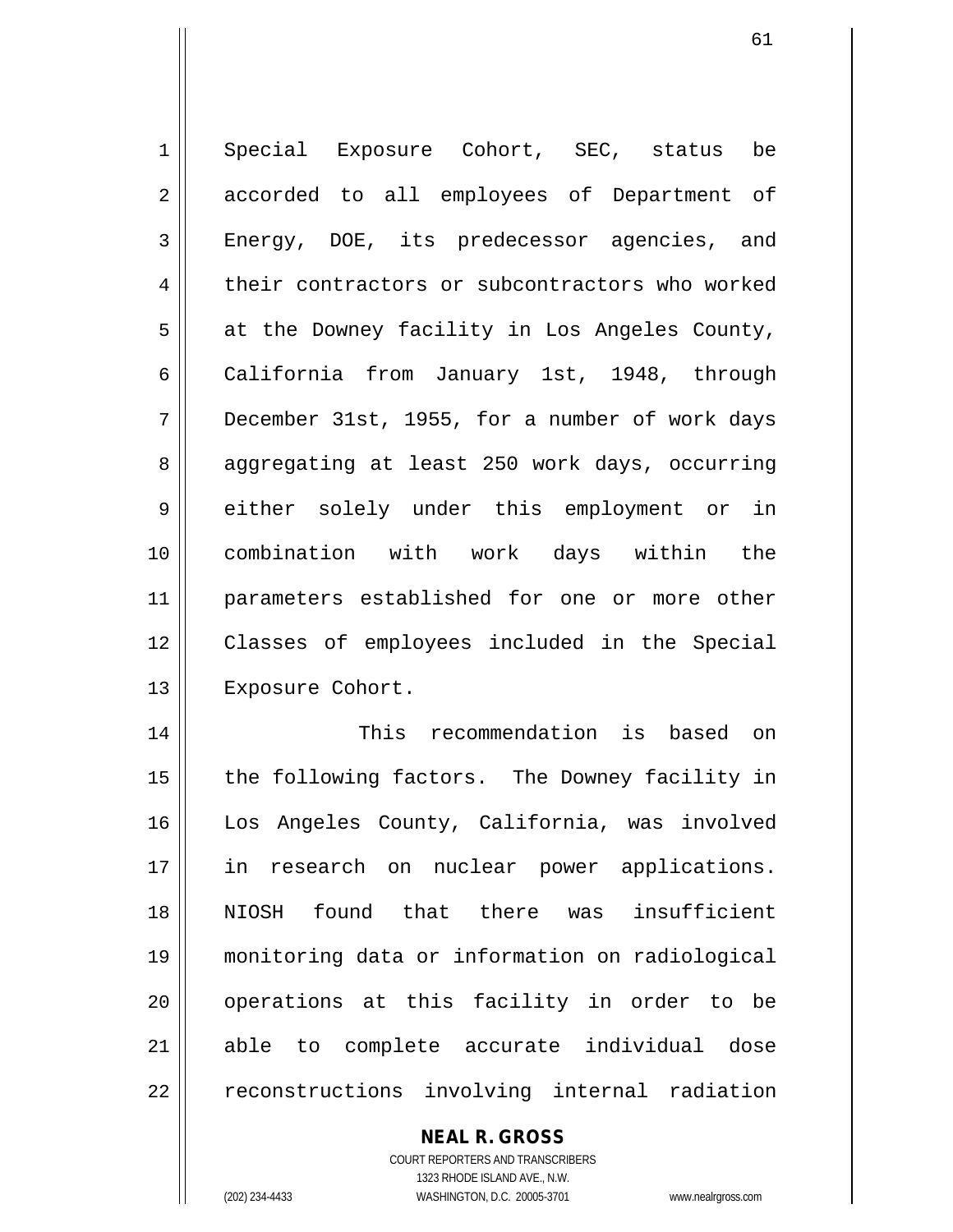Special Exposure Cohort, SEC, status be accorded to all employees of Department of Energy, DOE, its predecessor agencies, and their contractors or subcontractors who worked at the Downey facility in Los Angeles County, California from January 1st, 1948, through December 31st, 1955, for a number of work days aggregating at least 250 work days, occurring either solely under this employment or in combination with work days within the parameters established for one or more other Classes of employees included in the Special Exposure Cohort.

This recommendation is based on the following factors. The Downey facility in Los Angeles County, California, was involved in research on nuclear power applications. NIOSH found that there was insufficient monitoring data or information on radiological operations at this facility in order to be able to complete accurate individual dose reconstructions involving internal radiation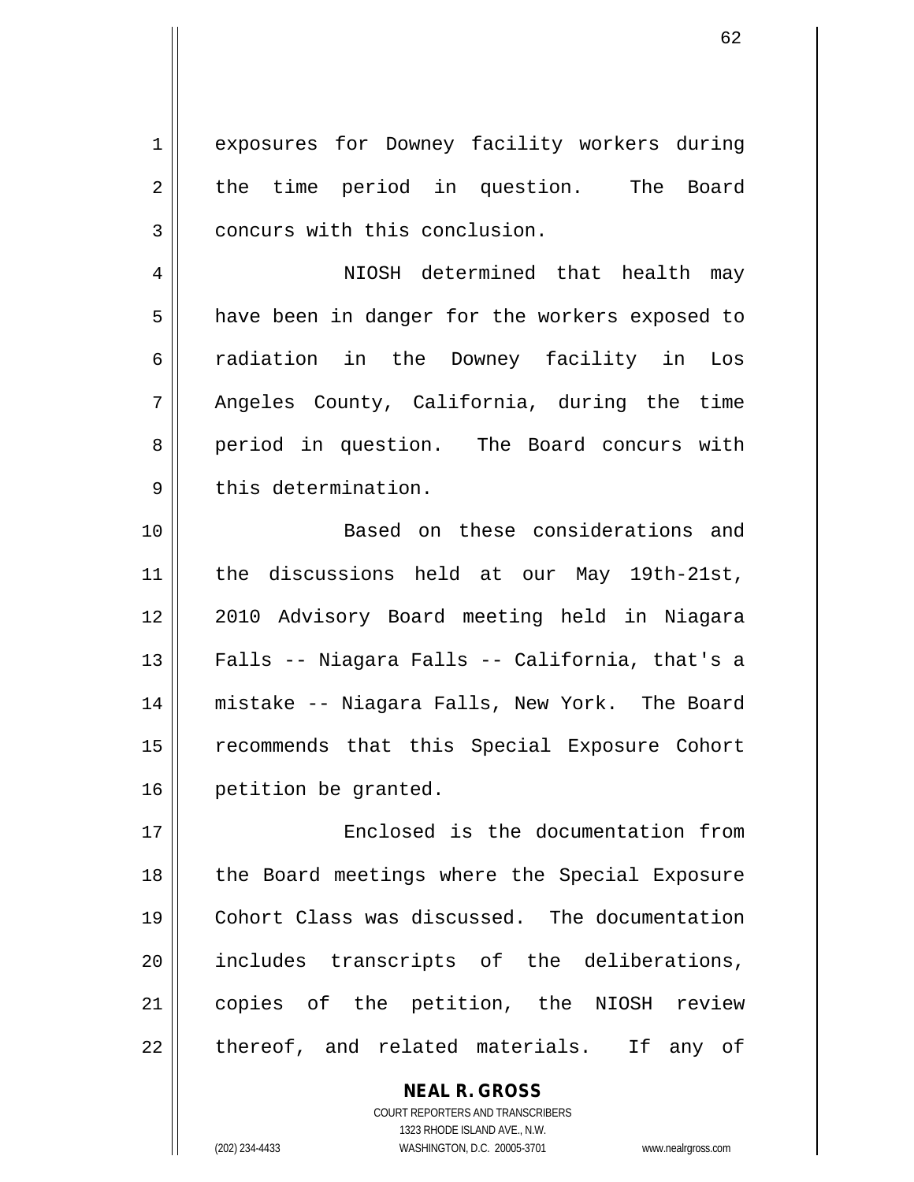exposures for Downey facility workers during the time period in question. The Board concurs with this conclusion.

NIOSH determined that health may have been in danger for the workers exposed to radiation in the Downey facility in Los Angeles County, California, during the time period in question. The Board concurs with this determination.

Based on these considerations and the discussions held at our May 19th-21st, 2010 Advisory Board meeting held in Niagara Falls -- Niagara Falls -- California, that's a mistake -- Niagara Falls, New York. The Board recommends that this Special Exposure Cohort petition be granted.

Enclosed is the documentation from the Board meetings where the Special Exposure Cohort Class was discussed. The documentation includes transcripts of the deliberations, copies of the petition, the NIOSH review thereof, and related materials. If any of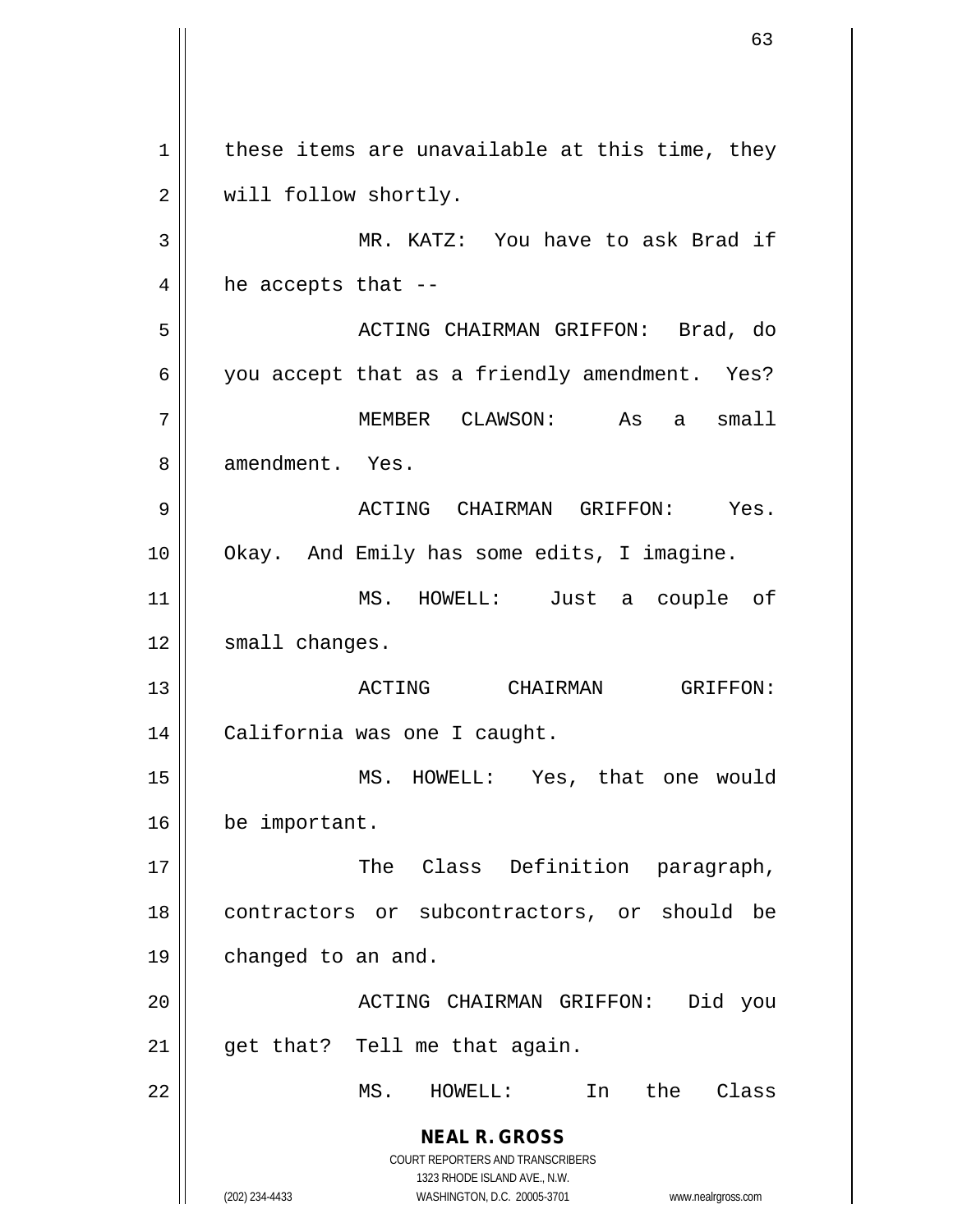these items are unavailable at this time, they will follow shortly.

MR. KATZ: You have to ask Brad if he accepts that --

ACTING CHAIRMAN GRIFFON: Brad, do you accept that as a friendly amendment. Yes?

MEMBER CLAWSON: As a small amendment. Yes.

ACTING CHAIRMAN GRIFFON: Yes. Okay. And Emily has some edits, I imagine.

MS. HOWELL: Just a couple of small changes.

ACTING CHAIRMAN GRIFFON: California was one I caught.

MS. HOWELL: Yes, that one would be important.

The Class Definition paragraph, contractors or subcontractors, or should be changed to an and.

ACTING CHAIRMAN GRIFFON: Did you get that? Tell me that again.

MS. HOWELL: In the Class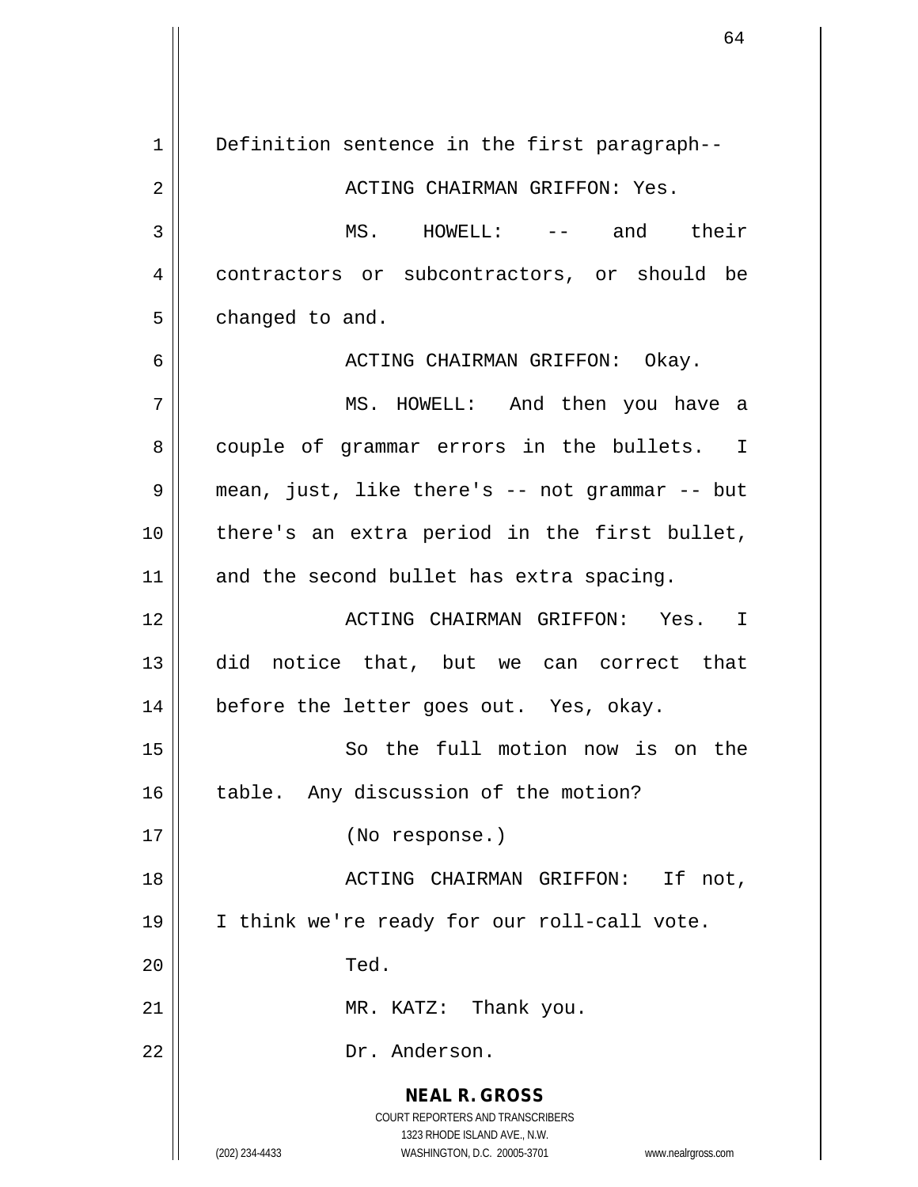Definition sentence in the first paragraph--

ACTING CHAIRMAN GRIFFON: Yes.

MS. HOWELL: -- and their contractors or subcontractors, or should be changed to and.

ACTING CHAIRMAN GRIFFON: Okay.

MS. HOWELL: And then you have a couple of grammar errors in the bullets. I mean, just, like there's -- not grammar -- but there's an extra period in the first bullet, and the second bullet has extra spacing.

ACTING CHAIRMAN GRIFFON: Yes. I did notice that, but we can correct that before the letter goes out. Yes, okay.

So the full motion now is on the table. Any discussion of the motion?

(No response.)

ACTING CHAIRMAN GRIFFON: If not, I think we're ready for our roll-call vote.

Ted.

MR. KATZ: Thank you.

Dr. Anderson.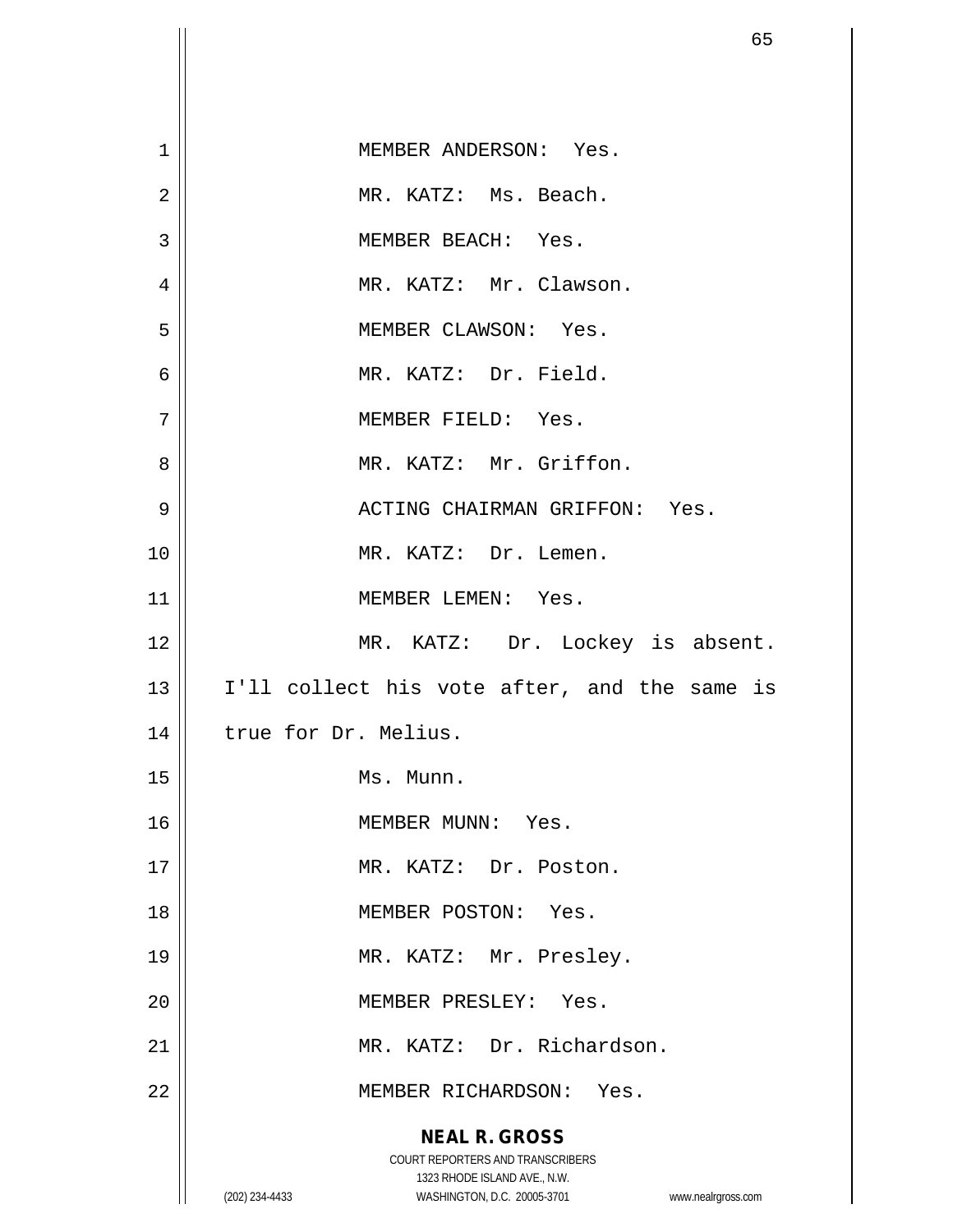MEMBER ANDERSON: Yes.

MR. KATZ: Ms. Beach.

MEMBER BEACH: Yes.

MR. KATZ: Mr. Clawson.

MEMBER CLAWSON: Yes.

MR. KATZ: Dr. Field.

MEMBER FIELD: Yes.

MR. KATZ: Mr. Griffon.

ACTING CHAIRMAN GRIFFON: Yes.

MR. KATZ: Dr. Lemen.

MEMBER LEMEN: Yes.

MR. KATZ: Dr. Lockey is absent. I'll collect his vote after, and the same is true for Dr. Melius.

Ms. Munn.

MEMBER MUNN: Yes.

MR. KATZ: Dr. Poston.

MEMBER POSTON: Yes.

MR. KATZ: Mr. Presley.

MEMBER PRESLEY: Yes.

MR. KATZ: Dr. Richardson.

MEMBER RICHARDSON: Yes.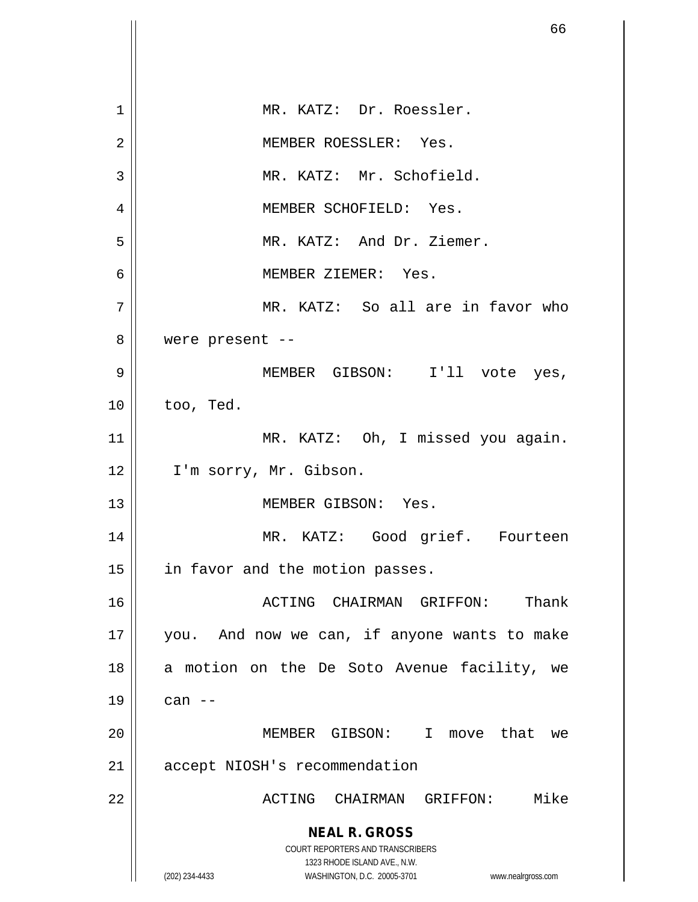MR. KATZ: Dr. Roessler.

MEMBER ROESSLER: Yes.

MR. KATZ: Mr. Schofield.

MEMBER SCHOFIELD: Yes.

MR. KATZ: And Dr. Ziemer.

MEMBER ZIEMER: Yes.

MR. KATZ: So all are in favor who were present --

MEMBER GIBSON: I'll vote yes, too, Ted.

MR. KATZ: Oh, I missed you again. I'm sorry, Mr. Gibson.

MEMBER GIBSON: Yes.

MR. KATZ: Good grief. Fourteen in favor and the motion passes.

ACTING CHAIRMAN GRIFFON: Thank you. And now we can, if anyone wants to make a motion on the De Soto Avenue facility, we can --

MEMBER GIBSON: I move that we accept NIOSH's recommendation

ACTING CHAIRMAN GRIFFON: Mike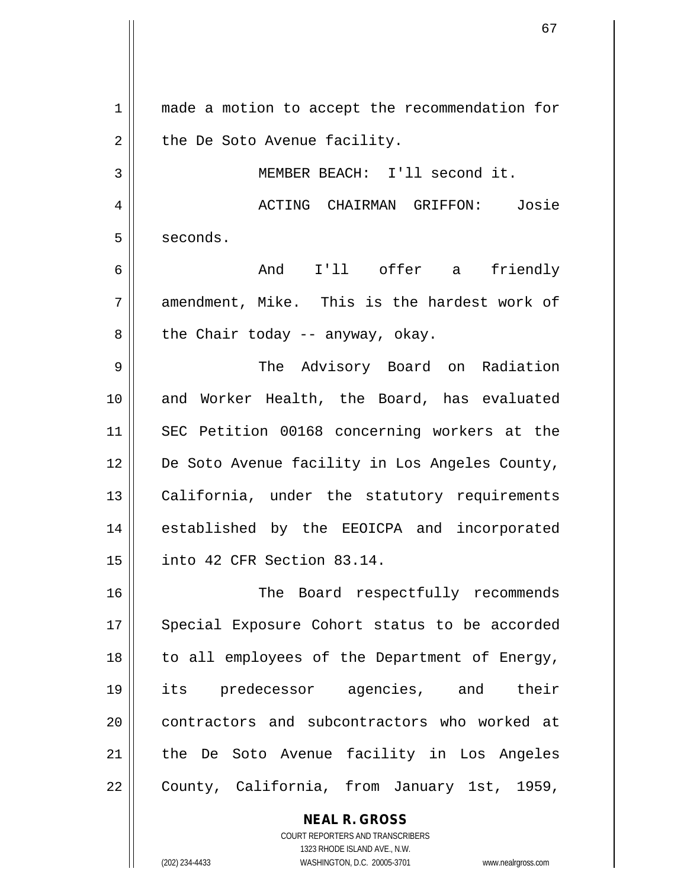made a motion to accept the recommendation for the De Soto Avenue facility.

MEMBER BEACH: I'll second it.

ACTING CHAIRMAN GRIFFON: Josie seconds.

And I'll offer a friendly amendment, Mike. This is the hardest work of the Chair today -- anyway, okay.

The Advisory Board on Radiation and Worker Health, the Board, has evaluated SEC Petition 00168 concerning workers at the De Soto Avenue facility in Los Angeles County, California, under the statutory requirements established by the EEOICPA and incorporated into 42 CFR Section 83.14.

The Board respectfully recommends Special Exposure Cohort status to be accorded to all employees of the Department of Energy, its predecessor agencies, and their contractors and subcontractors who worked at the De Soto Avenue facility in Los Angeles County, California, from January 1st, 1959,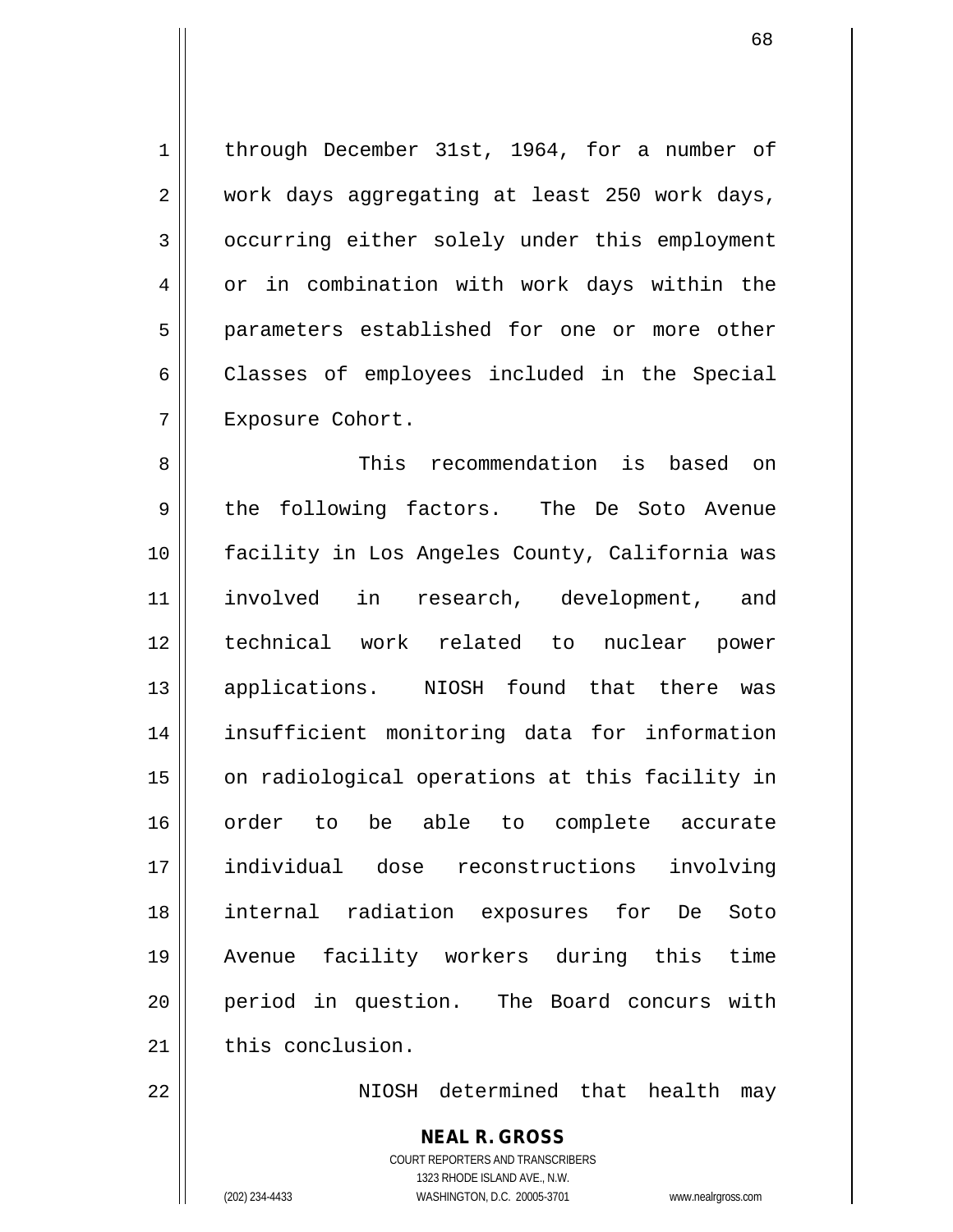through December 31st, 1964, for a number of work days aggregating at least 250 work days, occurring either solely under this employment or in combination with work days within the parameters established for one or more other Classes of employees included in the Special Exposure Cohort.

This recommendation is based on the following factors. The De Soto Avenue facility in Los Angeles County, California was involved in research, development, and technical work related to nuclear power applications. NIOSH found that there was insufficient monitoring data for information on radiological operations at this facility in order to be able to complete accurate individual dose reconstructions involving internal radiation exposures for De Soto Avenue facility workers during this time period in question. The Board concurs with this conclusion.

NIOSH determined that health may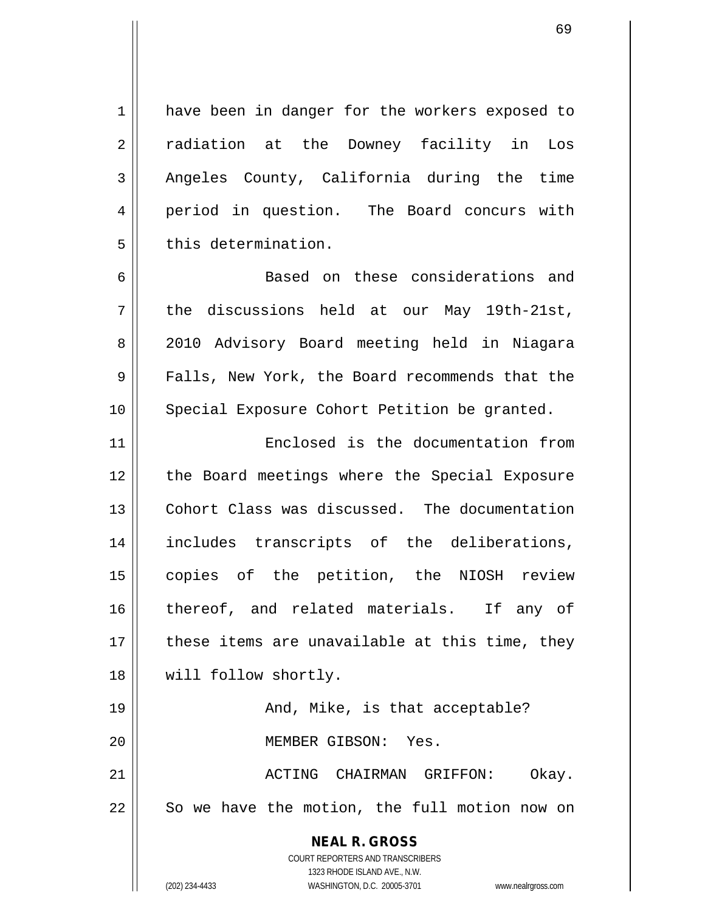have been in danger for the workers exposed to radiation at the Downey facility in Los Angeles County, California during the time period in question. The Board concurs with this determination.

Based on these considerations and the discussions held at our May 19th-21st, 2010 Advisory Board meeting held in Niagara Falls, New York, the Board recommends that the Special Exposure Cohort Petition be granted.

Enclosed is the documentation from the Board meetings where the Special Exposure Cohort Class was discussed. The documentation includes transcripts of the deliberations, copies of the petition, the NIOSH review thereof, and related materials. If any of these items are unavailable at this time, they will follow shortly.

And, Mike, is that acceptable?

MEMBER GIBSON: Yes.

ACTING CHAIRMAN GRIFFON: Okay. So we have the motion, the full motion now on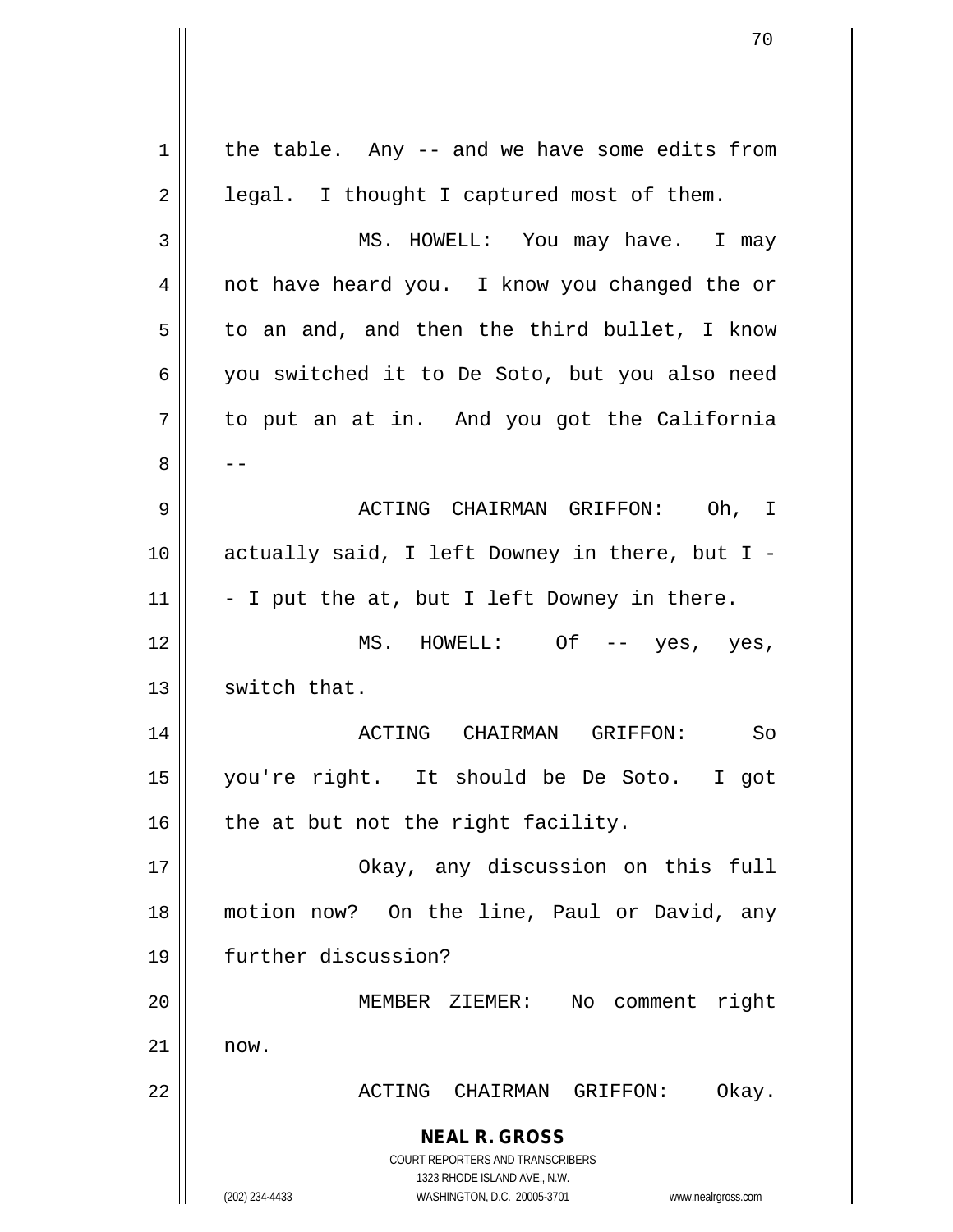the table. Any -- and we have some edits from legal. I thought I captured most of them.

MS. HOWELL: You may have. I may not have heard you. I know you changed the or to an and, and then the third bullet, I know you switched it to De Soto, but you also need to put an at in. And you got the California --

ACTING CHAIRMAN GRIFFON: Oh, I actually said, I left Downey in there, but I -- I put the at, but I left Downey in there.

MS. HOWELL: Of -- yes, yes, switch that.

ACTING CHAIRMAN GRIFFON: So you're right. It should be De Soto. I got the at but not the right facility.

Okay, any discussion on this full motion now? On the line, Paul or David, any further discussion?

MEMBER ZIEMER: No comment right now.

ACTING CHAIRMAN GRIFFON: Okay.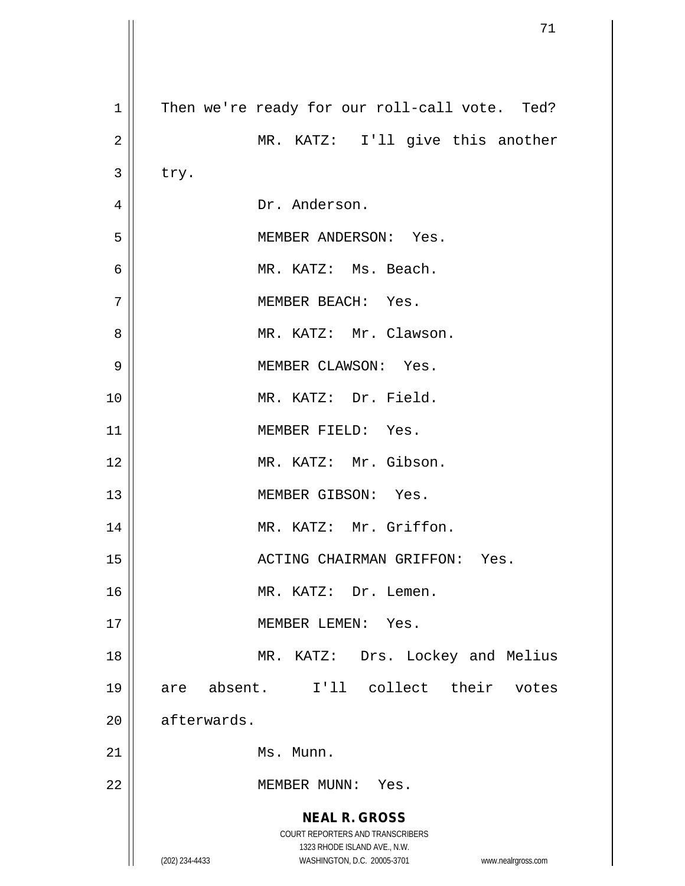Then we're ready for our roll-call vote. Ted?

MR. KATZ: I'll give this another try.

Dr. Anderson.

MEMBER ANDERSON: Yes.

MR. KATZ: Ms. Beach.

MEMBER BEACH: Yes.

MR. KATZ: Mr. Clawson.

MEMBER CLAWSON: Yes.

MR. KATZ: Dr. Field.

MEMBER FIELD: Yes.

MR. KATZ: Mr. Gibson.

MEMBER GIBSON: Yes.

MR. KATZ: Mr. Griffon.

ACTING CHAIRMAN GRIFFON: Yes.

MR. KATZ: Dr. Lemen.

MEMBER LEMEN: Yes.

MR. KATZ: Drs. Lockey and Melius are absent. I'll collect their votes afterwards.

Ms. Munn.

MEMBER MUNN: Yes.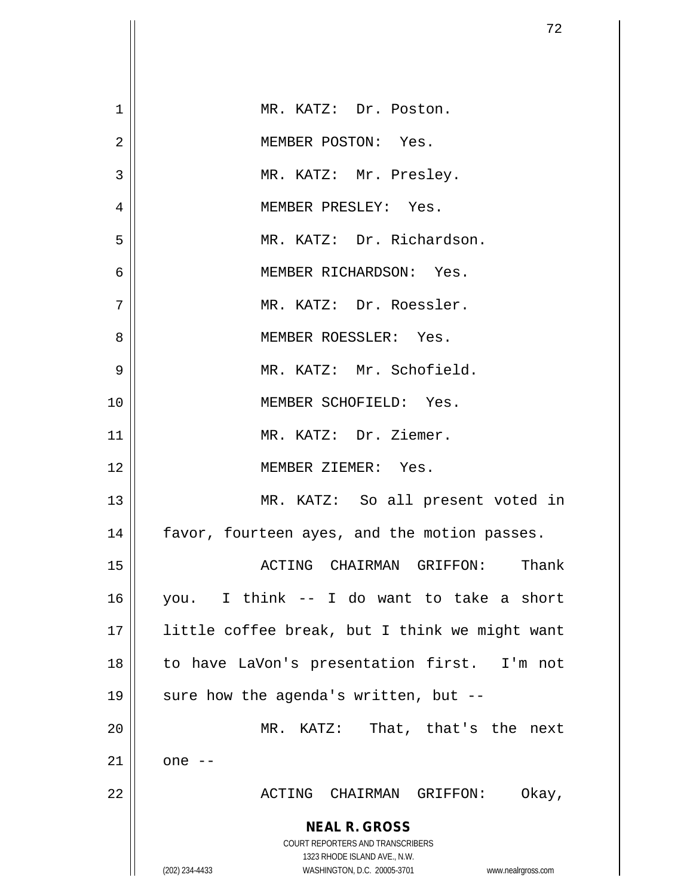MR. KATZ: Dr. Poston.

MEMBER POSTON: Yes.

MR. KATZ: Mr. Presley.

MEMBER PRESLEY: Yes.

MR. KATZ: Dr. Richardson.

MEMBER RICHARDSON: Yes.

MR. KATZ: Dr. Roessler.

MEMBER ROESSLER: Yes.

MR. KATZ: Mr. Schofield.

MEMBER SCHOFIELD: Yes.

MR. KATZ: Dr. Ziemer.

MEMBER ZIEMER: Yes.

MR. KATZ: So all present voted in favor, fourteen ayes, and the motion passes.

ACTING CHAIRMAN GRIFFON: Thank you. I think -- I do want to take a short little coffee break, but I think we might want to have LaVon's presentation first. I'm not sure how the agenda's written, but --

MR. KATZ: That, that's the next one --

ACTING CHAIRMAN GRIFFON: Okay,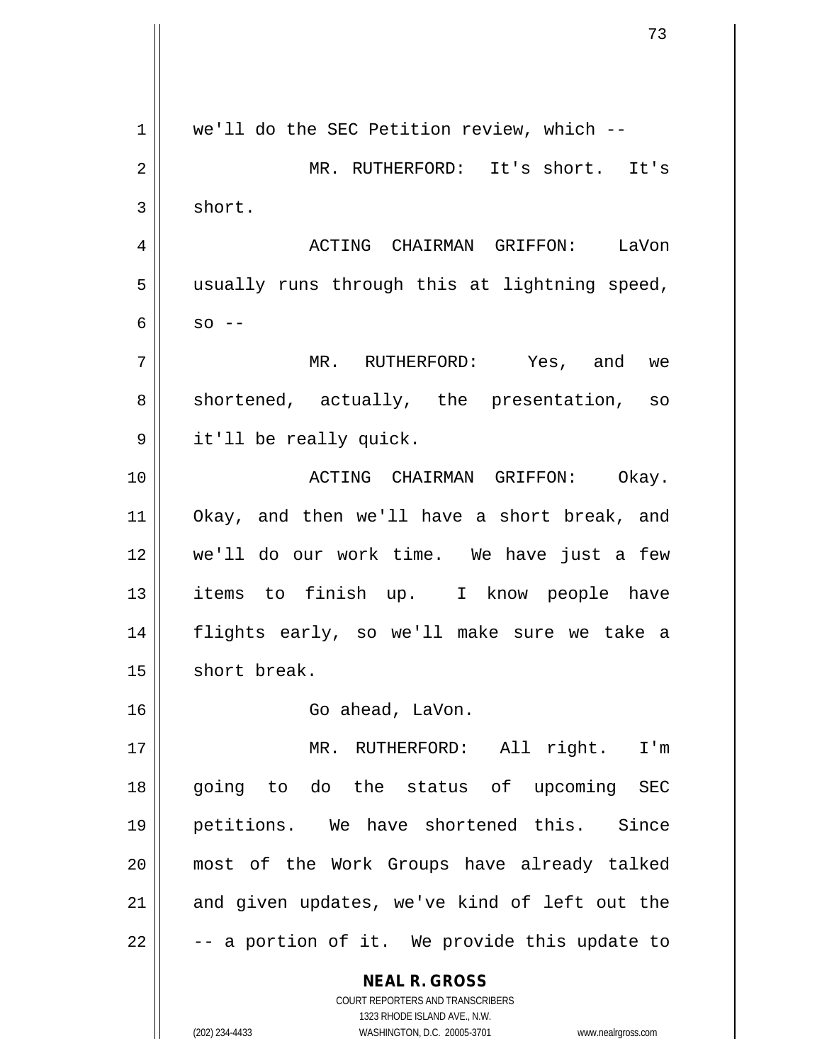we'll do the SEC Petition review, which --

MR. RUTHERFORD: It's short. It's short.

ACTING CHAIRMAN GRIFFON: LaVon usually runs through this at lightning speed, so --

MR. RUTHERFORD: Yes, and we shortened, actually, the presentation, so it'll be really quick.

ACTING CHAIRMAN GRIFFON: Okay. Okay, and then we'll have a short break, and we'll do our work time. We have just a few items to finish up. I know people have flights early, so we'll make sure we take a short break.

Go ahead, LaVon.

MR. RUTHERFORD: All right. I'm going to do the status of upcoming SEC petitions. We have shortened this. Since most of the Work Groups have already talked and given updates, we've kind of left out the -- a portion of it. We provide this update to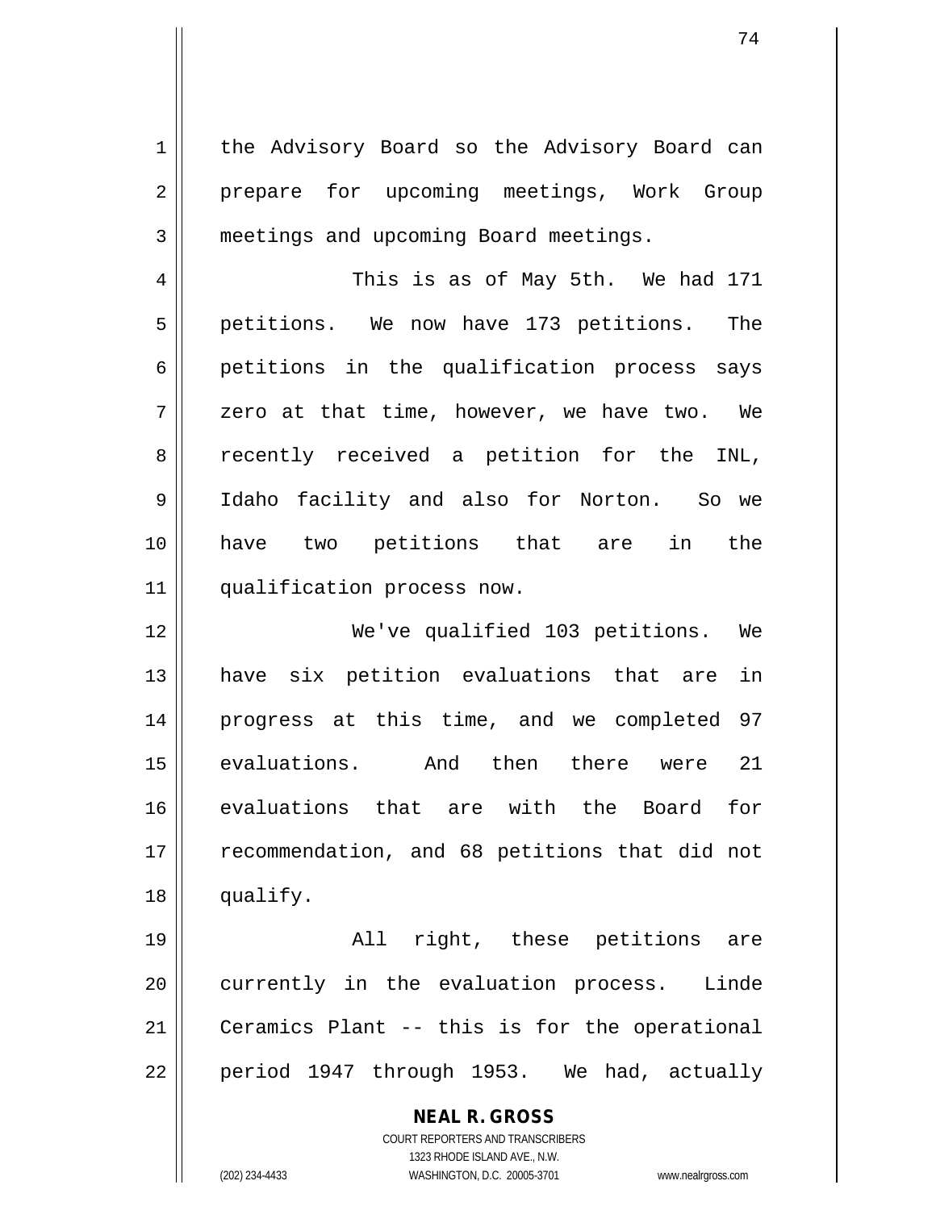the Advisory Board so the Advisory Board can prepare for upcoming meetings, Work Group meetings and upcoming Board meetings.

This is as of May 5th. We had 171 petitions. We now have 173 petitions. The petitions in the qualification process says zero at that time, however, we have two. We recently received a petition for the INL, Idaho facility and also for Norton. So we have two petitions that are in the qualification process now.

We've qualified 103 petitions. We have six petition evaluations that are in progress at this time, and we completed 97 evaluations. And then there were 21 evaluations that are with the Board for recommendation, and 68 petitions that did not qualify.

All right, these petitions are currently in the evaluation process. Linde Ceramics Plant -- this is for the operational period 1947 through 1953. We had, actually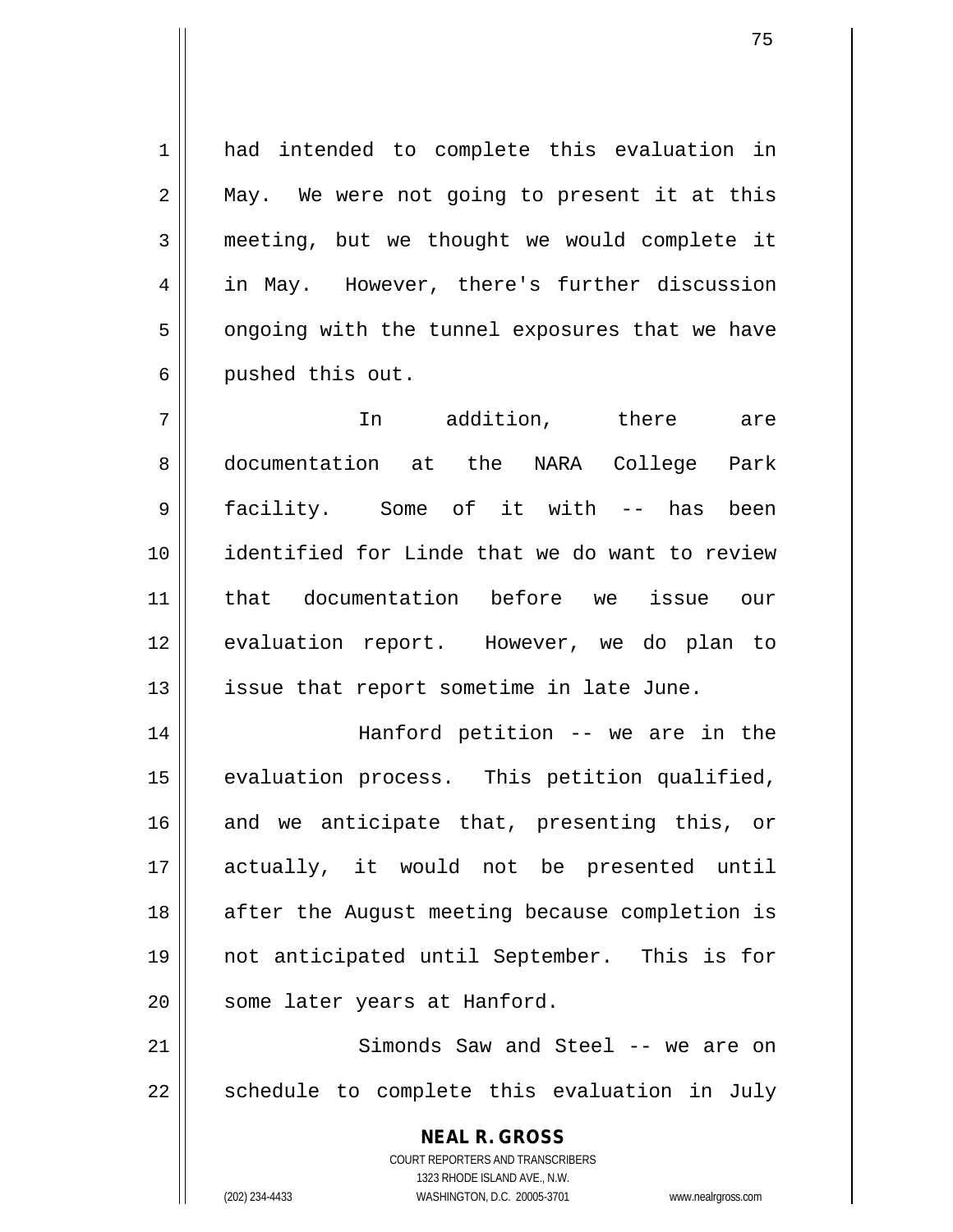had intended to complete this evaluation in May. We were not going to present it at this meeting, but we thought we would complete it in May. However, there's further discussion ongoing with the tunnel exposures that we have pushed this out.

In addition, there are documentation at the NARA College Park facility. Some of it with -- has been identified for Linde that we do want to review that documentation before we issue our evaluation report. However, we do plan to issue that report sometime in late June.

Hanford petition -- we are in the evaluation process. This petition qualified, and we anticipate that, presenting this, or actually, it would not be presented until after the August meeting because completion is not anticipated until September. This is for some later years at Hanford.

Simonds Saw and Steel -- we are on schedule to complete this evaluation in July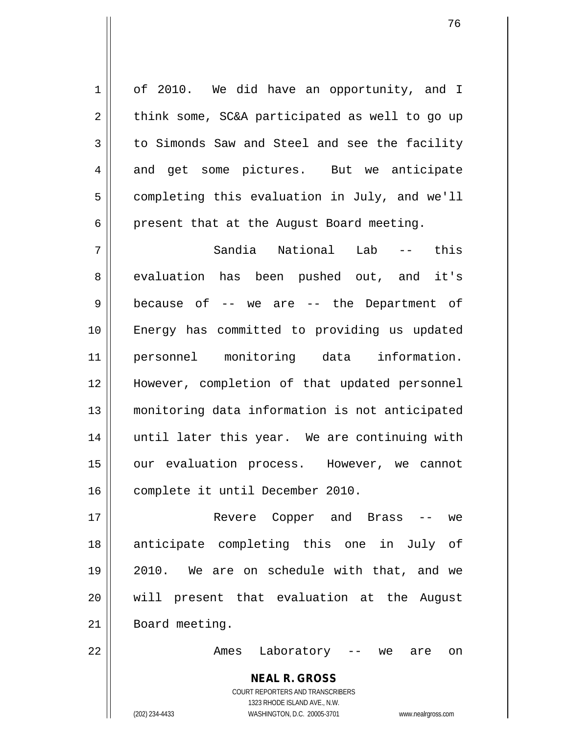of 2010. We did have an opportunity, and I think some, SC&A participated as well to go up to Simonds Saw and Steel and see the facility and get some pictures. But we anticipate completing this evaluation in July, and we'll present that at the August Board meeting.

Sandia National Lab -- this evaluation has been pushed out, and it's because of -- we are -- the Department of Energy has committed to providing us updated personnel monitoring data information. However, completion of that updated personnel monitoring data information is not anticipated until later this year. We are continuing with our evaluation process. However, we cannot complete it until December 2010.

Revere Copper and Brass -- we anticipate completing this one in July of 2010. We are on schedule with that, and we will present that evaluation at the August Board meeting.

Ames Laboratory -- we are on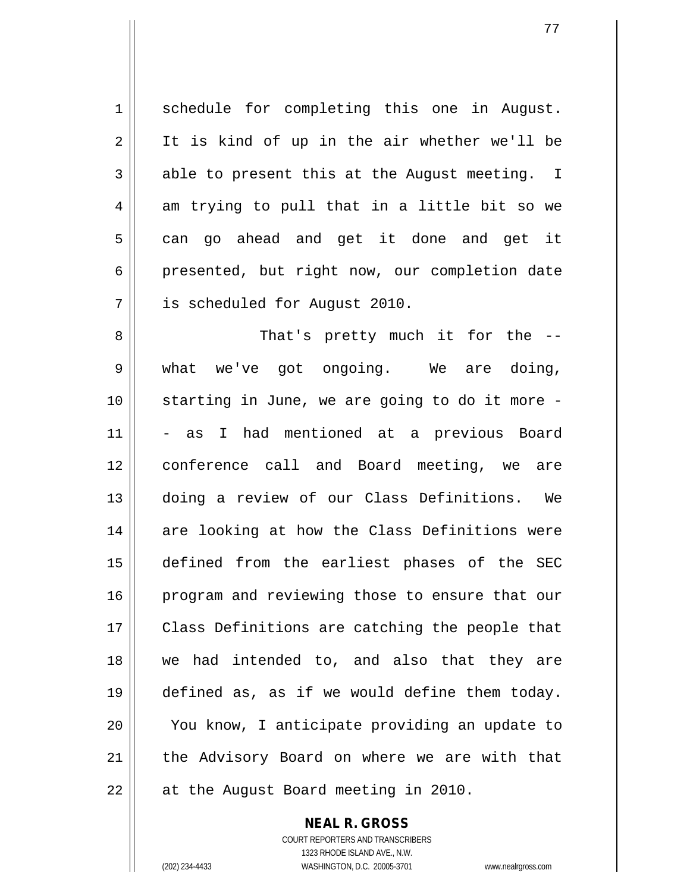schedule for completing this one in August. It is kind of up in the air whether we'll be able to present this at the August meeting. I am trying to pull that in a little bit so we can go ahead and get it done and get it presented, but right now, our completion date is scheduled for August 2010.

That's pretty much it for the -- what we've got ongoing. We are doing, starting in June, we are going to do it more -- as I had mentioned at a previous Board conference call and Board meeting, we are doing a review of our Class Definitions. We are looking at how the Class Definitions were defined from the earliest phases of the SEC program and reviewing those to ensure that our Class Definitions are catching the people that we had intended to, and also that they are defined as, as if we would define them today. You know, I anticipate providing an update to the Advisory Board on where we are with that at the August Board meeting in 2010.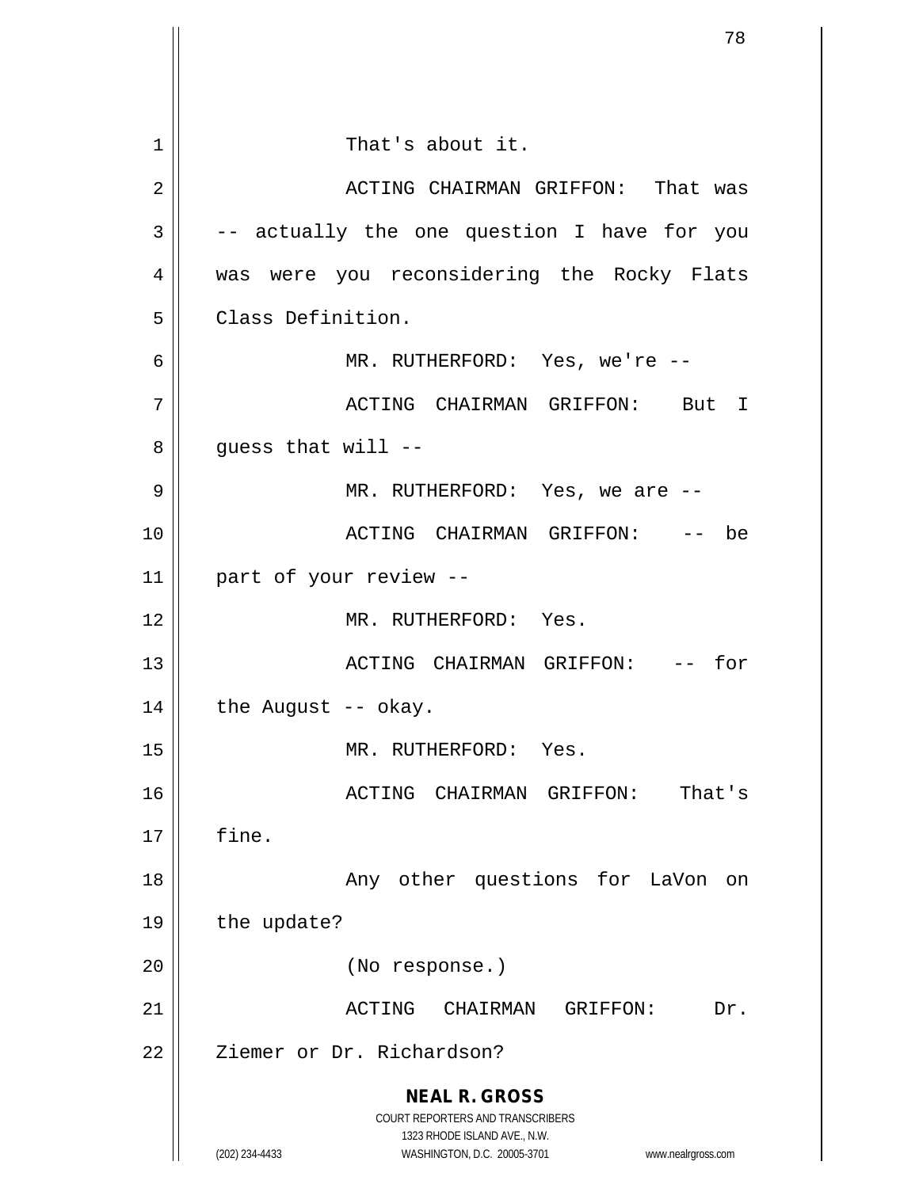That's about it.

ACTING CHAIRMAN GRIFFON: That was -- actually the one question I have for you was were you reconsidering the Rocky Flats Class Definition.

MR. RUTHERFORD: Yes, we're --

ACTING CHAIRMAN GRIFFON: But I guess that will --

MR. RUTHERFORD: Yes, we are --

ACTING CHAIRMAN GRIFFON: -- be part of your review --

MR. RUTHERFORD: Yes.

ACTING CHAIRMAN GRIFFON: -- for the August -- okay.

MR. RUTHERFORD: Yes.

ACTING CHAIRMAN GRIFFON: That's fine.

Any other questions for LaVon on the update?

(No response.)

ACTING CHAIRMAN GRIFFON: Dr. Ziemer or Dr. Richardson?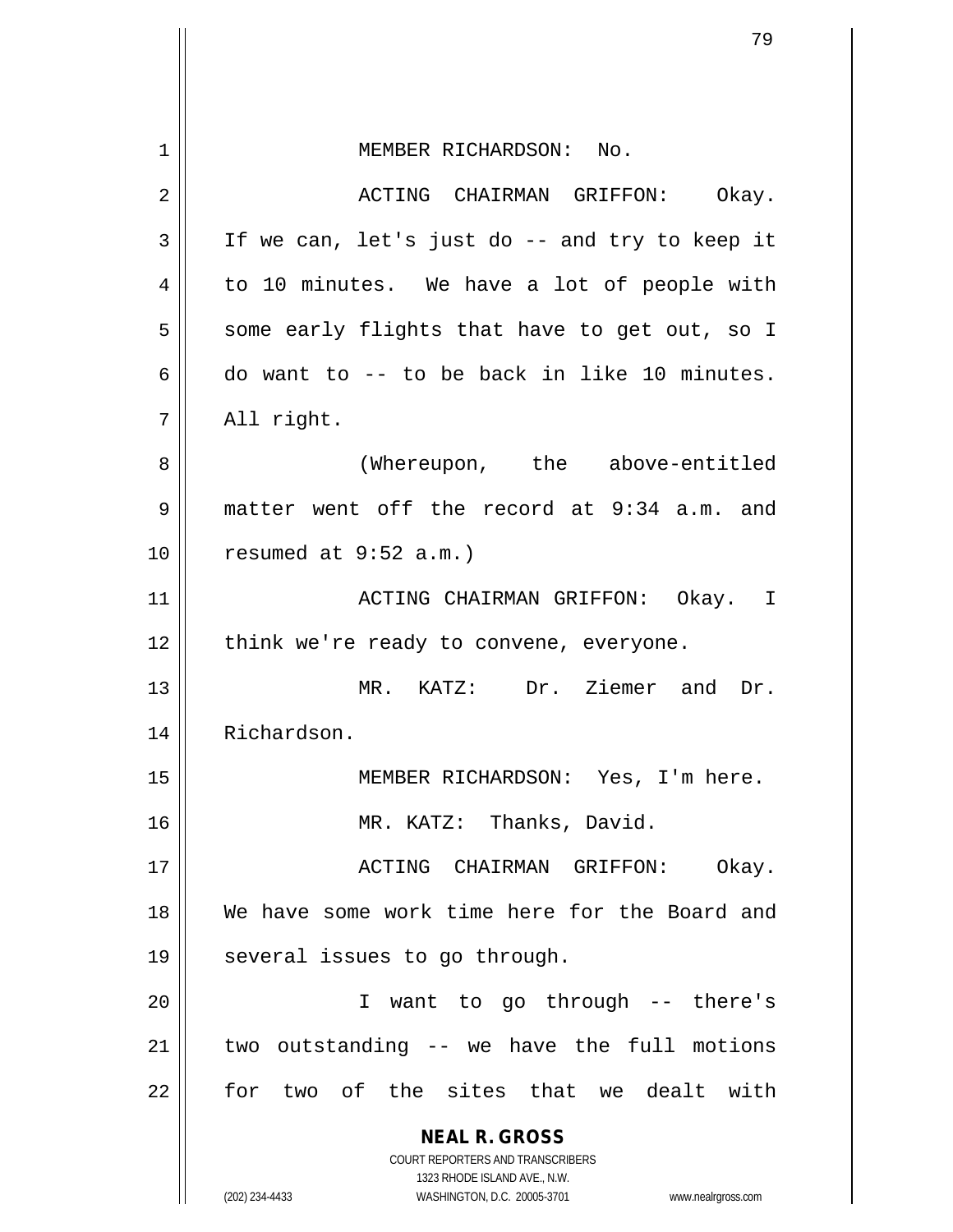MEMBER RICHARDSON: No.

ACTING CHAIRMAN GRIFFON: Okay. If we can, let's just do -- and try to keep it to 10 minutes. We have a lot of people with some early flights that have to get out, so I do want to -- to be back in like 10 minutes. All right.

(Whereupon, the above-entitled matter went off the record at 9:34 a.m. and resumed at 9:52 a.m.)

ACTING CHAIRMAN GRIFFON: Okay. I think we're ready to convene, everyone.

MR. KATZ: Dr. Ziemer and Dr. Richardson.

MEMBER RICHARDSON: Yes, I'm here.

MR. KATZ: Thanks, David.

ACTING CHAIRMAN GRIFFON: Okay. We have some work time here for the Board and several issues to go through.

I want to go through -- there's two outstanding -- we have the full motions for two of the sites that we dealt with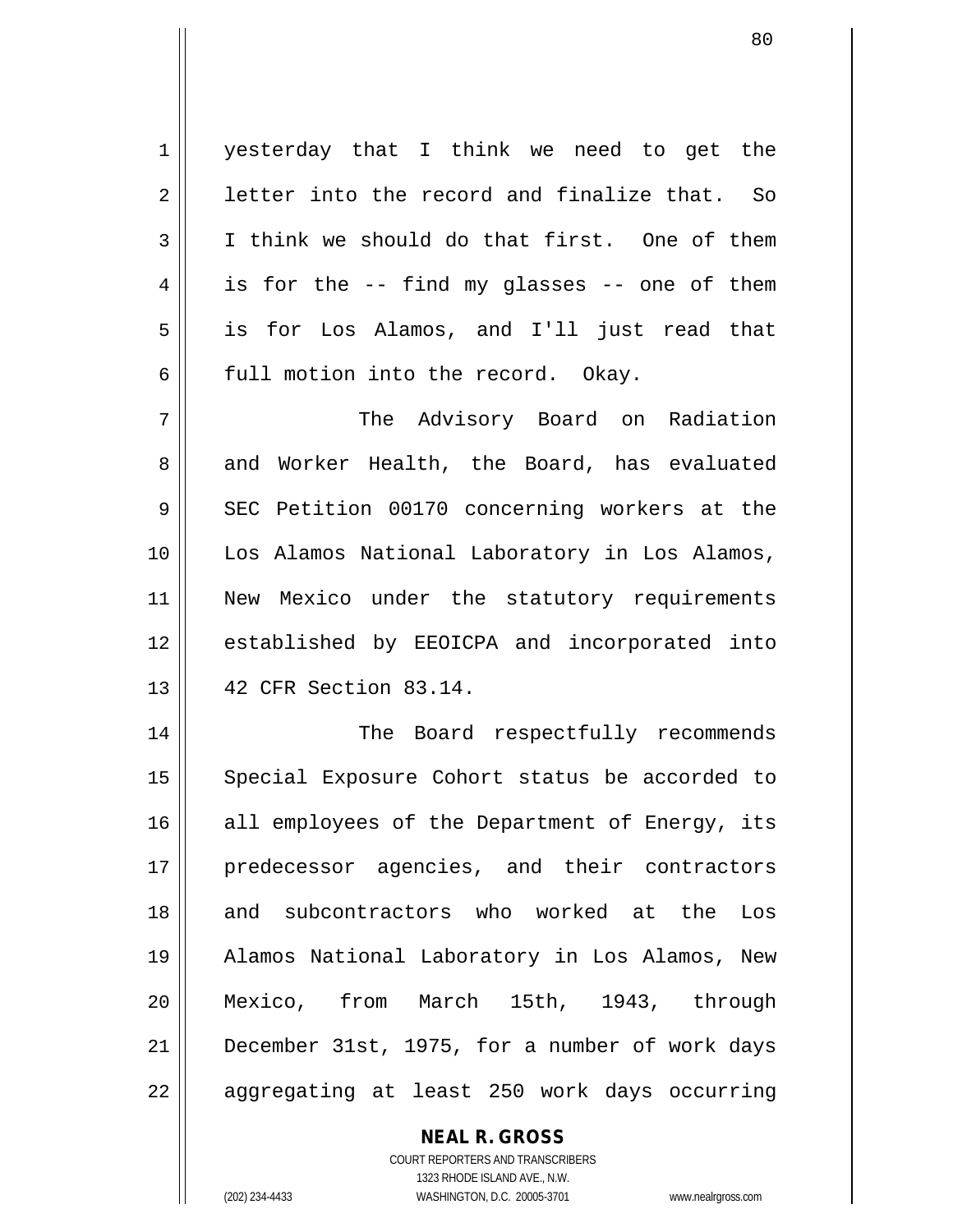yesterday that I think we need to get the letter into the record and finalize that. So I think we should do that first. One of them is for the -- find my glasses -- one of them is for Los Alamos, and I'll just read that full motion into the record. Okay.

The Advisory Board on Radiation and Worker Health, the Board, has evaluated SEC Petition 00170 concerning workers at the Los Alamos National Laboratory in Los Alamos, New Mexico under the statutory requirements established by EEOICPA and incorporated into 42 CFR Section 83.14.

The Board respectfully recommends Special Exposure Cohort status be accorded to all employees of the Department of Energy, its predecessor agencies, and their contractors and subcontractors who worked at the Los Alamos National Laboratory in Los Alamos, New Mexico, from March 15th, 1943, through December 31st, 1975, for a number of work days aggregating at least 250 work days occurring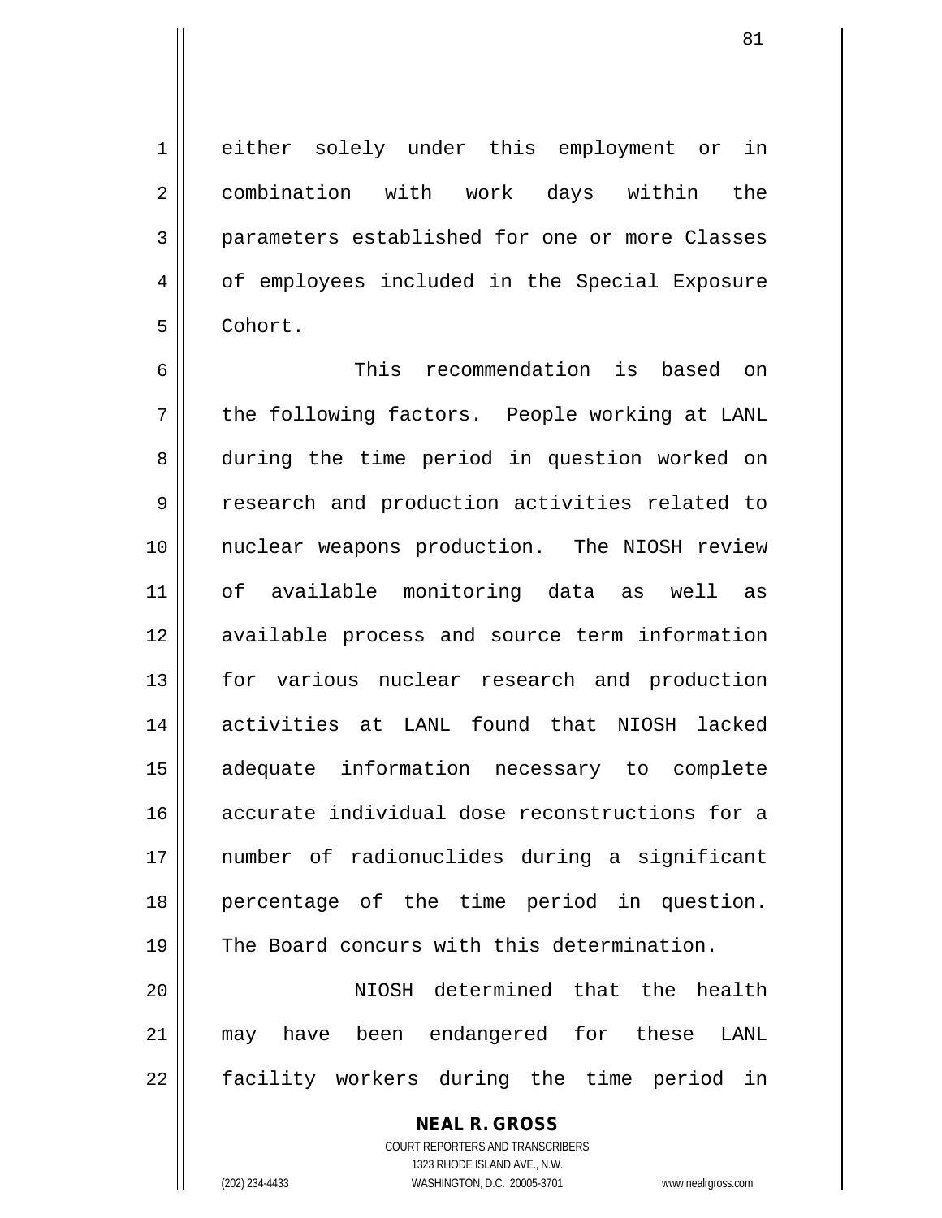either solely under this employment or in combination with work days within the parameters established for one or more Classes of employees included in the Special Exposure Cohort.

This recommendation is based on the following factors. People working at LANL during the time period in question worked on research and production activities related to nuclear weapons production. The NIOSH review of available monitoring data as well as available process and source term information for various nuclear research and production activities at LANL found that NIOSH lacked adequate information necessary to complete accurate individual dose reconstructions for a number of radionuclides during a significant percentage of the time period in question. The Board concurs with this determination.

NIOSH determined that the health may have been endangered for these LANL facility workers during the time period in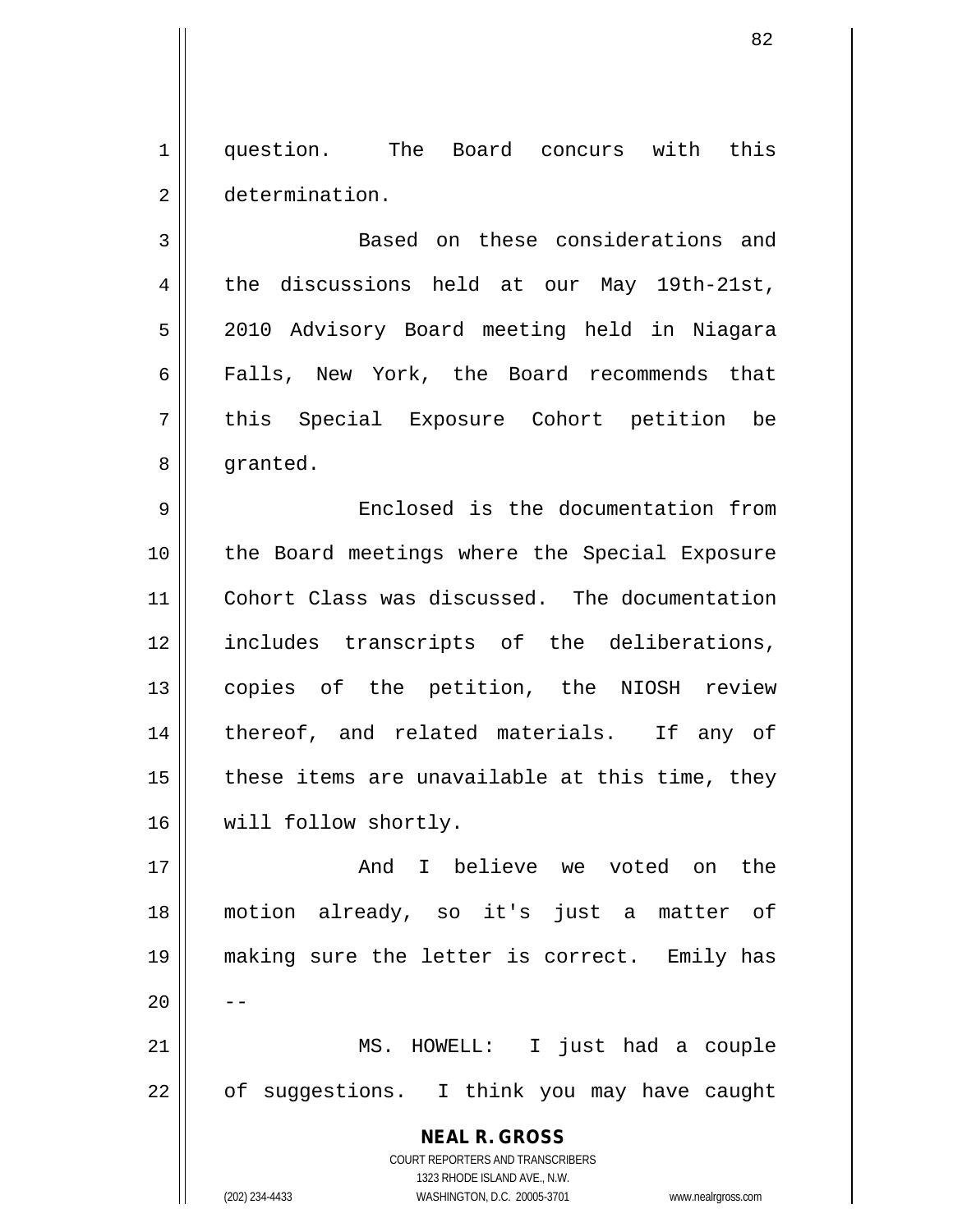question. The Board concurs with this determination.

Based on these considerations and the discussions held at our May 19th-21st, 2010 Advisory Board meeting held in Niagara Falls, New York, the Board recommends that this Special Exposure Cohort petition be granted.

Enclosed is the documentation from the Board meetings where the Special Exposure Cohort Class was discussed. The documentation includes transcripts of the deliberations, copies of the petition, the NIOSH review thereof, and related materials. If any of these items are unavailable at this time, they will follow shortly.

And I believe we voted on the motion already, so it's just a matter of making sure the letter is correct. Emily has --

MS. HOWELL: I just had a couple of suggestions. I think you may have caught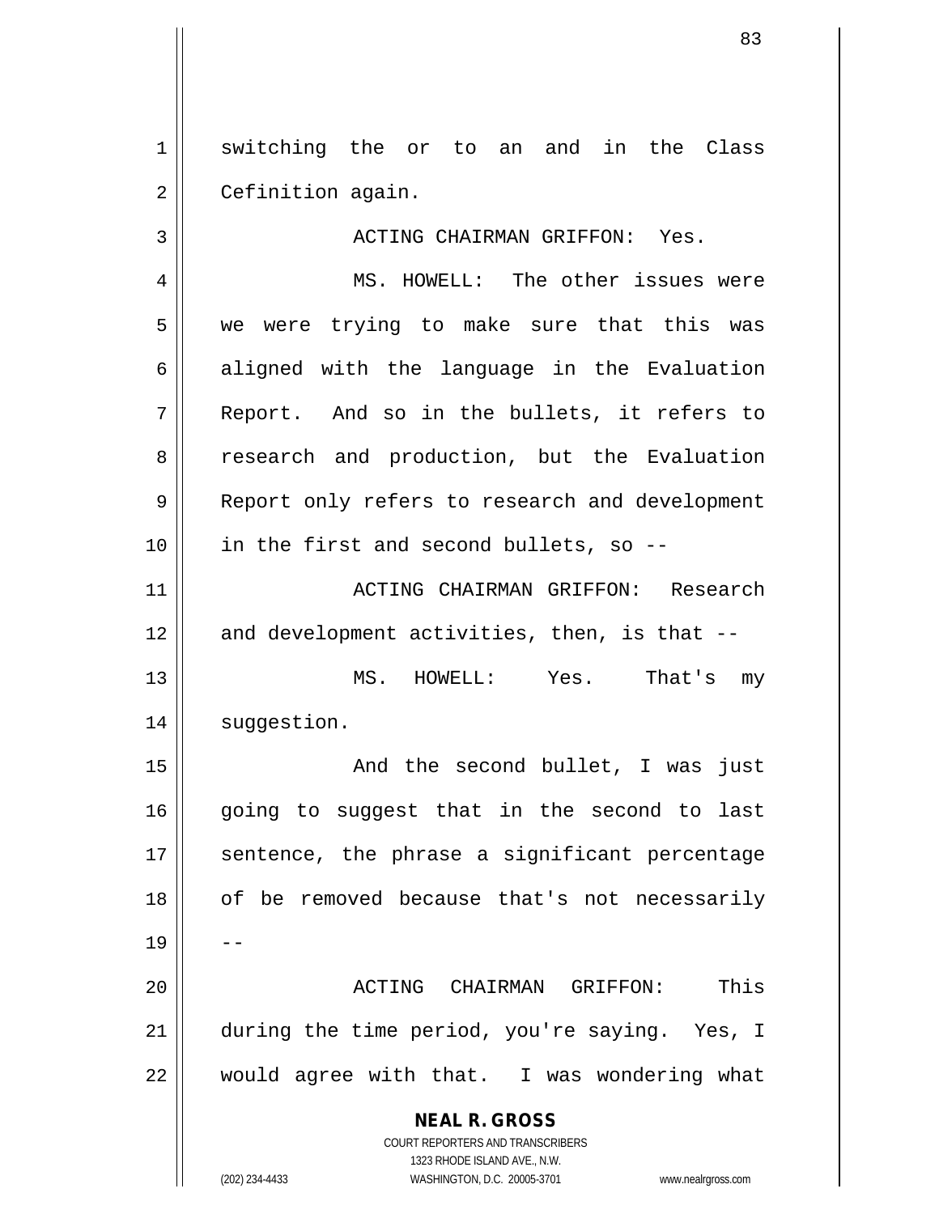switching the or to an and in the Class Cefinition again.

ACTING CHAIRMAN GRIFFON: Yes.

MS. HOWELL: The other issues were we were trying to make sure that this was aligned with the language in the Evaluation Report. And so in the bullets, it refers to research and production, but the Evaluation Report only refers to research and development in the first and second bullets, so --

ACTING CHAIRMAN GRIFFON: Research and development activities, then, is that --

MS. HOWELL: Yes. That's my suggestion.

And the second bullet, I was just going to suggest that in the second to last sentence, the phrase a significant percentage of be removed because that's not necessarily --

ACTING CHAIRMAN GRIFFON: This during the time period, you're saying. Yes, I would agree with that. I was wondering what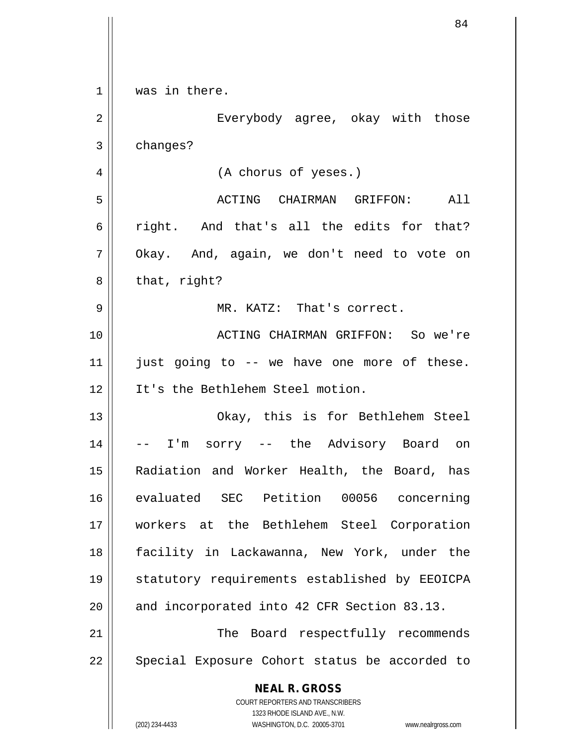was in there.

Everybody agree, okay with those changes?

(A chorus of yeses.)

ACTING CHAIRMAN GRIFFON: All right. And that's all the edits for that? Okay. And, again, we don't need to vote on that, right?

MR. KATZ: That's correct.

ACTING CHAIRMAN GRIFFON: So we're just going to -- we have one more of these. It's the Bethlehem Steel motion.

Okay, this is for Bethlehem Steel -- I'm sorry -- the Advisory Board on Radiation and Worker Health, the Board, has evaluated SEC Petition 00056 concerning workers at the Bethlehem Steel Corporation facility in Lackawanna, New York, under the statutory requirements established by EEOICPA and incorporated into 42 CFR Section 83.13.

The Board respectfully recommends Special Exposure Cohort status be accorded to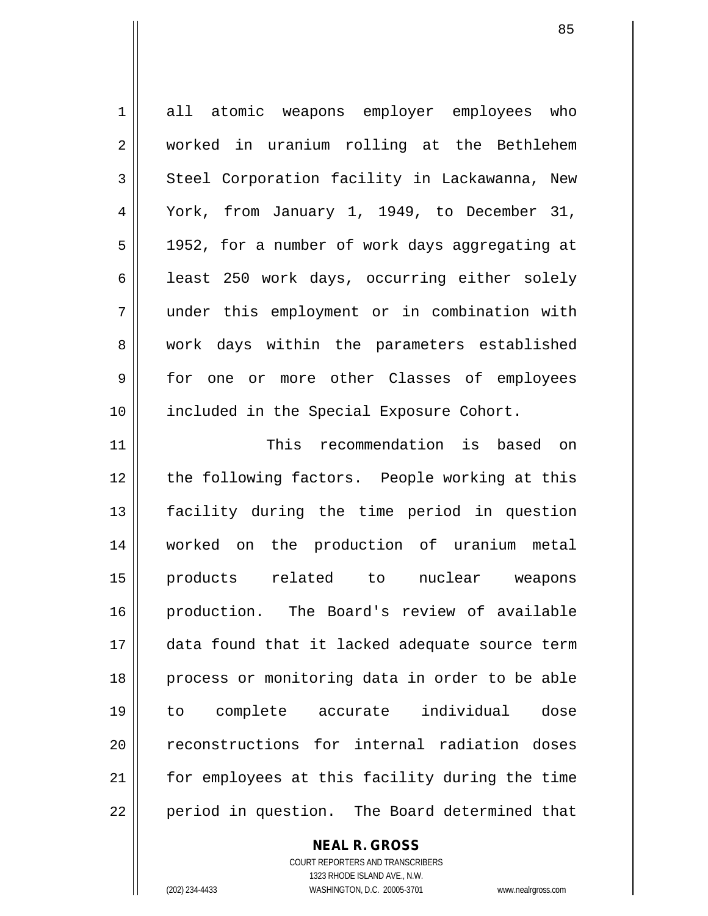all atomic weapons employer employees who worked in uranium rolling at the Bethlehem Steel Corporation facility in Lackawanna, New York, from January 1, 1949, to December 31, 1952, for a number of work days aggregating at least 250 work days, occurring either solely under this employment or in combination with work days within the parameters established for one or more other Classes of employees included in the Special Exposure Cohort.

This recommendation is based on the following factors. People working at this facility during the time period in question worked on the production of uranium metal products related to nuclear weapons production. The Board's review of available data found that it lacked adequate source term process or monitoring data in order to be able to complete accurate individual dose reconstructions for internal radiation doses for employees at this facility during the time period in question. The Board determined that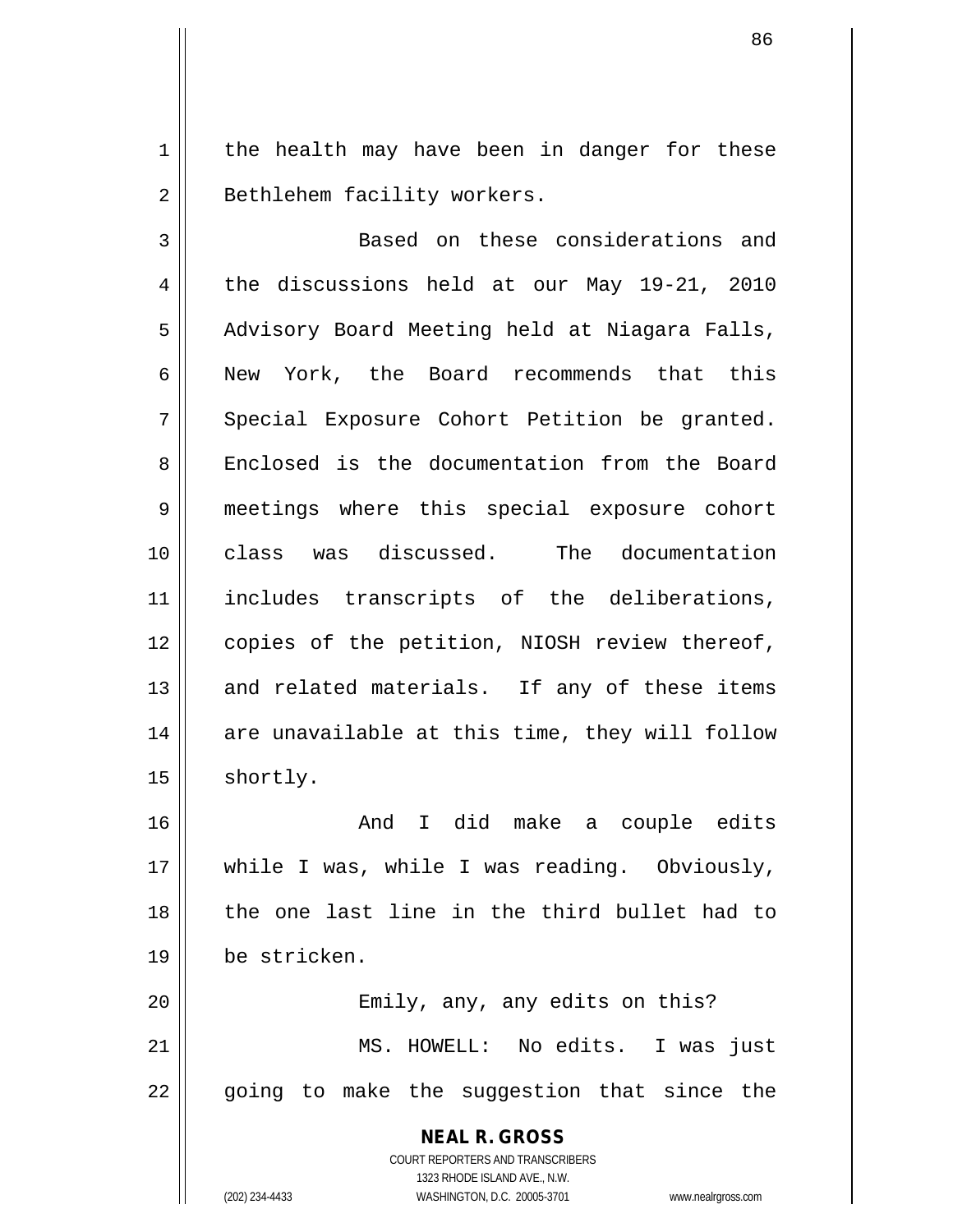the health may have been in danger for these Bethlehem facility workers.

Based on these considerations and the discussions held at our May 19-21, 2010 Advisory Board Meeting held at Niagara Falls, New York, the Board recommends that this Special Exposure Cohort Petition be granted. Enclosed is the documentation from the Board meetings where this special exposure cohort class was discussed. The documentation includes transcripts of the deliberations, copies of the petition, NIOSH review thereof, and related materials. If any of these items are unavailable at this time, they will follow shortly.

And I did make a couple edits while I was, while I was reading. Obviously, the one last line in the third bullet had to be stricken.

Emily, any, any edits on this?

MS. HOWELL: No edits. I was just going to make the suggestion that since the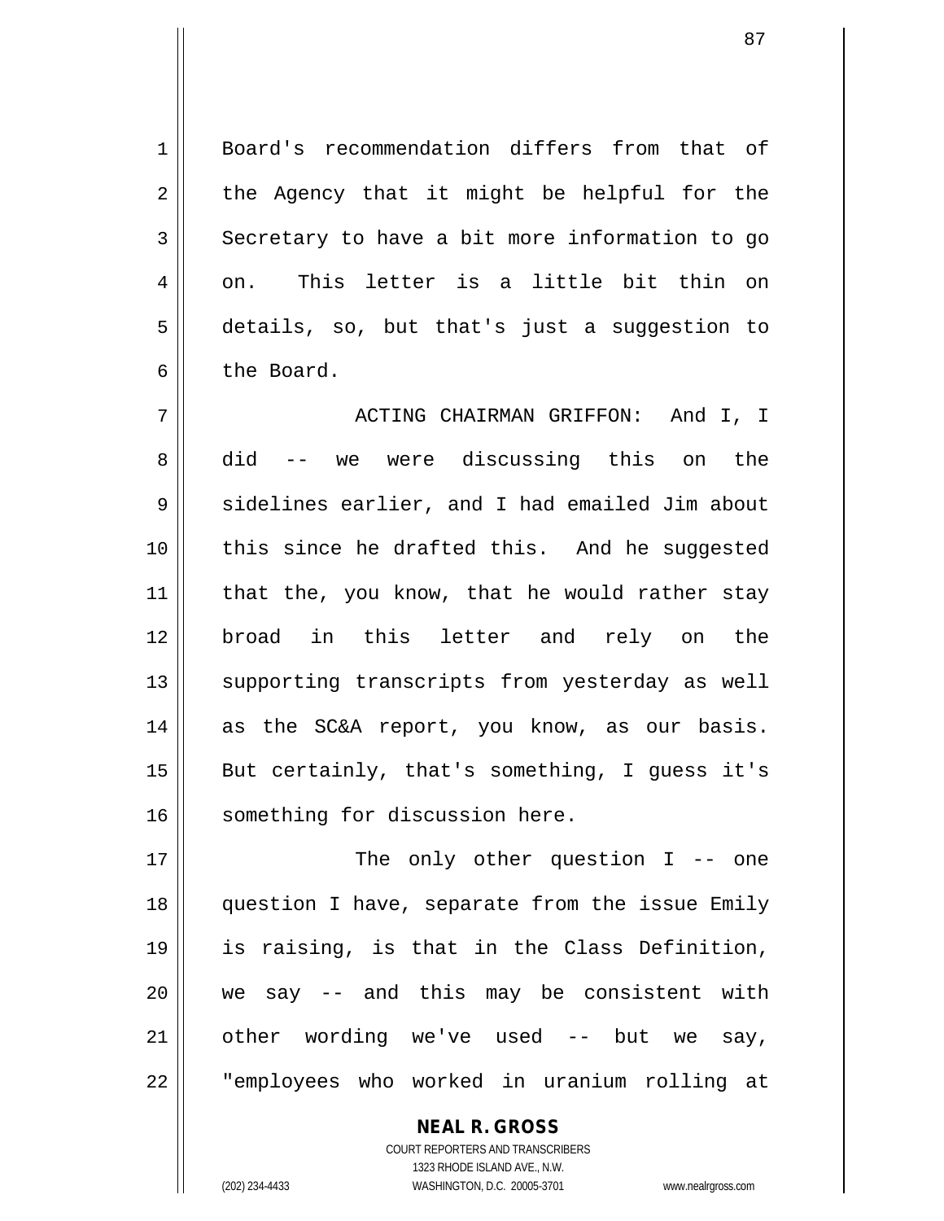Board's recommendation differs from that of the Agency that it might be helpful for the Secretary to have a bit more information to go on. This letter is a little bit thin on details, so, but that's just a suggestion to the Board.

ACTING CHAIRMAN GRIFFON: And I, I did -- we were discussing this on the sidelines earlier, and I had emailed Jim about this since he drafted this. And he suggested that the, you know, that he would rather stay broad in this letter and rely on the supporting transcripts from yesterday as well as the SC&A report, you know, as our basis. But certainly, that's something, I guess it's something for discussion here.

The only other question I -- one question I have, separate from the issue Emily is raising, is that in the Class Definition, we say -- and this may be consistent with other wording we've used -- but we say, "employees who worked in uranium rolling at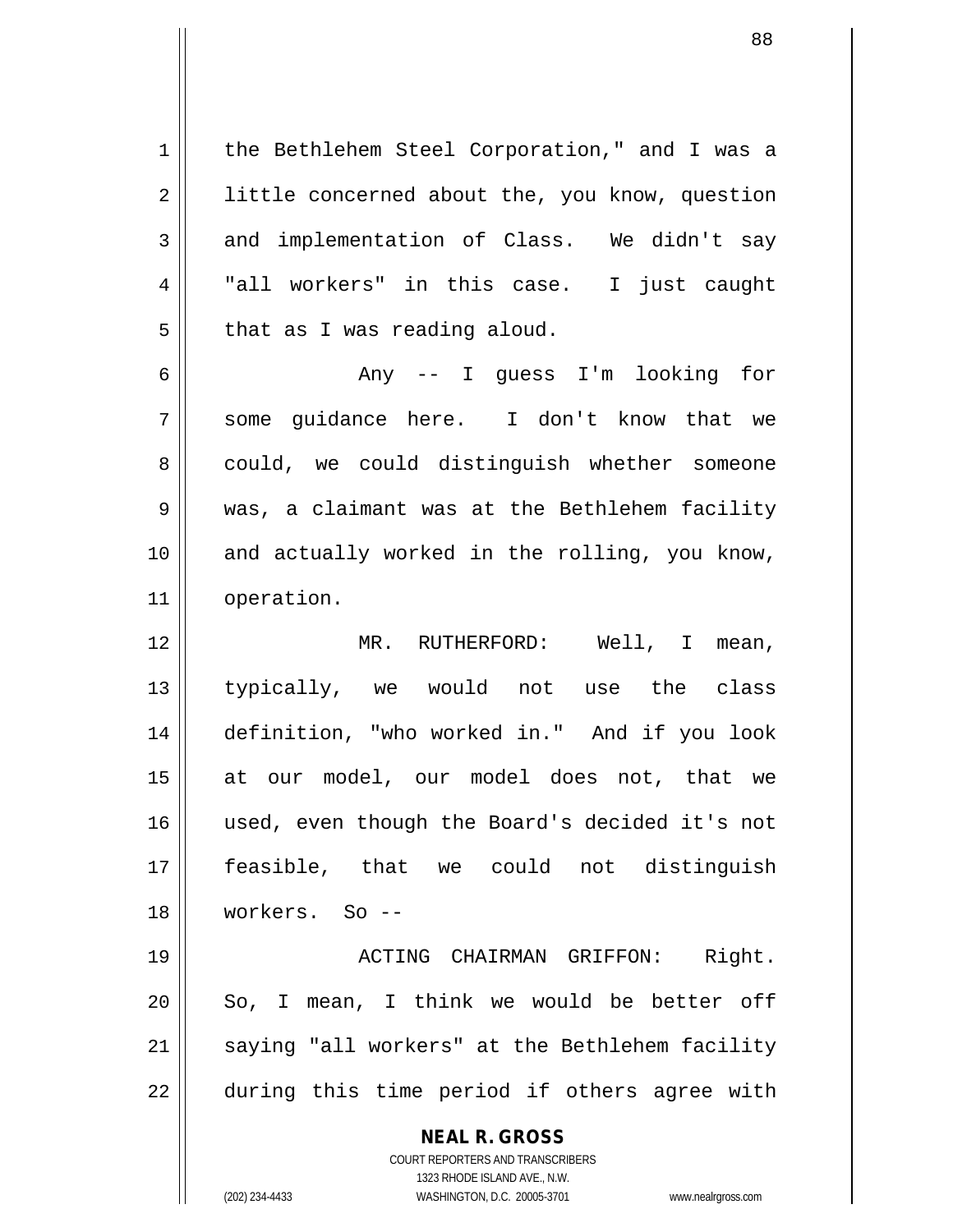the Bethlehem Steel Corporation," and I was a little concerned about the, you know, question and implementation of Class. We didn't say "all workers" in this case. I just caught that as I was reading aloud.

Any -- I guess I'm looking for some guidance here. I don't know that we could, we could distinguish whether someone was, a claimant was at the Bethlehem facility and actually worked in the rolling, you know, operation.

MR. RUTHERFORD: Well, I mean, typically, we would not use the class definition, "who worked in." And if you look at our model, our model does not, that we used, even though the Board's decided it's not feasible, that we could not distinguish workers. So --

ACTING CHAIRMAN GRIFFON: Right. So, I mean, I think we would be better off saying "all workers" at the Bethlehem facility during this time period if others agree with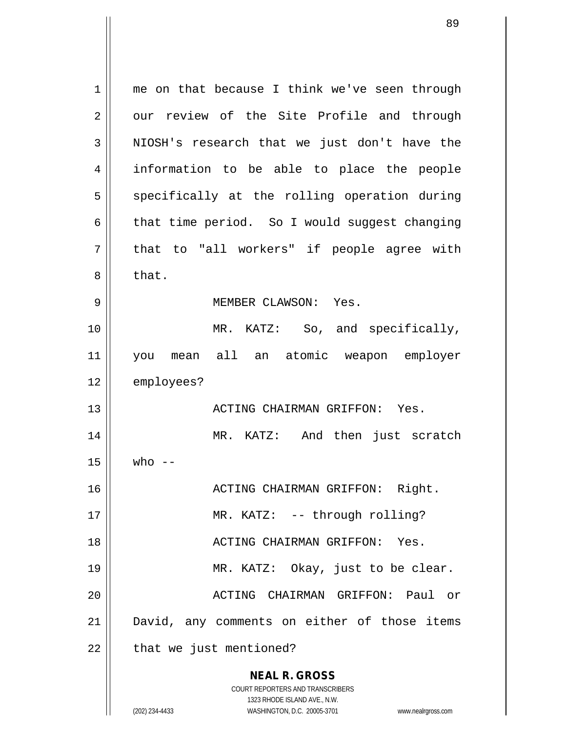me on that because I think we've seen through our review of the Site Profile and through NIOSH's research that we just don't have the information to be able to place the people specifically at the rolling operation during that time period. So I would suggest changing that to "all workers" if people agree with that.

MEMBER CLAWSON: Yes.

MR. KATZ: So, and specifically, you mean all an atomic weapon employer employees?

ACTING CHAIRMAN GRIFFON: Yes.

MR. KATZ: And then just scratch who --

ACTING CHAIRMAN GRIFFON: Right.

MR. KATZ: -- through rolling?

ACTING CHAIRMAN GRIFFON: Yes.

MR. KATZ: Okay, just to be clear.

ACTING CHAIRMAN GRIFFON: Paul or David, any comments on either of those items that we just mentioned?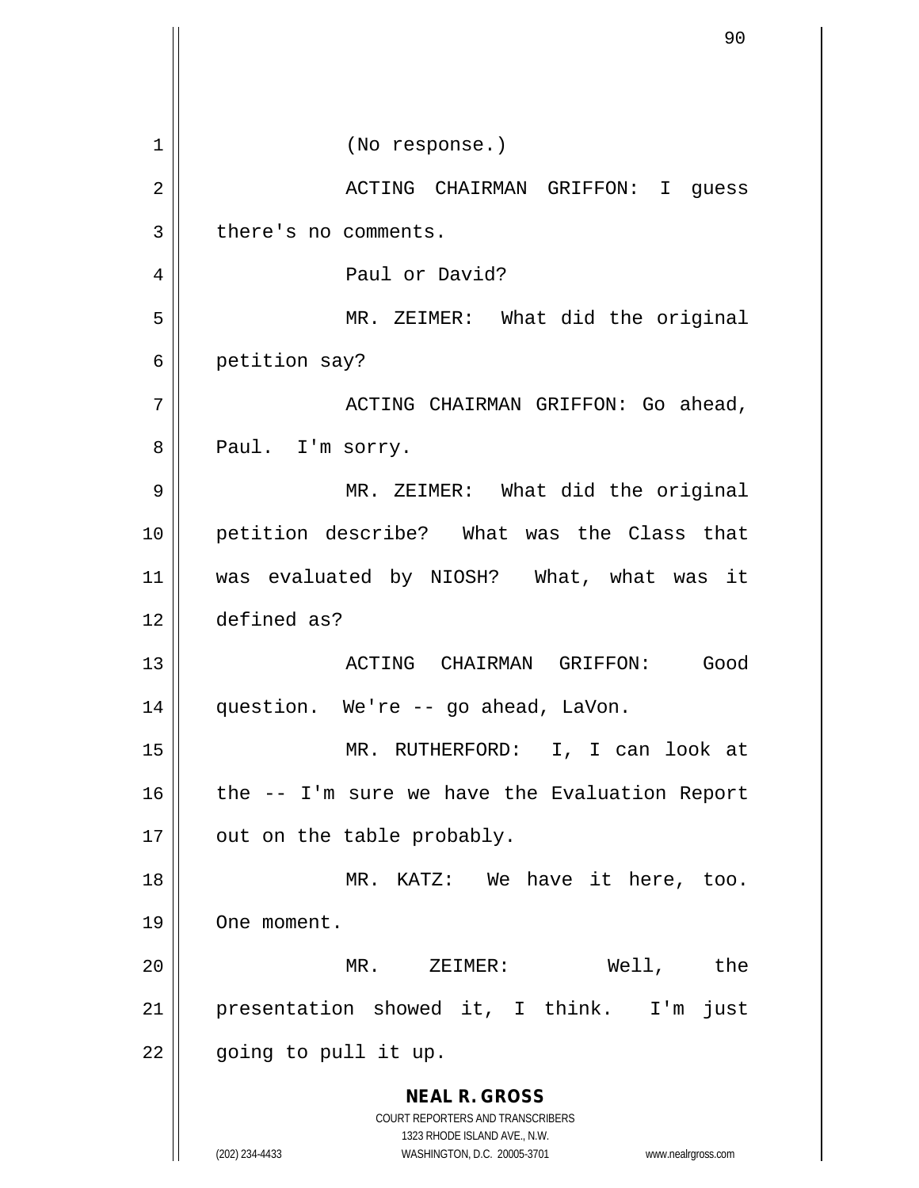(No response.)

ACTING CHAIRMAN GRIFFON: I guess there's no comments.

Paul or David?

MR. ZEIMER: What did the original petition say?

ACTING CHAIRMAN GRIFFON: Go ahead, Paul. I'm sorry.

MR. ZEIMER: What did the original petition describe? What was the Class that was evaluated by NIOSH? What, what was it defined as?

ACTING CHAIRMAN GRIFFON: Good question. We're -- go ahead, LaVon.

MR. RUTHERFORD: I, I can look at the -- I'm sure we have the Evaluation Report out on the table probably.

MR. KATZ: We have it here, too. One moment.

MR. ZEIMER: Well, the presentation showed it, I think. I'm just going to pull it up.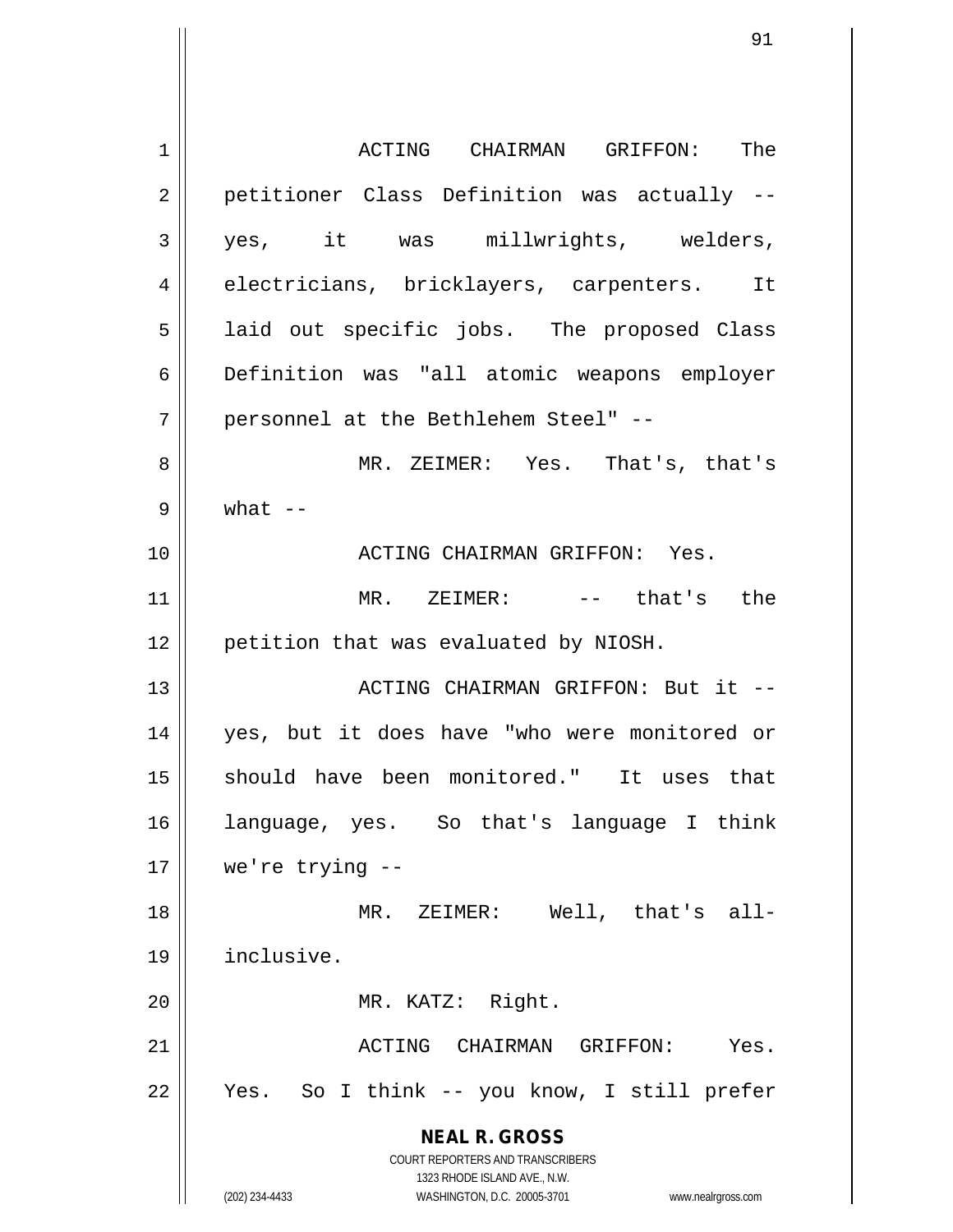ACTING CHAIRMAN GRIFFON: The petitioner Class Definition was actually -- yes, it was millwrights, welders, electricians, bricklayers, carpenters. It laid out specific jobs. The proposed Class Definition was "all atomic weapons employer personnel at the Bethlehem Steel" --

MR. ZEIMER: Yes. That's, that's what --

ACTING CHAIRMAN GRIFFON: Yes.

MR. ZEIMER: -- that's the petition that was evaluated by NIOSH.

ACTING CHAIRMAN GRIFFON: But it -- yes, but it does have "who were monitored or should have been monitored." It uses that language, yes. So that's language I think we're trying --

MR. ZEIMER: Well, that's all-inclusive.

MR. KATZ: Right.

ACTING CHAIRMAN GRIFFON: Yes. Yes. So I think -- you know, I still prefer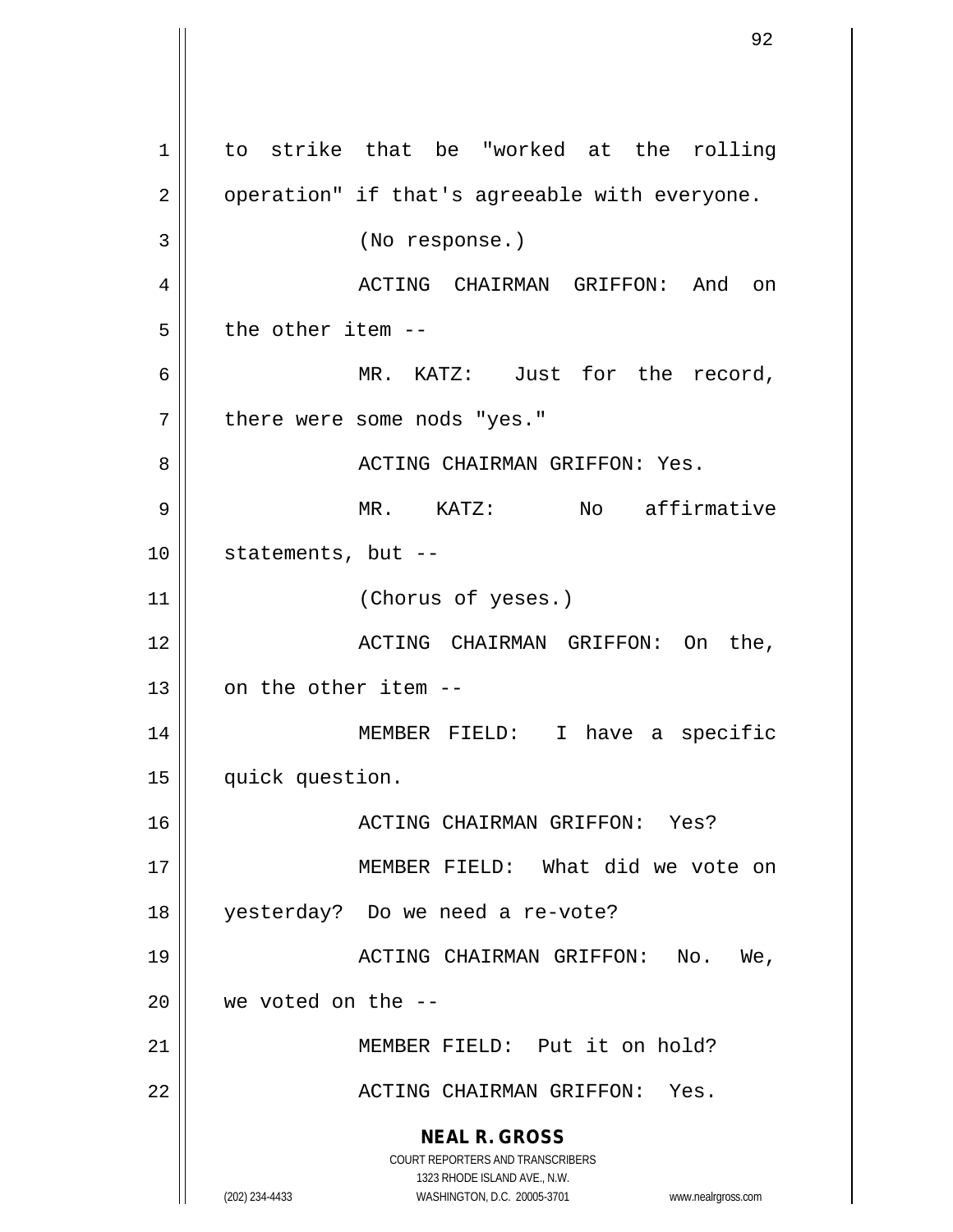to strike that be "worked at the rolling operation" if that's agreeable with everyone.

(No response.)

ACTING CHAIRMAN GRIFFON: And on the other item --

MR. KATZ: Just for the record, there were some nods "yes."

ACTING CHAIRMAN GRIFFON: Yes.

MR. KATZ: No affirmative statements, but --

(Chorus of yeses.)

ACTING CHAIRMAN GRIFFON: On the, on the other item --

MEMBER FIELD: I have a specific quick question.

ACTING CHAIRMAN GRIFFON: Yes?

MEMBER FIELD: What did we vote on yesterday? Do we need a re-vote?

ACTING CHAIRMAN GRIFFON: No. We, we voted on the --

MEMBER FIELD: Put it on hold?

ACTING CHAIRMAN GRIFFON: Yes.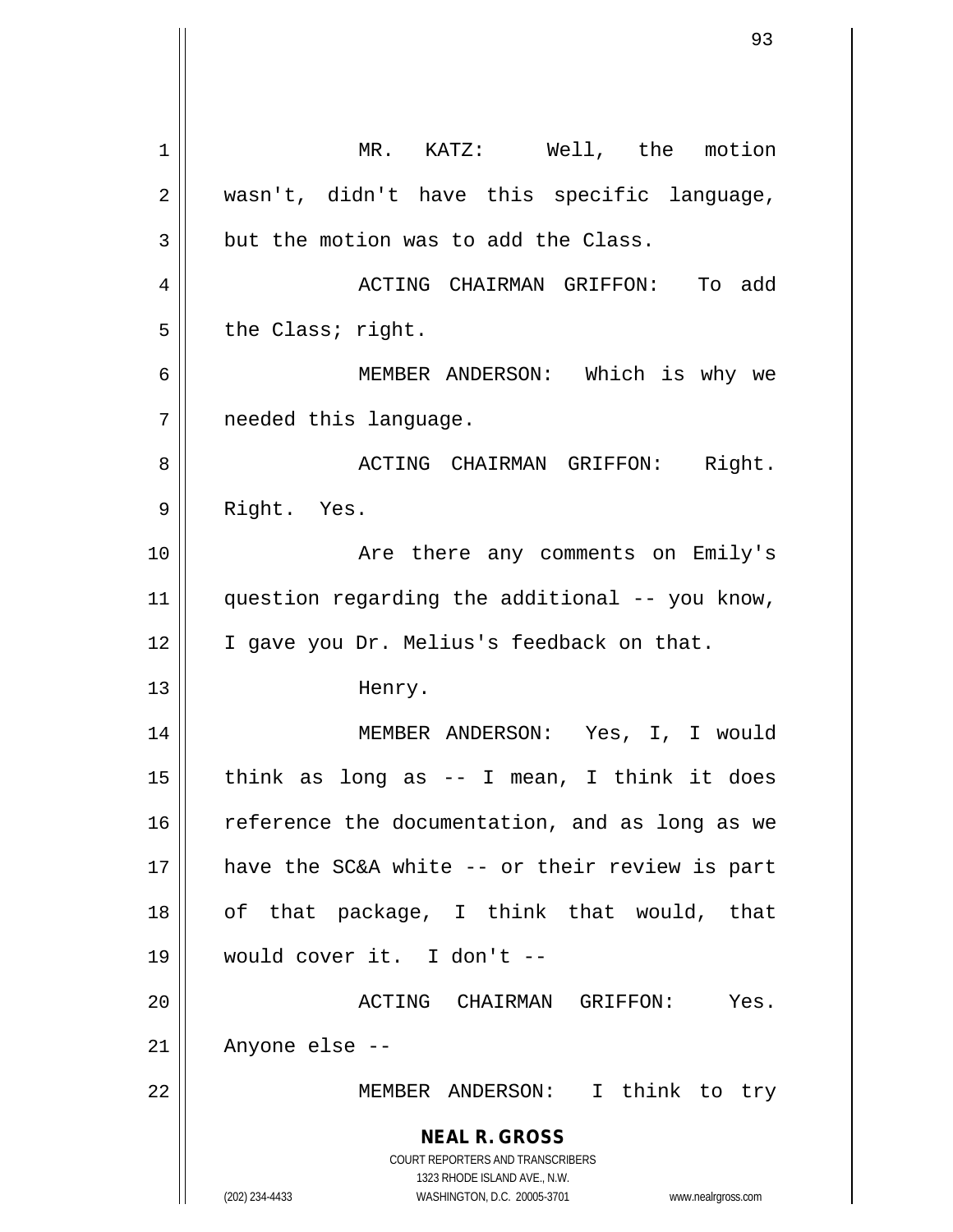MR. KATZ: Well, the motion wasn't, didn't have this specific language, but the motion was to add the Class.

ACTING CHAIRMAN GRIFFON: To add the Class; right.

MEMBER ANDERSON: Which is why we needed this language.

ACTING CHAIRMAN GRIFFON: Right. Right. Yes.

Are there any comments on Emily's question regarding the additional -- you know, I gave you Dr. Melius's feedback on that.

Henry.

MEMBER ANDERSON: Yes, I, I would think as long as -- I mean, I think it does reference the documentation, and as long as we have the SC&A white -- or their review is part of that package, I think that would, that would cover it. I don't --

ACTING CHAIRMAN GRIFFON: Yes. Anyone else --

MEMBER ANDERSON: I think to try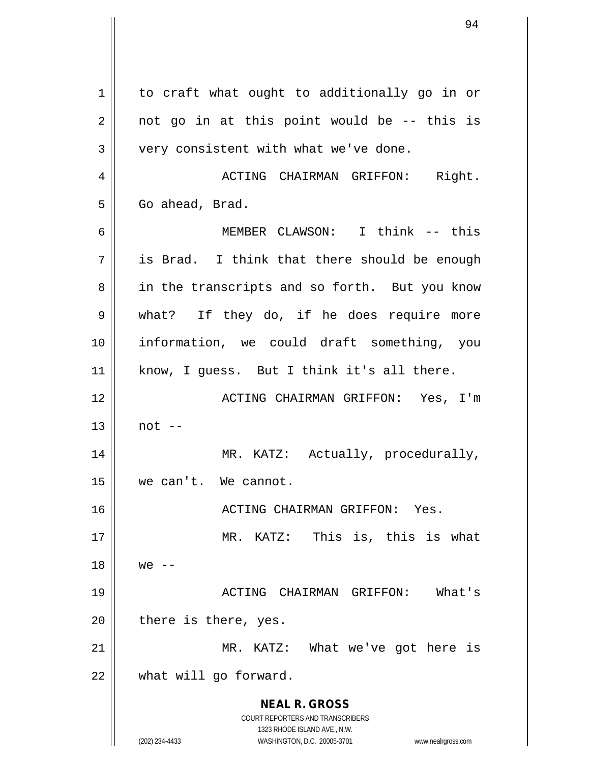to craft what ought to additionally go in or not go in at this point would be -- this is very consistent with what we've done.

ACTING CHAIRMAN GRIFFON: Right. Go ahead, Brad.

MEMBER CLAWSON: I think -- this is Brad. I think that there should be enough in the transcripts and so forth. But you know what? If they do, if he does require more information, we could draft something, you know, I guess. But I think it's all there.

ACTING CHAIRMAN GRIFFON: Yes, I'm not --

MR. KATZ: Actually, procedurally, we can't. We cannot.

ACTING CHAIRMAN GRIFFON: Yes.

MR. KATZ: This is, this is what we --

ACTING CHAIRMAN GRIFFON: What's there is there, yes.

MR. KATZ: What we've got here is what will go forward.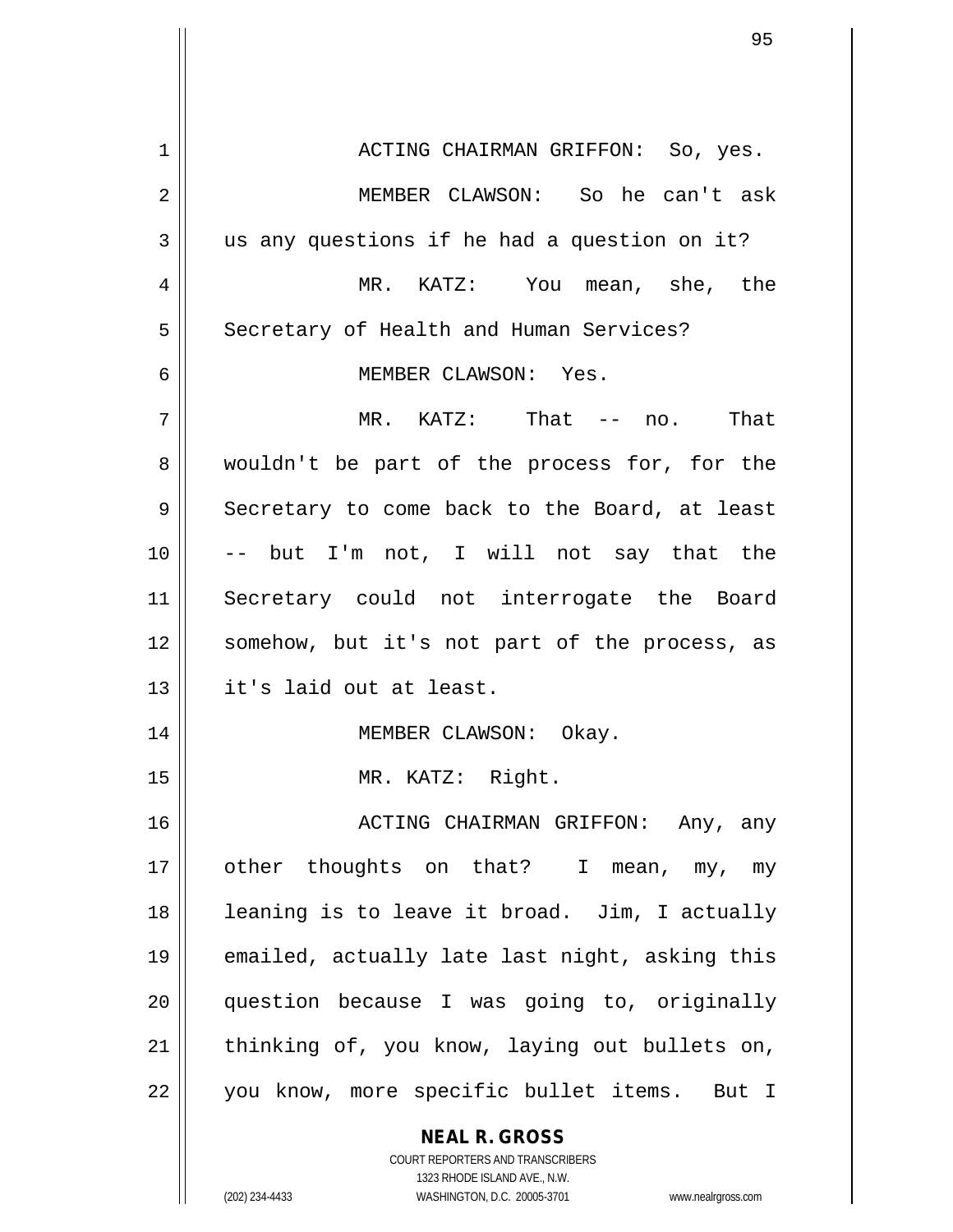ACTING CHAIRMAN GRIFFON: So, yes.

MEMBER CLAWSON: So he can't ask us any questions if he had a question on it?

MR. KATZ: You mean, she, the Secretary of Health and Human Services?

MEMBER CLAWSON: Yes.

MR. KATZ: That -- no. That wouldn't be part of the process for, for the Secretary to come back to the Board, at least -- but I'm not, I will not say that the Secretary could not interrogate the Board somehow, but it's not part of the process, as it's laid out at least.

MEMBER CLAWSON: Okay.

MR. KATZ: Right.

ACTING CHAIRMAN GRIFFON: Any, any other thoughts on that? I mean, my, my leaning is to leave it broad. Jim, I actually emailed, actually late last night, asking this question because I was going to, originally thinking of, you know, laying out bullets on, you know, more specific bullet items. But I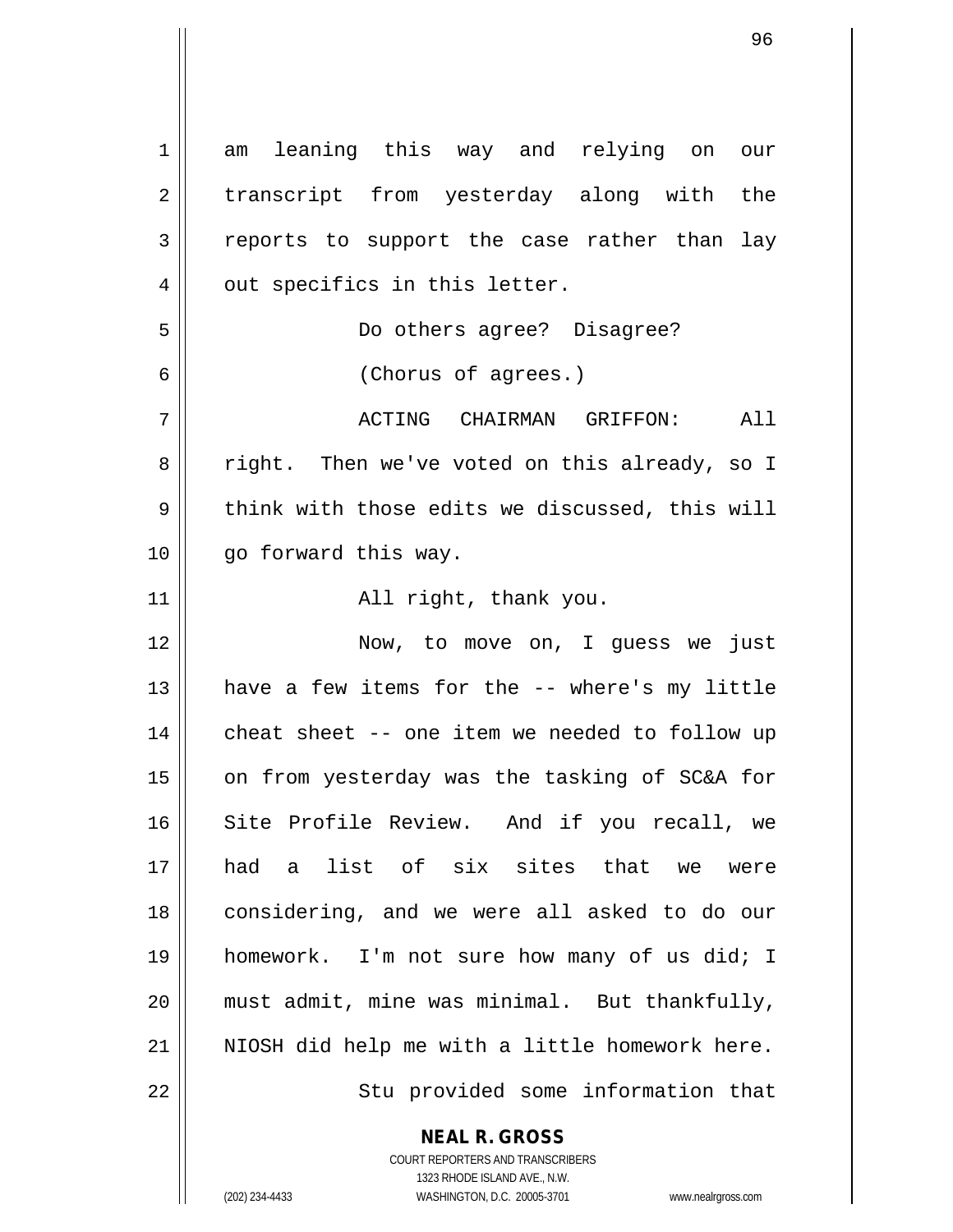am leaning this way and relying on our transcript from yesterday along with the reports to support the case rather than lay out specifics in this letter.

Do others agree? Disagree?

(Chorus of agrees.)

ACTING CHAIRMAN GRIFFON: All right. Then we've voted on this already, so I think with those edits we discussed, this will go forward this way.

All right, thank you.

Now, to move on, I guess we just have a few items for the -- where's my little cheat sheet -- one item we needed to follow up on from yesterday was the tasking of SC&A for Site Profile Review. And if you recall, we had a list of six sites that we were considering, and we were all asked to do our homework. I'm not sure how many of us did; I must admit, mine was minimal. But thankfully, NIOSH did help me with a little homework here.

Stu provided some information that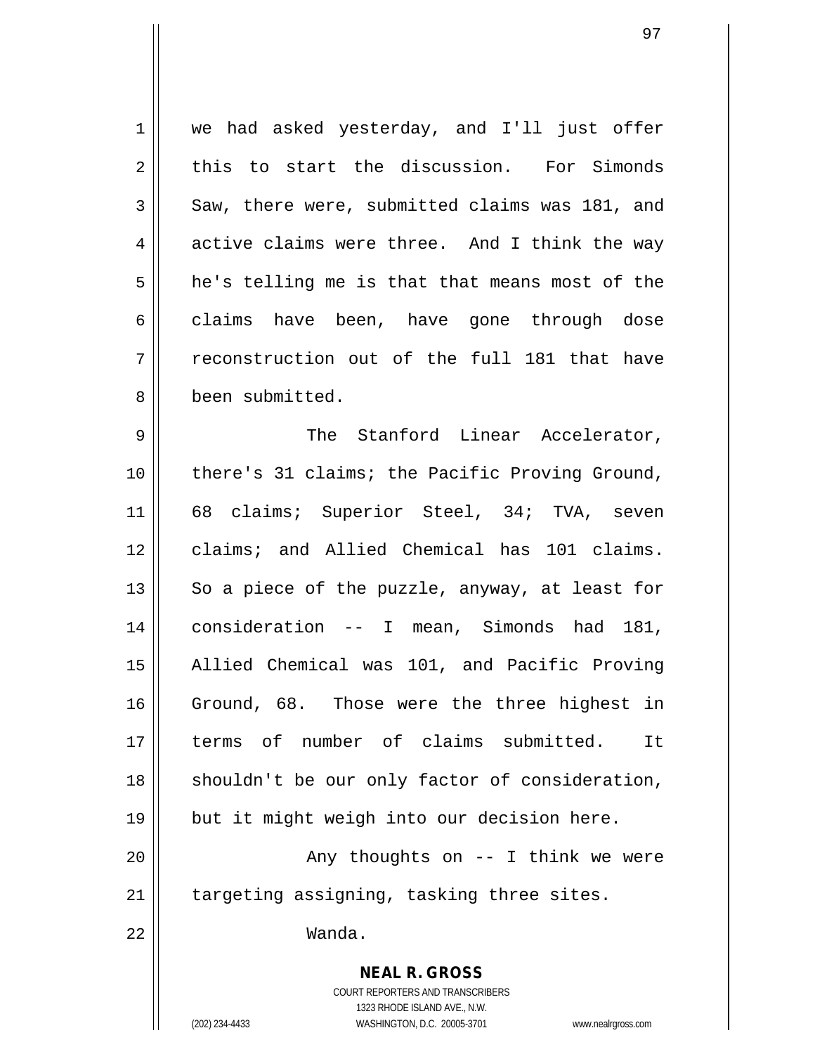we had asked yesterday, and I'll just offer this to start the discussion. For Simonds Saw, there were, submitted claims was 181, and active claims were three. And I think the way he's telling me is that that means most of the claims have been, have gone through dose reconstruction out of the full 181 that have been submitted.

The Stanford Linear Accelerator, there's 31 claims; the Pacific Proving Ground, 68 claims; Superior Steel, 34; TVA, seven claims; and Allied Chemical has 101 claims. So a piece of the puzzle, anyway, at least for consideration -- I mean, Simonds had 181, Allied Chemical was 101, and Pacific Proving Ground, 68. Those were the three highest in terms of number of claims submitted. It shouldn't be our only factor of consideration, but it might weigh into our decision here.

Any thoughts on -- I think we were targeting assigning, tasking three sites.

Wanda.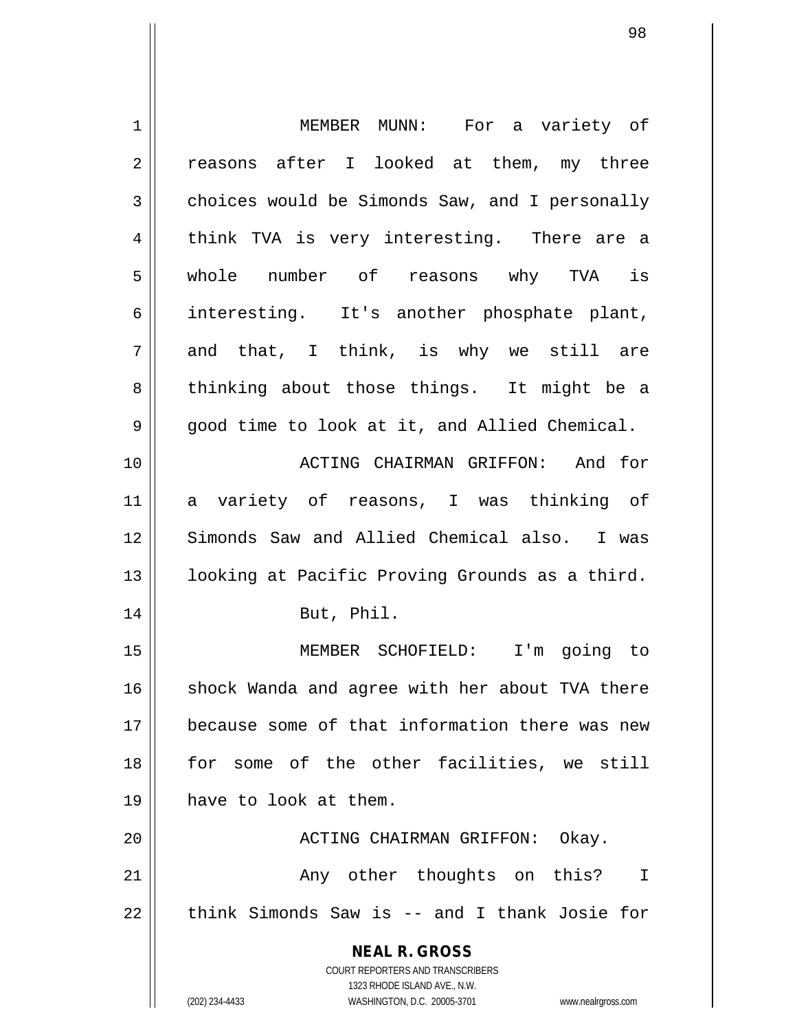MEMBER MUNN: For a variety of reasons after I looked at them, my three choices would be Simonds Saw, and I personally think TVA is very interesting. There are a whole number of reasons why TVA is interesting. It's another phosphate plant, and that, I think, is why we still are thinking about those things. It might be a good time to look at it, and Allied Chemical.

ACTING CHAIRMAN GRIFFON: And for a variety of reasons, I was thinking of Simonds Saw and Allied Chemical also. I was looking at Pacific Proving Grounds as a third.

But, Phil.

MEMBER SCHOFIELD: I'm going to shock Wanda and agree with her about TVA there because some of that information there was new for some of the other facilities, we still have to look at them.

ACTING CHAIRMAN GRIFFON: Okay.

Any other thoughts on this? I think Simonds Saw is -- and I thank Josie for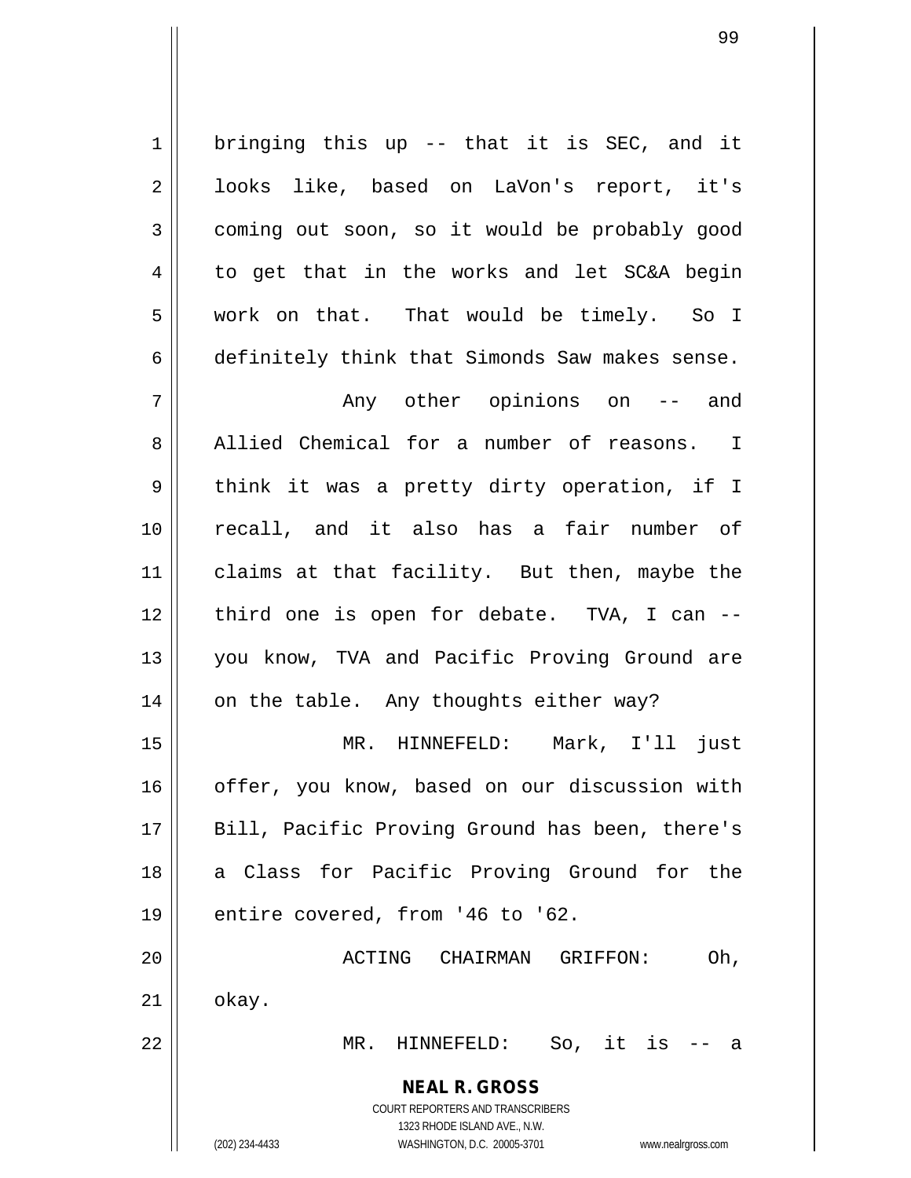bringing this up -- that it is SEC, and it looks like, based on LaVon's report, it's coming out soon, so it would be probably good to get that in the works and let SC&A begin work on that. That would be timely. So I definitely think that Simonds Saw makes sense.

Any other opinions on -- and Allied Chemical for a number of reasons. I think it was a pretty dirty operation, if I recall, and it also has a fair number of claims at that facility. But then, maybe the third one is open for debate. TVA, I can -- you know, TVA and Pacific Proving Ground are on the table. Any thoughts either way?

MR. HINNEFELD: Mark, I'll just offer, you know, based on our discussion with Bill, Pacific Proving Ground has been, there's a Class for Pacific Proving Ground for the entire covered, from '46 to '62.

ACTING CHAIRMAN GRIFFON: Oh, okay.

MR. HINNEFELD: So, it is -- a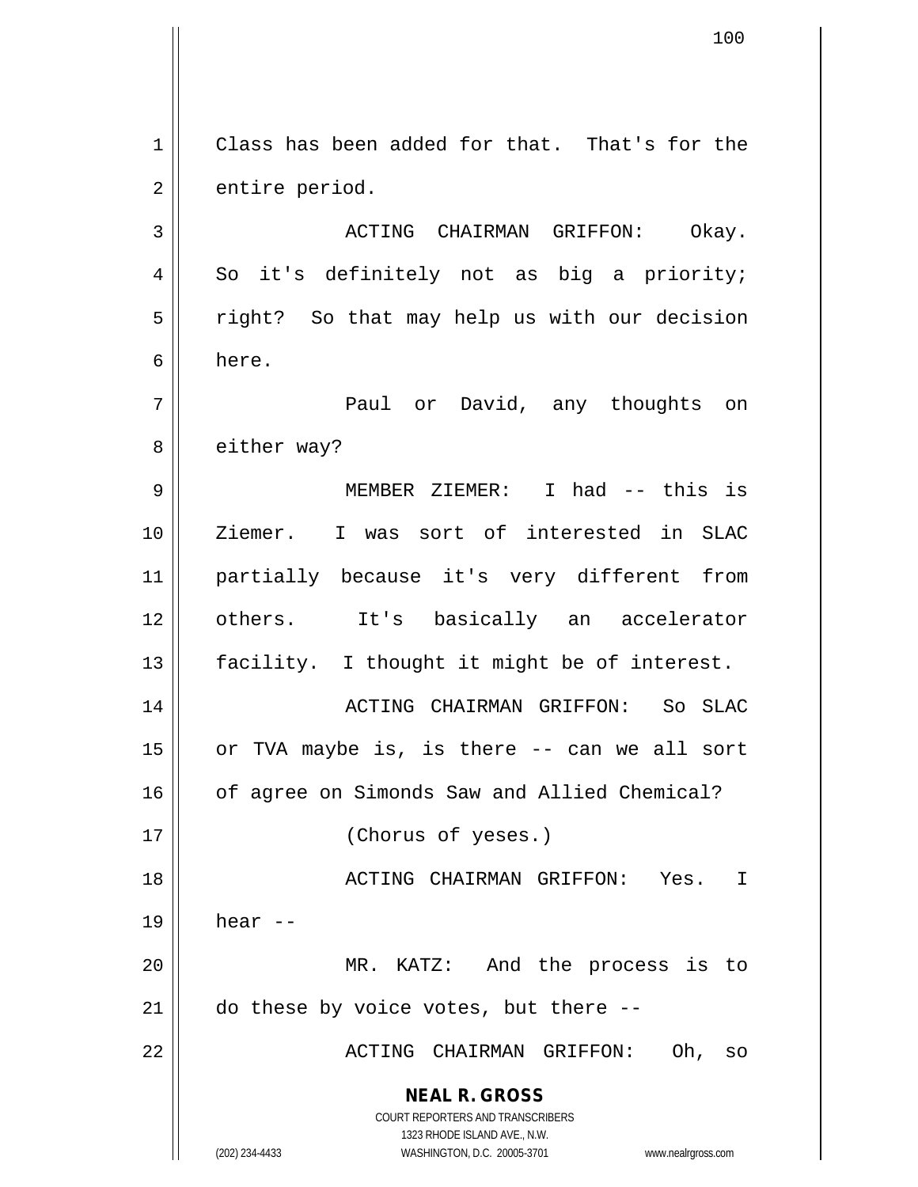Class has been added for that. That's for the entire period.

ACTING CHAIRMAN GRIFFON: Okay. So it's definitely not as big a priority; right? So that may help us with our decision here.

Paul or David, any thoughts on either way?

MEMBER ZIEMER: I had -- this is Ziemer. I was sort of interested in SLAC partially because it's very different from others. It's basically an accelerator facility. I thought it might be of interest.

ACTING CHAIRMAN GRIFFON: So SLAC or TVA maybe is, is there -- can we all sort of agree on Simonds Saw and Allied Chemical?

(Chorus of yeses.)

ACTING CHAIRMAN GRIFFON: Yes. I hear --

MR. KATZ: And the process is to do these by voice votes, but there --

ACTING CHAIRMAN GRIFFON: Oh, so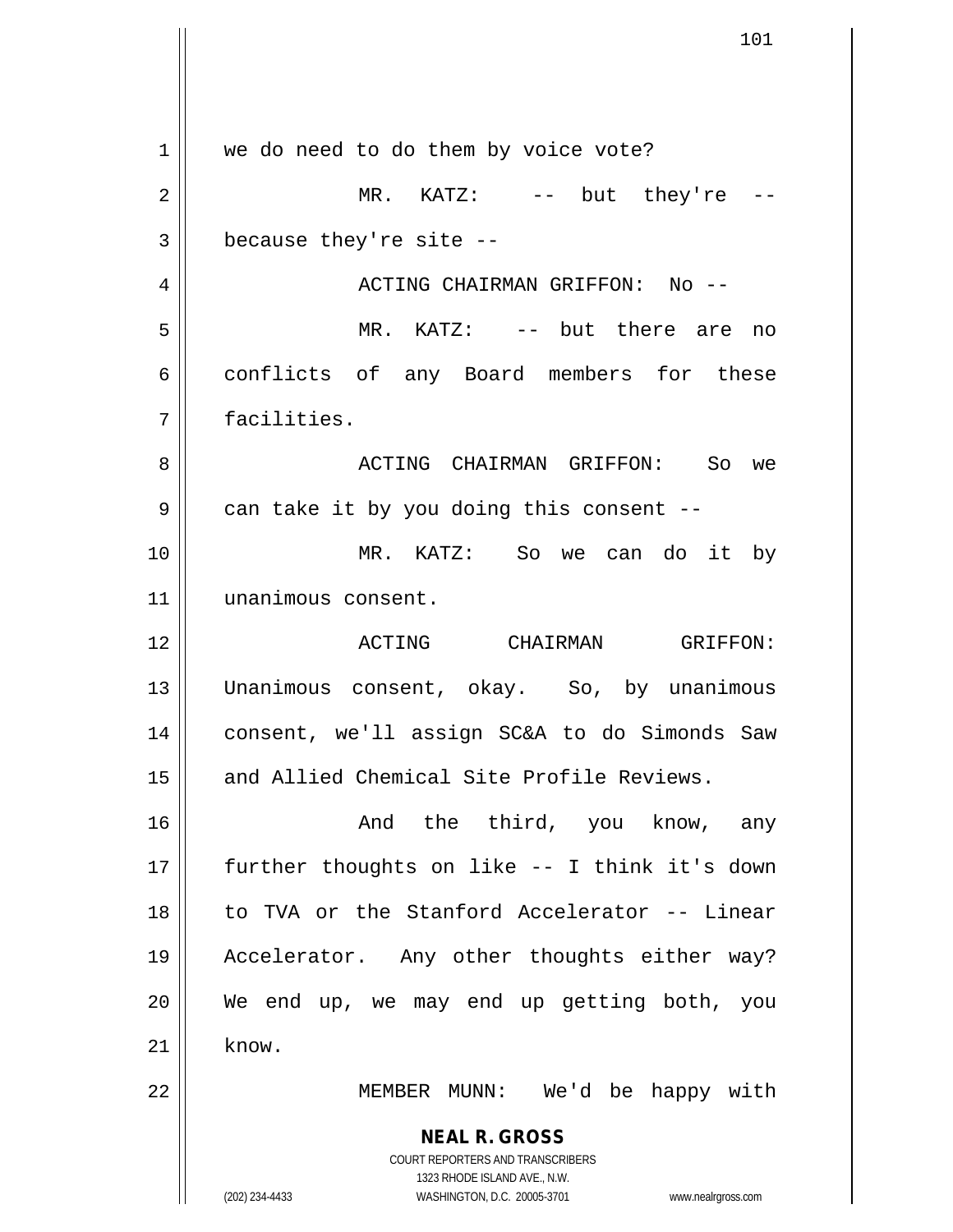we do need to do them by voice vote?

MR. KATZ: -- but they're -- because they're site --

ACTING CHAIRMAN GRIFFON: No --

MR. KATZ: -- but there are no conflicts of any Board members for these facilities.

ACTING CHAIRMAN GRIFFON: So we can take it by you doing this consent --

MR. KATZ: So we can do it by unanimous consent.

ACTING CHAIRMAN GRIFFON: Unanimous consent, okay. So, by unanimous consent, we'll assign SC&A to do Simonds Saw and Allied Chemical Site Profile Reviews.

And the third, you know, any further thoughts on like -- I think it's down to TVA or the Stanford Accelerator -- Linear Accelerator. Any other thoughts either way? We end up, we may end up getting both, you know.

MEMBER MUNN: We'd be happy with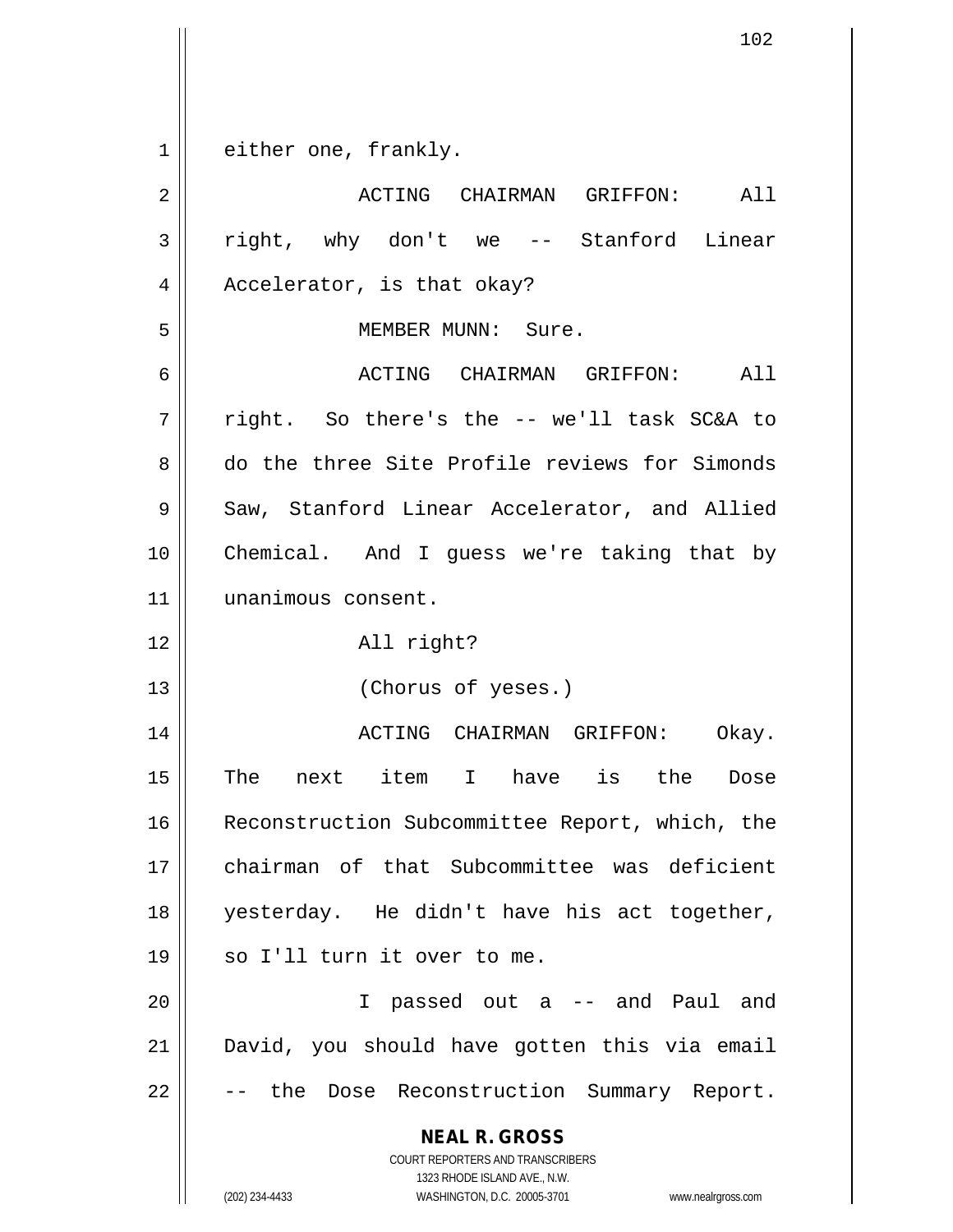either one, frankly.

ACTING CHAIRMAN GRIFFON: All right, why don't we -- Stanford Linear Accelerator, is that okay?

MEMBER MUNN: Sure.

ACTING CHAIRMAN GRIFFON: All right. So there's the -- we'll task SC&A to do the three Site Profile reviews for Simonds Saw, Stanford Linear Accelerator, and Allied Chemical. And I guess we're taking that by unanimous consent.

All right?

(Chorus of yeses.)

ACTING CHAIRMAN GRIFFON: Okay. The next item I have is the Dose Reconstruction Subcommittee Report, which, the chairman of that Subcommittee was deficient yesterday. He didn't have his act together, so I'll turn it over to me.

I passed out a -- and Paul and David, you should have gotten this via email -- the Dose Reconstruction Summary Report.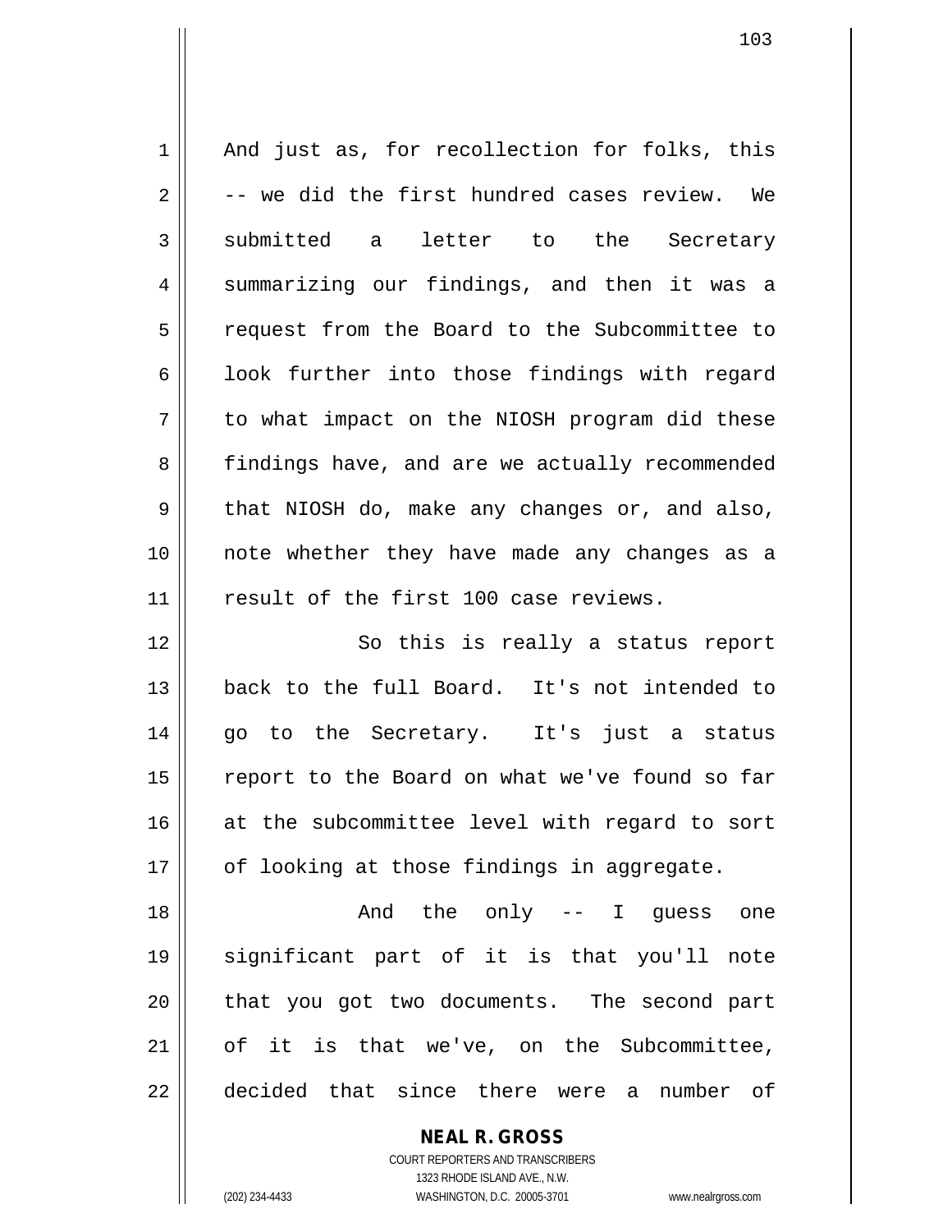And just as, for recollection for folks, this -- we did the first hundred cases review. We submitted a letter to the Secretary summarizing our findings, and then it was a request from the Board to the Subcommittee to look further into those findings with regard to what impact on the NIOSH program did these findings have, and are we actually recommended that NIOSH do, make any changes or, and also, note whether they have made any changes as a result of the first 100 case reviews.

So this is really a status report back to the full Board. It's not intended to go to the Secretary. It's just a status report to the Board on what we've found so far at the subcommittee level with regard to sort of looking at those findings in aggregate.

And the only -- I guess one significant part of it is that you'll note that you got two documents. The second part of it is that we've, on the Subcommittee, decided that since there were a number of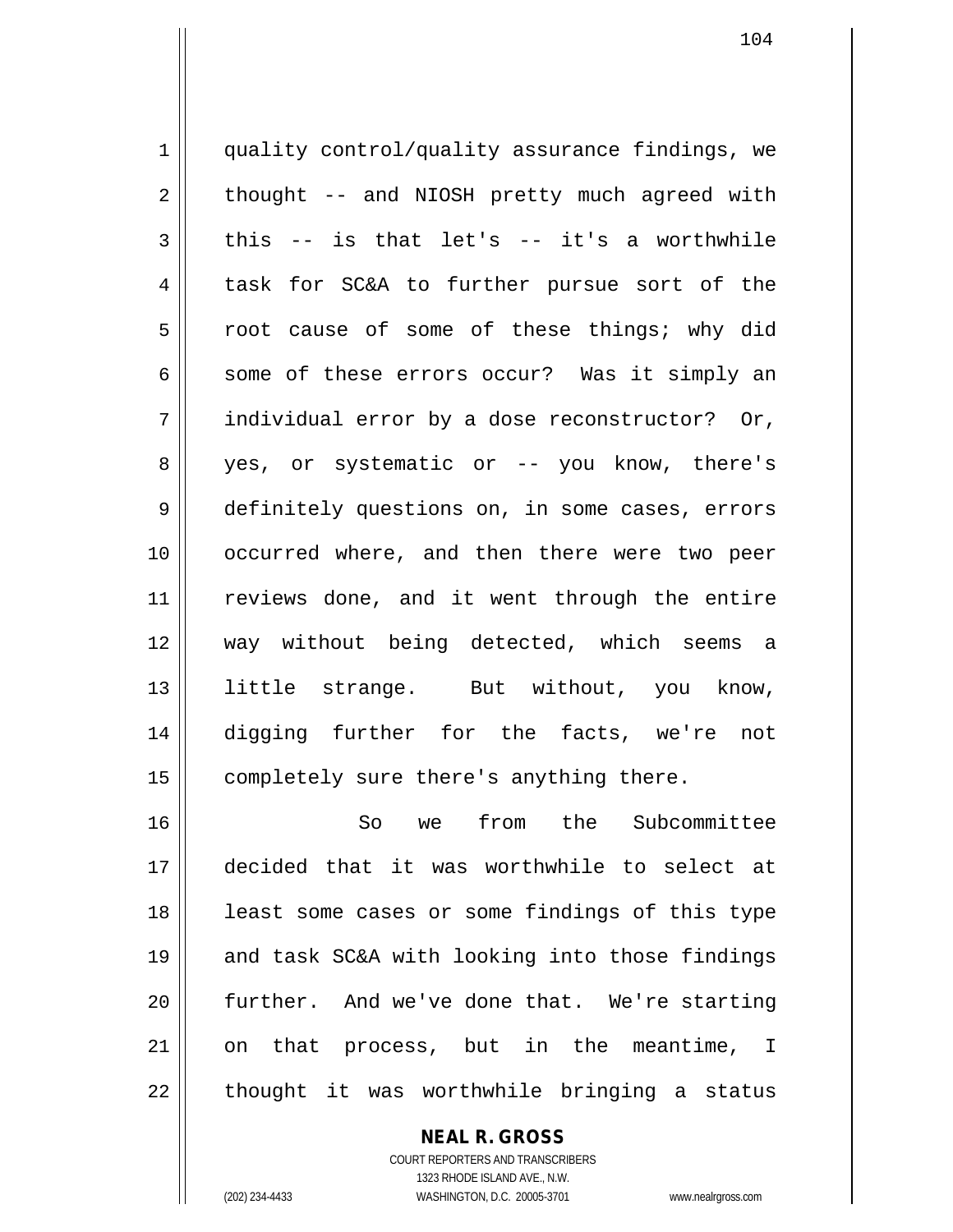quality control/quality assurance findings, we thought -- and NIOSH pretty much agreed with this -- is that let's -- it's a worthwhile task for SC&A to further pursue sort of the root cause of some of these things; why did some of these errors occur? Was it simply an individual error by a dose reconstructor? Or, yes, or systematic or -- you know, there's definitely questions on, in some cases, errors occurred where, and then there were two peer reviews done, and it went through the entire way without being detected, which seems a little strange. But without, you know, digging further for the facts, we're not completely sure there's anything there.

So we from the Subcommittee decided that it was worthwhile to select at least some cases or some findings of this type and task SC&A with looking into those findings further. And we've done that. We're starting on that process, but in the meantime, I thought it was worthwhile bringing a status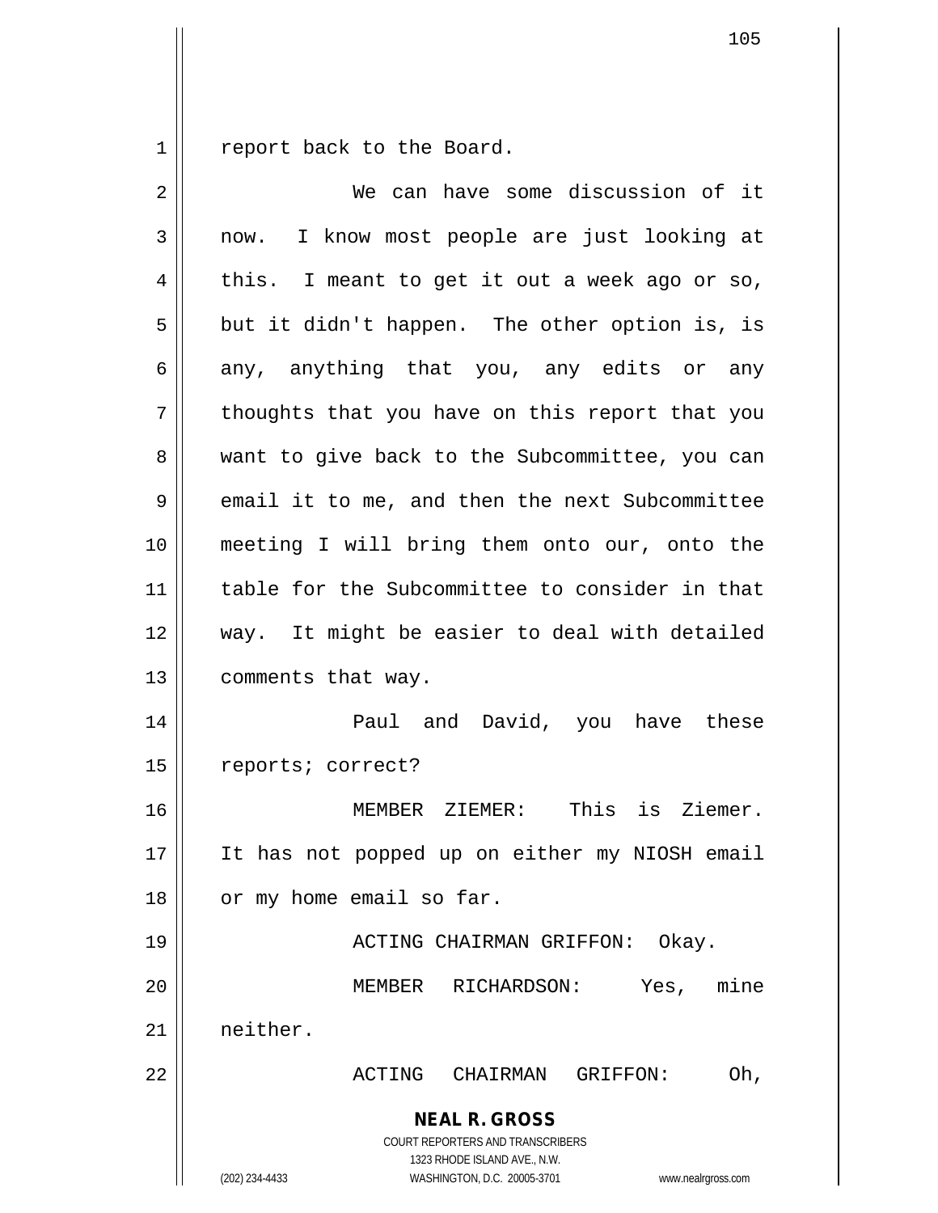report back to the Board.

We can have some discussion of it now. I know most people are just looking at this. I meant to get it out a week ago or so, but it didn't happen. The other option is, is any, anything that you, any edits or any thoughts that you have on this report that you want to give back to the Subcommittee, you can email it to me, and then the next Subcommittee meeting I will bring them onto our, onto the table for the Subcommittee to consider in that way. It might be easier to deal with detailed comments that way.

Paul and David, you have these reports; correct?

MEMBER ZIEMER: This is Ziemer. It has not popped up on either my NIOSH email or my home email so far.

ACTING CHAIRMAN GRIFFON: Okay.

MEMBER RICHARDSON: Yes, mine neither.

ACTING CHAIRMAN GRIFFON: Oh,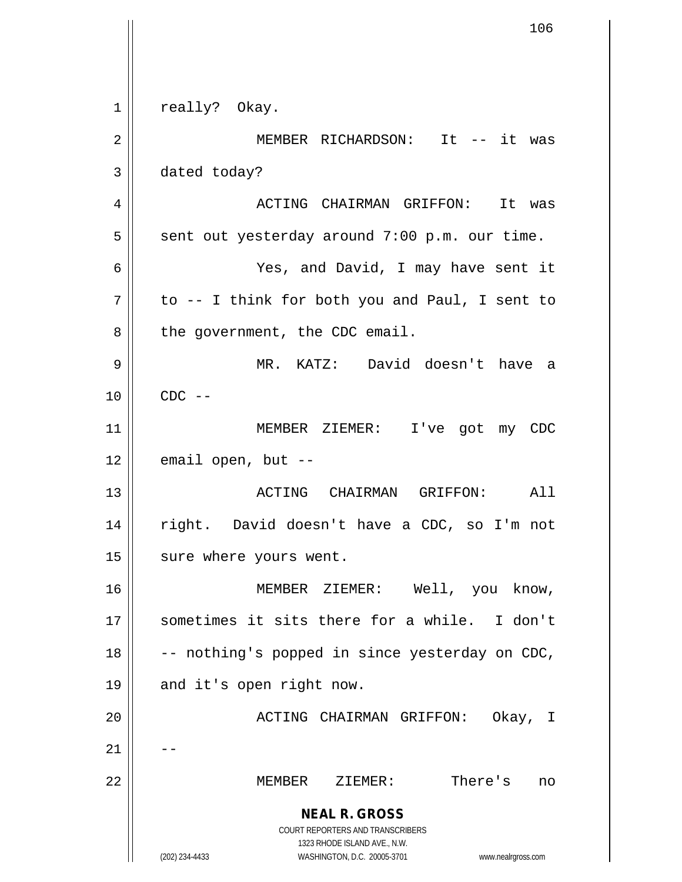really? Okay.

MEMBER RICHARDSON: It -- it was dated today?

ACTING CHAIRMAN GRIFFON: It was sent out yesterday around 7:00 p.m. our time.

Yes, and David, I may have sent it to -- I think for both you and Paul, I sent to the government, the CDC email.

MR. KATZ: David doesn't have a CDC --

MEMBER ZIEMER: I've got my CDC email open, but --

ACTING CHAIRMAN GRIFFON: All right. David doesn't have a CDC, so I'm not sure where yours went.

MEMBER ZIEMER: Well, you know, sometimes it sits there for a while. I don't -- nothing's popped in since yesterday on CDC, and it's open right now.

ACTING CHAIRMAN GRIFFON: Okay, I --

MEMBER ZIEMER: There's no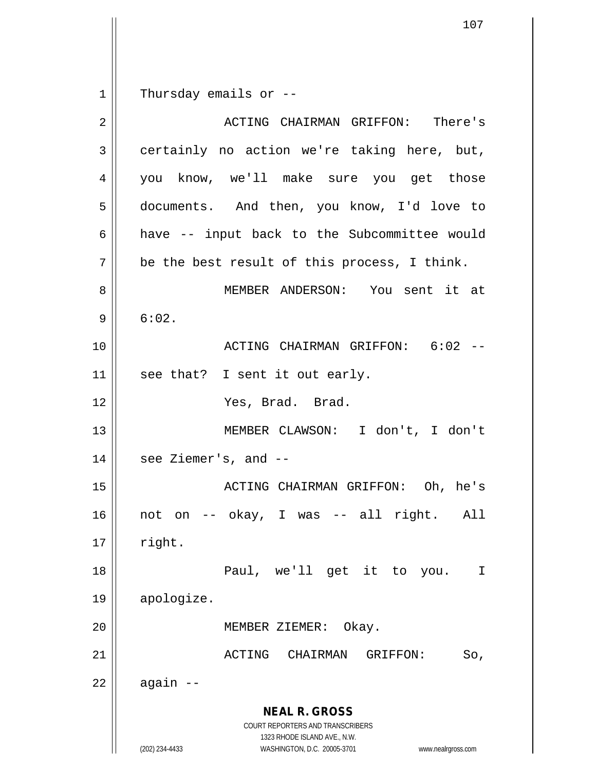Thursday emails or --

ACTING CHAIRMAN GRIFFON: There's certainly no action we're taking here, but, you know, we'll make sure you get those documents. And then, you know, I'd love to have -- input back to the Subcommittee would be the best result of this process, I think.

MEMBER ANDERSON: You sent it at 6:02.

ACTING CHAIRMAN GRIFFON: 6:02 -- see that? I sent it out early.

Yes, Brad. Brad.

MEMBER CLAWSON: I don't, I don't see Ziemer's, and --

ACTING CHAIRMAN GRIFFON: Oh, he's not on -- okay, I was -- all right. All right.

Paul, we'll get it to you. I apologize.

MEMBER ZIEMER: Okay.

ACTING CHAIRMAN GRIFFON: So, again --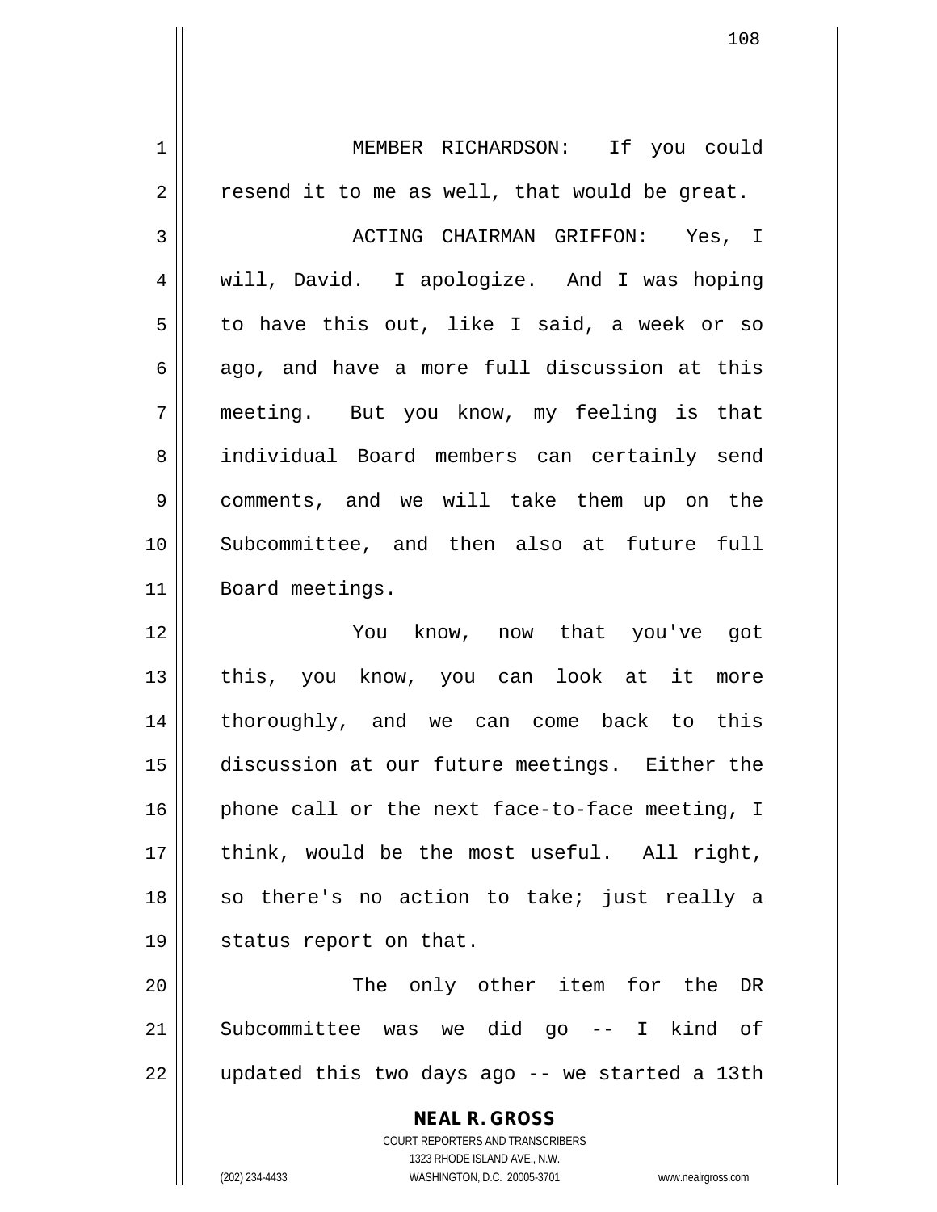MEMBER RICHARDSON: If you could resend it to me as well, that would be great.

ACTING CHAIRMAN GRIFFON: Yes, I will, David. I apologize. And I was hoping to have this out, like I said, a week or so ago, and have a more full discussion at this meeting. But you know, my feeling is that individual Board members can certainly send comments, and we will take them up on the Subcommittee, and then also at future full Board meetings.

You know, now that you've got this, you know, you can look at it more thoroughly, and we can come back to this discussion at our future meetings. Either the phone call or the next face-to-face meeting, I think, would be the most useful. All right, so there's no action to take; just really a status report on that.

The only other item for the DR Subcommittee was we did go -- I kind of updated this two days ago -- we started a 13th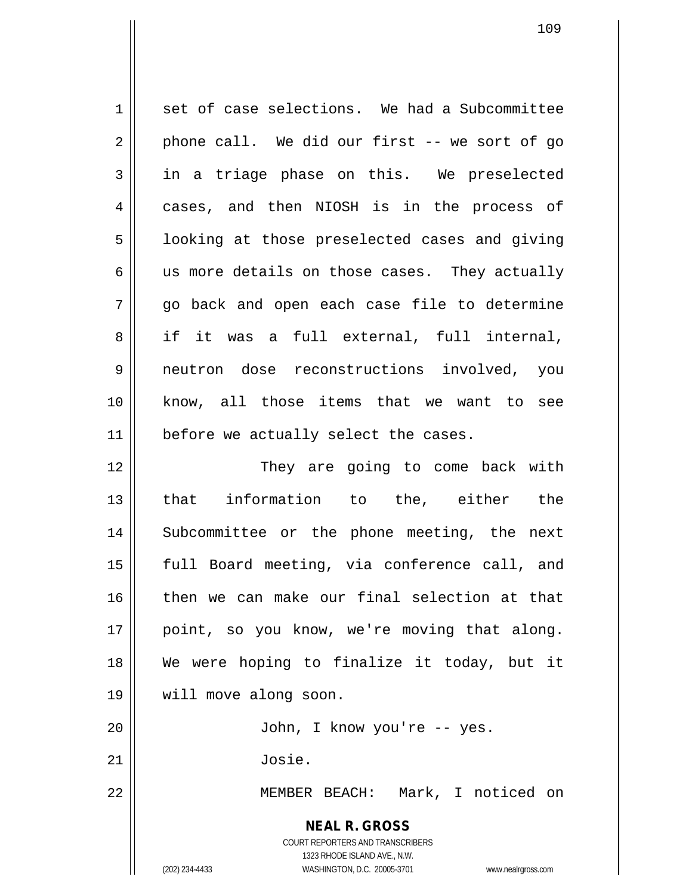set of case selections. We had a Subcommittee phone call. We did our first -- we sort of go in a triage phase on this. We preselected cases, and then NIOSH is in the process of looking at those preselected cases and giving us more details on those cases. They actually go back and open each case file to determine if it was a full external, full internal, neutron dose reconstructions involved, you know, all those items that we want to see before we actually select the cases.

They are going to come back with that information to the, either the Subcommittee or the phone meeting, the next full Board meeting, via conference call, and then we can make our final selection at that point, so you know, we're moving that along. We were hoping to finalize it today, but it will move along soon.

John, I know you're -- yes.

Josie.

MEMBER BEACH: Mark, I noticed on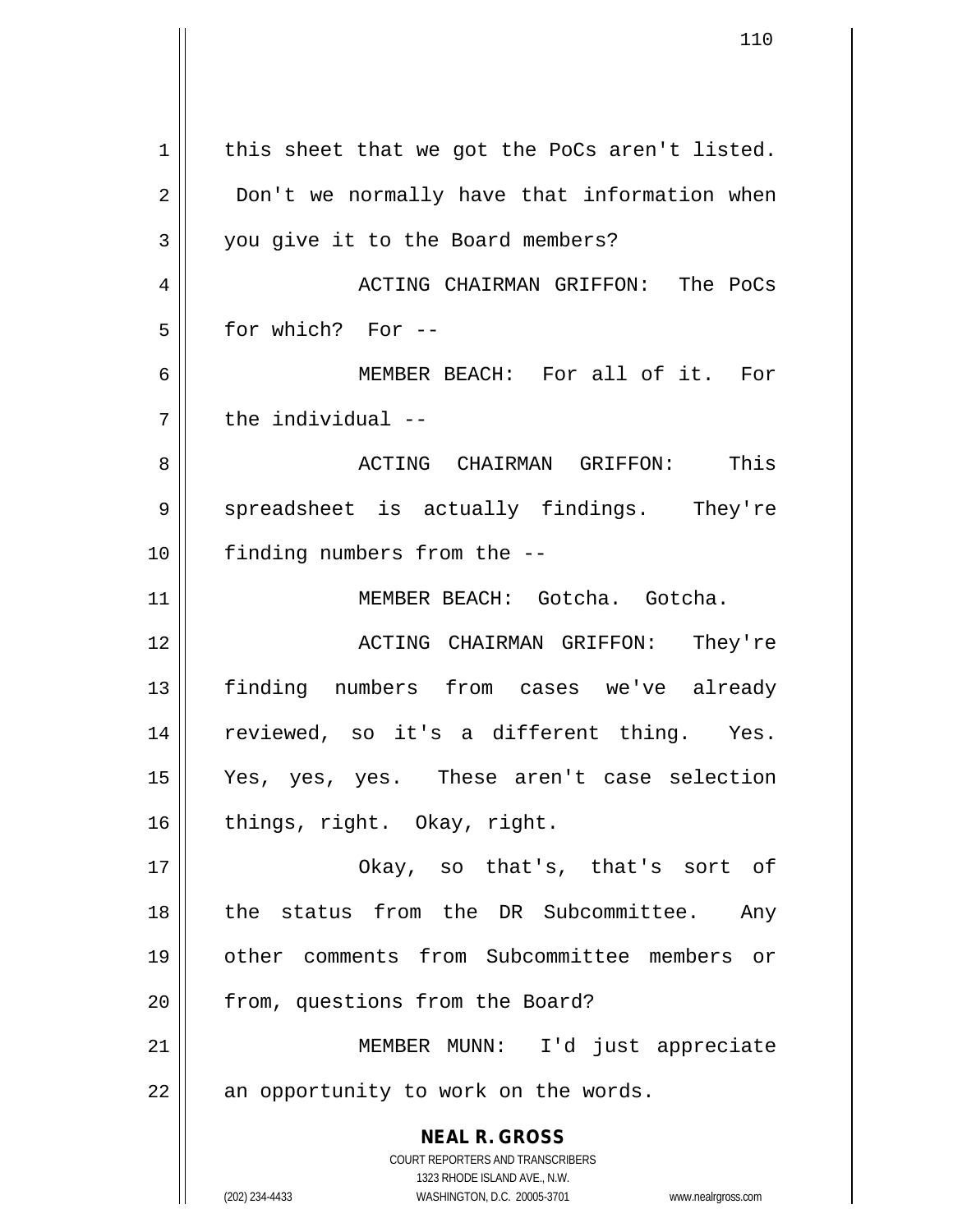this sheet that we got the PoCs aren't listed. Don't we normally have that information when you give it to the Board members?

ACTING CHAIRMAN GRIFFON: The PoCs for which? For --

MEMBER BEACH: For all of it. For the individual --

ACTING CHAIRMAN GRIFFON: This spreadsheet is actually findings. They're finding numbers from the --

MEMBER BEACH: Gotcha. Gotcha.

ACTING CHAIRMAN GRIFFON: They're finding numbers from cases we've already reviewed, so it's a different thing. Yes. Yes, yes, yes. These aren't case selection things, right. Okay, right.

Okay, so that's, that's sort of the status from the DR Subcommittee. Any other comments from Subcommittee members or from, questions from the Board?

MEMBER MUNN: I'd just appreciate an opportunity to work on the words.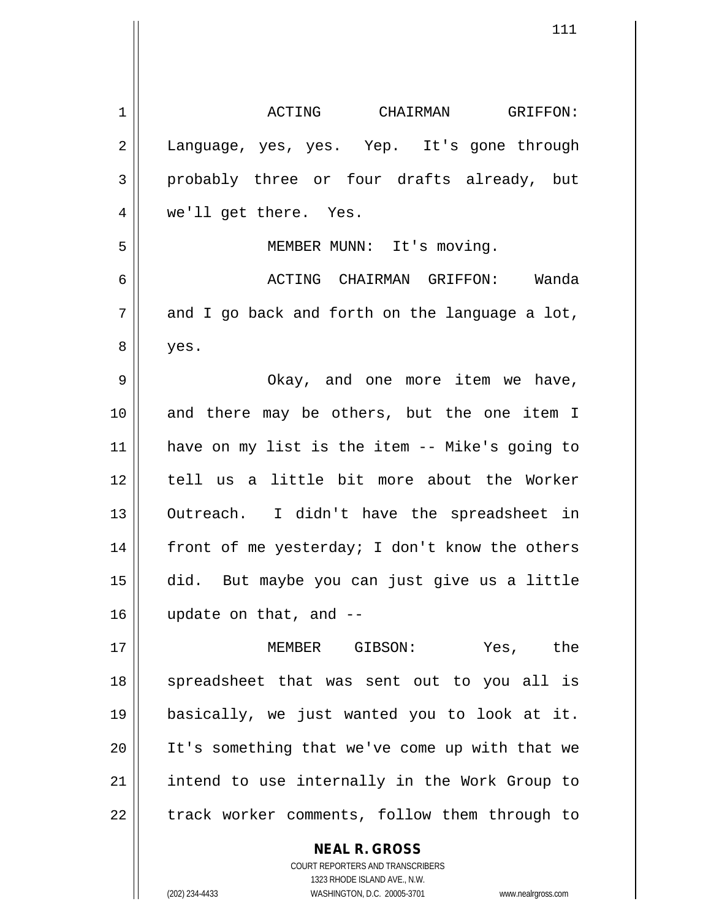ACTING CHAIRMAN GRIFFON: Language, yes, yes. Yep. It's gone through probably three or four drafts already, but we'll get there. Yes.

MEMBER MUNN: It's moving.

ACTING CHAIRMAN GRIFFON: Wanda and I go back and forth on the language a lot, yes.

Okay, and one more item we have, and there may be others, but the one item I have on my list is the item -- Mike's going to tell us a little bit more about the Worker Outreach. I didn't have the spreadsheet in front of me yesterday; I don't know the others did. But maybe you can just give us a little update on that, and --

MEMBER GIBSON: Yes, the spreadsheet that was sent out to you all is basically, we just wanted you to look at it. It's something that we've come up with that we intend to use internally in the Work Group to track worker comments, follow them through to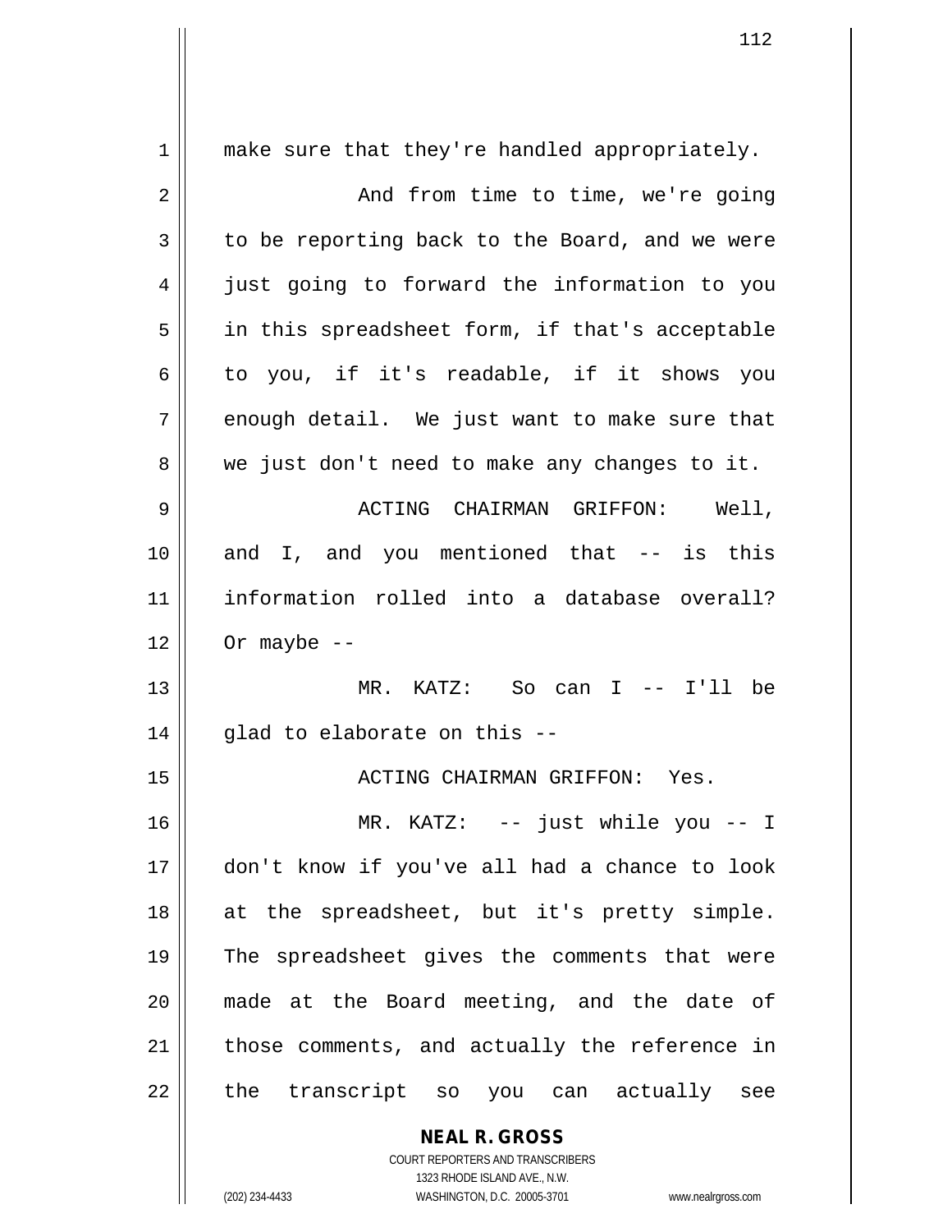make sure that they're handled appropriately.

And from time to time, we're going to be reporting back to the Board, and we were just going to forward the information to you in this spreadsheet form, if that's acceptable to you, if it's readable, if it shows you enough detail. We just want to make sure that we just don't need to make any changes to it.

ACTING CHAIRMAN GRIFFON: Well, and I, and you mentioned that -- is this information rolled into a database overall? Or maybe --

MR. KATZ: So can I -- I'll be glad to elaborate on this --

ACTING CHAIRMAN GRIFFON: Yes.

MR. KATZ: -- just while you -- I don't know if you've all had a chance to look at the spreadsheet, but it's pretty simple. The spreadsheet gives the comments that were made at the Board meeting, and the date of those comments, and actually the reference in the transcript so you can actually see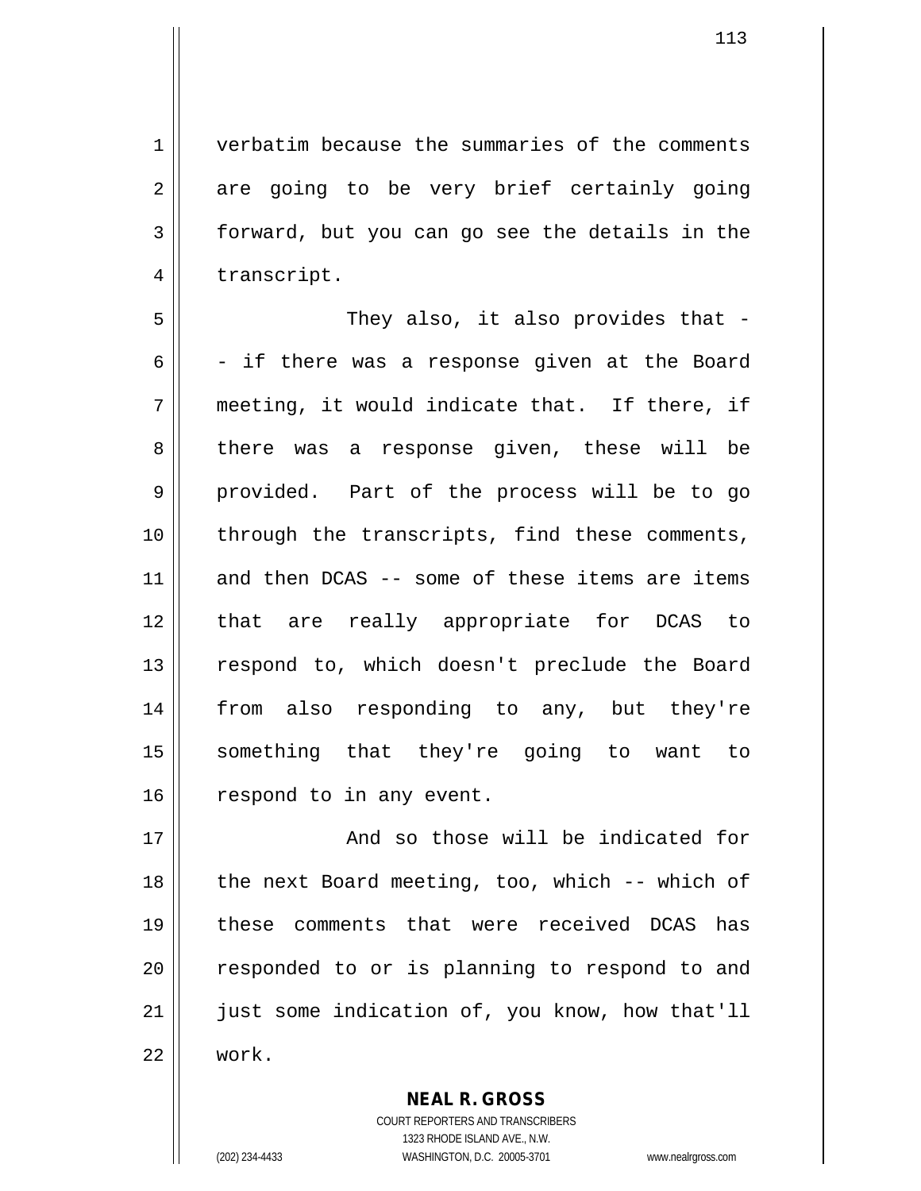verbatim because the summaries of the comments are going to be very brief certainly going forward, but you can go see the details in the transcript.

They also, it also provides that -- if there was a response given at the Board meeting, it would indicate that. If there, if there was a response given, these will be provided. Part of the process will be to go through the transcripts, find these comments, and then DCAS -- some of these items are items that are really appropriate for DCAS to respond to, which doesn't preclude the Board from also responding to any, but they're something that they're going to want to respond to in any event.

And so those will be indicated for the next Board meeting, too, which -- which of these comments that were received DCAS has responded to or is planning to respond to and just some indication of, you know, how that'll work.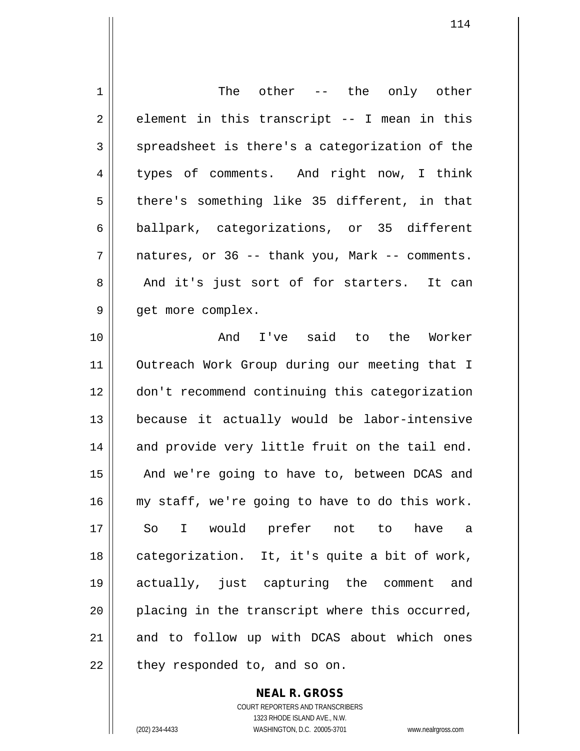The other -- the only other element in this transcript -- I mean in this spreadsheet is there's a categorization of the types of comments. And right now, I think there's something like 35 different, in that ballpark, categorizations, or 35 different natures, or 36 -- thank you, Mark -- comments. And it's just sort of for starters. It can get more complex.

And I've said to the Worker Outreach Work Group during our meeting that I don't recommend continuing this categorization because it actually would be labor-intensive and provide very little fruit on the tail end. And we're going to have to, between DCAS and my staff, we're going to have to do this work. So I would prefer not to have a categorization. It, it's quite a bit of work, actually, just capturing the comment and placing in the transcript where this occurred, and to follow up with DCAS about which ones they responded to, and so on.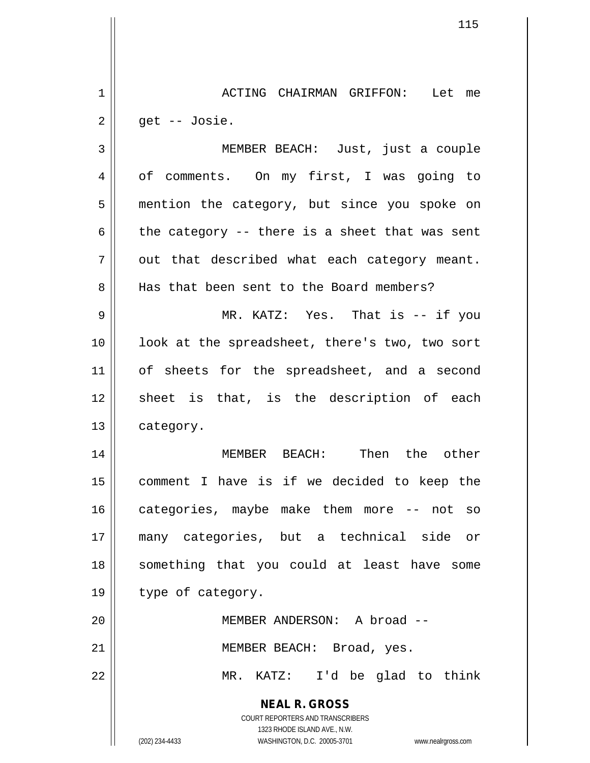ACTING CHAIRMAN GRIFFON: Let me get -- Josie.

MEMBER BEACH: Just, just a couple of comments. On my first, I was going to mention the category, but since you spoke on the category -- there is a sheet that was sent out that described what each category meant. Has that been sent to the Board members?

MR. KATZ: Yes. That is -- if you look at the spreadsheet, there's two, two sort of sheets for the spreadsheet, and a second sheet is that, is the description of each category.

MEMBER BEACH: Then the other comment I have is if we decided to keep the categories, maybe make them more -- not so many categories, but a technical side or something that you could at least have some type of category.

MEMBER ANDERSON: A broad --

MEMBER BEACH: Broad, yes.

MR. KATZ: I'd be glad to think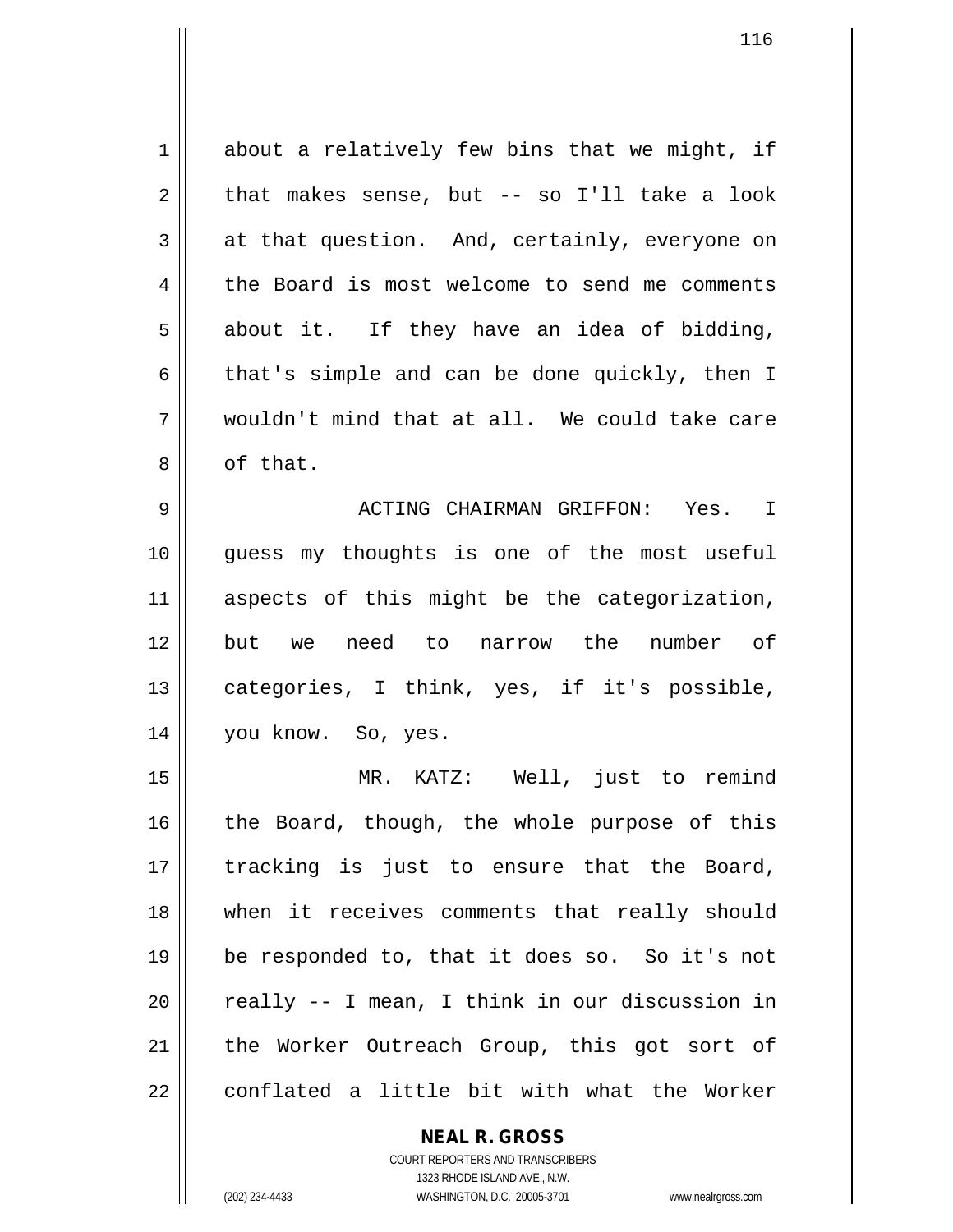about a relatively few bins that we might, if that makes sense, but -- so I'll take a look at that question. And, certainly, everyone on the Board is most welcome to send me comments about it. If they have an idea of bidding, that's simple and can be done quickly, then I wouldn't mind that at all. We could take care of that.

ACTING CHAIRMAN GRIFFON: Yes. I guess my thoughts is one of the most useful aspects of this might be the categorization, but we need to narrow the number of categories, I think, yes, if it's possible, you know. So, yes.

MR. KATZ: Well, just to remind the Board, though, the whole purpose of this tracking is just to ensure that the Board, when it receives comments that really should be responded to, that it does so. So it's not really -- I mean, I think in our discussion in the Worker Outreach Group, this got sort of conflated a little bit with what the Worker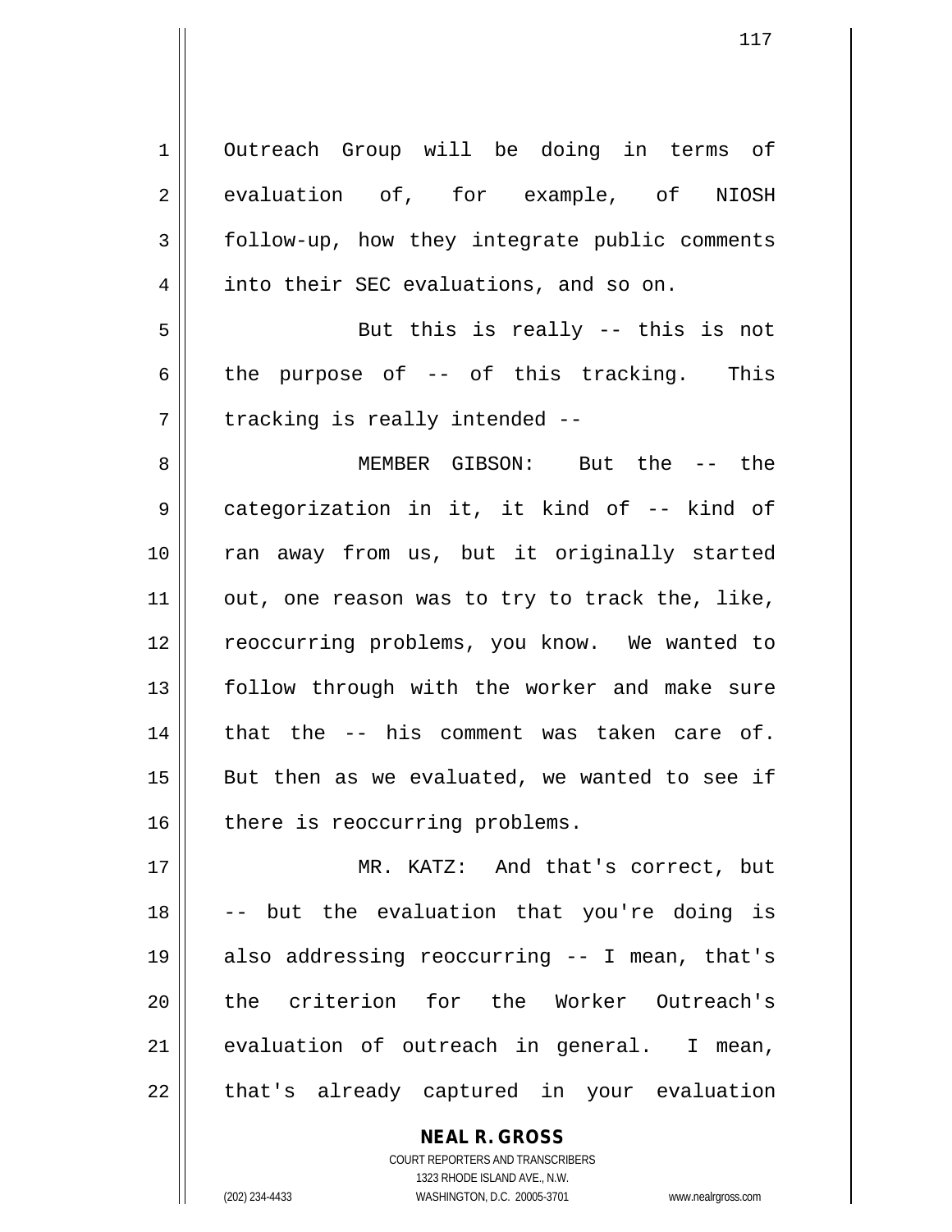Outreach Group will be doing in terms of evaluation of, for example, of NIOSH follow-up, how they integrate public comments into their SEC evaluations, and so on.

But this is really -- this is not the purpose of -- of this tracking. This tracking is really intended --

MEMBER GIBSON: But the -- the categorization in it, it kind of -- kind of ran away from us, but it originally started out, one reason was to try to track the, like, reoccurring problems, you know. We wanted to follow through with the worker and make sure that the -- his comment was taken care of. But then as we evaluated, we wanted to see if there is reoccurring problems.

MR. KATZ: And that's correct, but -- but the evaluation that you're doing is also addressing reoccurring -- I mean, that's the criterion for the Worker Outreach's evaluation of outreach in general. I mean, that's already captured in your evaluation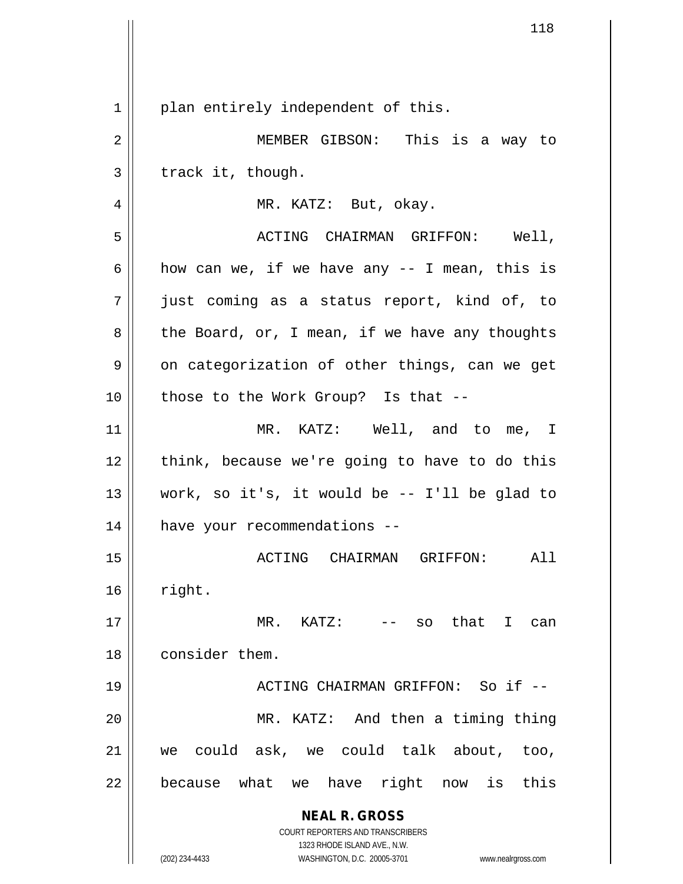plan entirely independent of this.

MEMBER GIBSON: This is a way to track it, though.

MR. KATZ: But, okay.

ACTING CHAIRMAN GRIFFON: Well, how can we, if we have any -- I mean, this is just coming as a status report, kind of, to the Board, or, I mean, if we have any thoughts on categorization of other things, can we get those to the Work Group? Is that --

MR. KATZ: Well, and to me, I think, because we're going to have to do this work, so it's, it would be -- I'll be glad to have your recommendations --

ACTING CHAIRMAN GRIFFON: All right.

MR. KATZ: -- so that I can consider them.

ACTING CHAIRMAN GRIFFON: So if --

MR. KATZ: And then a timing thing we could ask, we could talk about, too, because what we have right now is this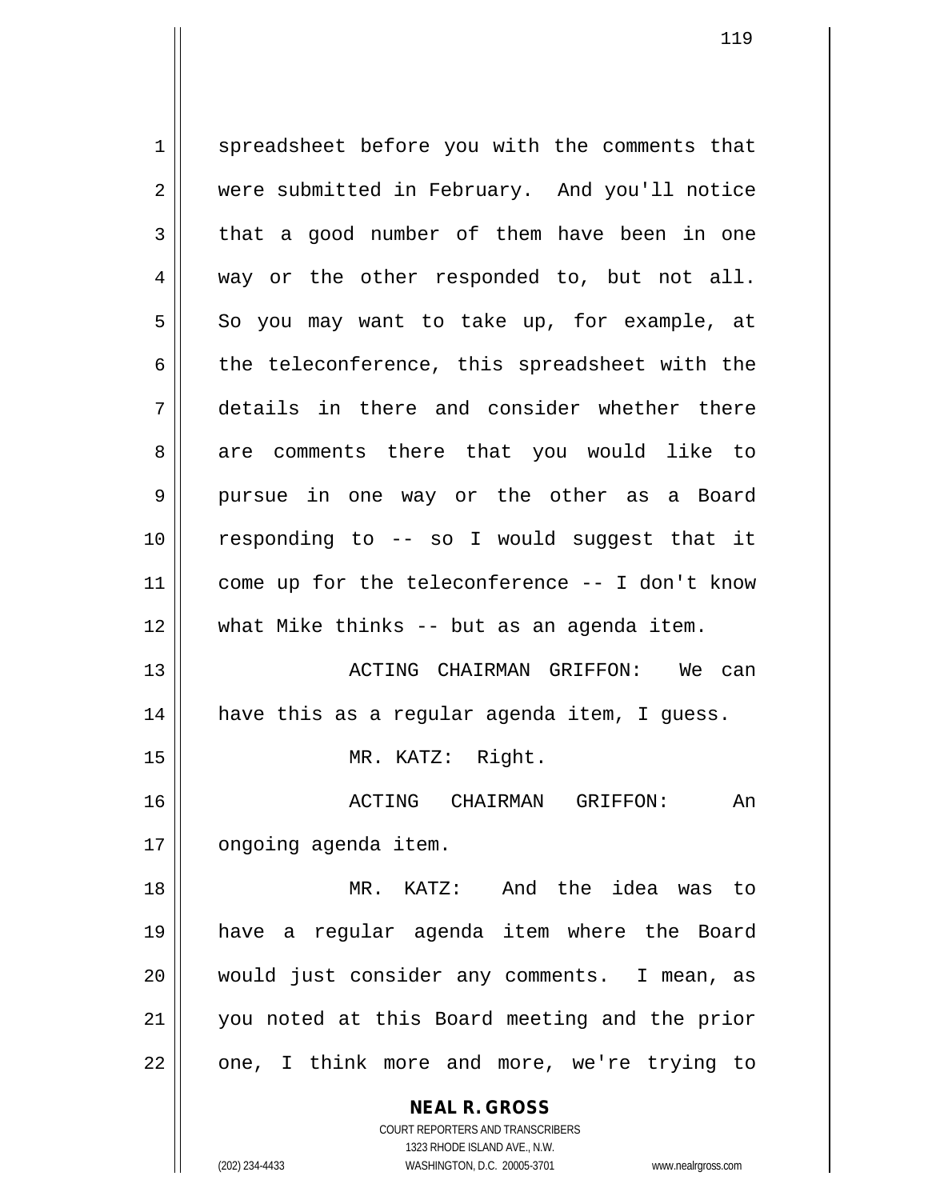spreadsheet before you with the comments that were submitted in February. And you'll notice that a good number of them have been in one way or the other responded to, but not all. So you may want to take up, for example, at the teleconference, this spreadsheet with the details in there and consider whether there are comments there that you would like to pursue in one way or the other as a Board responding to -- so I would suggest that it come up for the teleconference -- I don't know what Mike thinks -- but as an agenda item.

ACTING CHAIRMAN GRIFFON: We can have this as a regular agenda item, I guess.

MR. KATZ: Right.

ACTING CHAIRMAN GRIFFON: An ongoing agenda item.

MR. KATZ: And the idea was to have a regular agenda item where the Board would just consider any comments. I mean, as you noted at this Board meeting and the prior one, I think more and more, we're trying to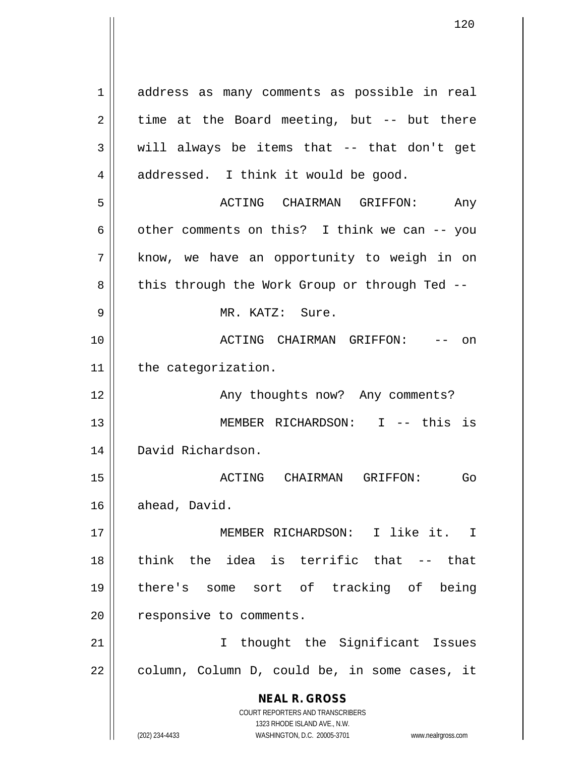address as many comments as possible in real time at the Board meeting, but -- but there will always be items that -- that don't get addressed. I think it would be good.

ACTING CHAIRMAN GRIFFON: Any other comments on this? I think we can -- you know, we have an opportunity to weigh in on this through the Work Group or through Ted --

MR. KATZ: Sure.

ACTING CHAIRMAN GRIFFON: -- on the categorization.

Any thoughts now? Any comments?

MEMBER RICHARDSON: I -- this is David Richardson.

ACTING CHAIRMAN GRIFFON: Go ahead, David.

MEMBER RICHARDSON: I like it. I think the idea is terrific that -- that there's some sort of tracking of being responsive to comments.

I thought the Significant Issues column, Column D, could be, in some cases, it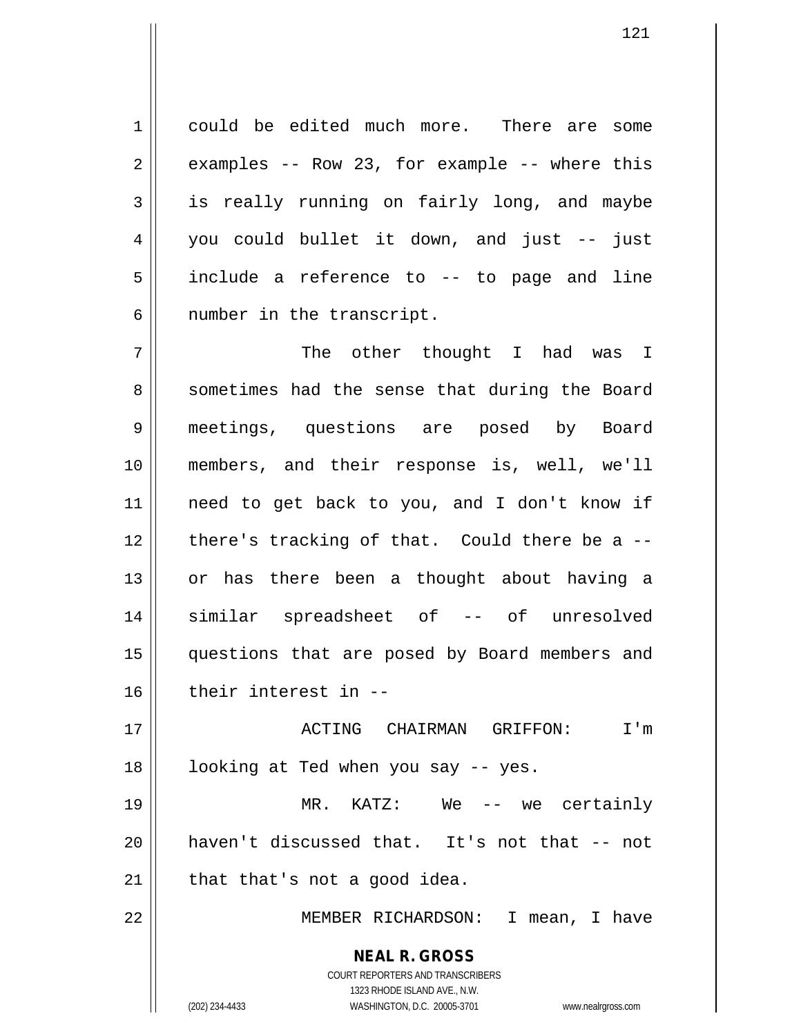could be edited much more. There are some examples -- Row 23, for example -- where this is really running on fairly long, and maybe you could bullet it down, and just -- just include a reference to -- to page and line number in the transcript.

The other thought I had was I sometimes had the sense that during the Board meetings, questions are posed by Board members, and their response is, well, we'll need to get back to you, and I don't know if there's tracking of that. Could there be a -- or has there been a thought about having a similar spreadsheet of -- of unresolved questions that are posed by Board members and their interest in --

ACTING CHAIRMAN GRIFFON: I'm looking at Ted when you say -- yes.

MR. KATZ: We -- we certainly haven't discussed that. It's not that -- not that that's not a good idea.

MEMBER RICHARDSON: I mean, I have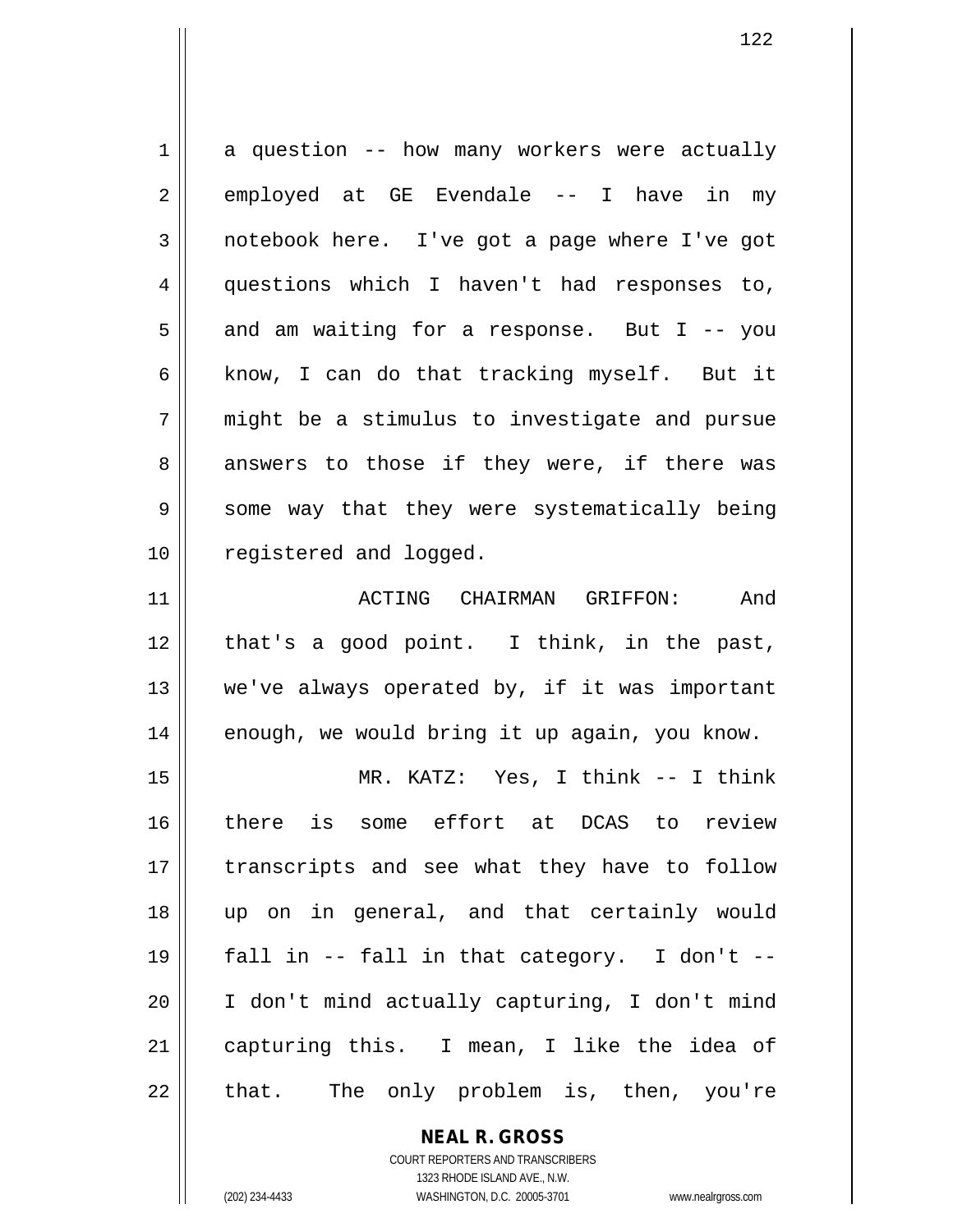a question -- how many workers were actually employed at GE Evendale -- I have in my notebook here. I've got a page where I've got questions which I haven't had responses to, and am waiting for a response. But I -- you know, I can do that tracking myself. But it might be a stimulus to investigate and pursue answers to those if they were, if there was some way that they were systematically being registered and logged.

ACTING CHAIRMAN GRIFFON: And that's a good point. I think, in the past, we've always operated by, if it was important enough, we would bring it up again, you know.

MR. KATZ: Yes, I think -- I think there is some effort at DCAS to review transcripts and see what they have to follow up on in general, and that certainly would fall in -- fall in that category. I don't -- I don't mind actually capturing, I don't mind capturing this. I mean, I like the idea of that. The only problem is, then, you're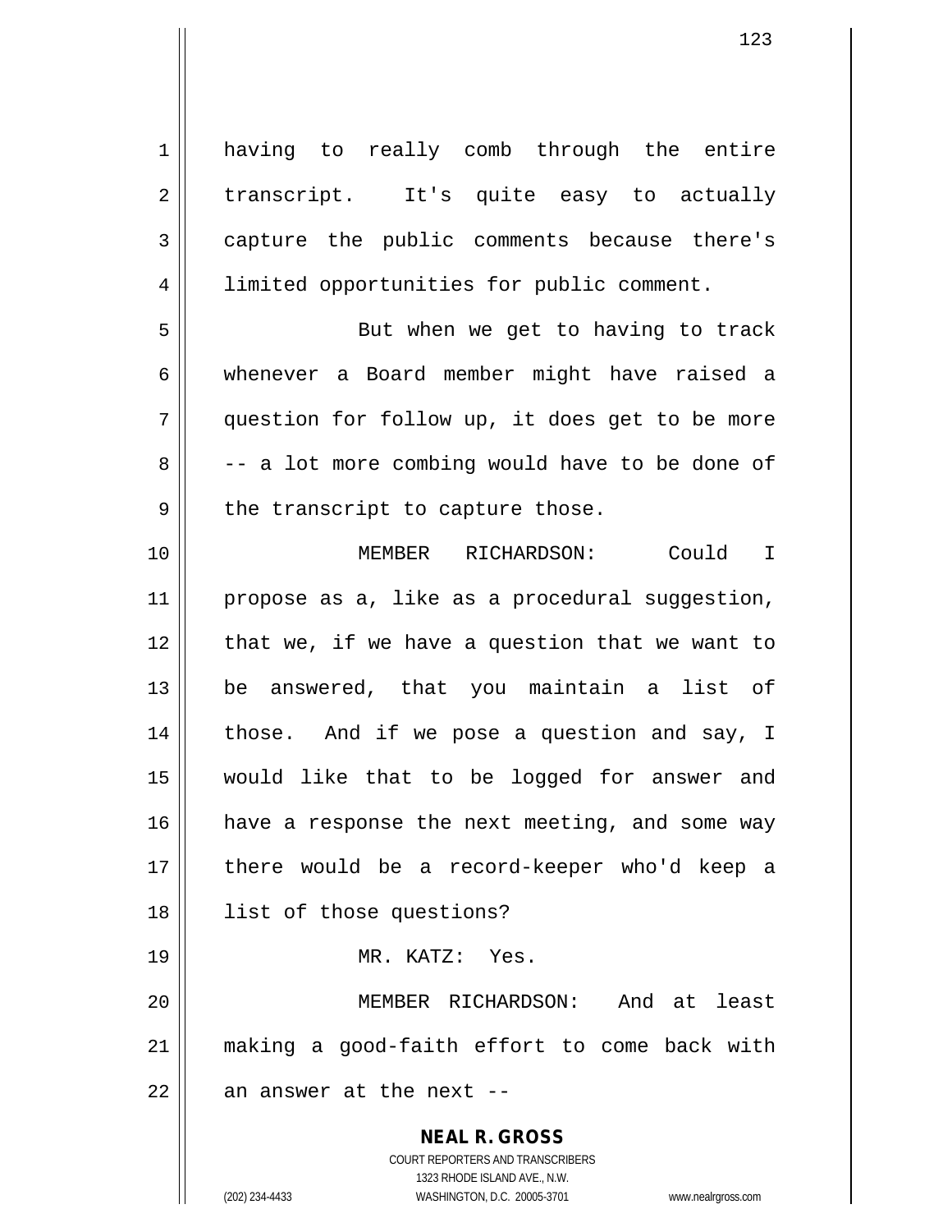having to really comb through the entire transcript. It's quite easy to actually capture the public comments because there's limited opportunities for public comment.

But when we get to having to track whenever a Board member might have raised a question for follow up, it does get to be more -- a lot more combing would have to be done of the transcript to capture those.

MEMBER RICHARDSON: Could I propose as a, like as a procedural suggestion, that we, if we have a question that we want to be answered, that you maintain a list of those. And if we pose a question and say, I would like that to be logged for answer and have a response the next meeting, and some way there would be a record-keeper who'd keep a list of those questions?

MR. KATZ: Yes.

MEMBER RICHARDSON: And at least making a good-faith effort to come back with an answer at the next --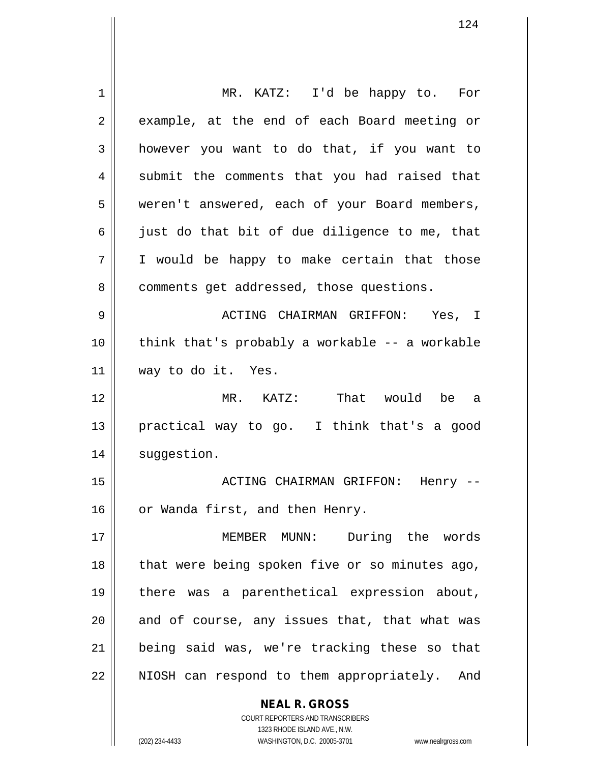MR. KATZ: I'd be happy to. For example, at the end of each Board meeting or however you want to do that, if you want to submit the comments that you had raised that weren't answered, each of your Board members, just do that bit of due diligence to me, that I would be happy to make certain that those comments get addressed, those questions.

ACTING CHAIRMAN GRIFFON: Yes, I think that's probably a workable -- a workable way to do it. Yes.

MR. KATZ: That would be a practical way to go. I think that's a good suggestion.

ACTING CHAIRMAN GRIFFON: Henry -- or Wanda first, and then Henry.

MEMBER MUNN: During the words that were being spoken five or so minutes ago, there was a parenthetical expression about, and of course, any issues that, that what was being said was, we're tracking these so that NIOSH can respond to them appropriately. And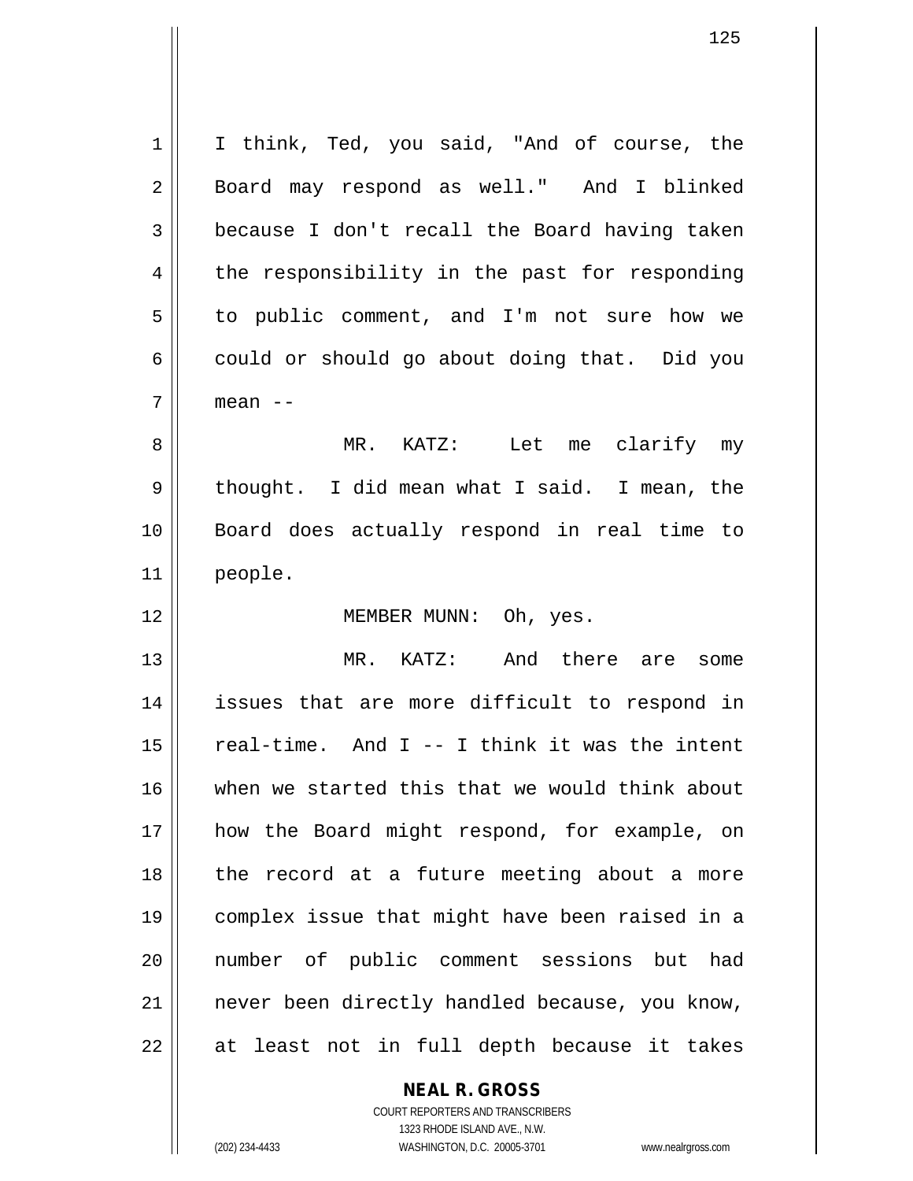I think, Ted, you said, "And of course, the Board may respond as well." And I blinked because I don't recall the Board having taken the responsibility in the past for responding to public comment, and I'm not sure how we could or should go about doing that. Did you mean --

MR. KATZ: Let me clarify my thought. I did mean what I said. I mean, the Board does actually respond in real time to people.

MEMBER MUNN: Oh, yes.

MR. KATZ: And there are some issues that are more difficult to respond in real-time. And I -- I think it was the intent when we started this that we would think about how the Board might respond, for example, on the record at a future meeting about a more complex issue that might have been raised in a number of public comment sessions but had never been directly handled because, you know, at least not in full depth because it takes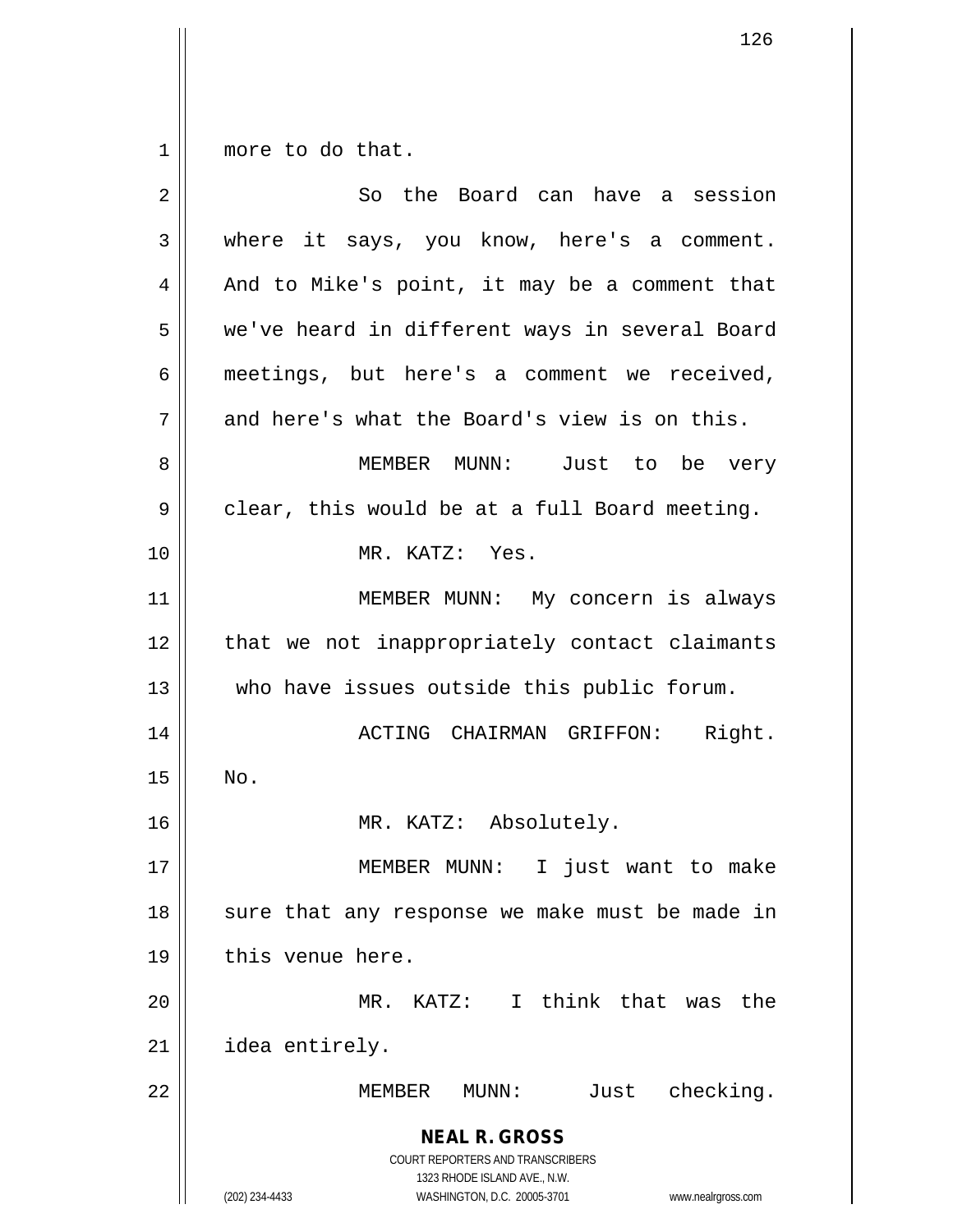more to do that.

So the Board can have a session where it says, you know, here's a comment. And to Mike's point, it may be a comment that we've heard in different ways in several Board meetings, but here's a comment we received, and here's what the Board's view is on this.

MEMBER MUNN: Just to be very clear, this would be at a full Board meeting.

MR. KATZ: Yes.

MEMBER MUNN: My concern is always that we not inappropriately contact claimants who have issues outside this public forum.

ACTING CHAIRMAN GRIFFON: Right. No.

MR. KATZ: Absolutely.

MEMBER MUNN: I just want to make sure that any response we make must be made in this venue here.

MR. KATZ: I think that was the idea entirely.

MEMBER MUNN: Just checking.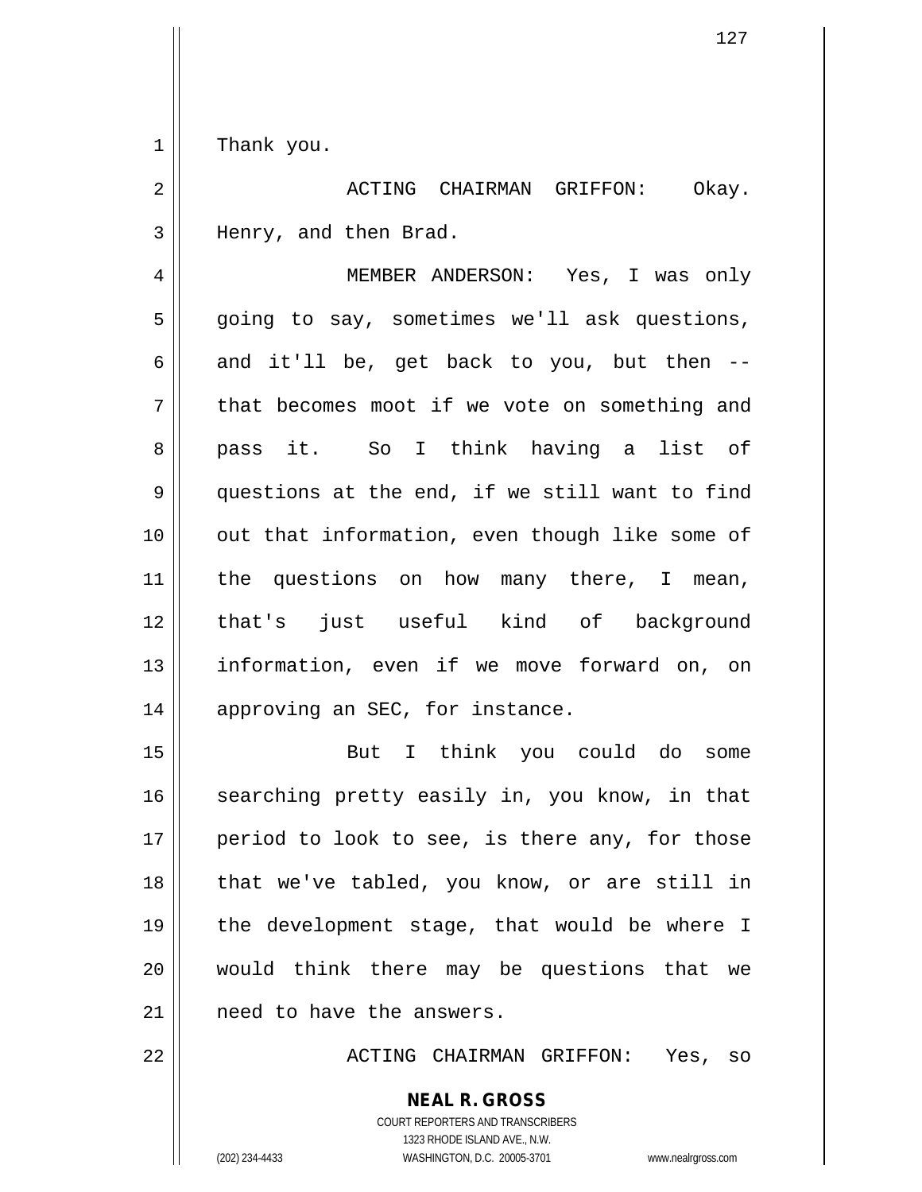Thank you.

ACTING CHAIRMAN GRIFFON: Okay. Henry, and then Brad.

MEMBER ANDERSON: Yes, I was only going to say, sometimes we'll ask questions, and it'll be, get back to you, but then -- that becomes moot if we vote on something and pass it. So I think having a list of questions at the end, if we still want to find out that information, even though like some of the questions on how many there, I mean, that's just useful kind of background information, even if we move forward on, on approving an SEC, for instance.

But I think you could do some searching pretty easily in, you know, in that period to look to see, is there any, for those that we've tabled, you know, or are still in the development stage, that would be where I would think there may be questions that we need to have the answers.

ACTING CHAIRMAN GRIFFON: Yes, so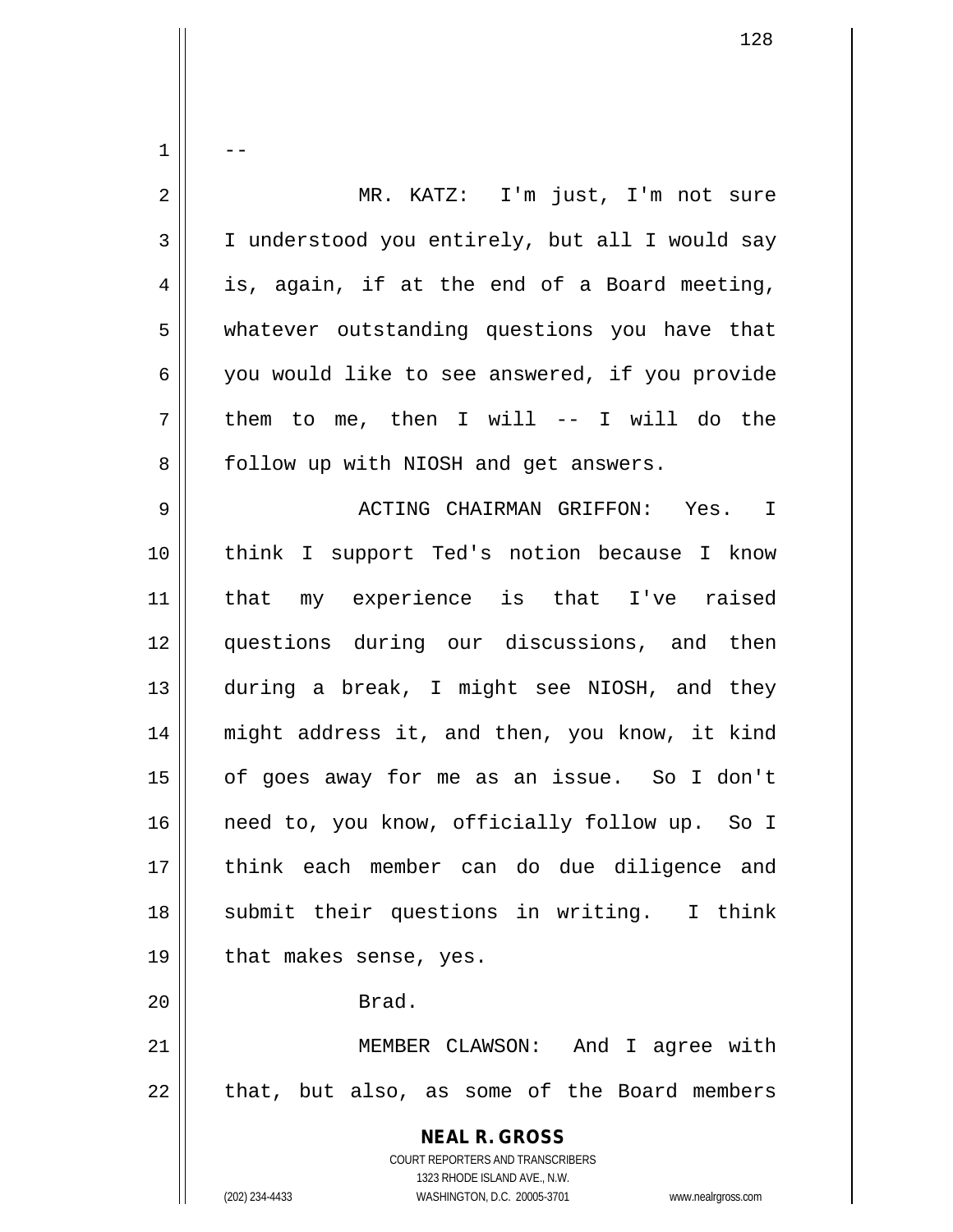--

MR. KATZ: I'm just, I'm not sure I understood you entirely, but all I would say is, again, if at the end of a Board meeting, whatever outstanding questions you have that you would like to see answered, if you provide them to me, then I will -- I will do the follow up with NIOSH and get answers.

ACTING CHAIRMAN GRIFFON: Yes. I think I support Ted's notion because I know that my experience is that I've raised questions during our discussions, and then during a break, I might see NIOSH, and they might address it, and then, you know, it kind of goes away for me as an issue. So I don't need to, you know, officially follow up. So I think each member can do due diligence and submit their questions in writing. I think that makes sense, yes.

Brad.

MEMBER CLAWSON: And I agree with that, but also, as some of the Board members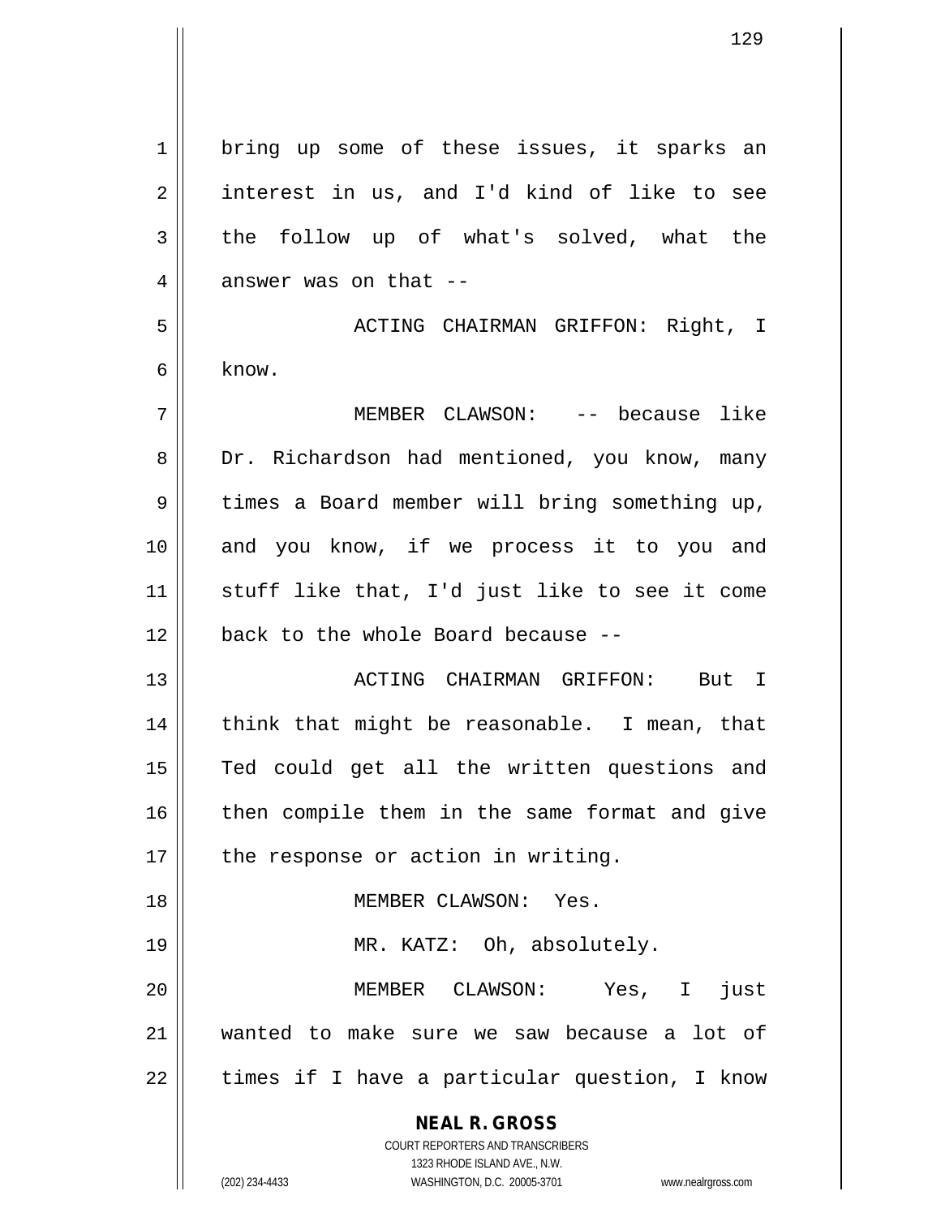bring up some of these issues, it sparks an interest in us, and I'd kind of like to see the follow up of what's solved, what the answer was on that --

ACTING CHAIRMAN GRIFFON: Right, I know.

MEMBER CLAWSON: -- because like Dr. Richardson had mentioned, you know, many times a Board member will bring something up, and you know, if we process it to you and stuff like that, I'd just like to see it come back to the whole Board because --

ACTING CHAIRMAN GRIFFON: But I think that might be reasonable. I mean, that Ted could get all the written questions and then compile them in the same format and give the response or action in writing.

MEMBER CLAWSON: Yes.

MR. KATZ: Oh, absolutely.

MEMBER CLAWSON: Yes, I just wanted to make sure we saw because a lot of times if I have a particular question, I know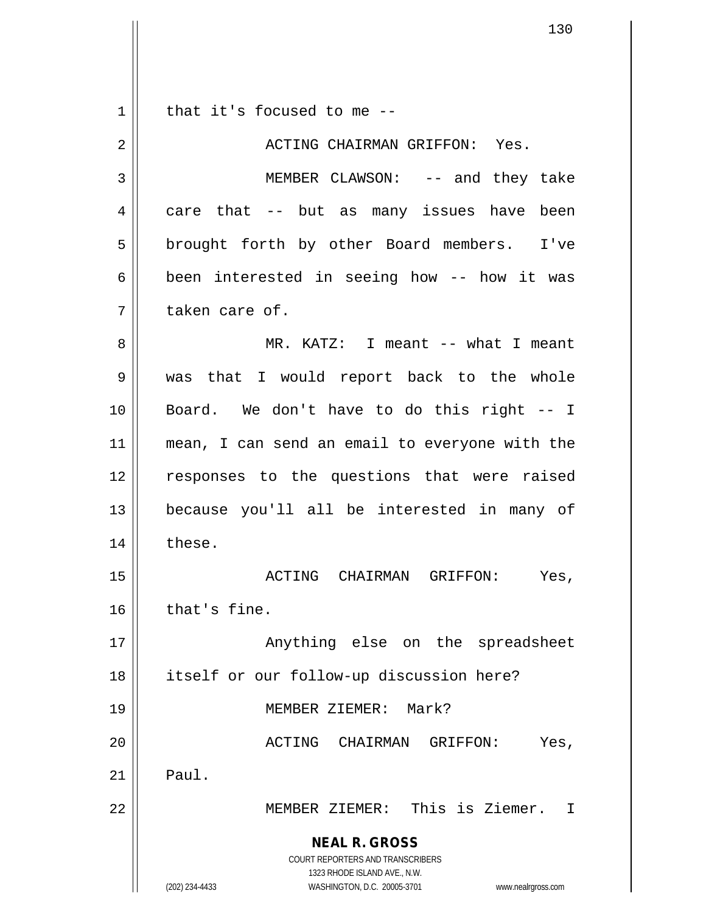that it's focused to me --

ACTING CHAIRMAN GRIFFON: Yes.

MEMBER CLAWSON: -- and they take care that -- but as many issues have been brought forth by other Board members. I've been interested in seeing how -- how it was taken care of.

MR. KATZ: I meant -- what I meant was that I would report back to the whole Board. We don't have to do this right -- I mean, I can send an email to everyone with the responses to the questions that were raised because you'll all be interested in many of these.

ACTING CHAIRMAN GRIFFON: Yes, that's fine.

Anything else on the spreadsheet itself or our follow-up discussion here?

MEMBER ZIEMER: Mark?

ACTING CHAIRMAN GRIFFON: Yes, Paul.

MEMBER ZIEMER: This is Ziemer. I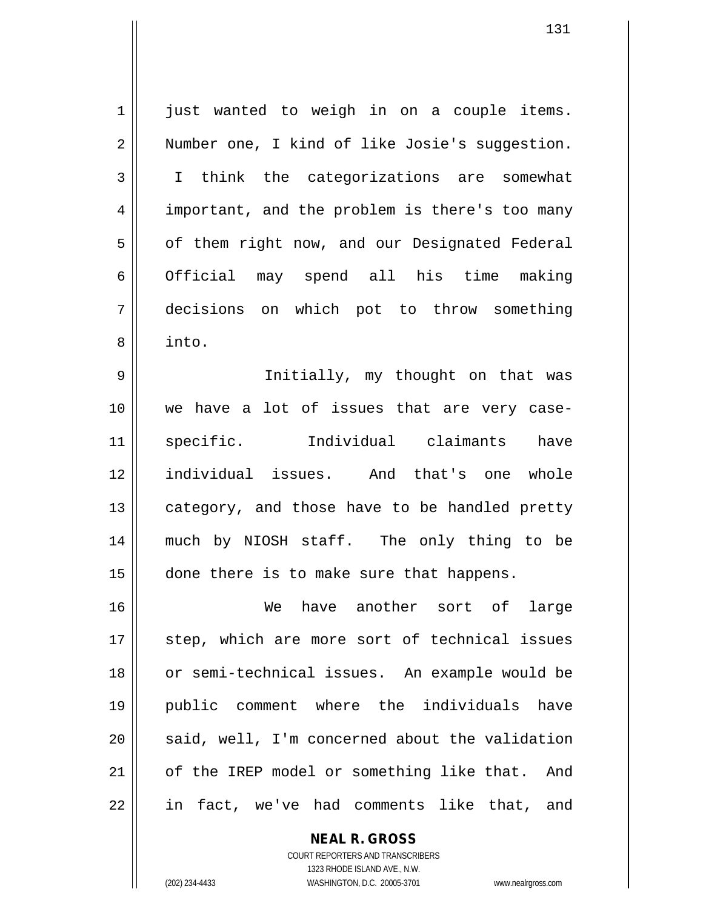just wanted to weigh in on a couple items. Number one, I kind of like Josie's suggestion. I think the categorizations are somewhat important, and the problem is there's too many of them right now, and our Designated Federal Official may spend all his time making decisions on which pot to throw something into.

Initially, my thought on that was we have a lot of issues that are very case-specific. Individual claimants have individual issues. And that's one whole category, and those have to be handled pretty much by NIOSH staff. The only thing to be done there is to make sure that happens.

We have another sort of large step, which are more sort of technical issues or semi-technical issues. An example would be public comment where the individuals have said, well, I'm concerned about the validation of the IREP model or something like that. And in fact, we've had comments like that, and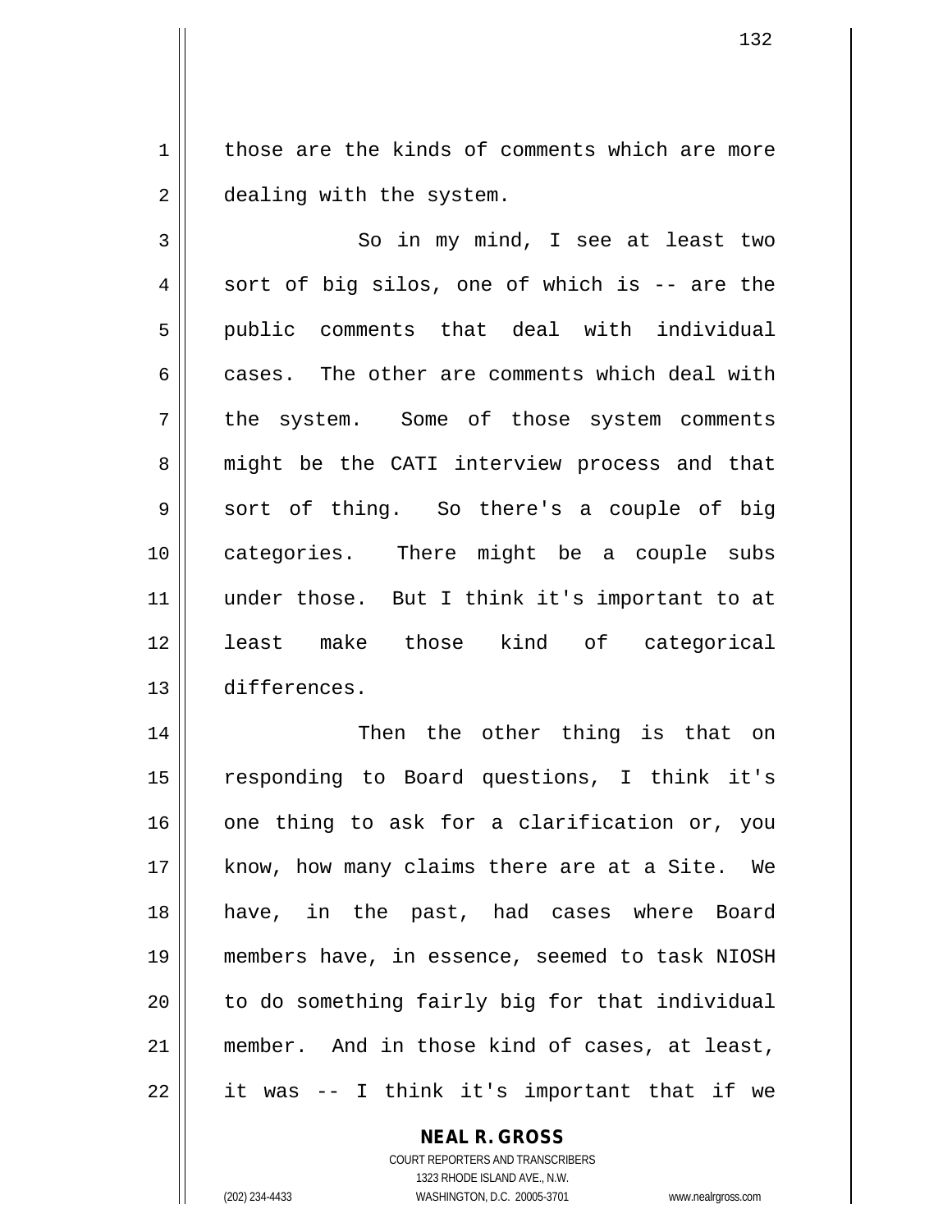those are the kinds of comments which are more dealing with the system.

So in my mind, I see at least two sort of big silos, one of which is -- are the public comments that deal with individual cases. The other are comments which deal with the system. Some of those system comments might be the CATI interview process and that sort of thing. So there's a couple of big categories. There might be a couple subs under those. But I think it's important to at least make those kind of categorical differences.

Then the other thing is that on responding to Board questions, I think it's one thing to ask for a clarification or, you know, how many claims there are at a Site. We have, in the past, had cases where Board members have, in essence, seemed to task NIOSH to do something fairly big for that individual member. And in those kind of cases, at least, it was -- I think it's important that if we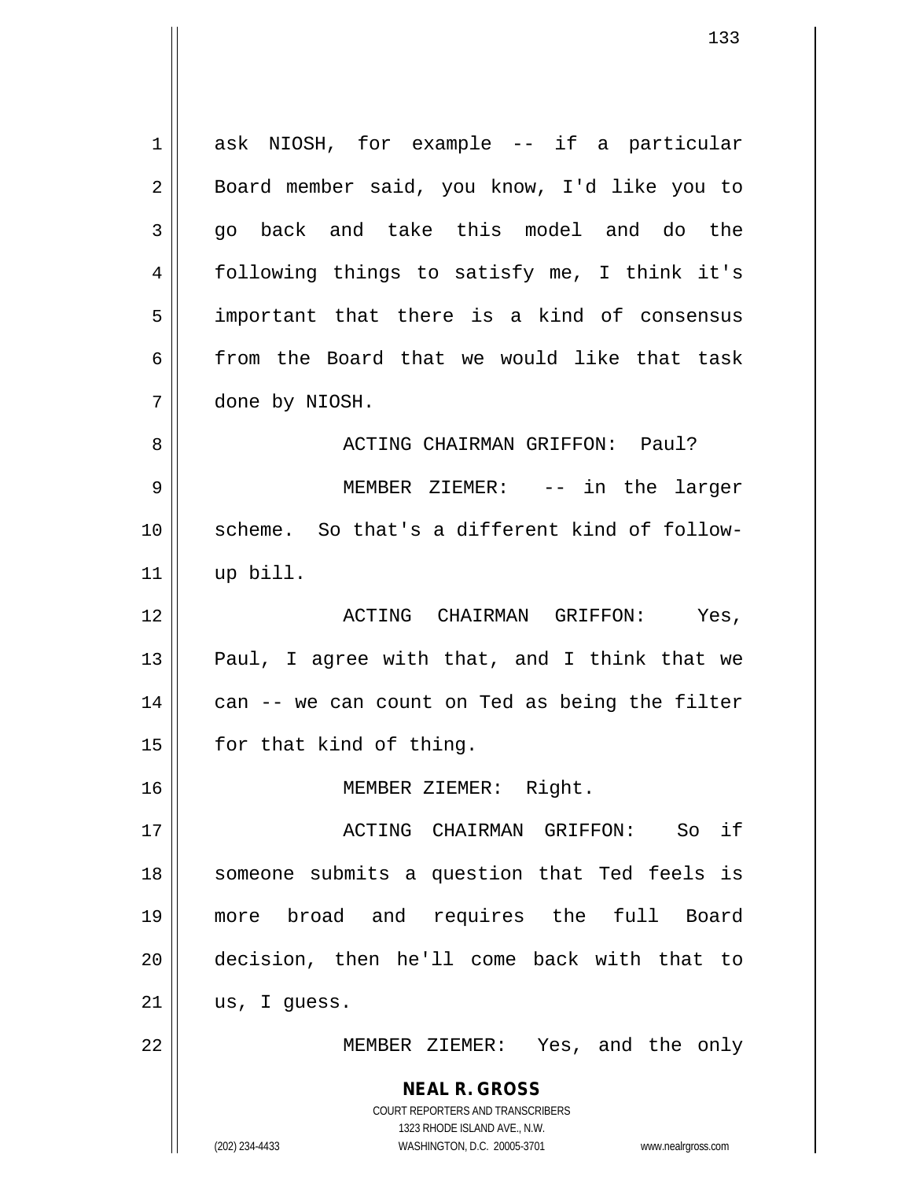ask NIOSH, for example -- if a particular Board member said, you know, I'd like you to go back and take this model and do the following things to satisfy me, I think it's important that there is a kind of consensus from the Board that we would like that task done by NIOSH.

ACTING CHAIRMAN GRIFFON: Paul?

MEMBER ZIEMER: -- in the larger scheme. So that's a different kind of follow-up bill.

ACTING CHAIRMAN GRIFFON: Yes, Paul, I agree with that, and I think that we can -- we can count on Ted as being the filter for that kind of thing.

MEMBER ZIEMER: Right.

ACTING CHAIRMAN GRIFFON: So if someone submits a question that Ted feels is more broad and requires the full Board decision, then he'll come back with that to us, I guess.

MEMBER ZIEMER: Yes, and the only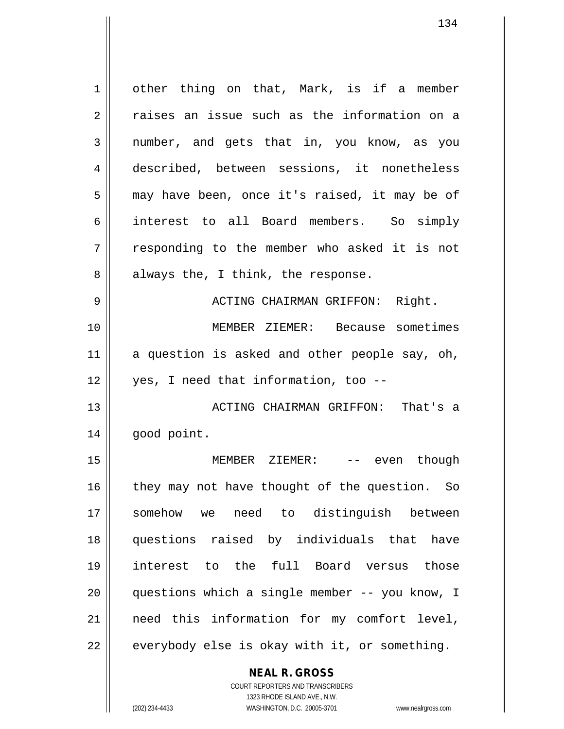other thing on that, Mark, is if a member raises an issue such as the information on a number, and gets that in, you know, as you described, between sessions, it nonetheless may have been, once it's raised, it may be of interest to all Board members. So simply responding to the member who asked it is not always the, I think, the response.

ACTING CHAIRMAN GRIFFON: Right.

MEMBER ZIEMER: Because sometimes a question is asked and other people say, oh, yes, I need that information, too --

ACTING CHAIRMAN GRIFFON: That's a good point.

MEMBER ZIEMER: -- even though they may not have thought of the question. So somehow we need to distinguish between questions raised by individuals that have interest to the full Board versus those questions which a single member -- you know, I need this information for my comfort level, everybody else is okay with it, or something.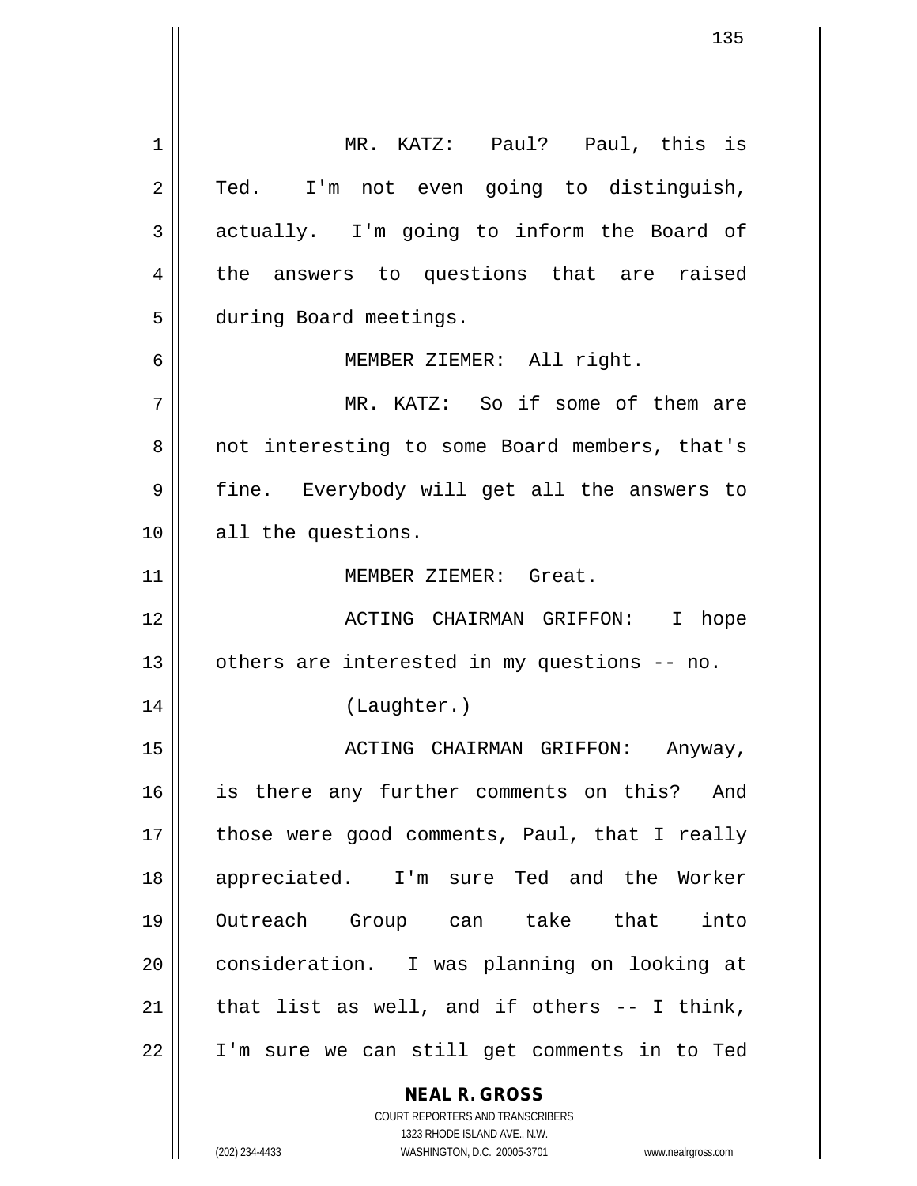MR. KATZ: Paul? Paul, this is Ted. I'm not even going to distinguish, actually. I'm going to inform the Board of the answers to questions that are raised during Board meetings.

MEMBER ZIEMER: All right.

MR. KATZ: So if some of them are not interesting to some Board members, that's fine. Everybody will get all the answers to all the questions.

MEMBER ZIEMER: Great.

ACTING CHAIRMAN GRIFFON: I hope others are interested in my questions -- no.

(Laughter.)

ACTING CHAIRMAN GRIFFON: Anyway, is there any further comments on this? And those were good comments, Paul, that I really appreciated. I'm sure Ted and the Worker Outreach Group can take that into consideration. I was planning on looking at that list as well, and if others -- I think, I'm sure we can still get comments in to Ted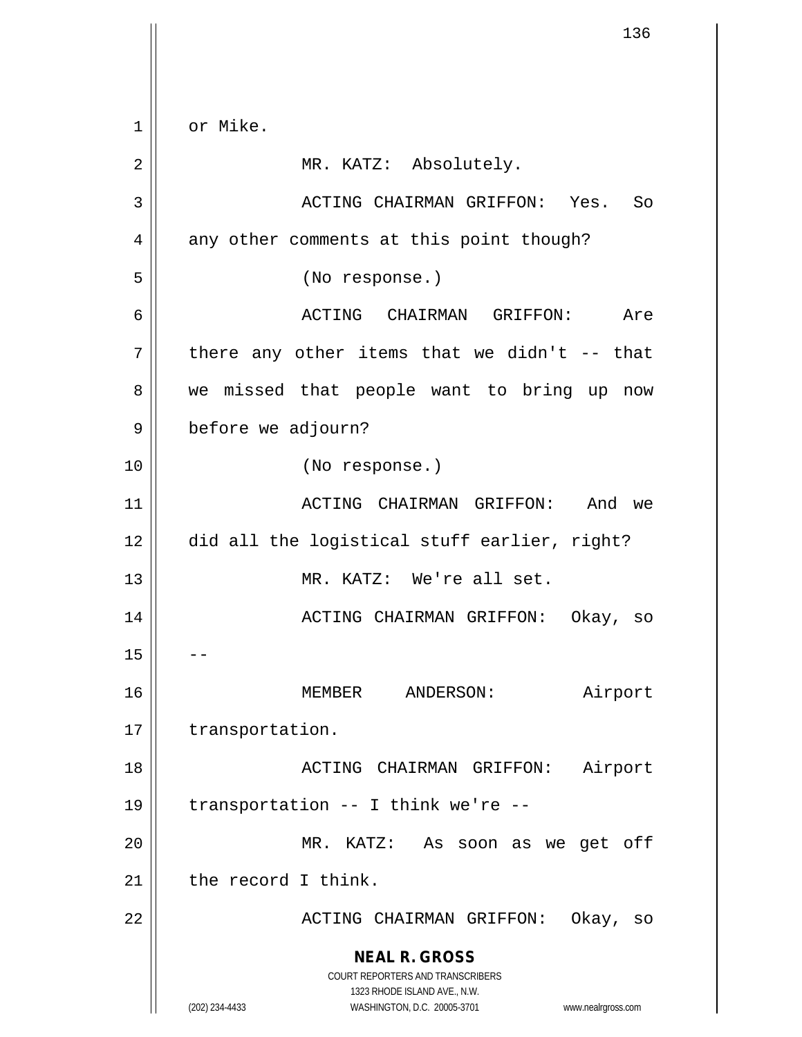or Mike.

MR. KATZ: Absolutely.

ACTING CHAIRMAN GRIFFON: Yes. So any other comments at this point though?

(No response.)

ACTING CHAIRMAN GRIFFON: Are there any other items that we didn't -- that we missed that people want to bring up now before we adjourn?

(No response.)

ACTING CHAIRMAN GRIFFON: And we did all the logistical stuff earlier, right?

MR. KATZ: We're all set.

ACTING CHAIRMAN GRIFFON: Okay, so --

MEMBER ANDERSON: Airport transportation.

ACTING CHAIRMAN GRIFFON: Airport transportation -- I think we're --

MR. KATZ: As soon as we get off the record I think.

ACTING CHAIRMAN GRIFFON: Okay, so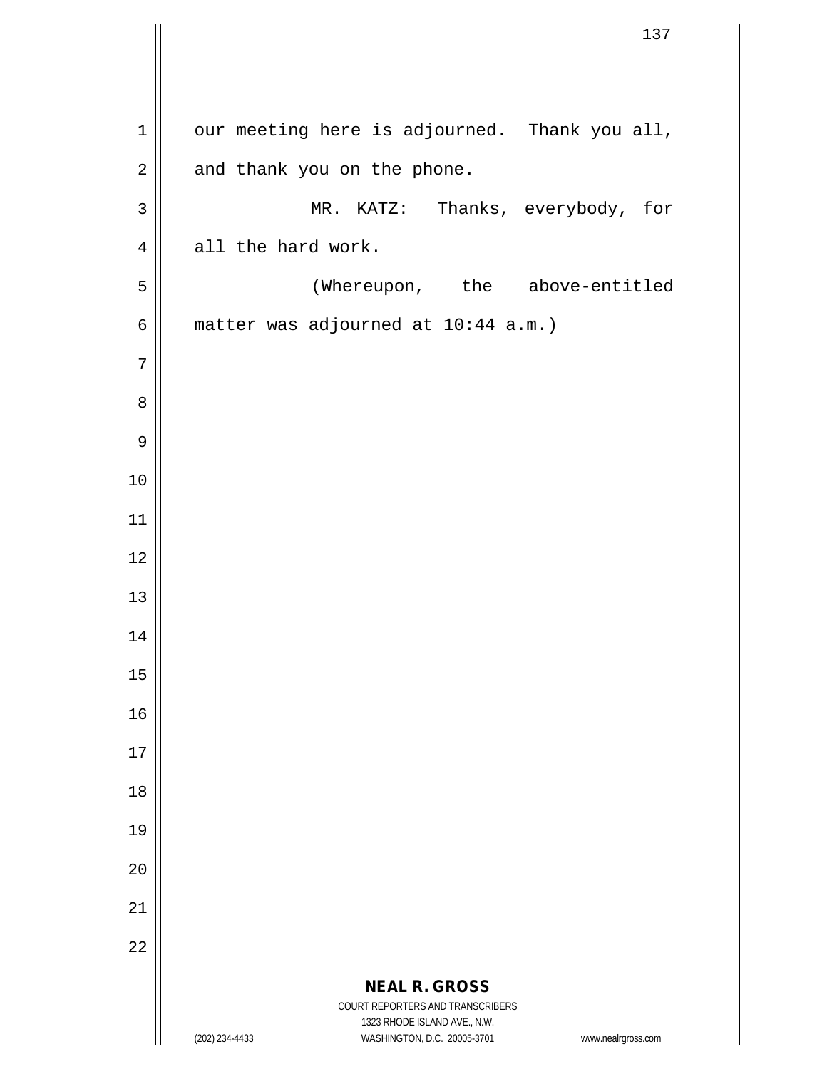our meeting here is adjourned. Thank you all, and thank you on the phone.

MR. KATZ: Thanks, everybody, for all the hard work.

(Whereupon, the above-entitled matter was adjourned at 10:44 a.m.)